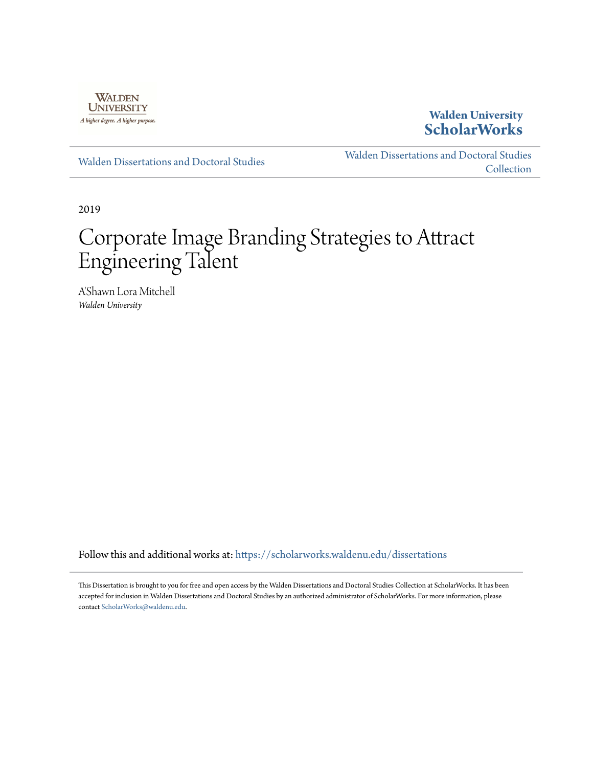Walden University

A higher degree. A higher purpose.

**Walden University ScholarWorks**

Walden Dissertations and Doctoral Studies

Walden Dissertations and Doctoral Studies Collection

2019

# Corporate Image Branding Strategies to Attract Engineering Talent

A'Shawn Lora Mitchell
*Walden University*

Follow this and additional works at: https://scholarworks.waldenu.edu/dissertations

This Dissertation is brought to you for free and open access by the Walden Dissertations and Doctoral Studies Collection at ScholarWorks. It has been accepted for inclusion in Walden Dissertations and Doctoral Studies by an authorized administrator of ScholarWorks. For more information, please contact ScholarWorks@waldenu.edu.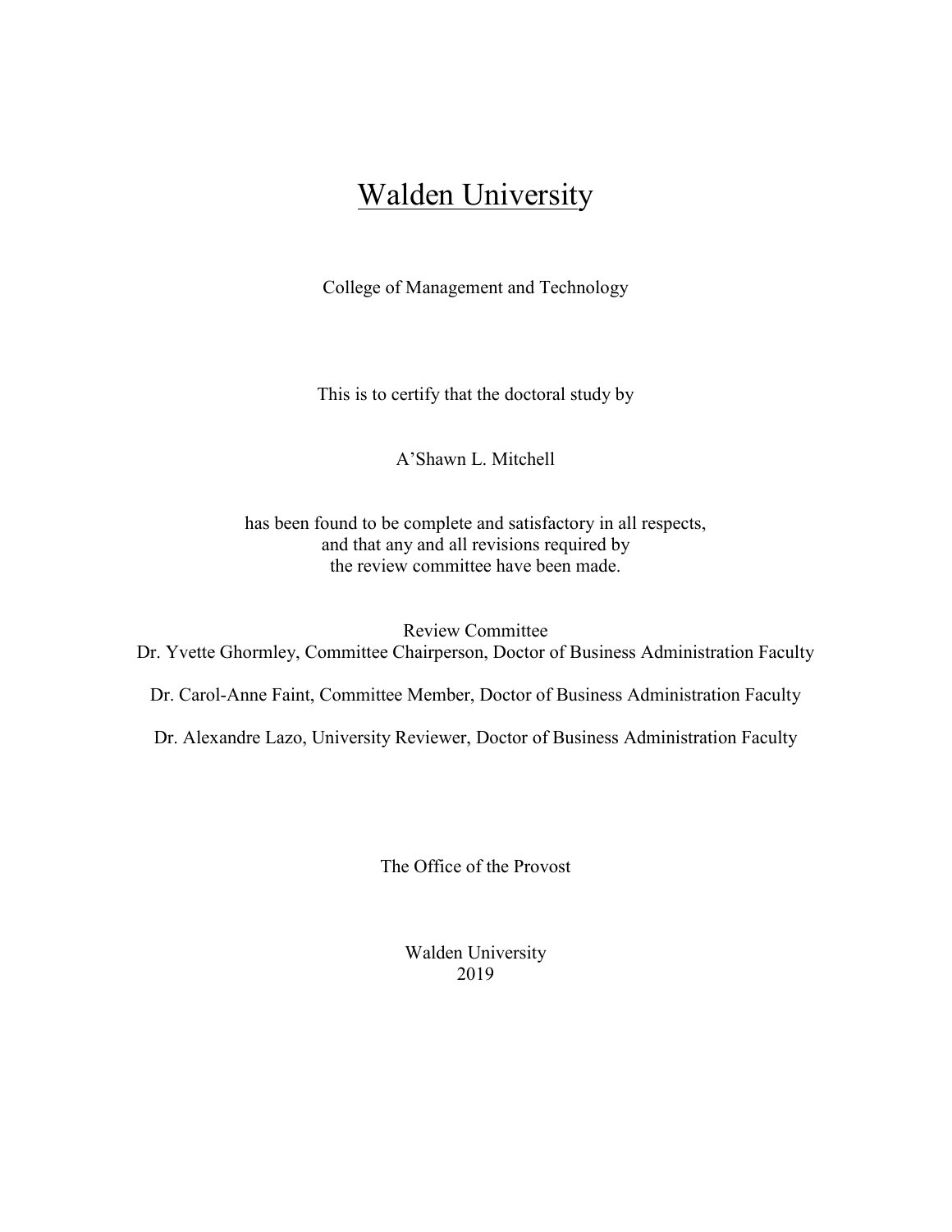# Walden University

College of Management and Technology

This is to certify that the doctoral study by

A'Shawn L. Mitchell

has been found to be complete and satisfactory in all respects,
and that any and all revisions required by
the review committee have been made.

Review Committee

Dr. Yvette Ghormley, Committee Chairperson, Doctor of Business Administration Faculty

Dr. Carol-Anne Faint, Committee Member, Doctor of Business Administration Faculty

Dr. Alexandre Lazo, University Reviewer, Doctor of Business Administration Faculty

The Office of the Provost

Walden University
2019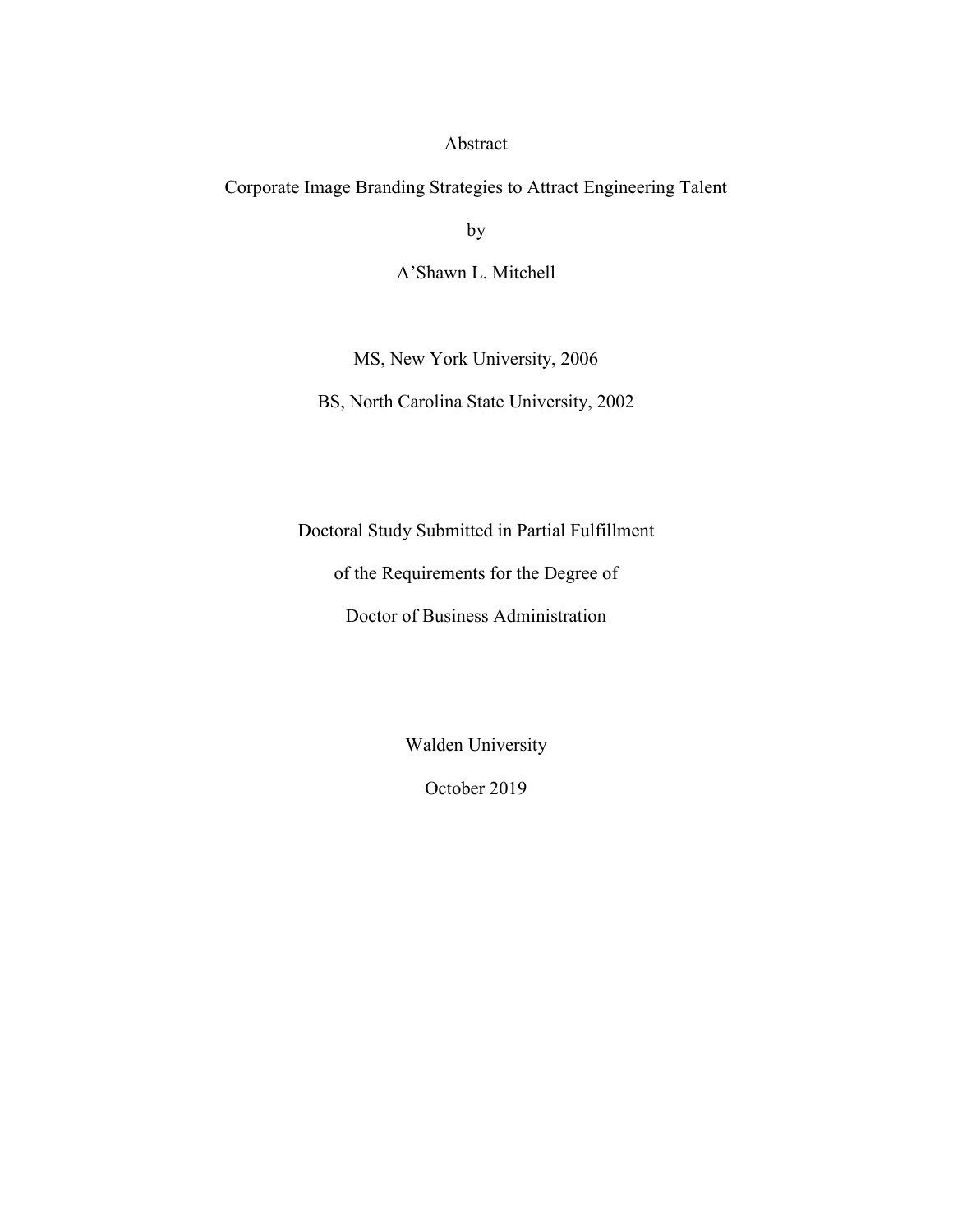Abstract

Corporate Image Branding Strategies to Attract Engineering Talent

by

A'Shawn L. Mitchell

MS, New York University, 2006

BS, North Carolina State University, 2002

Doctoral Study Submitted in Partial Fulfillment

of the Requirements for the Degree of

Doctor of Business Administration

Walden University

October 2019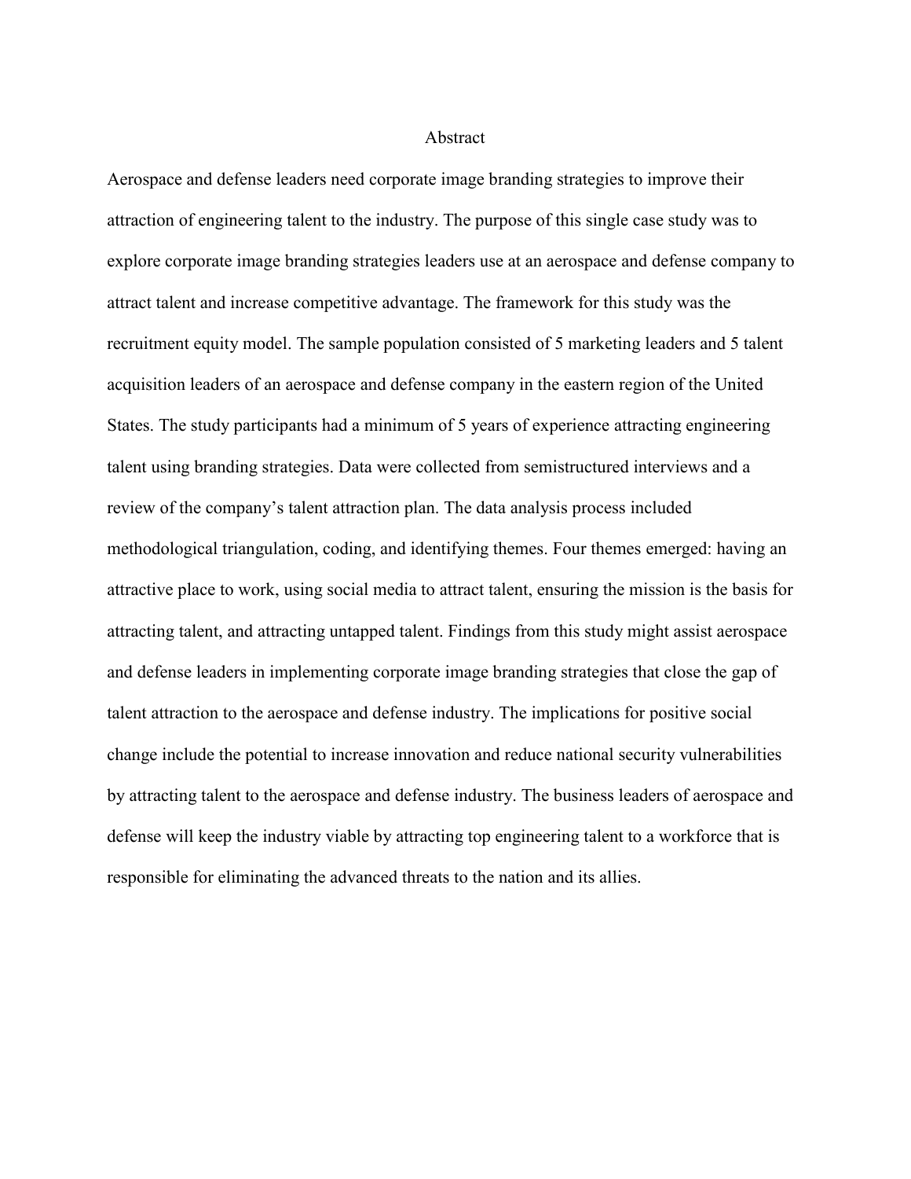# Abstract

Aerospace and defense leaders need corporate image branding strategies to improve their attraction of engineering talent to the industry. The purpose of this single case study was to explore corporate image branding strategies leaders use at an aerospace and defense company to attract talent and increase competitive advantage. The framework for this study was the recruitment equity model. The sample population consisted of 5 marketing leaders and 5 talent acquisition leaders of an aerospace and defense company in the eastern region of the United States. The study participants had a minimum of 5 years of experience attracting engineering talent using branding strategies. Data were collected from semistructured interviews and a review of the company's talent attraction plan. The data analysis process included methodological triangulation, coding, and identifying themes. Four themes emerged: having an attractive place to work, using social media to attract talent, ensuring the mission is the basis for attracting talent, and attracting untapped talent. Findings from this study might assist aerospace and defense leaders in implementing corporate image branding strategies that close the gap of talent attraction to the aerospace and defense industry. The implications for positive social change include the potential to increase innovation and reduce national security vulnerabilities by attracting talent to the aerospace and defense industry. The business leaders of aerospace and defense will keep the industry viable by attracting top engineering talent to a workforce that is responsible for eliminating the advanced threats to the nation and its allies.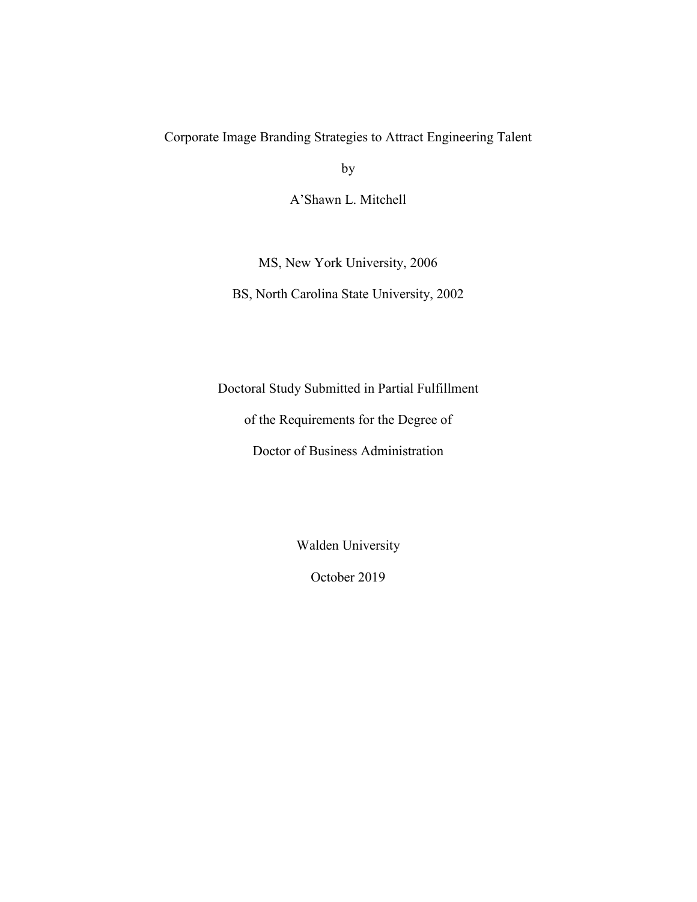Corporate Image Branding Strategies to Attract Engineering Talent

by

A'Shawn L. Mitchell

MS, New York University, 2006

BS, North Carolina State University, 2002

Doctoral Study Submitted in Partial Fulfillment

of the Requirements for the Degree of

Doctor of Business Administration

Walden University

October 2019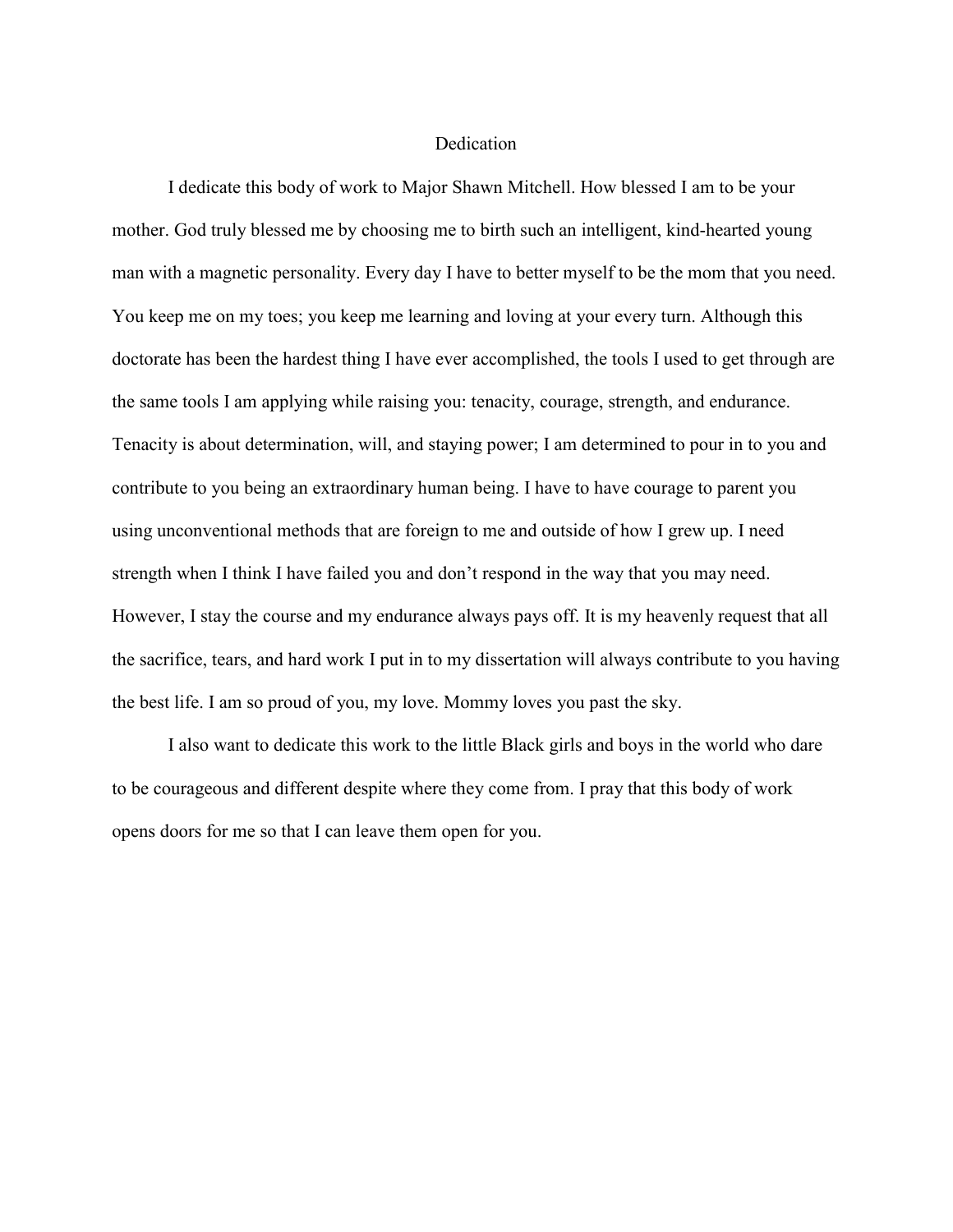# Dedication

I dedicate this body of work to Major Shawn Mitchell. How blessed I am to be your mother. God truly blessed me by choosing me to birth such an intelligent, kind-hearted young man with a magnetic personality. Every day I have to better myself to be the mom that you need. You keep me on my toes; you keep me learning and loving at your every turn. Although this doctorate has been the hardest thing I have ever accomplished, the tools I used to get through are the same tools I am applying while raising you: tenacity, courage, strength, and endurance. Tenacity is about determination, will, and staying power; I am determined to pour in to you and contribute to you being an extraordinary human being. I have to have courage to parent you using unconventional methods that are foreign to me and outside of how I grew up. I need strength when I think I have failed you and don't respond in the way that you may need. However, I stay the course and my endurance always pays off. It is my heavenly request that all the sacrifice, tears, and hard work I put in to my dissertation will always contribute to you having the best life. I am so proud of you, my love. Mommy loves you past the sky.

I also want to dedicate this work to the little Black girls and boys in the world who dare to be courageous and different despite where they come from. I pray that this body of work opens doors for me so that I can leave them open for you.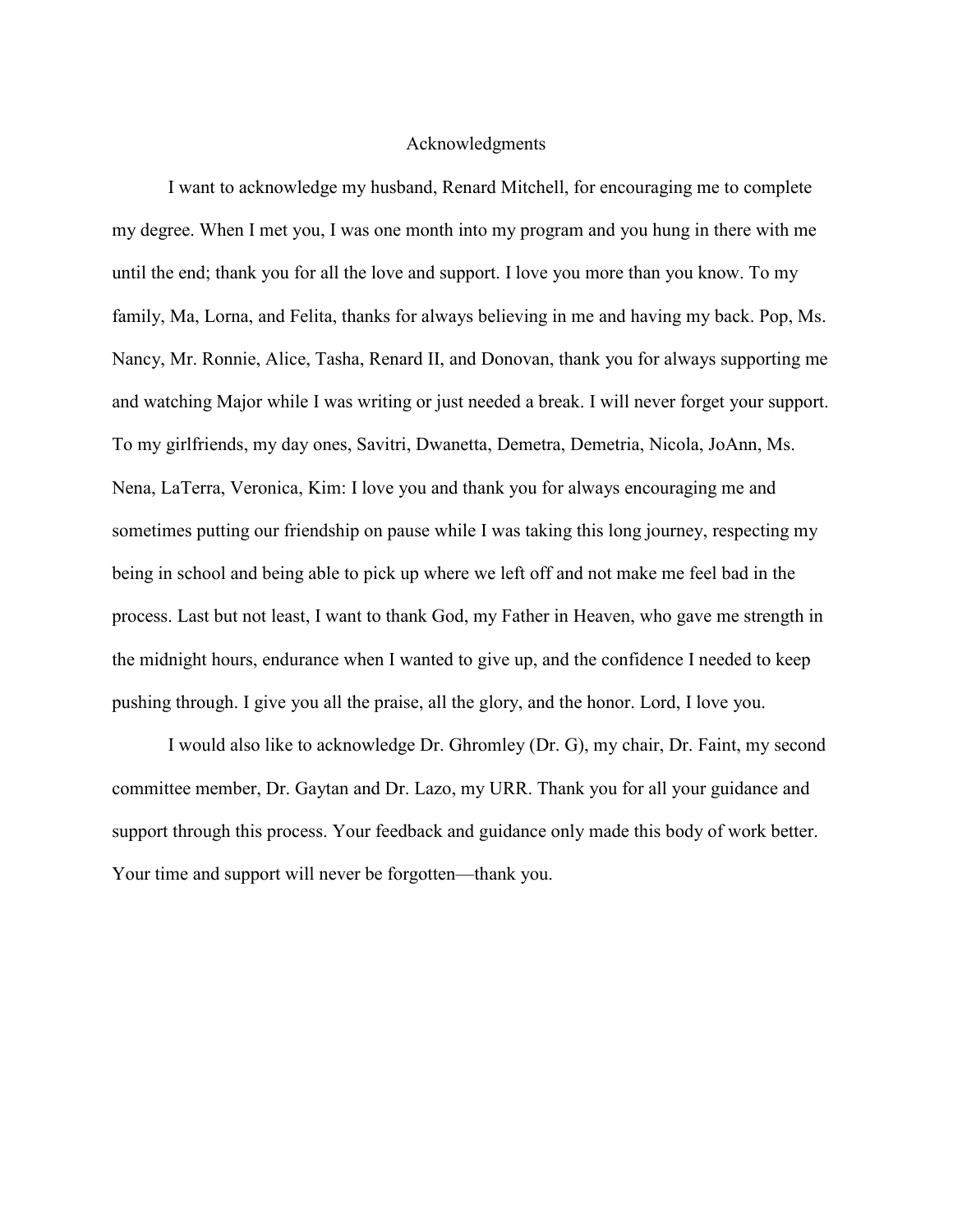# Acknowledgments

I want to acknowledge my husband, Renard Mitchell, for encouraging me to complete my degree. When I met you, I was one month into my program and you hung in there with me until the end; thank you for all the love and support. I love you more than you know. To my family, Ma, Lorna, and Felita, thanks for always believing in me and having my back. Pop, Ms. Nancy, Mr. Ronnie, Alice, Tasha, Renard II, and Donovan, thank you for always supporting me and watching Major while I was writing or just needed a break. I will never forget your support. To my girlfriends, my day ones, Savitri, Dwanetta, Demetra, Demetria, Nicola, JoAnn, Ms. Nena, LaTerra, Veronica, Kim: I love you and thank you for always encouraging me and sometimes putting our friendship on pause while I was taking this long journey, respecting my being in school and being able to pick up where we left off and not make me feel bad in the process. Last but not least, I want to thank God, my Father in Heaven, who gave me strength in the midnight hours, endurance when I wanted to give up, and the confidence I needed to keep pushing through. I give you all the praise, all the glory, and the honor. Lord, I love you.

I would also like to acknowledge Dr. Ghromley (Dr. G), my chair, Dr. Faint, my second committee member, Dr. Gaytan and Dr. Lazo, my URR. Thank you for all your guidance and support through this process. Your feedback and guidance only made this body of work better. Your time and support will never be forgotten—thank you.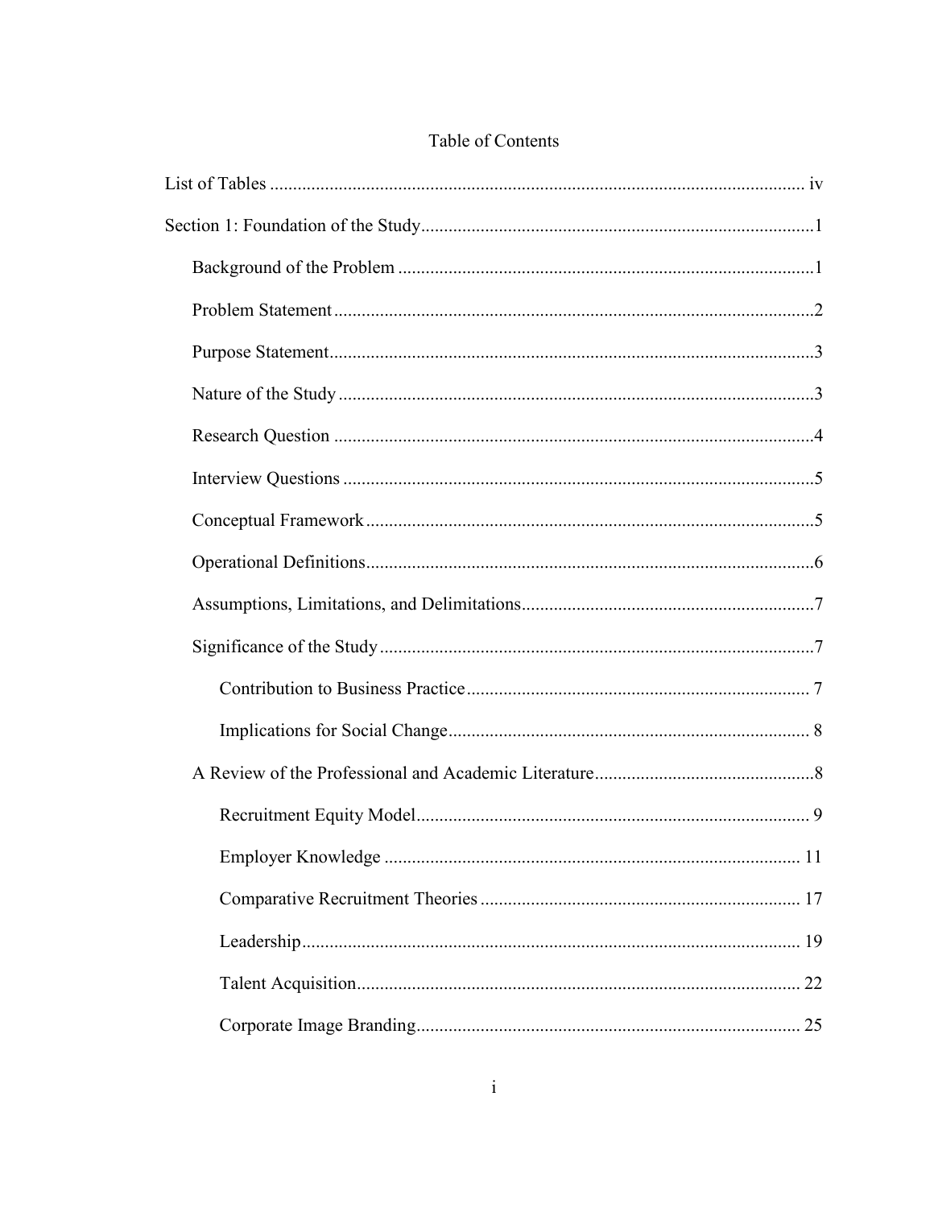# Table of Contents

List of Tables ..................................................................................................................... iv

Section 1: Foundation of the Study.....................................................................................1

- Background of the Problem ..........................................................................................1
- Problem Statement ........................................................................................................2
- Purpose Statement .........................................................................................................3
- Nature of the Study .......................................................................................................3
- Research Question ........................................................................................................4
- Interview Questions ......................................................................................................5
- Conceptual Framework .................................................................................................5
- Operational Definitions .................................................................................................6
- Assumptions, Limitations, and Delimitations ...............................................................7
- Significance of the Study ..............................................................................................7
  - Contribution to Business Practice .......................................................................... 7
  - Implications for Social Change .............................................................................. 8
- A Review of the Professional and Academic Literature ................................................8
  - Recruitment Equity Model ..................................................................................... 9
  - Employer Knowledge .......................................................................................... 11
  - Comparative Recruitment Theories ..................................................................... 17
  - Leadership ........................................................................................................... 19
  - Talent Acquisition ................................................................................................ 22
  - Corporate Image Branding ................................................................................... 25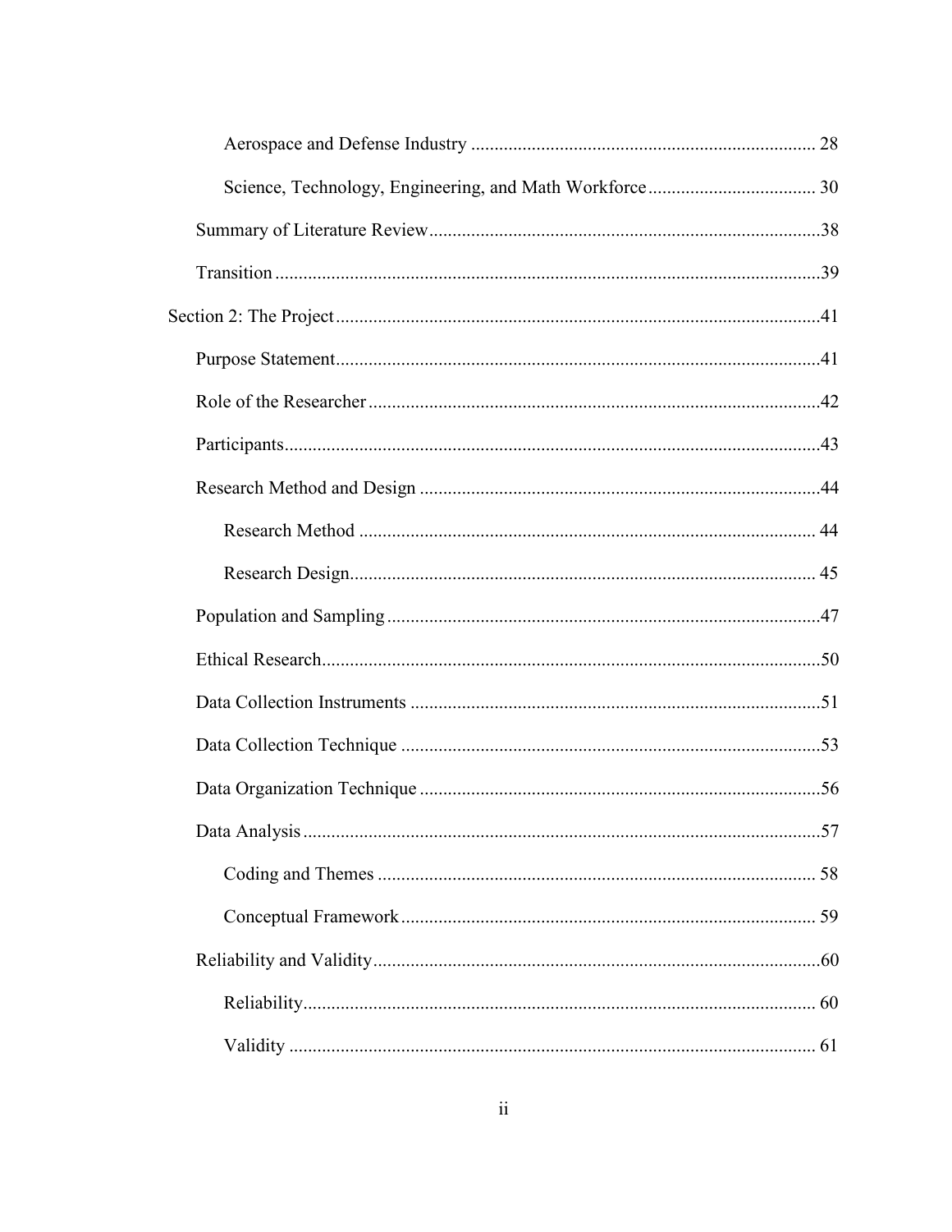Aerospace and Defense Industry ........................................................................ 28

Science, Technology, Engineering, and Math Workforce ................................... 30

Summary of Literature Review ..................................................................................38

Transition ...................................................................................................................39

Section 2: The Project ......................................................................................................41

Purpose Statement ......................................................................................................41

Role of the Researcher ...............................................................................................42

Participants .................................................................................................................43

Research Method and Design ....................................................................................44

Research Method ................................................................................................ 44

Research Design .................................................................................................. 45

Population and Sampling ...........................................................................................47

Ethical Research .........................................................................................................50

Data Collection Instruments ......................................................................................51

Data Collection Technique ........................................................................................53

Data Organization Technique ....................................................................................56

Data Analysis .............................................................................................................57

Coding and Themes ............................................................................................ 58

Conceptual Framework ....................................................................................... 59

Reliability and Validity ..............................................................................................60

Reliability ............................................................................................................ 60

Validity ............................................................................................................... 61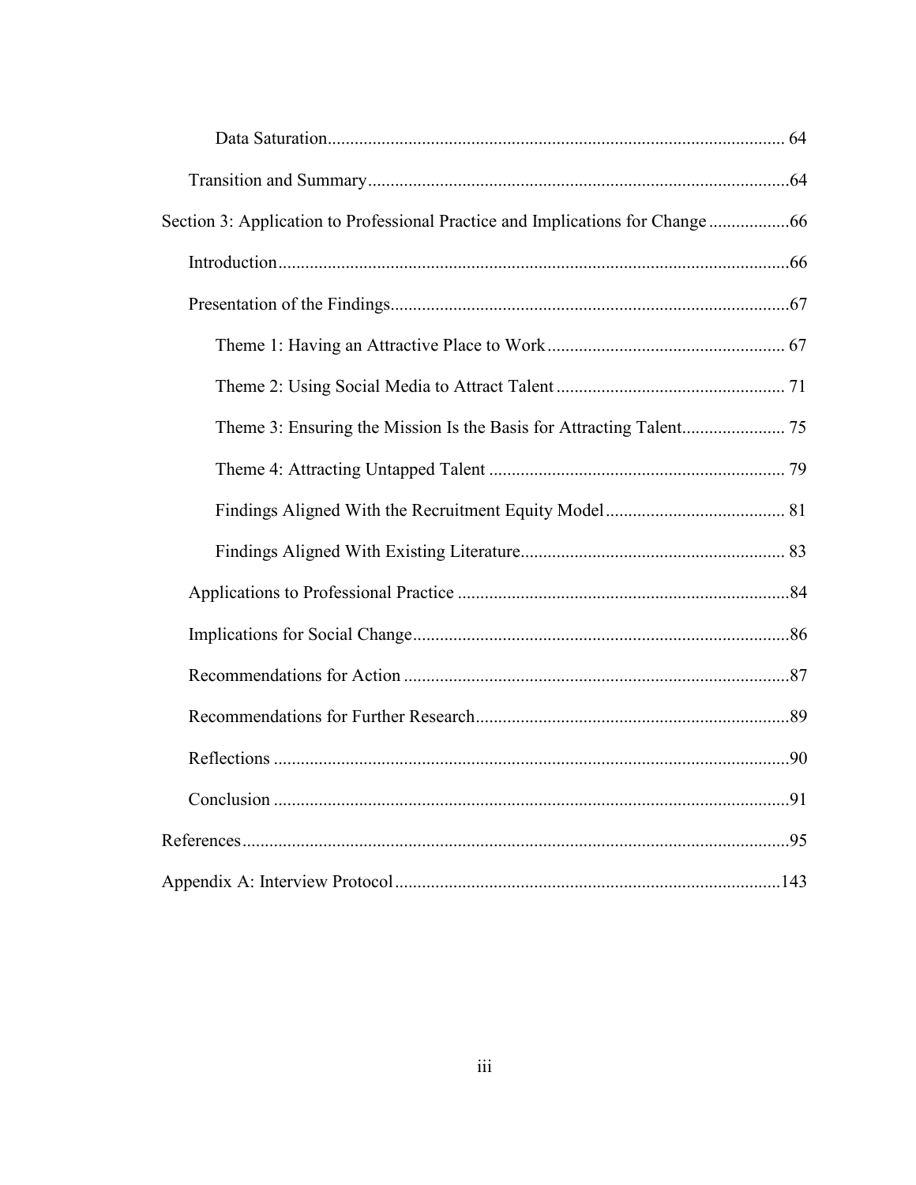Data Saturation ..................................................................................................... 64

Transition and Summary ............................................................................................. 64

Section 3: Application to Professional Practice and Implications for Change .................. 66

Introduction ................................................................................................................. 66

Presentation of the Findings ........................................................................................ 67

Theme 1: Having an Attractive Place to Work ..................................................... 67

Theme 2: Using Social Media to Attract Talent ................................................... 71

Theme 3: Ensuring the Mission Is the Basis for Attracting Talent ....................... 75

Theme 4: Attracting Untapped Talent .................................................................. 79

Findings Aligned With the Recruitment Equity Model ........................................ 81

Findings Aligned With Existing Literature ........................................................... 83

Applications to Professional Practice .......................................................................... 84

Implications for Social Change .................................................................................... 86

Recommendations for Action ...................................................................................... 87

Recommendations for Further Research ...................................................................... 89

Reflections ................................................................................................................... 90

Conclusion ................................................................................................................... 91

References ........................................................................................................................ 95

Appendix A: Interview Protocol ..................................................................................... 143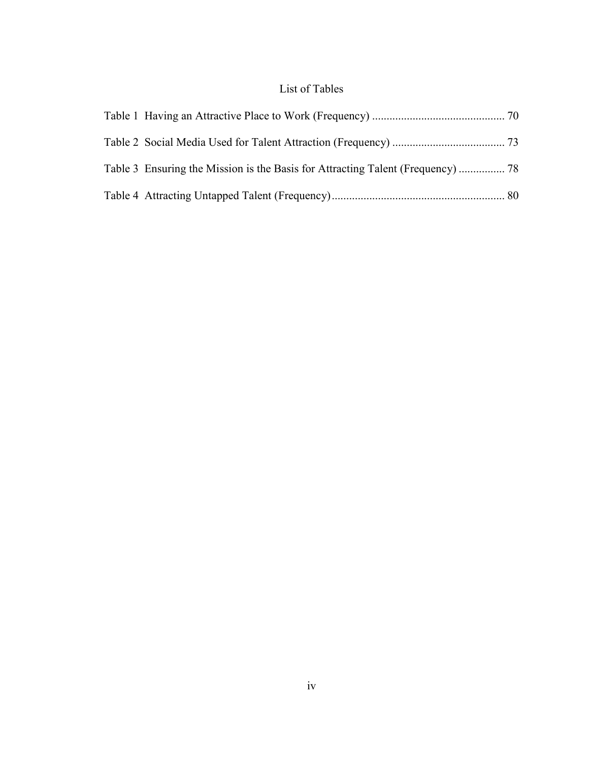# List of Tables

Table 1 Having an Attractive Place to Work (Frequency) .............................................. 70

Table 2 Social Media Used for Talent Attraction (Frequency) ....................................... 73

Table 3 Ensuring the Mission is the Basis for Attracting Talent (Frequency) ................ 78

Table 4 Attracting Untapped Talent (Frequency)............................................................ 80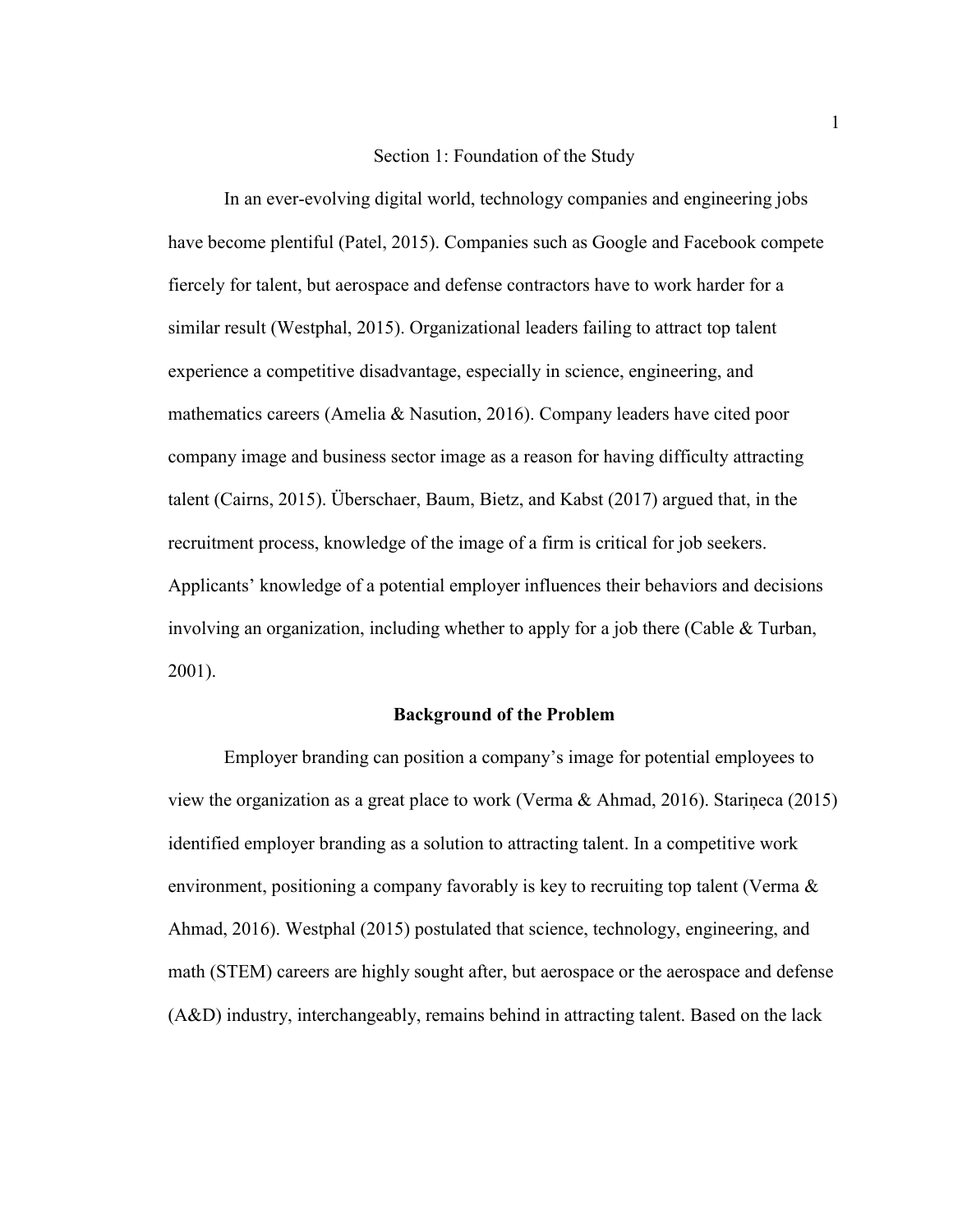# Section 1: Foundation of the Study

In an ever-evolving digital world, technology companies and engineering jobs have become plentiful (Patel, 2015). Companies such as Google and Facebook compete fiercely for talent, but aerospace and defense contractors have to work harder for a similar result (Westphal, 2015). Organizational leaders failing to attract top talent experience a competitive disadvantage, especially in science, engineering, and mathematics careers (Amelia & Nasution, 2016). Company leaders have cited poor company image and business sector image as a reason for having difficulty attracting talent (Cairns, 2015). Überschaer, Baum, Bietz, and Kabst (2017) argued that, in the recruitment process, knowledge of the image of a firm is critical for job seekers. Applicants' knowledge of a potential employer influences their behaviors and decisions involving an organization, including whether to apply for a job there (Cable & Turban, 2001).

## Background of the Problem

Employer branding can position a company's image for potential employees to view the organization as a great place to work (Verma & Ahmad, 2016). Stariņeca (2015) identified employer branding as a solution to attracting talent. In a competitive work environment, positioning a company favorably is key to recruiting top talent (Verma & Ahmad, 2016). Westphal (2015) postulated that science, technology, engineering, and math (STEM) careers are highly sought after, but aerospace or the aerospace and defense (A&D) industry, interchangeably, remains behind in attracting talent. Based on the lack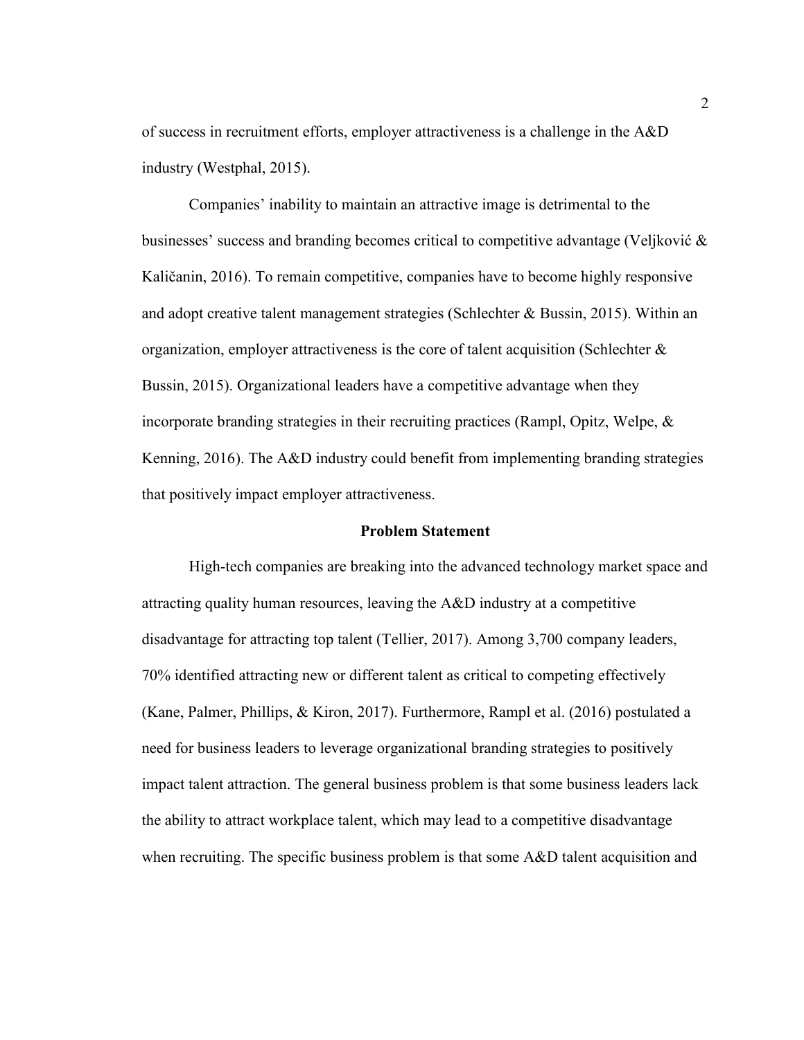of success in recruitment efforts, employer attractiveness is a challenge in the A&D industry (Westphal, 2015).

Companies' inability to maintain an attractive image is detrimental to the businesses' success and branding becomes critical to competitive advantage (Veljković & Kaličanin, 2016). To remain competitive, companies have to become highly responsive and adopt creative talent management strategies (Schlechter & Bussin, 2015). Within an organization, employer attractiveness is the core of talent acquisition (Schlechter & Bussin, 2015). Organizational leaders have a competitive advantage when they incorporate branding strategies in their recruiting practices (Rampl, Opitz, Welpe, & Kenning, 2016). The A&D industry could benefit from implementing branding strategies that positively impact employer attractiveness.

## Problem Statement

High-tech companies are breaking into the advanced technology market space and attracting quality human resources, leaving the A&D industry at a competitive disadvantage for attracting top talent (Tellier, 2017). Among 3,700 company leaders, 70% identified attracting new or different talent as critical to competing effectively (Kane, Palmer, Phillips, & Kiron, 2017). Furthermore, Rampl et al. (2016) postulated a need for business leaders to leverage organizational branding strategies to positively impact talent attraction. The general business problem is that some business leaders lack the ability to attract workplace talent, which may lead to a competitive disadvantage when recruiting. The specific business problem is that some A&D talent acquisition and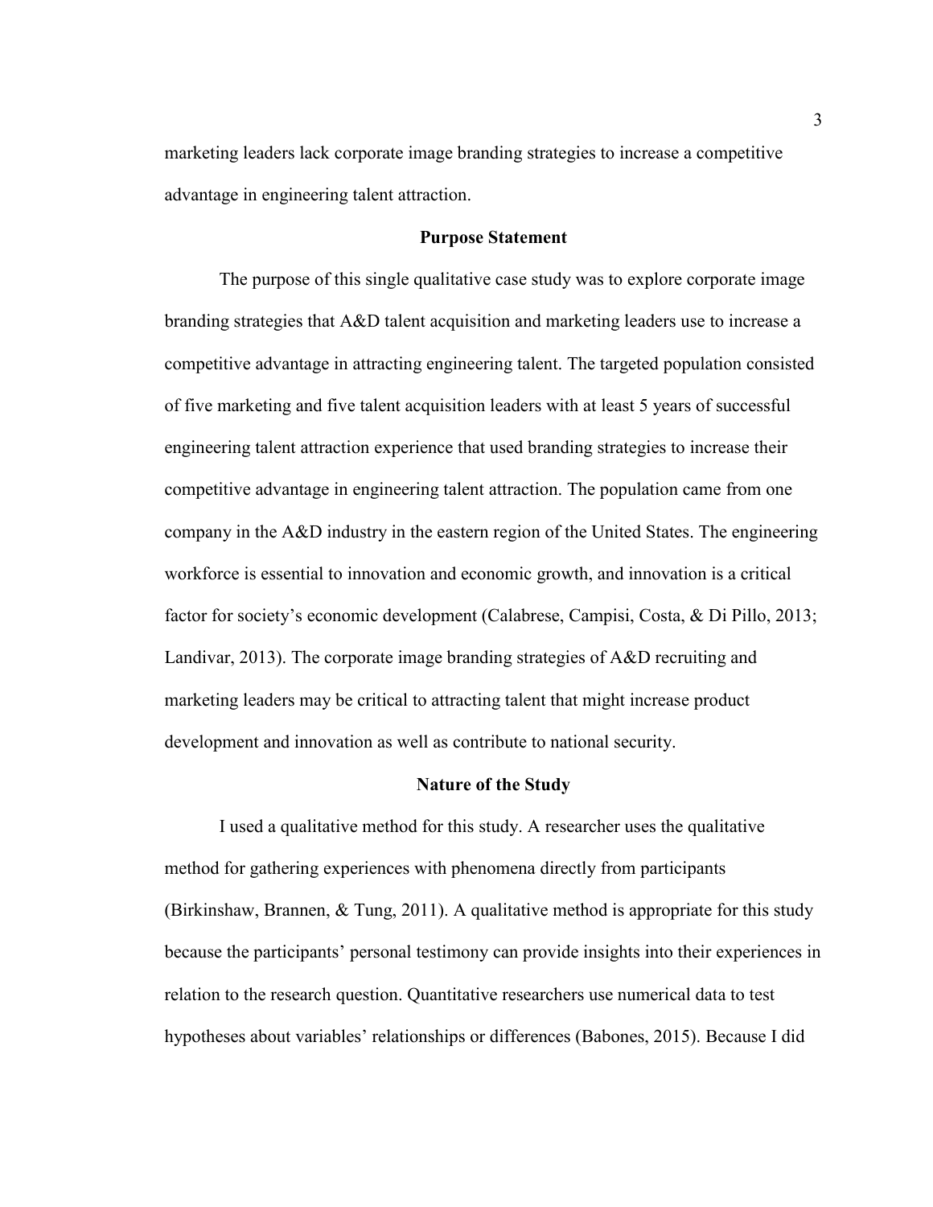marketing leaders lack corporate image branding strategies to increase a competitive advantage in engineering talent attraction.

## Purpose Statement

The purpose of this single qualitative case study was to explore corporate image branding strategies that A&D talent acquisition and marketing leaders use to increase a competitive advantage in attracting engineering talent. The targeted population consisted of five marketing and five talent acquisition leaders with at least 5 years of successful engineering talent attraction experience that used branding strategies to increase their competitive advantage in engineering talent attraction. The population came from one company in the A&D industry in the eastern region of the United States. The engineering workforce is essential to innovation and economic growth, and innovation is a critical factor for society's economic development (Calabrese, Campisi, Costa, & Di Pillo, 2013; Landivar, 2013). The corporate image branding strategies of A&D recruiting and marketing leaders may be critical to attracting talent that might increase product development and innovation as well as contribute to national security.

## Nature of the Study

I used a qualitative method for this study. A researcher uses the qualitative method for gathering experiences with phenomena directly from participants (Birkinshaw, Brannen, & Tung, 2011). A qualitative method is appropriate for this study because the participants' personal testimony can provide insights into their experiences in relation to the research question. Quantitative researchers use numerical data to test hypotheses about variables' relationships or differences (Babones, 2015). Because I did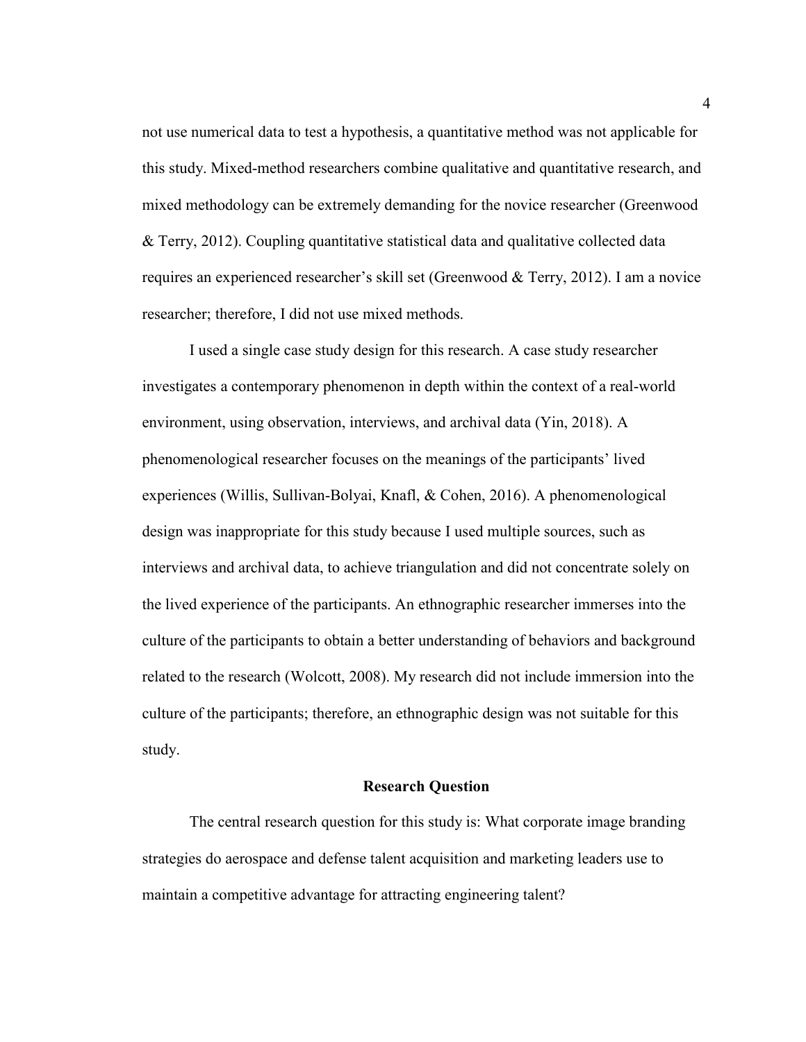not use numerical data to test a hypothesis, a quantitative method was not applicable for this study. Mixed-method researchers combine qualitative and quantitative research, and mixed methodology can be extremely demanding for the novice researcher (Greenwood & Terry, 2012). Coupling quantitative statistical data and qualitative collected data requires an experienced researcher's skill set (Greenwood & Terry, 2012). I am a novice researcher; therefore, I did not use mixed methods.

I used a single case study design for this research. A case study researcher investigates a contemporary phenomenon in depth within the context of a real-world environment, using observation, interviews, and archival data (Yin, 2018). A phenomenological researcher focuses on the meanings of the participants' lived experiences (Willis, Sullivan-Bolyai, Knafl, & Cohen, 2016). A phenomenological design was inappropriate for this study because I used multiple sources, such as interviews and archival data, to achieve triangulation and did not concentrate solely on the lived experience of the participants. An ethnographic researcher immerses into the culture of the participants to obtain a better understanding of behaviors and background related to the research (Wolcott, 2008). My research did not include immersion into the culture of the participants; therefore, an ethnographic design was not suitable for this study.

## Research Question

The central research question for this study is: What corporate image branding strategies do aerospace and defense talent acquisition and marketing leaders use to maintain a competitive advantage for attracting engineering talent?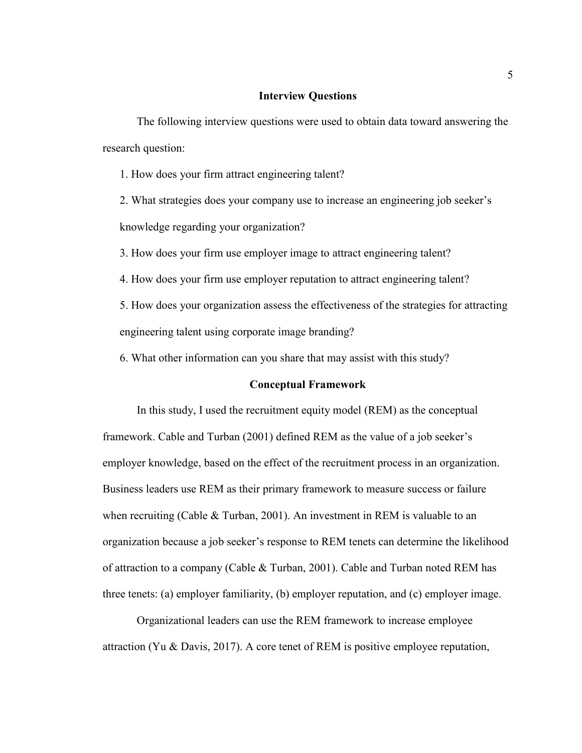## Interview Questions

The following interview questions were used to obtain data toward answering the research question:

1. How does your firm attract engineering talent?
2. What strategies does your company use to increase an engineering job seeker's knowledge regarding your organization?
3. How does your firm use employer image to attract engineering talent?
4. How does your firm use employer reputation to attract engineering talent?
5. How does your organization assess the effectiveness of the strategies for attracting engineering talent using corporate image branding?
6. What other information can you share that may assist with this study?

## Conceptual Framework

In this study, I used the recruitment equity model (REM) as the conceptual framework. Cable and Turban (2001) defined REM as the value of a job seeker's employer knowledge, based on the effect of the recruitment process in an organization. Business leaders use REM as their primary framework to measure success or failure when recruiting (Cable & Turban, 2001). An investment in REM is valuable to an organization because a job seeker's response to REM tenets can determine the likelihood of attraction to a company (Cable & Turban, 2001). Cable and Turban noted REM has three tenets: (a) employer familiarity, (b) employer reputation, and (c) employer image.

Organizational leaders can use the REM framework to increase employee attraction (Yu & Davis, 2017). A core tenet of REM is positive employee reputation,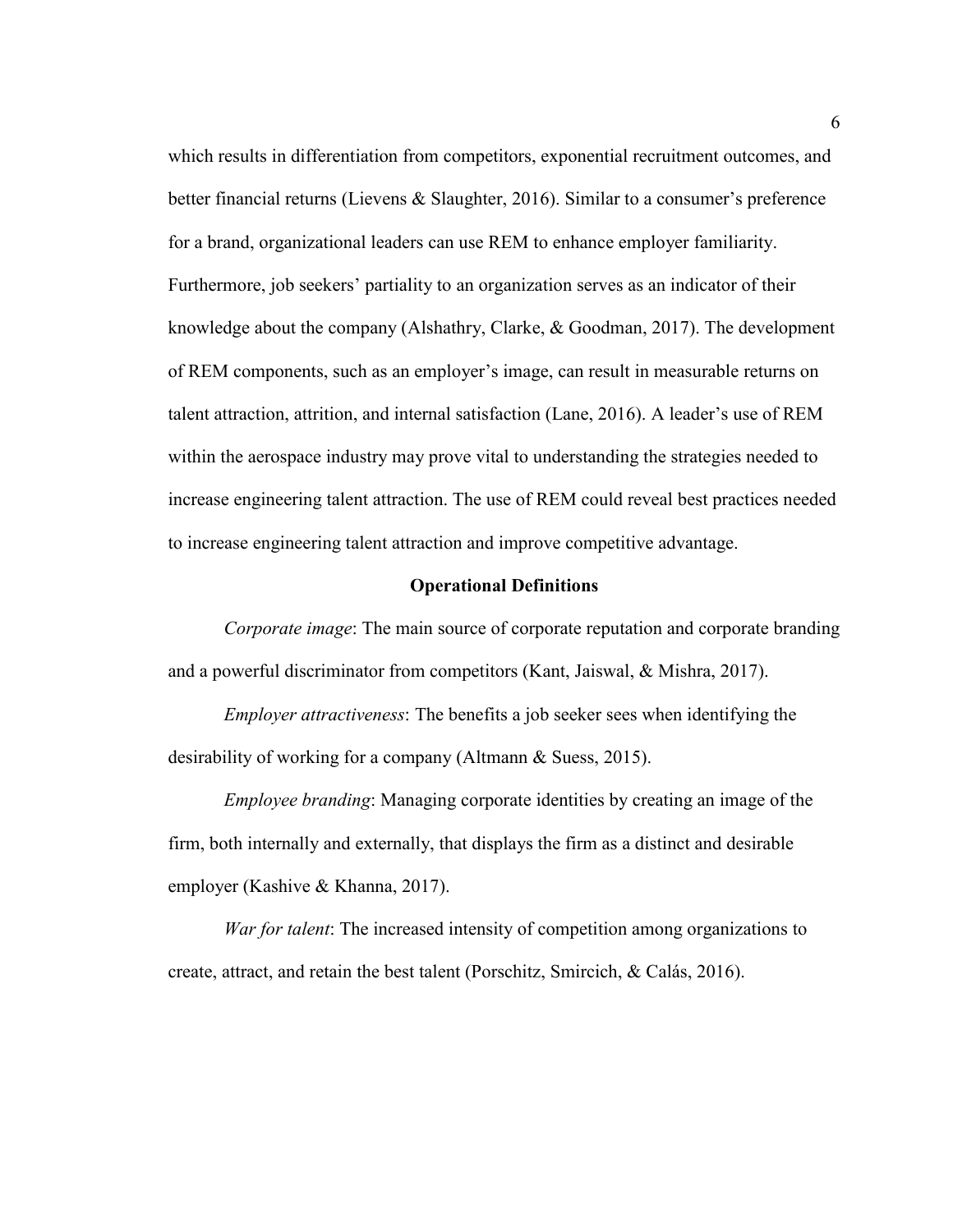which results in differentiation from competitors, exponential recruitment outcomes, and better financial returns (Lievens & Slaughter, 2016). Similar to a consumer's preference for a brand, organizational leaders can use REM to enhance employer familiarity. Furthermore, job seekers' partiality to an organization serves as an indicator of their knowledge about the company (Alshathry, Clarke, & Goodman, 2017). The development of REM components, such as an employer's image, can result in measurable returns on talent attraction, attrition, and internal satisfaction (Lane, 2016). A leader's use of REM within the aerospace industry may prove vital to understanding the strategies needed to increase engineering talent attraction. The use of REM could reveal best practices needed to increase engineering talent attraction and improve competitive advantage.

## Operational Definitions

*Corporate image*: The main source of corporate reputation and corporate branding and a powerful discriminator from competitors (Kant, Jaiswal, & Mishra, 2017).

*Employer attractiveness*: The benefits a job seeker sees when identifying the desirability of working for a company (Altmann & Suess, 2015).

*Employee branding*: Managing corporate identities by creating an image of the firm, both internally and externally, that displays the firm as a distinct and desirable employer (Kashive & Khanna, 2017).

*War for talent*: The increased intensity of competition among organizations to create, attract, and retain the best talent (Porschitz, Smircich, & Calás, 2016).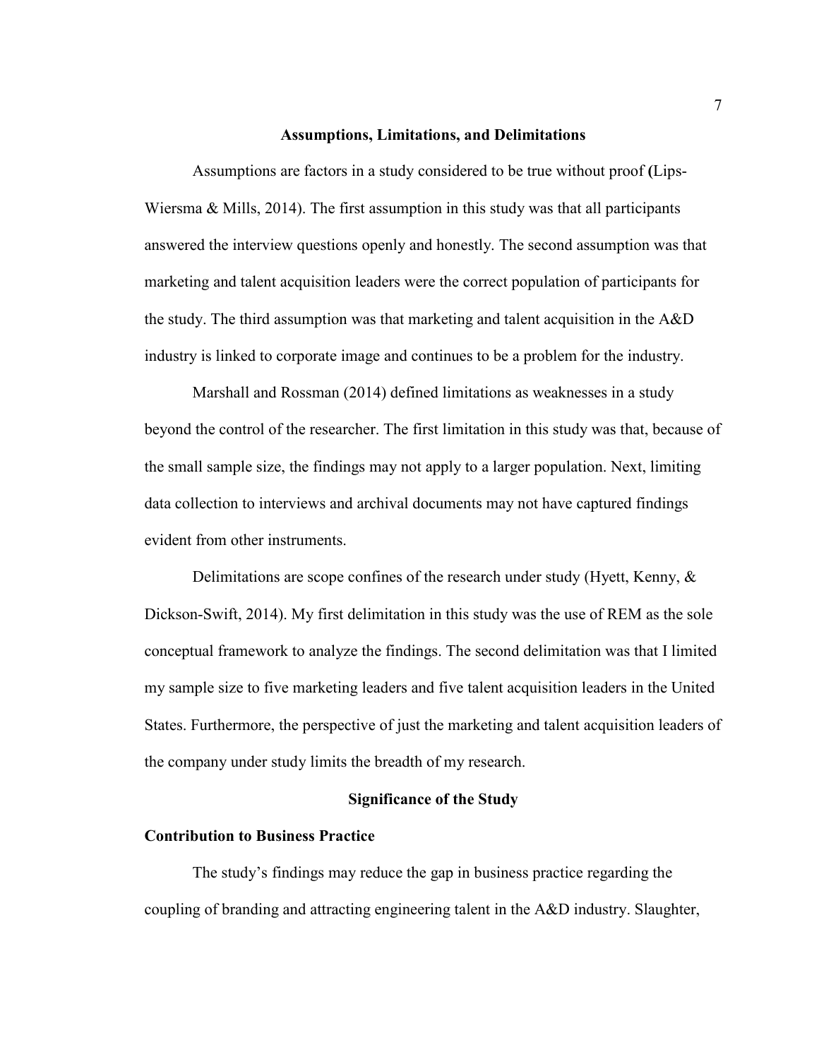## Assumptions, Limitations, and Delimitations

Assumptions are factors in a study considered to be true without proof (Lips-Wiersma & Mills, 2014). The first assumption in this study was that all participants answered the interview questions openly and honestly. The second assumption was that marketing and talent acquisition leaders were the correct population of participants for the study. The third assumption was that marketing and talent acquisition in the A&D industry is linked to corporate image and continues to be a problem for the industry.

Marshall and Rossman (2014) defined limitations as weaknesses in a study beyond the control of the researcher. The first limitation in this study was that, because of the small sample size, the findings may not apply to a larger population. Next, limiting data collection to interviews and archival documents may not have captured findings evident from other instruments.

Delimitations are scope confines of the research under study (Hyett, Kenny, & Dickson-Swift, 2014). My first delimitation in this study was the use of REM as the sole conceptual framework to analyze the findings. The second delimitation was that I limited my sample size to five marketing leaders and five talent acquisition leaders in the United States. Furthermore, the perspective of just the marketing and talent acquisition leaders of the company under study limits the breadth of my research.

## Significance of the Study

### Contribution to Business Practice

The study's findings may reduce the gap in business practice regarding the coupling of branding and attracting engineering talent in the A&D industry. Slaughter,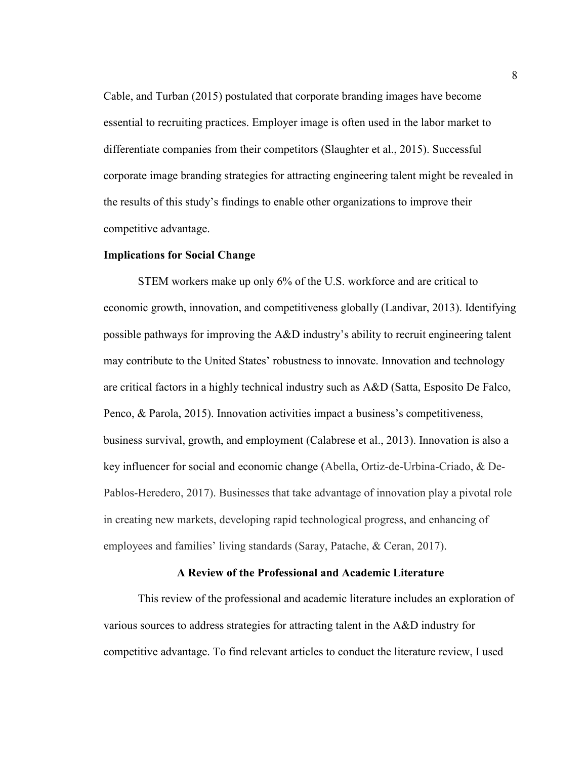Cable, and Turban (2015) postulated that corporate branding images have become essential to recruiting practices. Employer image is often used in the labor market to differentiate companies from their competitors (Slaughter et al., 2015). Successful corporate image branding strategies for attracting engineering talent might be revealed in the results of this study's findings to enable other organizations to improve their competitive advantage.

### Implications for Social Change

STEM workers make up only 6% of the U.S. workforce and are critical to economic growth, innovation, and competitiveness globally (Landivar, 2013). Identifying possible pathways for improving the A&D industry's ability to recruit engineering talent may contribute to the United States' robustness to innovate. Innovation and technology are critical factors in a highly technical industry such as A&D (Satta, Esposito De Falco, Penco, & Parola, 2015). Innovation activities impact a business's competitiveness, business survival, growth, and employment (Calabrese et al., 2013). Innovation is also a key influencer for social and economic change (Abella, Ortiz-de-Urbina-Criado, & De-Pablos-Heredero, 2017). Businesses that take advantage of innovation play a pivotal role in creating new markets, developing rapid technological progress, and enhancing of employees and families' living standards (Saray, Patache, & Ceran, 2017).

## A Review of the Professional and Academic Literature

This review of the professional and academic literature includes an exploration of various sources to address strategies for attracting talent in the A&D industry for competitive advantage. To find relevant articles to conduct the literature review, I used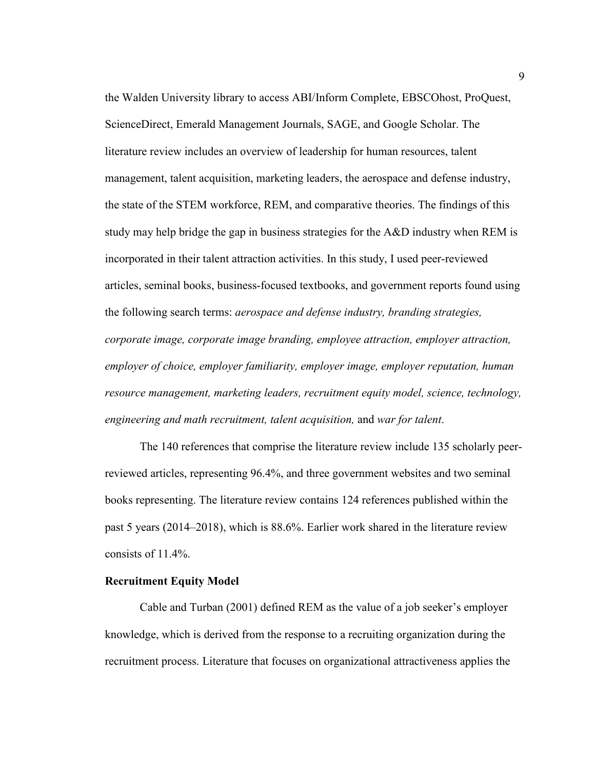the Walden University library to access ABI/Inform Complete, EBSCOhost, ProQuest, ScienceDirect, Emerald Management Journals, SAGE, and Google Scholar. The literature review includes an overview of leadership for human resources, talent management, talent acquisition, marketing leaders, the aerospace and defense industry, the state of the STEM workforce, REM, and comparative theories. The findings of this study may help bridge the gap in business strategies for the A&D industry when REM is incorporated in their talent attraction activities. In this study, I used peer-reviewed articles, seminal books, business-focused textbooks, and government reports found using the following search terms: *aerospace and defense industry, branding strategies, corporate image, corporate image branding, employee attraction, employer attraction, employer of choice, employer familiarity, employer image, employer reputation, human resource management, marketing leaders, recruitment equity model, science, technology, engineering and math recruitment, talent acquisition,* and *war for talent*.

The 140 references that comprise the literature review include 135 scholarly peer-reviewed articles, representing 96.4%, and three government websites and two seminal books representing. The literature review contains 124 references published within the past 5 years (2014–2018), which is 88.6%. Earlier work shared in the literature review consists of 11.4%.

**Recruitment Equity Model**

Cable and Turban (2001) defined REM as the value of a job seeker's employer knowledge, which is derived from the response to a recruiting organization during the recruitment process. Literature that focuses on organizational attractiveness applies the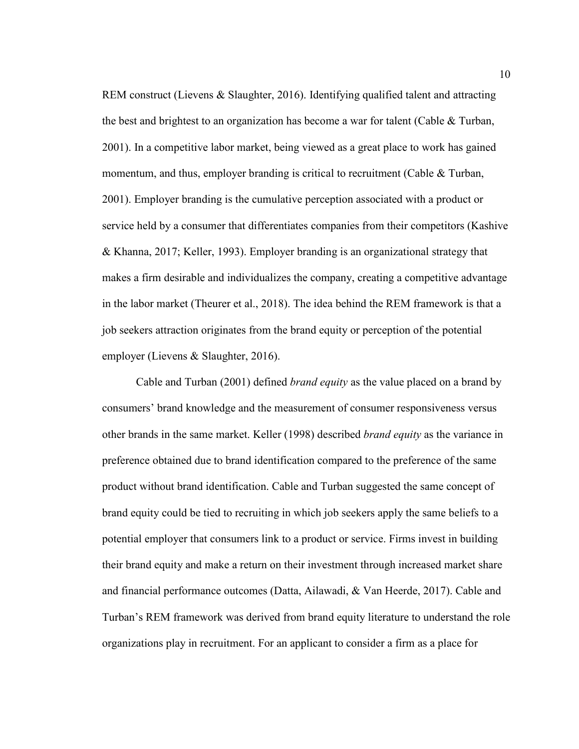REM construct (Lievens & Slaughter, 2016). Identifying qualified talent and attracting the best and brightest to an organization has become a war for talent (Cable & Turban, 2001). In a competitive labor market, being viewed as a great place to work has gained momentum, and thus, employer branding is critical to recruitment (Cable & Turban, 2001). Employer branding is the cumulative perception associated with a product or service held by a consumer that differentiates companies from their competitors (Kashive & Khanna, 2017; Keller, 1993). Employer branding is an organizational strategy that makes a firm desirable and individualizes the company, creating a competitive advantage in the labor market (Theurer et al., 2018). The idea behind the REM framework is that a job seekers attraction originates from the brand equity or perception of the potential employer (Lievens & Slaughter, 2016).

Cable and Turban (2001) defined *brand equity* as the value placed on a brand by consumers' brand knowledge and the measurement of consumer responsiveness versus other brands in the same market. Keller (1998) described *brand equity* as the variance in preference obtained due to brand identification compared to the preference of the same product without brand identification. Cable and Turban suggested the same concept of brand equity could be tied to recruiting in which job seekers apply the same beliefs to a potential employer that consumers link to a product or service. Firms invest in building their brand equity and make a return on their investment through increased market share and financial performance outcomes (Datta, Ailawadi, & Van Heerde, 2017). Cable and Turban's REM framework was derived from brand equity literature to understand the role organizations play in recruitment. For an applicant to consider a firm as a place for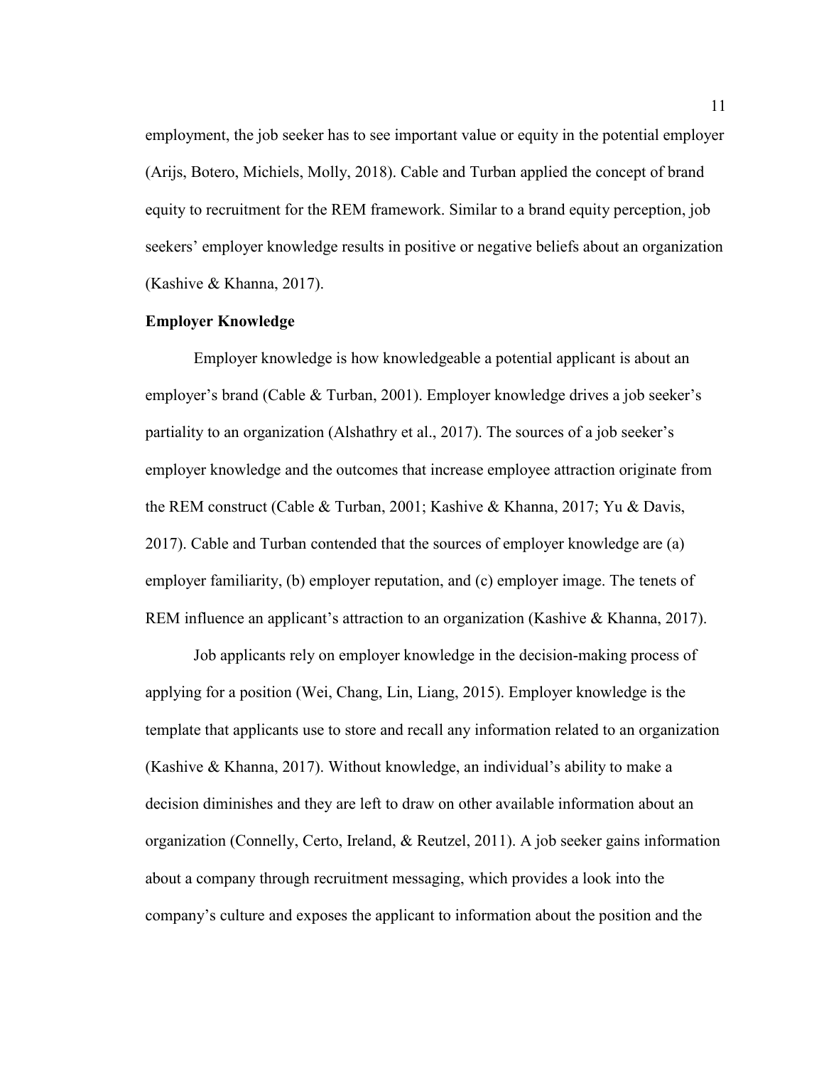employment, the job seeker has to see important value or equity in the potential employer (Arijs, Botero, Michiels, Molly, 2018). Cable and Turban applied the concept of brand equity to recruitment for the REM framework. Similar to a brand equity perception, job seekers' employer knowledge results in positive or negative beliefs about an organization (Kashive & Khanna, 2017).

### Employer Knowledge

Employer knowledge is how knowledgeable a potential applicant is about an employer's brand (Cable & Turban, 2001). Employer knowledge drives a job seeker's partiality to an organization (Alshathry et al., 2017). The sources of a job seeker's employer knowledge and the outcomes that increase employee attraction originate from the REM construct (Cable & Turban, 2001; Kashive & Khanna, 2017; Yu & Davis, 2017). Cable and Turban contended that the sources of employer knowledge are (a) employer familiarity, (b) employer reputation, and (c) employer image. The tenets of REM influence an applicant's attraction to an organization (Kashive & Khanna, 2017).

Job applicants rely on employer knowledge in the decision-making process of applying for a position (Wei, Chang, Lin, Liang, 2015). Employer knowledge is the template that applicants use to store and recall any information related to an organization (Kashive & Khanna, 2017). Without knowledge, an individual's ability to make a decision diminishes and they are left to draw on other available information about an organization (Connelly, Certo, Ireland, & Reutzel, 2011). A job seeker gains information about a company through recruitment messaging, which provides a look into the company's culture and exposes the applicant to information about the position and the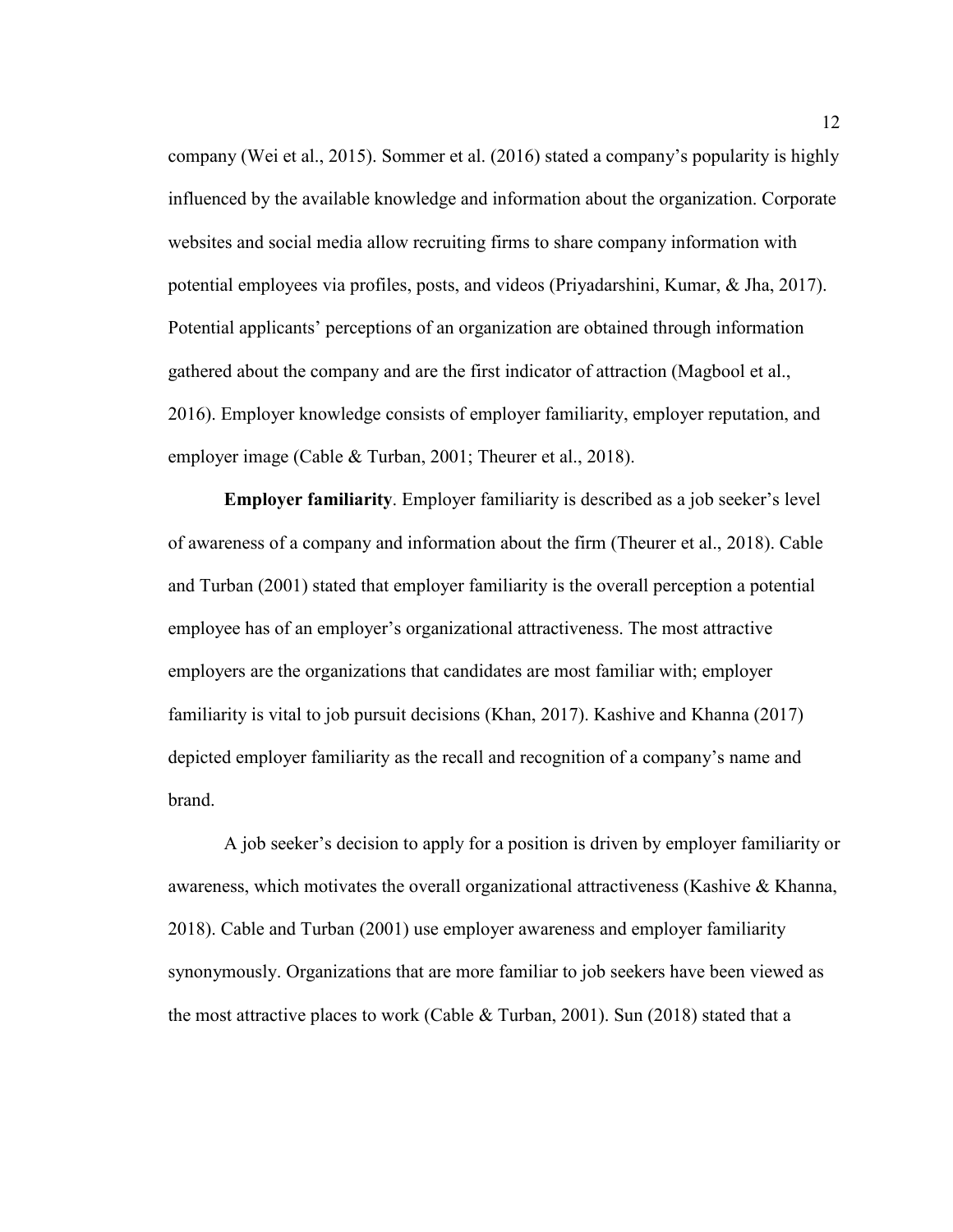company (Wei et al., 2015). Sommer et al. (2016) stated a company's popularity is highly influenced by the available knowledge and information about the organization. Corporate websites and social media allow recruiting firms to share company information with potential employees via profiles, posts, and videos (Priyadarshini, Kumar, & Jha, 2017). Potential applicants' perceptions of an organization are obtained through information gathered about the company and are the first indicator of attraction (Magbool et al., 2016). Employer knowledge consists of employer familiarity, employer reputation, and employer image (Cable & Turban, 2001; Theurer et al., 2018).

**Employer familiarity**. Employer familiarity is described as a job seeker's level of awareness of a company and information about the firm (Theurer et al., 2018). Cable and Turban (2001) stated that employer familiarity is the overall perception a potential employee has of an employer's organizational attractiveness. The most attractive employers are the organizations that candidates are most familiar with; employer familiarity is vital to job pursuit decisions (Khan, 2017). Kashive and Khanna (2017) depicted employer familiarity as the recall and recognition of a company's name and brand.

A job seeker's decision to apply for a position is driven by employer familiarity or awareness, which motivates the overall organizational attractiveness (Kashive & Khanna, 2018). Cable and Turban (2001) use employer awareness and employer familiarity synonymously. Organizations that are more familiar to job seekers have been viewed as the most attractive places to work (Cable & Turban, 2001). Sun (2018) stated that a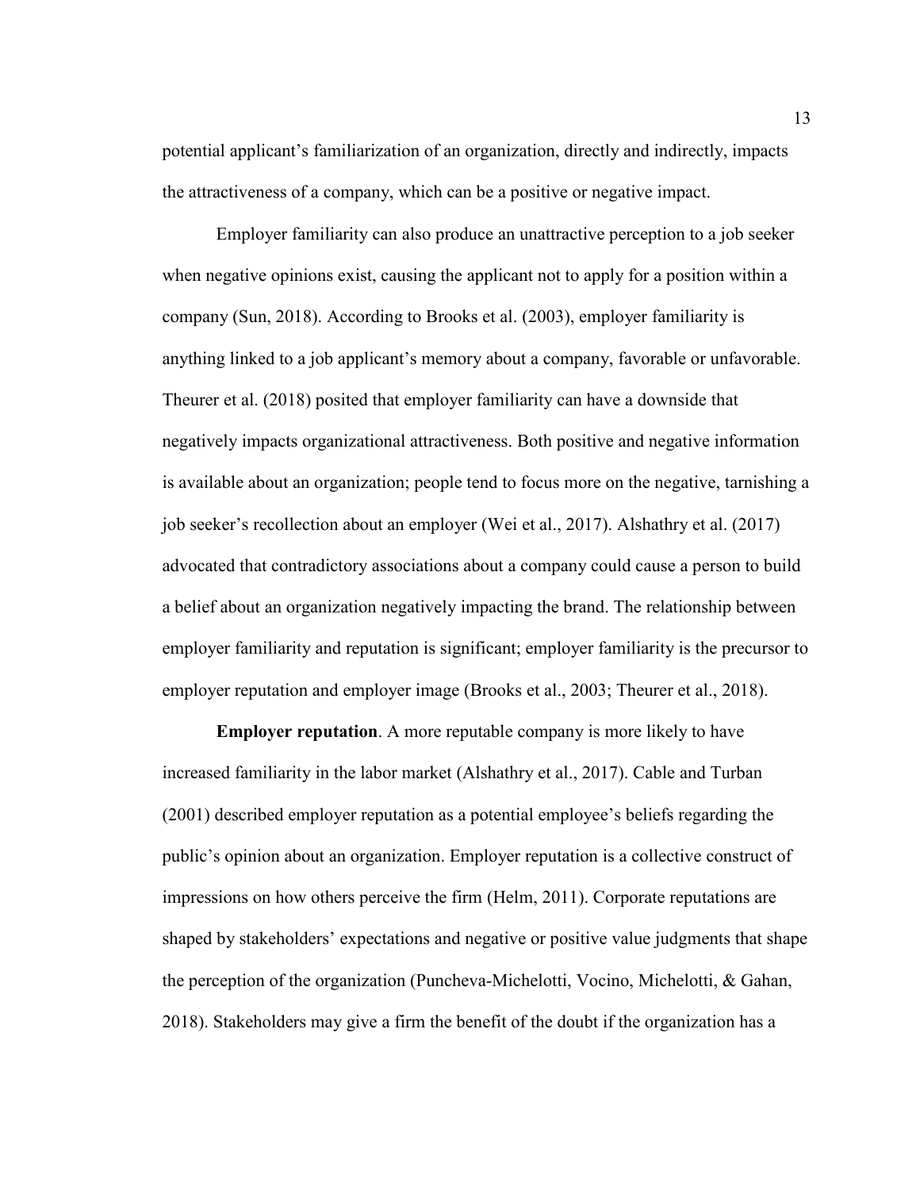potential applicant's familiarization of an organization, directly and indirectly, impacts the attractiveness of a company, which can be a positive or negative impact.

Employer familiarity can also produce an unattractive perception to a job seeker when negative opinions exist, causing the applicant not to apply for a position within a company (Sun, 2018). According to Brooks et al. (2003), employer familiarity is anything linked to a job applicant's memory about a company, favorable or unfavorable. Theurer et al. (2018) posited that employer familiarity can have a downside that negatively impacts organizational attractiveness. Both positive and negative information is available about an organization; people tend to focus more on the negative, tarnishing a job seeker's recollection about an employer (Wei et al., 2017). Alshathry et al. (2017) advocated that contradictory associations about a company could cause a person to build a belief about an organization negatively impacting the brand. The relationship between employer familiarity and reputation is significant; employer familiarity is the precursor to employer reputation and employer image (Brooks et al., 2003; Theurer et al., 2018).

**Employer reputation**. A more reputable company is more likely to have increased familiarity in the labor market (Alshathry et al., 2017). Cable and Turban (2001) described employer reputation as a potential employee's beliefs regarding the public's opinion about an organization. Employer reputation is a collective construct of impressions on how others perceive the firm (Helm, 2011). Corporate reputations are shaped by stakeholders' expectations and negative or positive value judgments that shape the perception of the organization (Puncheva-Michelotti, Vocino, Michelotti, & Gahan, 2018). Stakeholders may give a firm the benefit of the doubt if the organization has a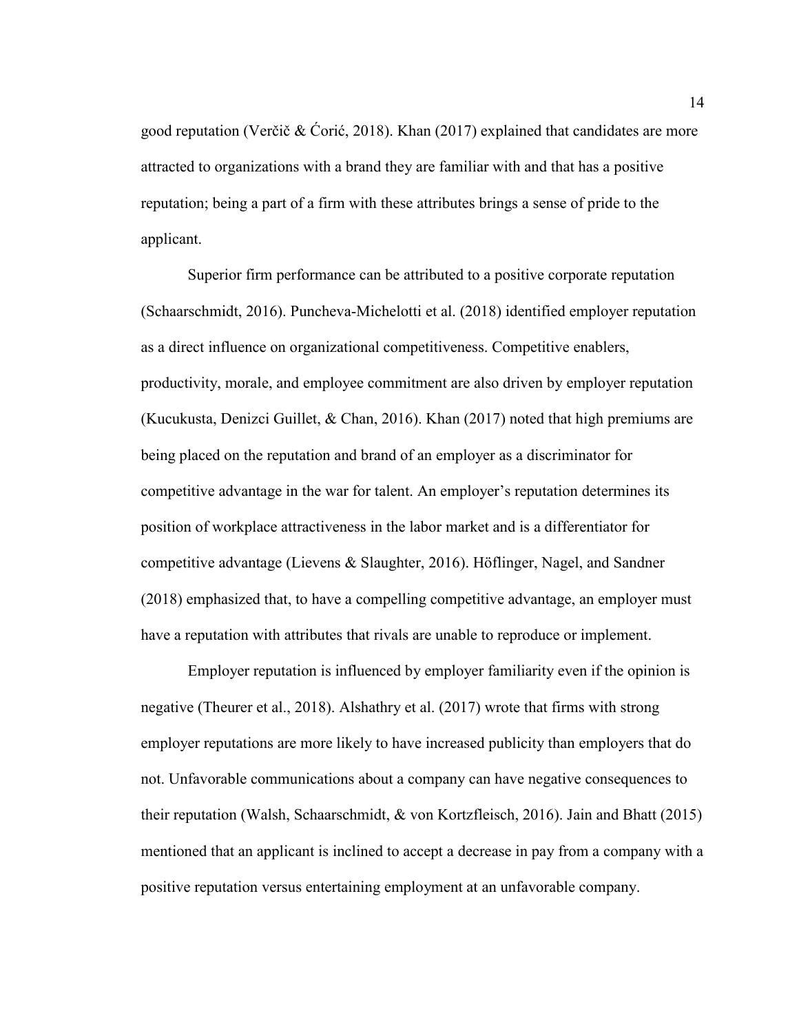good reputation (Verčič & Ćorić, 2018). Khan (2017) explained that candidates are more attracted to organizations with a brand they are familiar with and that has a positive reputation; being a part of a firm with these attributes brings a sense of pride to the applicant.

Superior firm performance can be attributed to a positive corporate reputation (Schaarschmidt, 2016). Puncheva-Michelotti et al. (2018) identified employer reputation as a direct influence on organizational competitiveness. Competitive enablers, productivity, morale, and employee commitment are also driven by employer reputation (Kucukusta, Denizci Guillet, & Chan, 2016). Khan (2017) noted that high premiums are being placed on the reputation and brand of an employer as a discriminator for competitive advantage in the war for talent. An employer's reputation determines its position of workplace attractiveness in the labor market and is a differentiator for competitive advantage (Lievens & Slaughter, 2016). Höflinger, Nagel, and Sandner (2018) emphasized that, to have a compelling competitive advantage, an employer must have a reputation with attributes that rivals are unable to reproduce or implement.

Employer reputation is influenced by employer familiarity even if the opinion is negative (Theurer et al., 2018). Alshathry et al. (2017) wrote that firms with strong employer reputations are more likely to have increased publicity than employers that do not. Unfavorable communications about a company can have negative consequences to their reputation (Walsh, Schaarschmidt, & von Kortzfleisch, 2016). Jain and Bhatt (2015) mentioned that an applicant is inclined to accept a decrease in pay from a company with a positive reputation versus entertaining employment at an unfavorable company.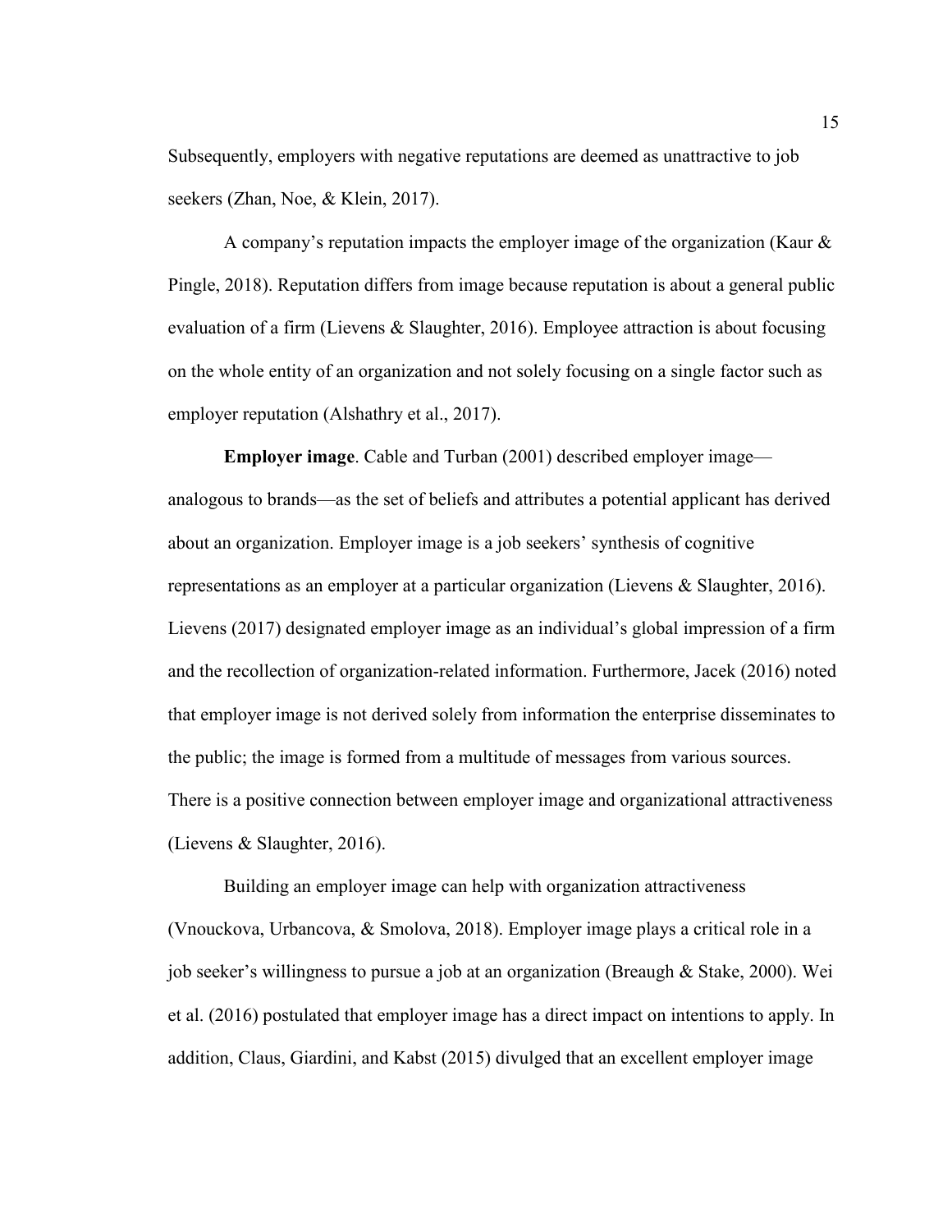Subsequently, employers with negative reputations are deemed as unattractive to job seekers (Zhan, Noe, & Klein, 2017).

A company's reputation impacts the employer image of the organization (Kaur & Pingle, 2018). Reputation differs from image because reputation is about a general public evaluation of a firm (Lievens & Slaughter, 2016). Employee attraction is about focusing on the whole entity of an organization and not solely focusing on a single factor such as employer reputation (Alshathry et al., 2017).

**Employer image**. Cable and Turban (2001) described employer image—analogous to brands—as the set of beliefs and attributes a potential applicant has derived about an organization. Employer image is a job seekers' synthesis of cognitive representations as an employer at a particular organization (Lievens & Slaughter, 2016). Lievens (2017) designated employer image as an individual's global impression of a firm and the recollection of organization-related information. Furthermore, Jacek (2016) noted that employer image is not derived solely from information the enterprise disseminates to the public; the image is formed from a multitude of messages from various sources. There is a positive connection between employer image and organizational attractiveness (Lievens & Slaughter, 2016).

Building an employer image can help with organization attractiveness (Vnouckova, Urbancova, & Smolova, 2018). Employer image plays a critical role in a job seeker's willingness to pursue a job at an organization (Breaugh & Stake, 2000). Wei et al. (2016) postulated that employer image has a direct impact on intentions to apply. In addition, Claus, Giardini, and Kabst (2015) divulged that an excellent employer image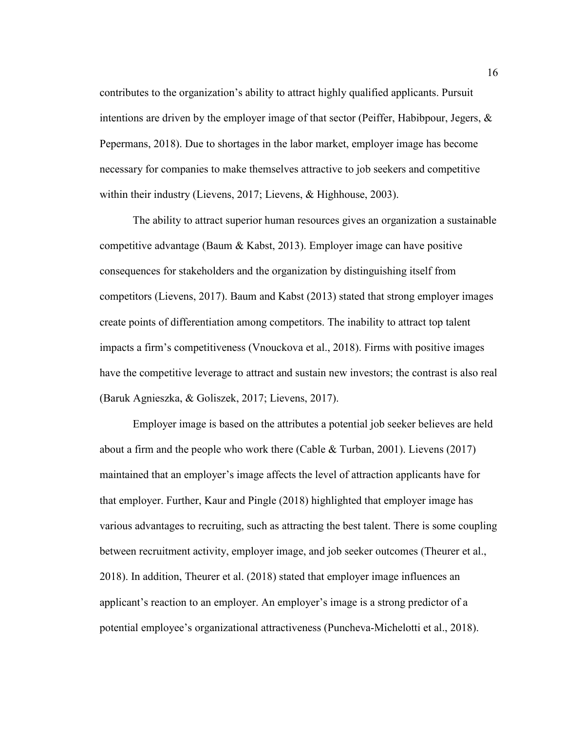contributes to the organization's ability to attract highly qualified applicants. Pursuit intentions are driven by the employer image of that sector (Peiffer, Habibpour, Jegers, & Pepermans, 2018). Due to shortages in the labor market, employer image has become necessary for companies to make themselves attractive to job seekers and competitive within their industry (Lievens, 2017; Lievens, & Highhouse, 2003).

The ability to attract superior human resources gives an organization a sustainable competitive advantage (Baum & Kabst, 2013). Employer image can have positive consequences for stakeholders and the organization by distinguishing itself from competitors (Lievens, 2017). Baum and Kabst (2013) stated that strong employer images create points of differentiation among competitors. The inability to attract top talent impacts a firm's competitiveness (Vnouckova et al., 2018). Firms with positive images have the competitive leverage to attract and sustain new investors; the contrast is also real (Baruk Agnieszka, & Goliszek, 2017; Lievens, 2017).

Employer image is based on the attributes a potential job seeker believes are held about a firm and the people who work there (Cable & Turban, 2001). Lievens (2017) maintained that an employer's image affects the level of attraction applicants have for that employer. Further, Kaur and Pingle (2018) highlighted that employer image has various advantages to recruiting, such as attracting the best talent. There is some coupling between recruitment activity, employer image, and job seeker outcomes (Theurer et al., 2018). In addition, Theurer et al. (2018) stated that employer image influences an applicant's reaction to an employer. An employer's image is a strong predictor of a potential employee's organizational attractiveness (Puncheva-Michelotti et al., 2018).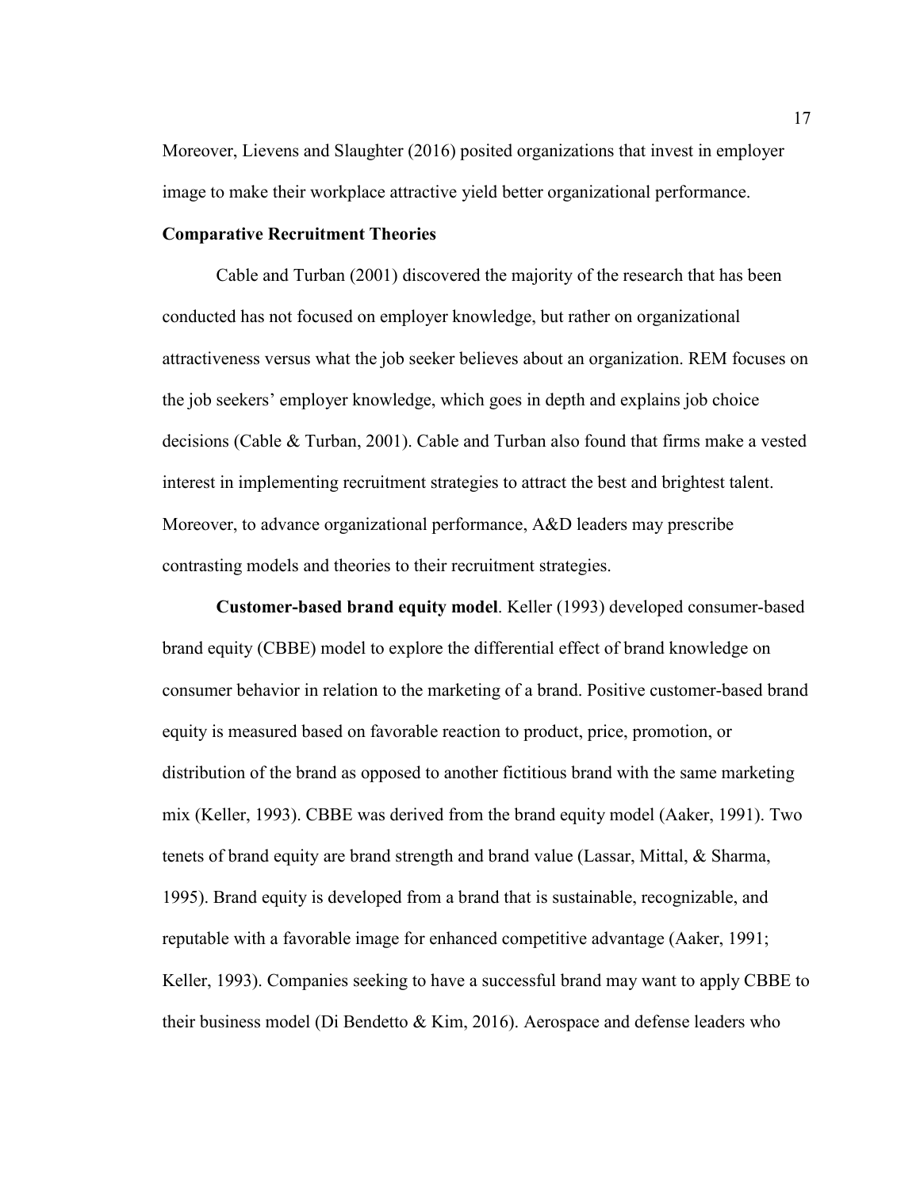Moreover, Lievens and Slaughter (2016) posited organizations that invest in employer image to make their workplace attractive yield better organizational performance.

## Comparative Recruitment Theories

Cable and Turban (2001) discovered the majority of the research that has been conducted has not focused on employer knowledge, but rather on organizational attractiveness versus what the job seeker believes about an organization. REM focuses on the job seekers' employer knowledge, which goes in depth and explains job choice decisions (Cable & Turban, 2001). Cable and Turban also found that firms make a vested interest in implementing recruitment strategies to attract the best and brightest talent. Moreover, to advance organizational performance, A&D leaders may prescribe contrasting models and theories to their recruitment strategies.

**Customer-based brand equity model**. Keller (1993) developed consumer-based brand equity (CBBE) model to explore the differential effect of brand knowledge on consumer behavior in relation to the marketing of a brand. Positive customer-based brand equity is measured based on favorable reaction to product, price, promotion, or distribution of the brand as opposed to another fictitious brand with the same marketing mix (Keller, 1993). CBBE was derived from the brand equity model (Aaker, 1991). Two tenets of brand equity are brand strength and brand value (Lassar, Mittal, & Sharma, 1995). Brand equity is developed from a brand that is sustainable, recognizable, and reputable with a favorable image for enhanced competitive advantage (Aaker, 1991; Keller, 1993). Companies seeking to have a successful brand may want to apply CBBE to their business model (Di Bendetto & Kim, 2016). Aerospace and defense leaders who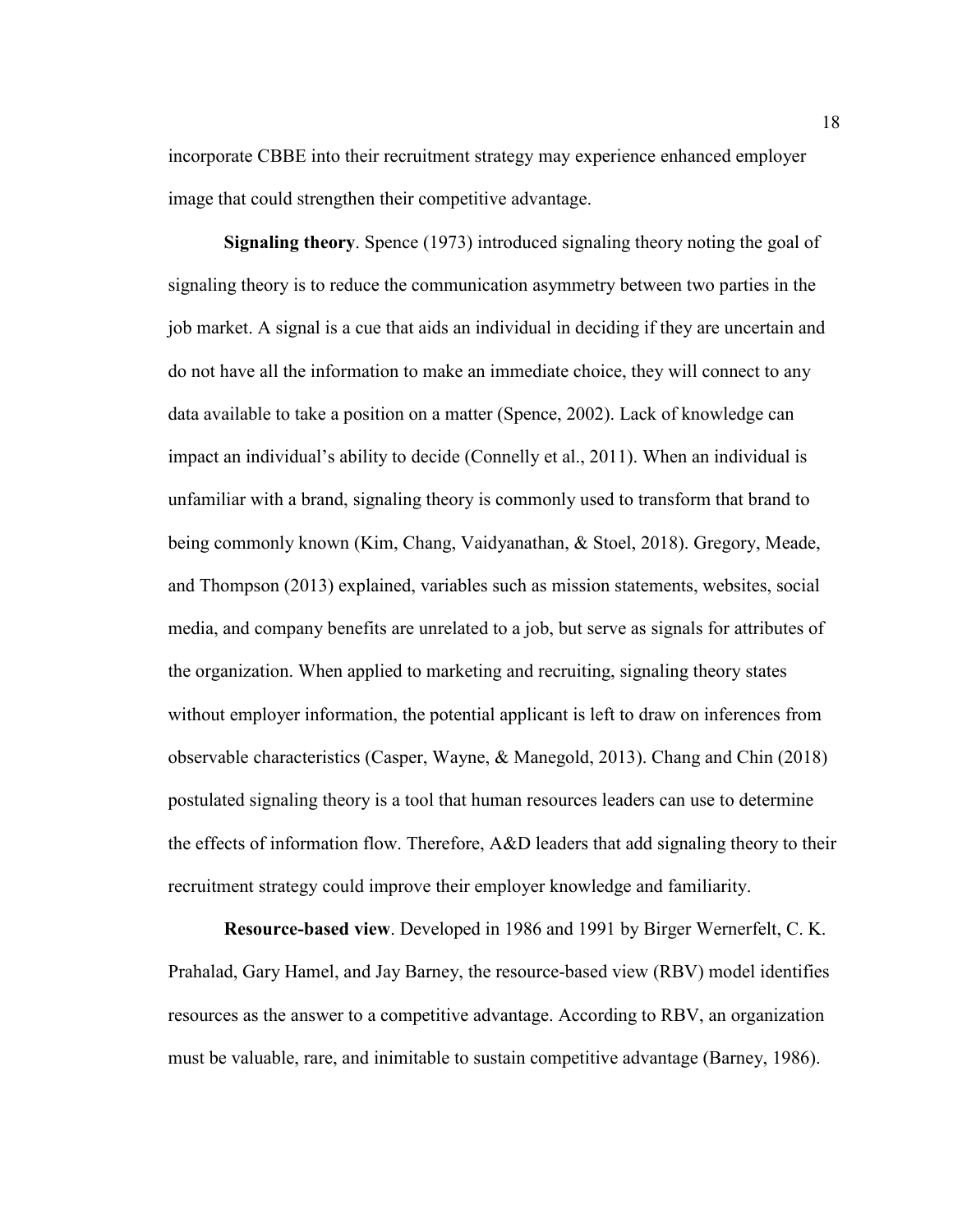incorporate CBBE into their recruitment strategy may experience enhanced employer image that could strengthen their competitive advantage.

**Signaling theory**. Spence (1973) introduced signaling theory noting the goal of signaling theory is to reduce the communication asymmetry between two parties in the job market. A signal is a cue that aids an individual in deciding if they are uncertain and do not have all the information to make an immediate choice, they will connect to any data available to take a position on a matter (Spence, 2002). Lack of knowledge can impact an individual's ability to decide (Connelly et al., 2011). When an individual is unfamiliar with a brand, signaling theory is commonly used to transform that brand to being commonly known (Kim, Chang, Vaidyanathan, & Stoel, 2018). Gregory, Meade, and Thompson (2013) explained, variables such as mission statements, websites, social media, and company benefits are unrelated to a job, but serve as signals for attributes of the organization. When applied to marketing and recruiting, signaling theory states without employer information, the potential applicant is left to draw on inferences from observable characteristics (Casper, Wayne, & Manegold, 2013). Chang and Chin (2018) postulated signaling theory is a tool that human resources leaders can use to determine the effects of information flow. Therefore, A&D leaders that add signaling theory to their recruitment strategy could improve their employer knowledge and familiarity.

**Resource-based view**. Developed in 1986 and 1991 by Birger Wernerfelt, C. K. Prahalad, Gary Hamel, and Jay Barney, the resource-based view (RBV) model identifies resources as the answer to a competitive advantage. According to RBV, an organization must be valuable, rare, and inimitable to sustain competitive advantage (Barney, 1986).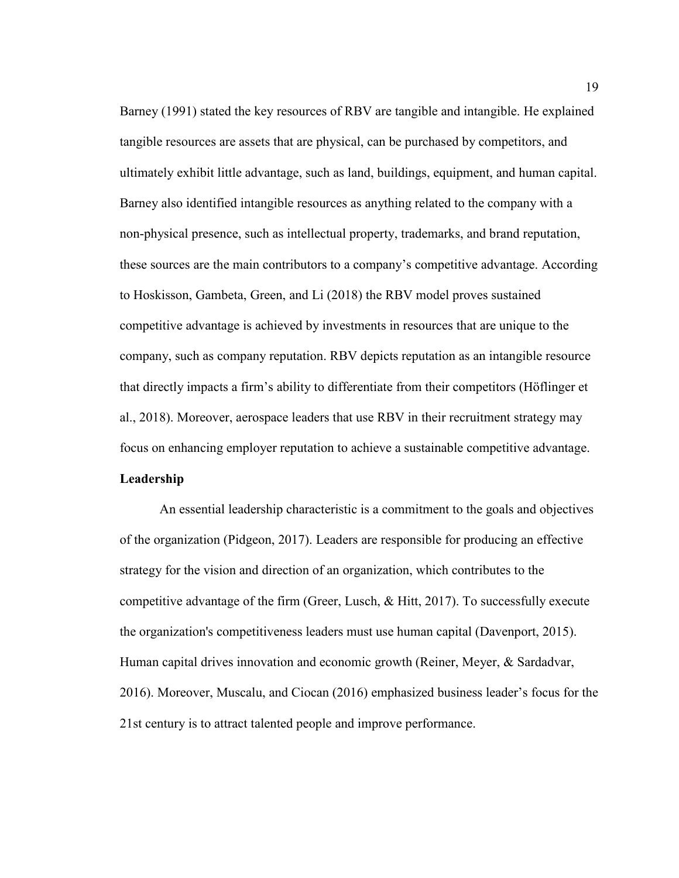Barney (1991) stated the key resources of RBV are tangible and intangible. He explained tangible resources are assets that are physical, can be purchased by competitors, and ultimately exhibit little advantage, such as land, buildings, equipment, and human capital. Barney also identified intangible resources as anything related to the company with a non-physical presence, such as intellectual property, trademarks, and brand reputation, these sources are the main contributors to a company's competitive advantage. According to Hoskisson, Gambeta, Green, and Li (2018) the RBV model proves sustained competitive advantage is achieved by investments in resources that are unique to the company, such as company reputation. RBV depicts reputation as an intangible resource that directly impacts a firm's ability to differentiate from their competitors (Höflinger et al., 2018). Moreover, aerospace leaders that use RBV in their recruitment strategy may focus on enhancing employer reputation to achieve a sustainable competitive advantage.

**Leadership**

An essential leadership characteristic is a commitment to the goals and objectives of the organization (Pidgeon, 2017). Leaders are responsible for producing an effective strategy for the vision and direction of an organization, which contributes to the competitive advantage of the firm (Greer, Lusch, & Hitt, 2017). To successfully execute the organization's competitiveness leaders must use human capital (Davenport, 2015). Human capital drives innovation and economic growth (Reiner, Meyer, & Sardadvar, 2016). Moreover, Muscalu, and Ciocan (2016) emphasized business leader's focus for the 21st century is to attract talented people and improve performance.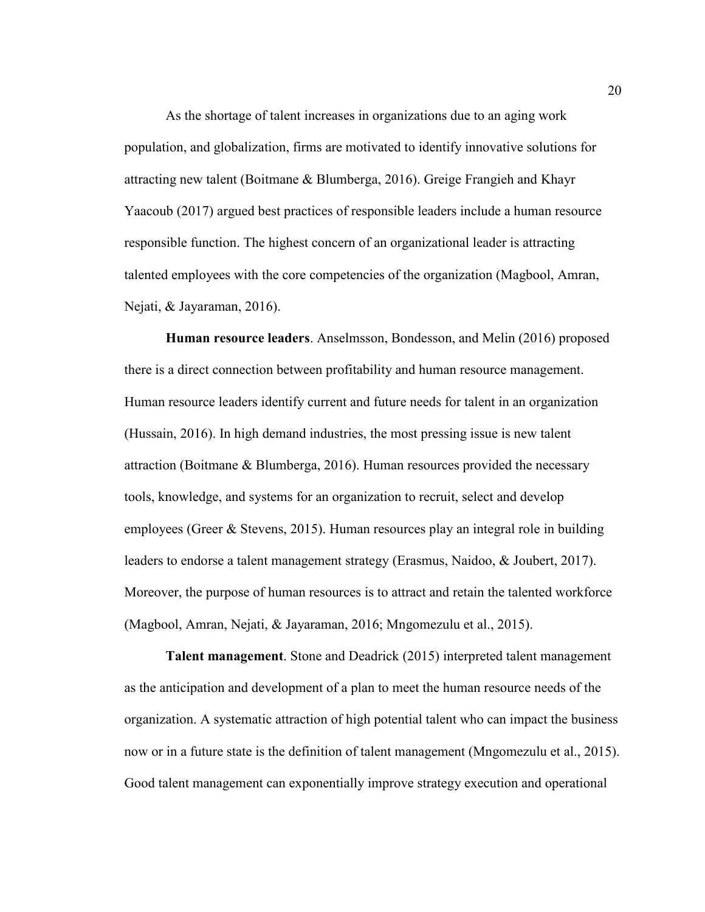As the shortage of talent increases in organizations due to an aging work population, and globalization, firms are motivated to identify innovative solutions for attracting new talent (Boitmane & Blumberga, 2016). Greige Frangieh and Khayr Yaacoub (2017) argued best practices of responsible leaders include a human resource responsible function. The highest concern of an organizational leader is attracting talented employees with the core competencies of the organization (Magbool, Amran, Nejati, & Jayaraman, 2016).

**Human resource leaders**. Anselmsson, Bondesson, and Melin (2016) proposed there is a direct connection between profitability and human resource management. Human resource leaders identify current and future needs for talent in an organization (Hussain, 2016). In high demand industries, the most pressing issue is new talent attraction (Boitmane & Blumberga, 2016). Human resources provided the necessary tools, knowledge, and systems for an organization to recruit, select and develop employees (Greer & Stevens, 2015). Human resources play an integral role in building leaders to endorse a talent management strategy (Erasmus, Naidoo, & Joubert, 2017). Moreover, the purpose of human resources is to attract and retain the talented workforce (Magbool, Amran, Nejati, & Jayaraman, 2016; Mngomezulu et al., 2015).

**Talent management**. Stone and Deadrick (2015) interpreted talent management as the anticipation and development of a plan to meet the human resource needs of the organization. A systematic attraction of high potential talent who can impact the business now or in a future state is the definition of talent management (Mngomezulu et al., 2015). Good talent management can exponentially improve strategy execution and operational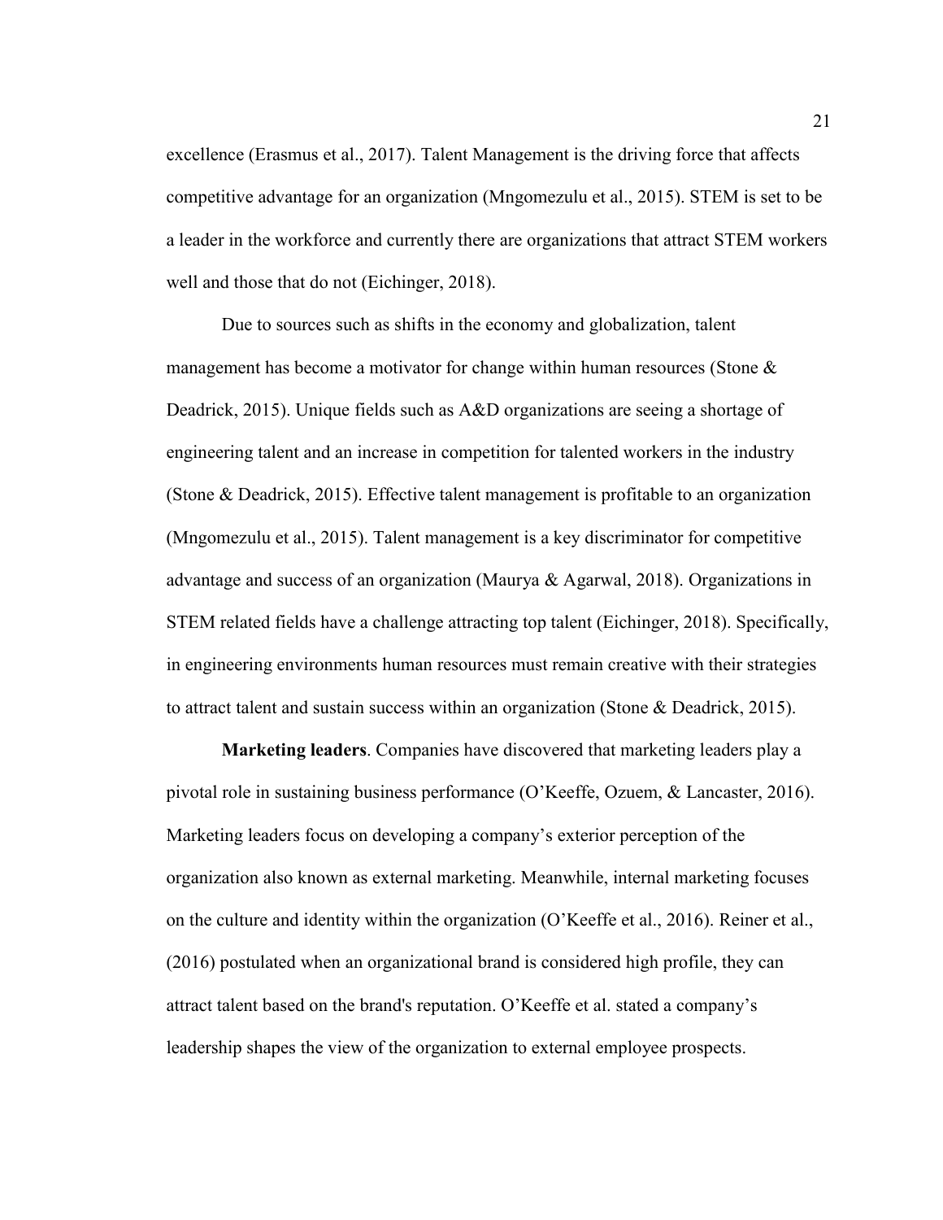excellence (Erasmus et al., 2017). Talent Management is the driving force that affects competitive advantage for an organization (Mngomezulu et al., 2015). STEM is set to be a leader in the workforce and currently there are organizations that attract STEM workers well and those that do not (Eichinger, 2018).

Due to sources such as shifts in the economy and globalization, talent management has become a motivator for change within human resources (Stone & Deadrick, 2015). Unique fields such as A&D organizations are seeing a shortage of engineering talent and an increase in competition for talented workers in the industry (Stone & Deadrick, 2015). Effective talent management is profitable to an organization (Mngomezulu et al., 2015). Talent management is a key discriminator for competitive advantage and success of an organization (Maurya & Agarwal, 2018). Organizations in STEM related fields have a challenge attracting top talent (Eichinger, 2018). Specifically, in engineering environments human resources must remain creative with their strategies to attract talent and sustain success within an organization (Stone & Deadrick, 2015).

**Marketing leaders**. Companies have discovered that marketing leaders play a pivotal role in sustaining business performance (O'Keeffe, Ozuem, & Lancaster, 2016). Marketing leaders focus on developing a company's exterior perception of the organization also known as external marketing. Meanwhile, internal marketing focuses on the culture and identity within the organization (O'Keeffe et al., 2016). Reiner et al., (2016) postulated when an organizational brand is considered high profile, they can attract talent based on the brand's reputation. O'Keeffe et al. stated a company's leadership shapes the view of the organization to external employee prospects.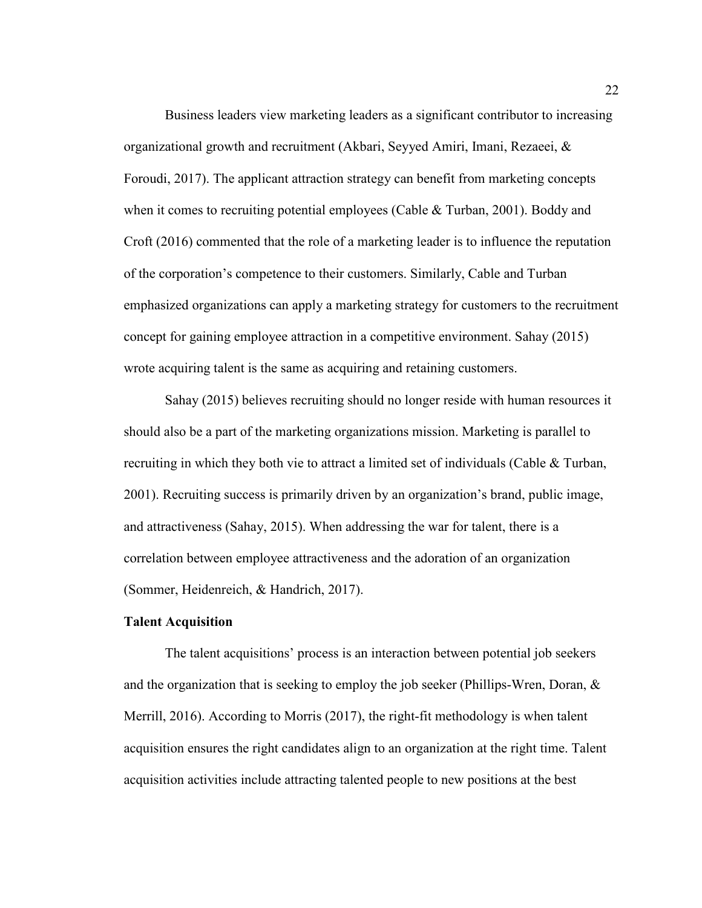Business leaders view marketing leaders as a significant contributor to increasing organizational growth and recruitment (Akbari, Seyyed Amiri, Imani, Rezaeei, & Foroudi, 2017). The applicant attraction strategy can benefit from marketing concepts when it comes to recruiting potential employees (Cable & Turban, 2001). Boddy and Croft (2016) commented that the role of a marketing leader is to influence the reputation of the corporation's competence to their customers. Similarly, Cable and Turban emphasized organizations can apply a marketing strategy for customers to the recruitment concept for gaining employee attraction in a competitive environment. Sahay (2015) wrote acquiring talent is the same as acquiring and retaining customers.

Sahay (2015) believes recruiting should no longer reside with human resources it should also be a part of the marketing organizations mission. Marketing is parallel to recruiting in which they both vie to attract a limited set of individuals (Cable & Turban, 2001). Recruiting success is primarily driven by an organization's brand, public image, and attractiveness (Sahay, 2015). When addressing the war for talent, there is a correlation between employee attractiveness and the adoration of an organization (Sommer, Heidenreich, & Handrich, 2017).

**Talent Acquisition**

The talent acquisitions' process is an interaction between potential job seekers and the organization that is seeking to employ the job seeker (Phillips-Wren, Doran, & Merrill, 2016). According to Morris (2017), the right-fit methodology is when talent acquisition ensures the right candidates align to an organization at the right time. Talent acquisition activities include attracting talented people to new positions at the best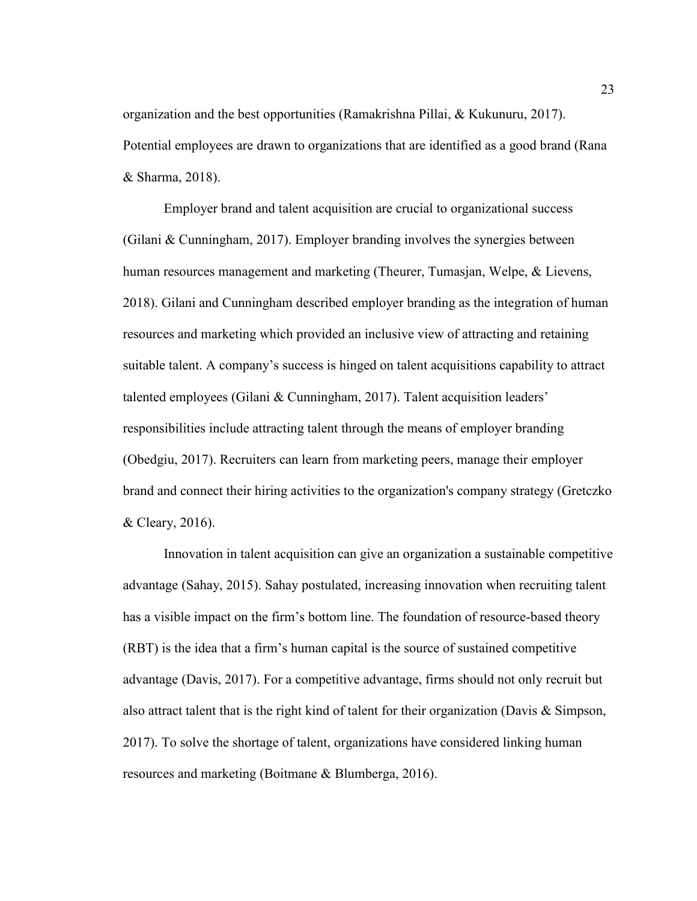organization and the best opportunities (Ramakrishna Pillai, & Kukunuru, 2017). Potential employees are drawn to organizations that are identified as a good brand (Rana & Sharma, 2018).

Employer brand and talent acquisition are crucial to organizational success (Gilani & Cunningham, 2017). Employer branding involves the synergies between human resources management and marketing (Theurer, Tumasjan, Welpe, & Lievens, 2018). Gilani and Cunningham described employer branding as the integration of human resources and marketing which provided an inclusive view of attracting and retaining suitable talent. A company's success is hinged on talent acquisitions capability to attract talented employees (Gilani & Cunningham, 2017). Talent acquisition leaders' responsibilities include attracting talent through the means of employer branding (Obedgiu, 2017). Recruiters can learn from marketing peers, manage their employer brand and connect their hiring activities to the organization's company strategy (Gretczko & Cleary, 2016).

Innovation in talent acquisition can give an organization a sustainable competitive advantage (Sahay, 2015). Sahay postulated, increasing innovation when recruiting talent has a visible impact on the firm's bottom line. The foundation of resource-based theory (RBT) is the idea that a firm's human capital is the source of sustained competitive advantage (Davis, 2017). For a competitive advantage, firms should not only recruit but also attract talent that is the right kind of talent for their organization (Davis & Simpson, 2017). To solve the shortage of talent, organizations have considered linking human resources and marketing (Boitmane & Blumberga, 2016).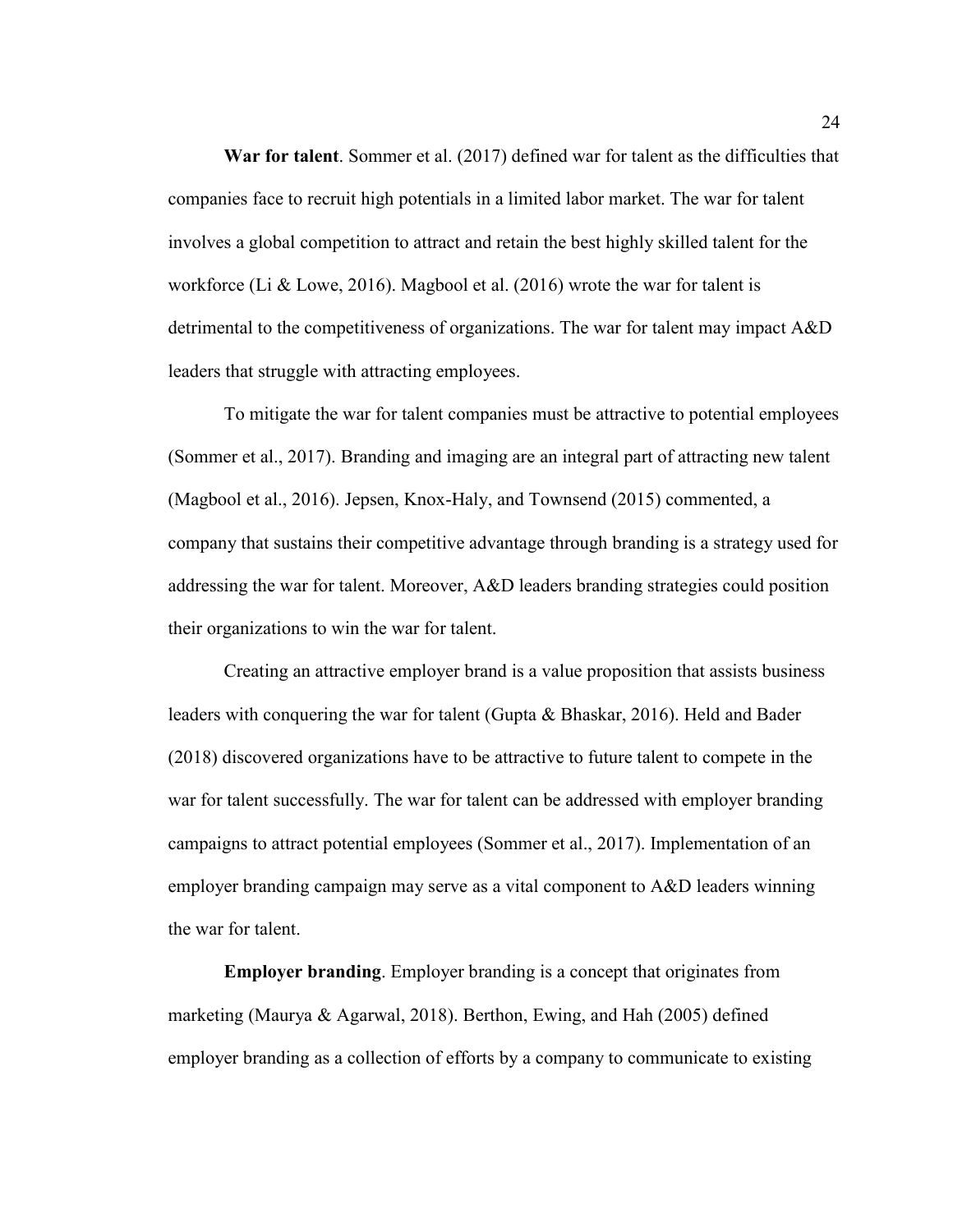**War for talent**. Sommer et al. (2017) defined war for talent as the difficulties that companies face to recruit high potentials in a limited labor market. The war for talent involves a global competition to attract and retain the best highly skilled talent for the workforce (Li & Lowe, 2016). Magbool et al. (2016) wrote the war for talent is detrimental to the competitiveness of organizations. The war for talent may impact A&D leaders that struggle with attracting employees.

To mitigate the war for talent companies must be attractive to potential employees (Sommer et al., 2017). Branding and imaging are an integral part of attracting new talent (Magbool et al., 2016). Jepsen, Knox-Haly, and Townsend (2015) commented, a company that sustains their competitive advantage through branding is a strategy used for addressing the war for talent. Moreover, A&D leaders branding strategies could position their organizations to win the war for talent.

Creating an attractive employer brand is a value proposition that assists business leaders with conquering the war for talent (Gupta & Bhaskar, 2016). Held and Bader (2018) discovered organizations have to be attractive to future talent to compete in the war for talent successfully. The war for talent can be addressed with employer branding campaigns to attract potential employees (Sommer et al., 2017). Implementation of an employer branding campaign may serve as a vital component to A&D leaders winning the war for talent.

**Employer branding**. Employer branding is a concept that originates from marketing (Maurya & Agarwal, 2018). Berthon, Ewing, and Hah (2005) defined employer branding as a collection of efforts by a company to communicate to existing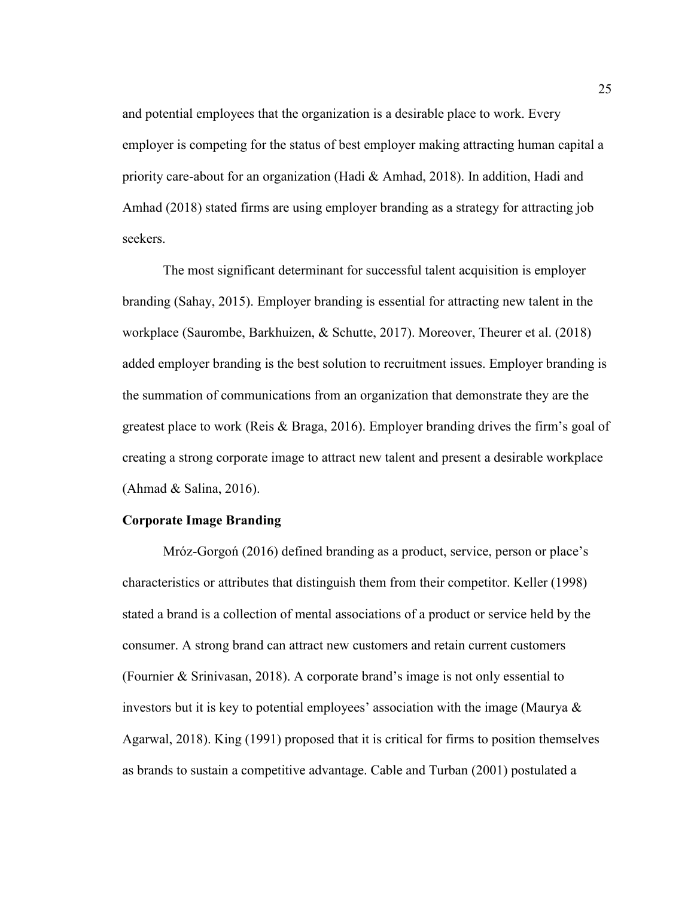and potential employees that the organization is a desirable place to work. Every employer is competing for the status of best employer making attracting human capital a priority care-about for an organization (Hadi & Amhad, 2018). In addition, Hadi and Amhad (2018) stated firms are using employer branding as a strategy for attracting job seekers.

The most significant determinant for successful talent acquisition is employer branding (Sahay, 2015). Employer branding is essential for attracting new talent in the workplace (Saurombe, Barkhuizen, & Schutte, 2017). Moreover, Theurer et al. (2018) added employer branding is the best solution to recruitment issues. Employer branding is the summation of communications from an organization that demonstrate they are the greatest place to work (Reis & Braga, 2016). Employer branding drives the firm's goal of creating a strong corporate image to attract new talent and present a desirable workplace (Ahmad & Salina, 2016).

**Corporate Image Branding**

Mróz-Gorgoń (2016) defined branding as a product, service, person or place's characteristics or attributes that distinguish them from their competitor. Keller (1998) stated a brand is a collection of mental associations of a product or service held by the consumer. A strong brand can attract new customers and retain current customers (Fournier & Srinivasan, 2018). A corporate brand's image is not only essential to investors but it is key to potential employees' association with the image (Maurya & Agarwal, 2018). King (1991) proposed that it is critical for firms to position themselves as brands to sustain a competitive advantage. Cable and Turban (2001) postulated a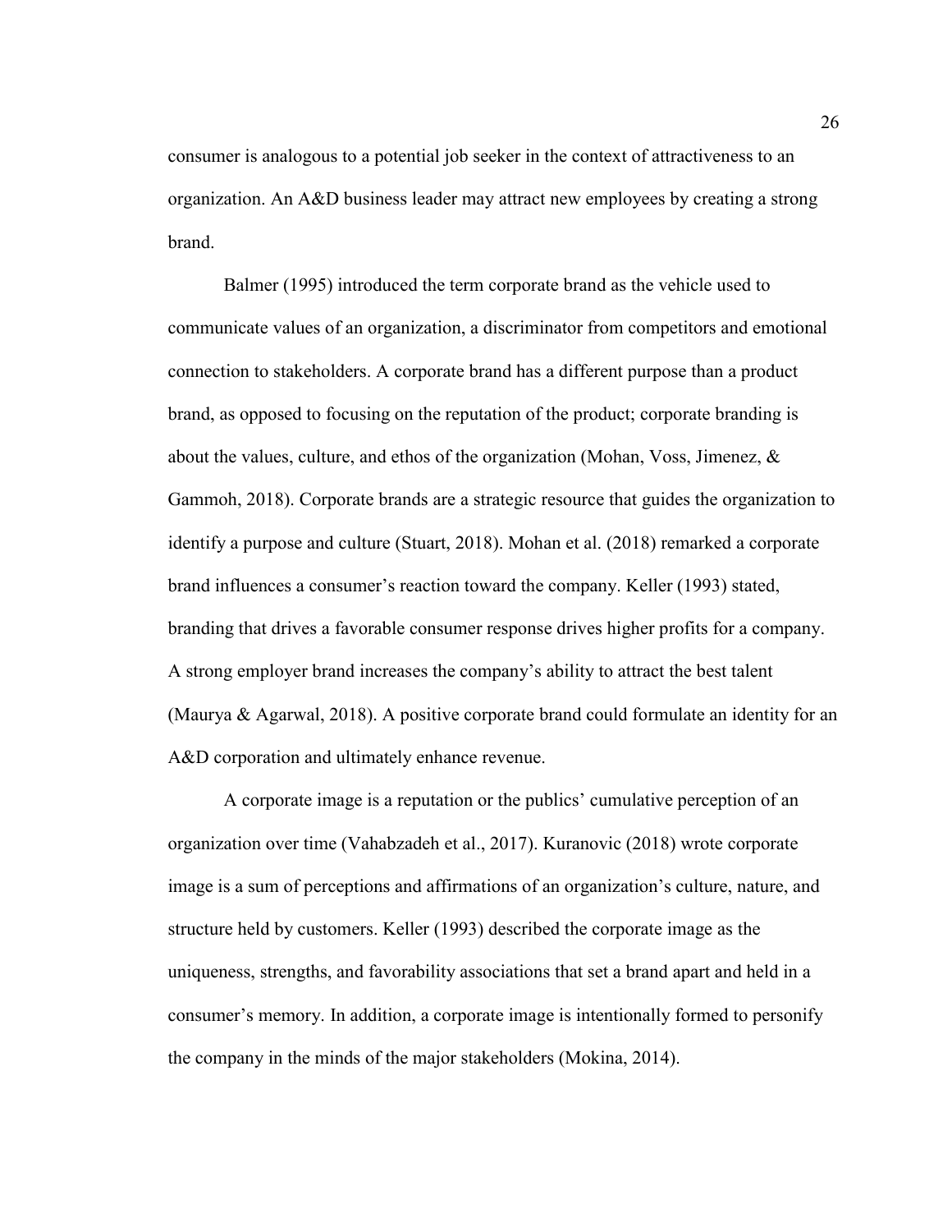consumer is analogous to a potential job seeker in the context of attractiveness to an organization. An A&D business leader may attract new employees by creating a strong brand.

Balmer (1995) introduced the term corporate brand as the vehicle used to communicate values of an organization, a discriminator from competitors and emotional connection to stakeholders. A corporate brand has a different purpose than a product brand, as opposed to focusing on the reputation of the product; corporate branding is about the values, culture, and ethos of the organization (Mohan, Voss, Jimenez, & Gammoh, 2018). Corporate brands are a strategic resource that guides the organization to identify a purpose and culture (Stuart, 2018). Mohan et al. (2018) remarked a corporate brand influences a consumer's reaction toward the company. Keller (1993) stated, branding that drives a favorable consumer response drives higher profits for a company. A strong employer brand increases the company's ability to attract the best talent (Maurya & Agarwal, 2018). A positive corporate brand could formulate an identity for an A&D corporation and ultimately enhance revenue.

A corporate image is a reputation or the publics' cumulative perception of an organization over time (Vahabzadeh et al., 2017). Kuranovic (2018) wrote corporate image is a sum of perceptions and affirmations of an organization's culture, nature, and structure held by customers. Keller (1993) described the corporate image as the uniqueness, strengths, and favorability associations that set a brand apart and held in a consumer's memory. In addition, a corporate image is intentionally formed to personify the company in the minds of the major stakeholders (Mokina, 2014).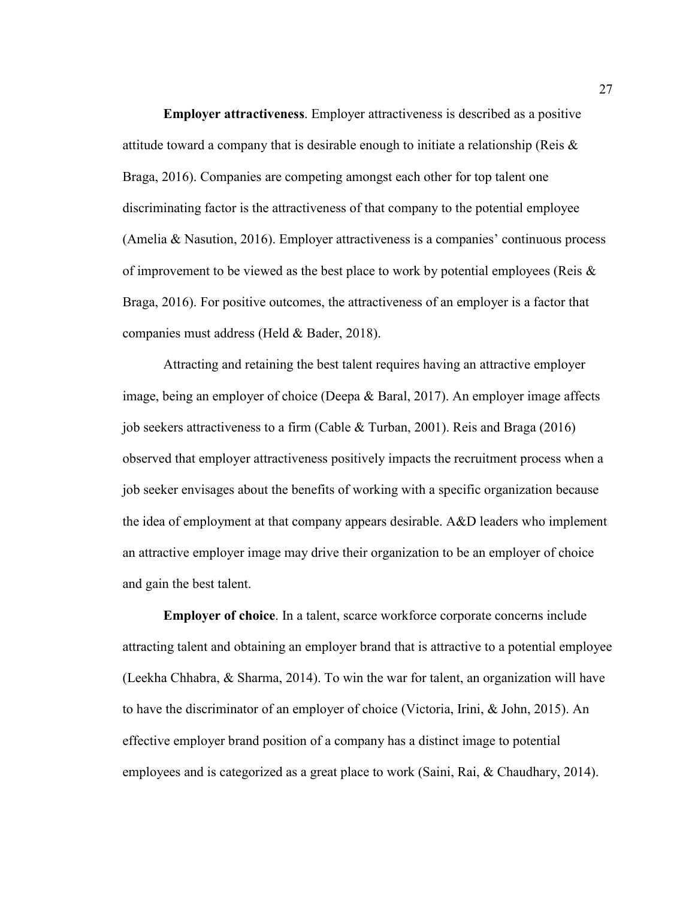**Employer attractiveness**. Employer attractiveness is described as a positive attitude toward a company that is desirable enough to initiate a relationship (Reis & Braga, 2016). Companies are competing amongst each other for top talent one discriminating factor is the attractiveness of that company to the potential employee (Amelia & Nasution, 2016). Employer attractiveness is a companies' continuous process of improvement to be viewed as the best place to work by potential employees (Reis & Braga, 2016). For positive outcomes, the attractiveness of an employer is a factor that companies must address (Held & Bader, 2018).

Attracting and retaining the best talent requires having an attractive employer image, being an employer of choice (Deepa & Baral, 2017). An employer image affects job seekers attractiveness to a firm (Cable & Turban, 2001). Reis and Braga (2016) observed that employer attractiveness positively impacts the recruitment process when a job seeker envisages about the benefits of working with a specific organization because the idea of employment at that company appears desirable. A&D leaders who implement an attractive employer image may drive their organization to be an employer of choice and gain the best talent.

**Employer of choice**. In a talent, scarce workforce corporate concerns include attracting talent and obtaining an employer brand that is attractive to a potential employee (Leekha Chhabra, & Sharma, 2014). To win the war for talent, an organization will have to have the discriminator of an employer of choice (Victoria, Irini, & John, 2015). An effective employer brand position of a company has a distinct image to potential employees and is categorized as a great place to work (Saini, Rai, & Chaudhary, 2014).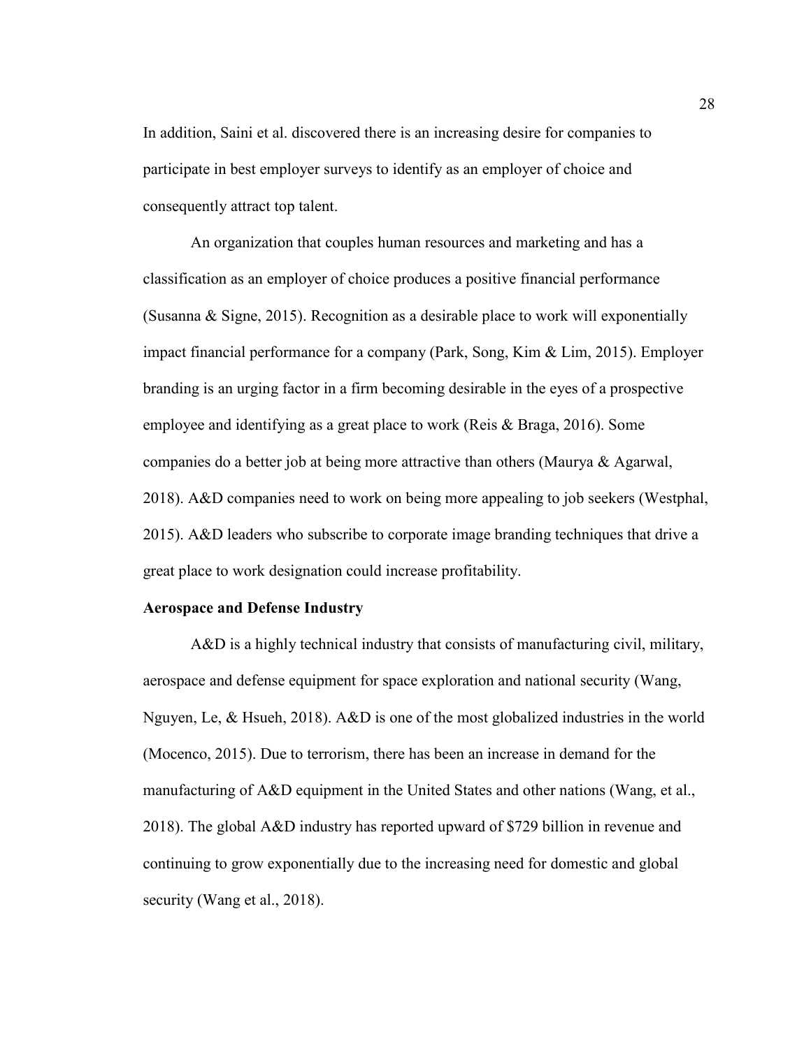In addition, Saini et al. discovered there is an increasing desire for companies to participate in best employer surveys to identify as an employer of choice and consequently attract top talent.

An organization that couples human resources and marketing and has a classification as an employer of choice produces a positive financial performance (Susanna & Signe, 2015). Recognition as a desirable place to work will exponentially impact financial performance for a company (Park, Song, Kim & Lim, 2015). Employer branding is an urging factor in a firm becoming desirable in the eyes of a prospective employee and identifying as a great place to work (Reis & Braga, 2016). Some companies do a better job at being more attractive than others (Maurya & Agarwal, 2018). A&D companies need to work on being more appealing to job seekers (Westphal, 2015). A&D leaders who subscribe to corporate image branding techniques that drive a great place to work designation could increase profitability.

**Aerospace and Defense Industry**

A&D is a highly technical industry that consists of manufacturing civil, military, aerospace and defense equipment for space exploration and national security (Wang, Nguyen, Le, & Hsueh, 2018). A&D is one of the most globalized industries in the world (Mocenco, 2015). Due to terrorism, there has been an increase in demand for the manufacturing of A&D equipment in the United States and other nations (Wang, et al., 2018). The global A&D industry has reported upward of $729 billion in revenue and continuing to grow exponentially due to the increasing need for domestic and global security (Wang et al., 2018).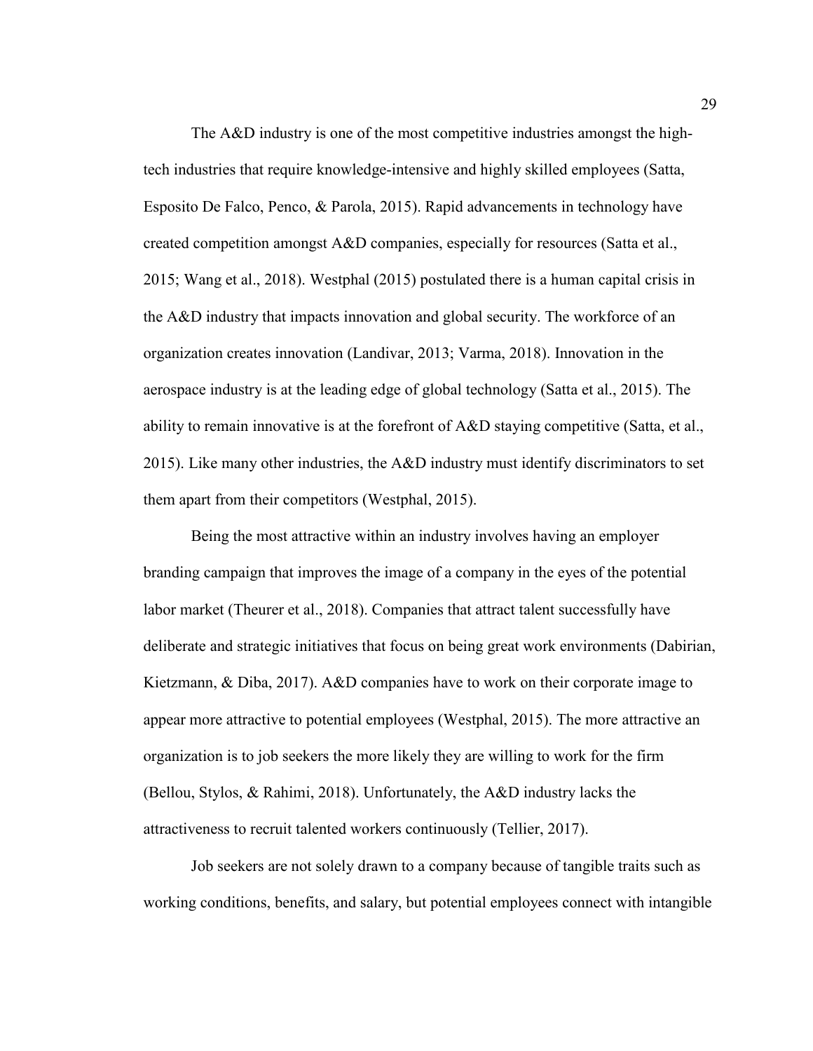The A&D industry is one of the most competitive industries amongst the high-tech industries that require knowledge-intensive and highly skilled employees (Satta, Esposito De Falco, Penco, & Parola, 2015). Rapid advancements in technology have created competition amongst A&D companies, especially for resources (Satta et al., 2015; Wang et al., 2018). Westphal (2015) postulated there is a human capital crisis in the A&D industry that impacts innovation and global security. The workforce of an organization creates innovation (Landivar, 2013; Varma, 2018). Innovation in the aerospace industry is at the leading edge of global technology (Satta et al., 2015). The ability to remain innovative is at the forefront of A&D staying competitive (Satta, et al., 2015). Like many other industries, the A&D industry must identify discriminators to set them apart from their competitors (Westphal, 2015).

Being the most attractive within an industry involves having an employer branding campaign that improves the image of a company in the eyes of the potential labor market (Theurer et al., 2018). Companies that attract talent successfully have deliberate and strategic initiatives that focus on being great work environments (Dabirian, Kietzmann, & Diba, 2017). A&D companies have to work on their corporate image to appear more attractive to potential employees (Westphal, 2015). The more attractive an organization is to job seekers the more likely they are willing to work for the firm (Bellou, Stylos, & Rahimi, 2018). Unfortunately, the A&D industry lacks the attractiveness to recruit talented workers continuously (Tellier, 2017).

Job seekers are not solely drawn to a company because of tangible traits such as working conditions, benefits, and salary, but potential employees connect with intangible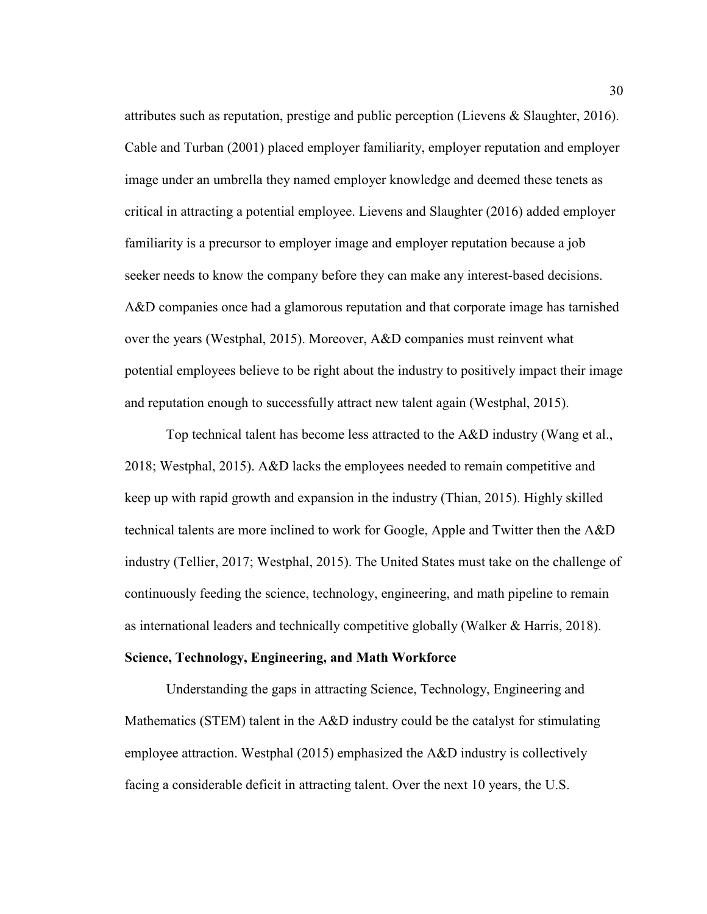attributes such as reputation, prestige and public perception (Lievens & Slaughter, 2016). Cable and Turban (2001) placed employer familiarity, employer reputation and employer image under an umbrella they named employer knowledge and deemed these tenets as critical in attracting a potential employee. Lievens and Slaughter (2016) added employer familiarity is a precursor to employer image and employer reputation because a job seeker needs to know the company before they can make any interest-based decisions. A&D companies once had a glamorous reputation and that corporate image has tarnished over the years (Westphal, 2015). Moreover, A&D companies must reinvent what potential employees believe to be right about the industry to positively impact their image and reputation enough to successfully attract new talent again (Westphal, 2015).

Top technical talent has become less attracted to the A&D industry (Wang et al., 2018; Westphal, 2015). A&D lacks the employees needed to remain competitive and keep up with rapid growth and expansion in the industry (Thian, 2015). Highly skilled technical talents are more inclined to work for Google, Apple and Twitter then the A&D industry (Tellier, 2017; Westphal, 2015). The United States must take on the challenge of continuously feeding the science, technology, engineering, and math pipeline to remain as international leaders and technically competitive globally (Walker & Harris, 2018).

**Science, Technology, Engineering, and Math Workforce**

Understanding the gaps in attracting Science, Technology, Engineering and Mathematics (STEM) talent in the A&D industry could be the catalyst for stimulating employee attraction. Westphal (2015) emphasized the A&D industry is collectively facing a considerable deficit in attracting talent. Over the next 10 years, the U.S.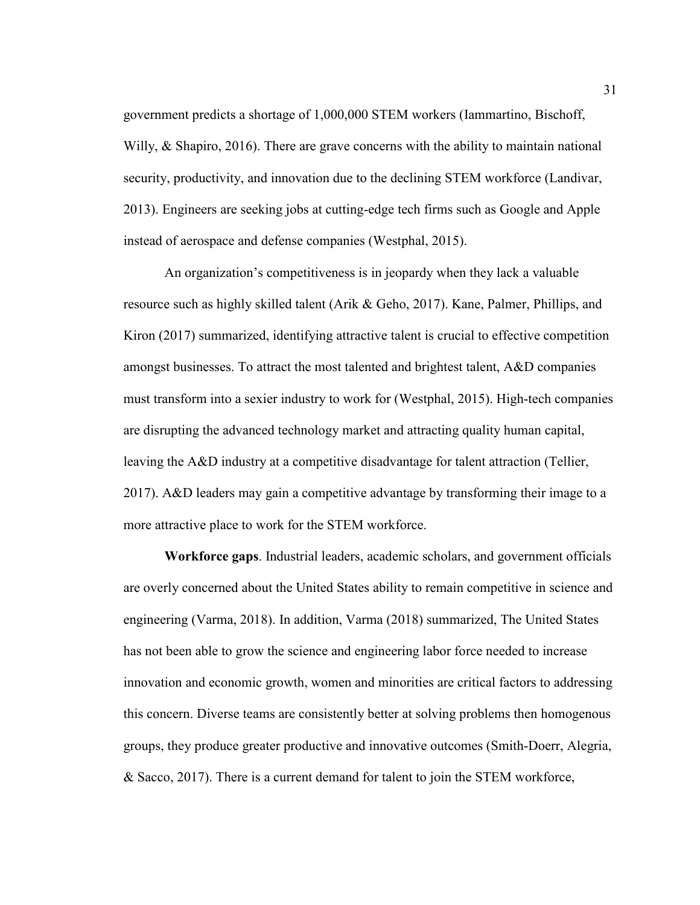government predicts a shortage of 1,000,000 STEM workers (Iammartino, Bischoff, Willy, & Shapiro, 2016). There are grave concerns with the ability to maintain national security, productivity, and innovation due to the declining STEM workforce (Landivar, 2013). Engineers are seeking jobs at cutting-edge tech firms such as Google and Apple instead of aerospace and defense companies (Westphal, 2015).

An organization's competitiveness is in jeopardy when they lack a valuable resource such as highly skilled talent (Arik & Geho, 2017). Kane, Palmer, Phillips, and Kiron (2017) summarized, identifying attractive talent is crucial to effective competition amongst businesses. To attract the most talented and brightest talent, A&D companies must transform into a sexier industry to work for (Westphal, 2015). High-tech companies are disrupting the advanced technology market and attracting quality human capital, leaving the A&D industry at a competitive disadvantage for talent attraction (Tellier, 2017). A&D leaders may gain a competitive advantage by transforming their image to a more attractive place to work for the STEM workforce.

**Workforce gaps**. Industrial leaders, academic scholars, and government officials are overly concerned about the United States ability to remain competitive in science and engineering (Varma, 2018). In addition, Varma (2018) summarized, The United States has not been able to grow the science and engineering labor force needed to increase innovation and economic growth, women and minorities are critical factors to addressing this concern. Diverse teams are consistently better at solving problems then homogenous groups, they produce greater productive and innovative outcomes (Smith-Doerr, Alegria, & Sacco, 2017). There is a current demand for talent to join the STEM workforce,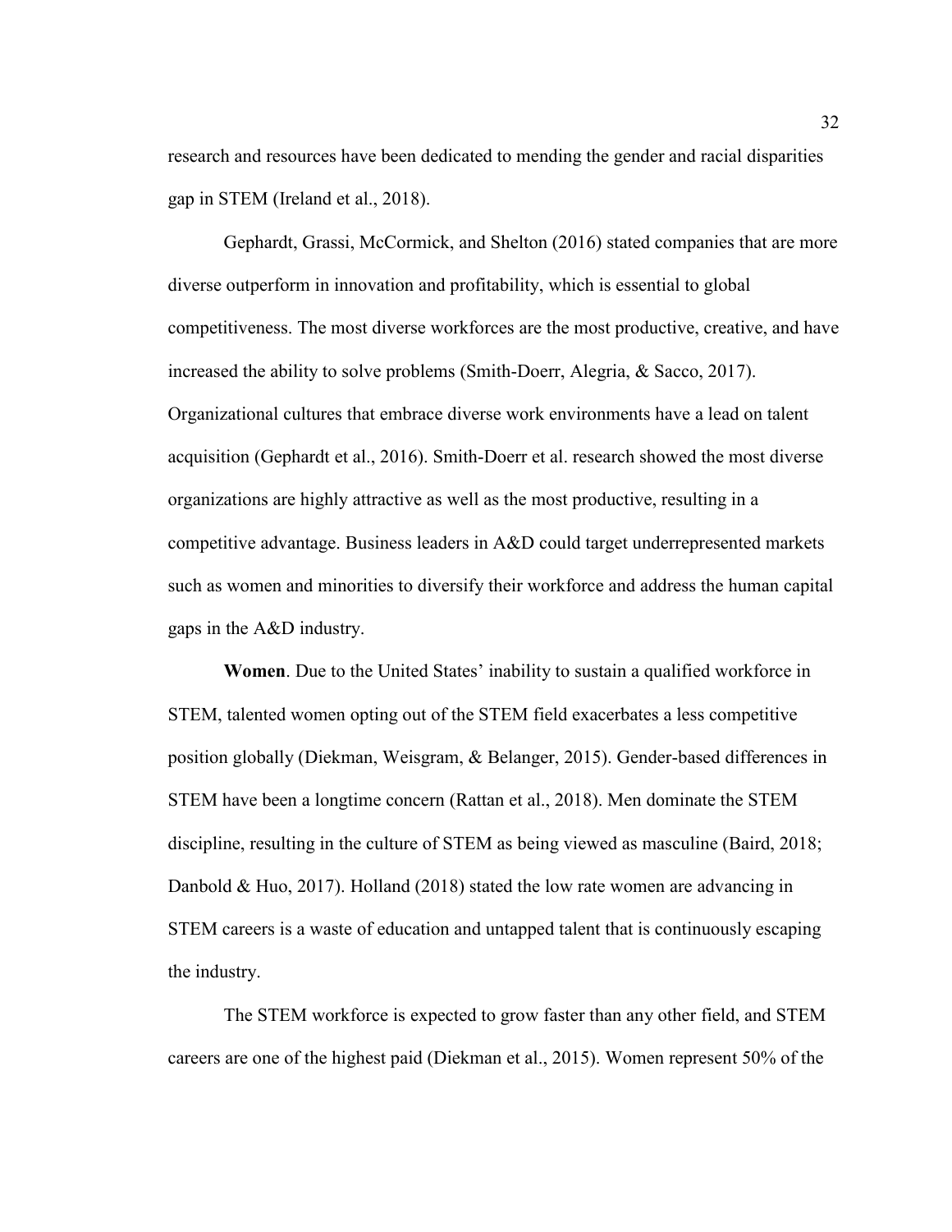research and resources have been dedicated to mending the gender and racial disparities gap in STEM (Ireland et al., 2018).

Gephardt, Grassi, McCormick, and Shelton (2016) stated companies that are more diverse outperform in innovation and profitability, which is essential to global competitiveness. The most diverse workforces are the most productive, creative, and have increased the ability to solve problems (Smith-Doerr, Alegria, & Sacco, 2017). Organizational cultures that embrace diverse work environments have a lead on talent acquisition (Gephardt et al., 2016). Smith-Doerr et al. research showed the most diverse organizations are highly attractive as well as the most productive, resulting in a competitive advantage. Business leaders in A&D could target underrepresented markets such as women and minorities to diversify their workforce and address the human capital gaps in the A&D industry.

**Women**. Due to the United States' inability to sustain a qualified workforce in STEM, talented women opting out of the STEM field exacerbates a less competitive position globally (Diekman, Weisgram, & Belanger, 2015). Gender-based differences in STEM have been a longtime concern (Rattan et al., 2018). Men dominate the STEM discipline, resulting in the culture of STEM as being viewed as masculine (Baird, 2018; Danbold & Huo, 2017). Holland (2018) stated the low rate women are advancing in STEM careers is a waste of education and untapped talent that is continuously escaping the industry.

The STEM workforce is expected to grow faster than any other field, and STEM careers are one of the highest paid (Diekman et al., 2015). Women represent 50% of the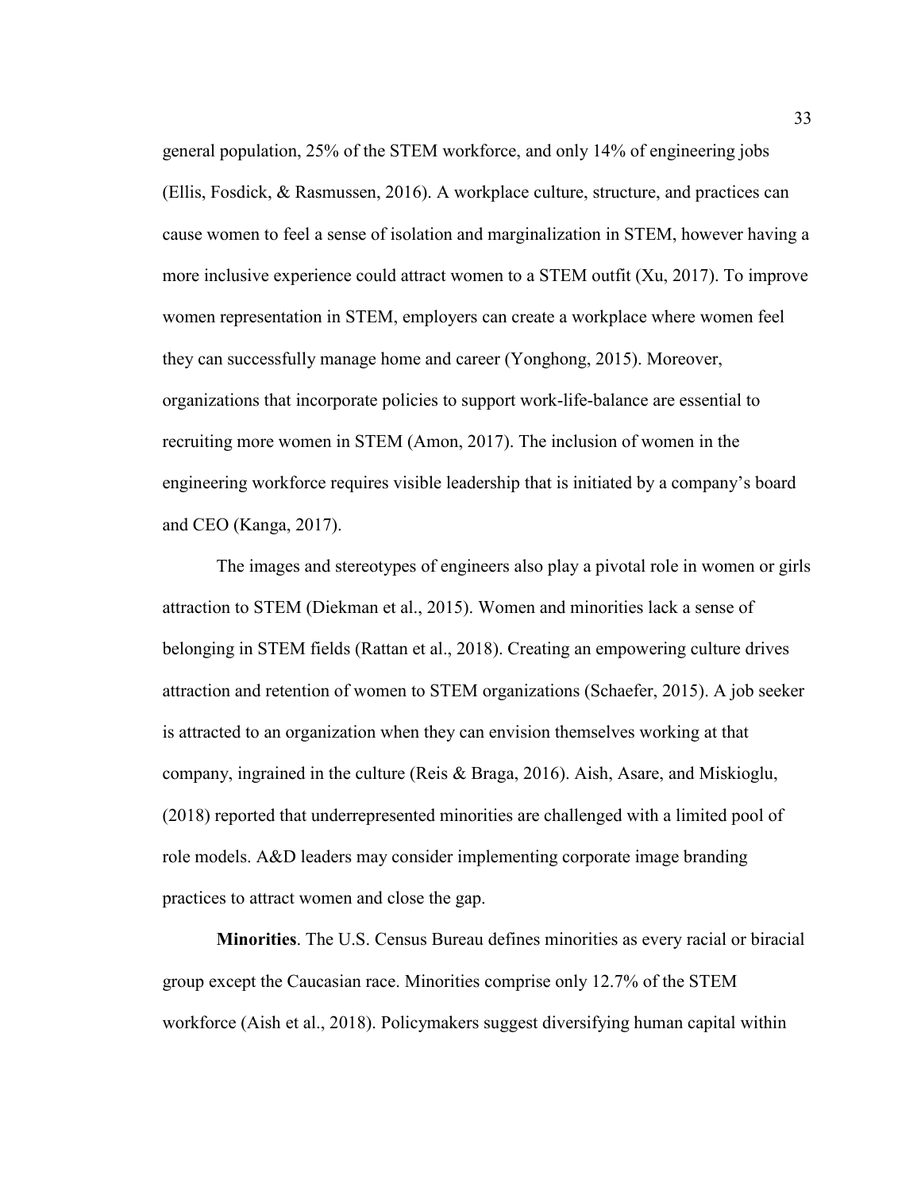general population, 25% of the STEM workforce, and only 14% of engineering jobs (Ellis, Fosdick, & Rasmussen, 2016). A workplace culture, structure, and practices can cause women to feel a sense of isolation and marginalization in STEM, however having a more inclusive experience could attract women to a STEM outfit (Xu, 2017). To improve women representation in STEM, employers can create a workplace where women feel they can successfully manage home and career (Yonghong, 2015). Moreover, organizations that incorporate policies to support work-life-balance are essential to recruiting more women in STEM (Amon, 2017). The inclusion of women in the engineering workforce requires visible leadership that is initiated by a company's board and CEO (Kanga, 2017).

The images and stereotypes of engineers also play a pivotal role in women or girls attraction to STEM (Diekman et al., 2015). Women and minorities lack a sense of belonging in STEM fields (Rattan et al., 2018). Creating an empowering culture drives attraction and retention of women to STEM organizations (Schaefer, 2015). A job seeker is attracted to an organization when they can envision themselves working at that company, ingrained in the culture (Reis & Braga, 2016). Aish, Asare, and Miskioglu, (2018) reported that underrepresented minorities are challenged with a limited pool of role models. A&D leaders may consider implementing corporate image branding practices to attract women and close the gap.

**Minorities**. The U.S. Census Bureau defines minorities as every racial or biracial group except the Caucasian race. Minorities comprise only 12.7% of the STEM workforce (Aish et al., 2018). Policymakers suggest diversifying human capital within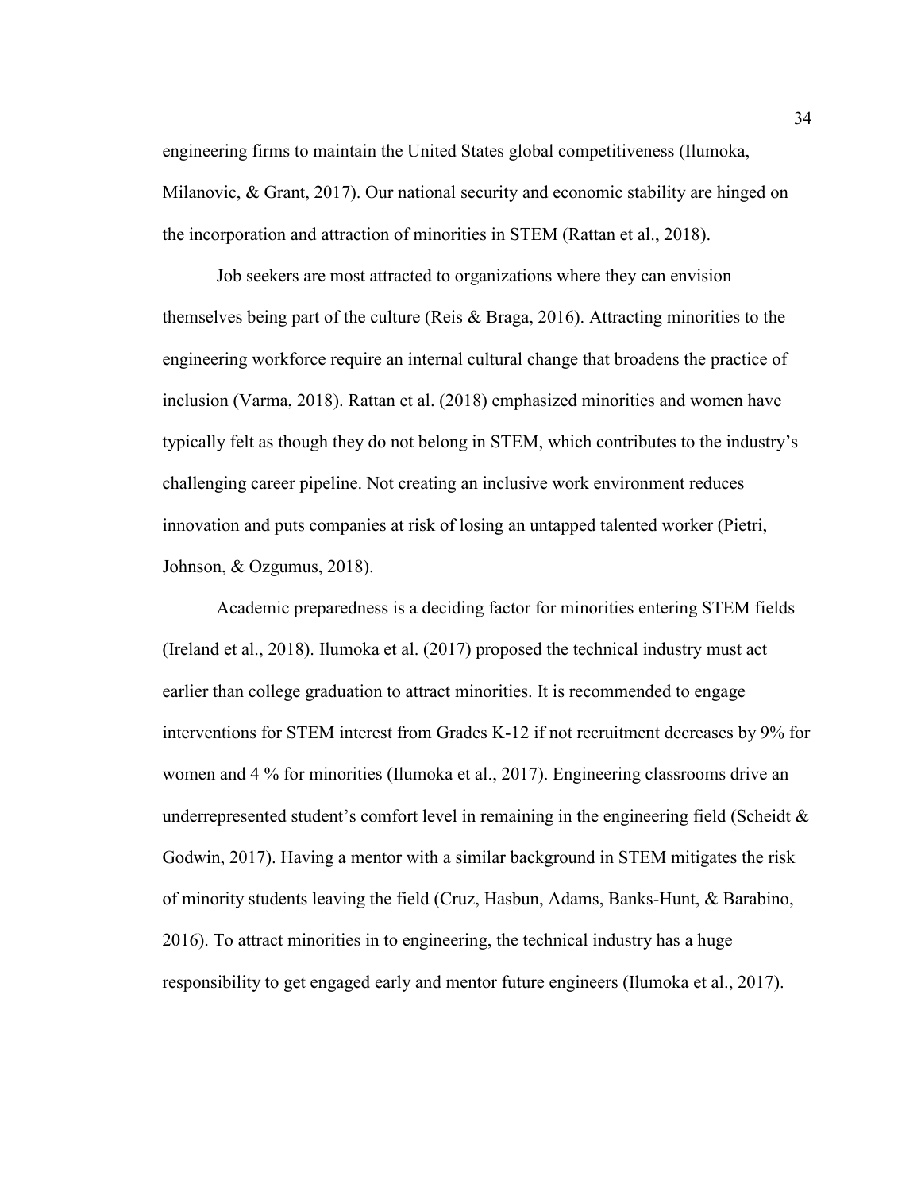engineering firms to maintain the United States global competitiveness (Ilumoka, Milanovic, & Grant, 2017). Our national security and economic stability are hinged on the incorporation and attraction of minorities in STEM (Rattan et al., 2018).

Job seekers are most attracted to organizations where they can envision themselves being part of the culture (Reis & Braga, 2016). Attracting minorities to the engineering workforce require an internal cultural change that broadens the practice of inclusion (Varma, 2018). Rattan et al. (2018) emphasized minorities and women have typically felt as though they do not belong in STEM, which contributes to the industry's challenging career pipeline. Not creating an inclusive work environment reduces innovation and puts companies at risk of losing an untapped talented worker (Pietri, Johnson, & Ozgumus, 2018).

Academic preparedness is a deciding factor for minorities entering STEM fields (Ireland et al., 2018). Ilumoka et al. (2017) proposed the technical industry must act earlier than college graduation to attract minorities. It is recommended to engage interventions for STEM interest from Grades K-12 if not recruitment decreases by 9% for women and 4 % for minorities (Ilumoka et al., 2017). Engineering classrooms drive an underrepresented student's comfort level in remaining in the engineering field (Scheidt & Godwin, 2017). Having a mentor with a similar background in STEM mitigates the risk of minority students leaving the field (Cruz, Hasbun, Adams, Banks-Hunt, & Barabino, 2016). To attract minorities in to engineering, the technical industry has a huge responsibility to get engaged early and mentor future engineers (Ilumoka et al., 2017).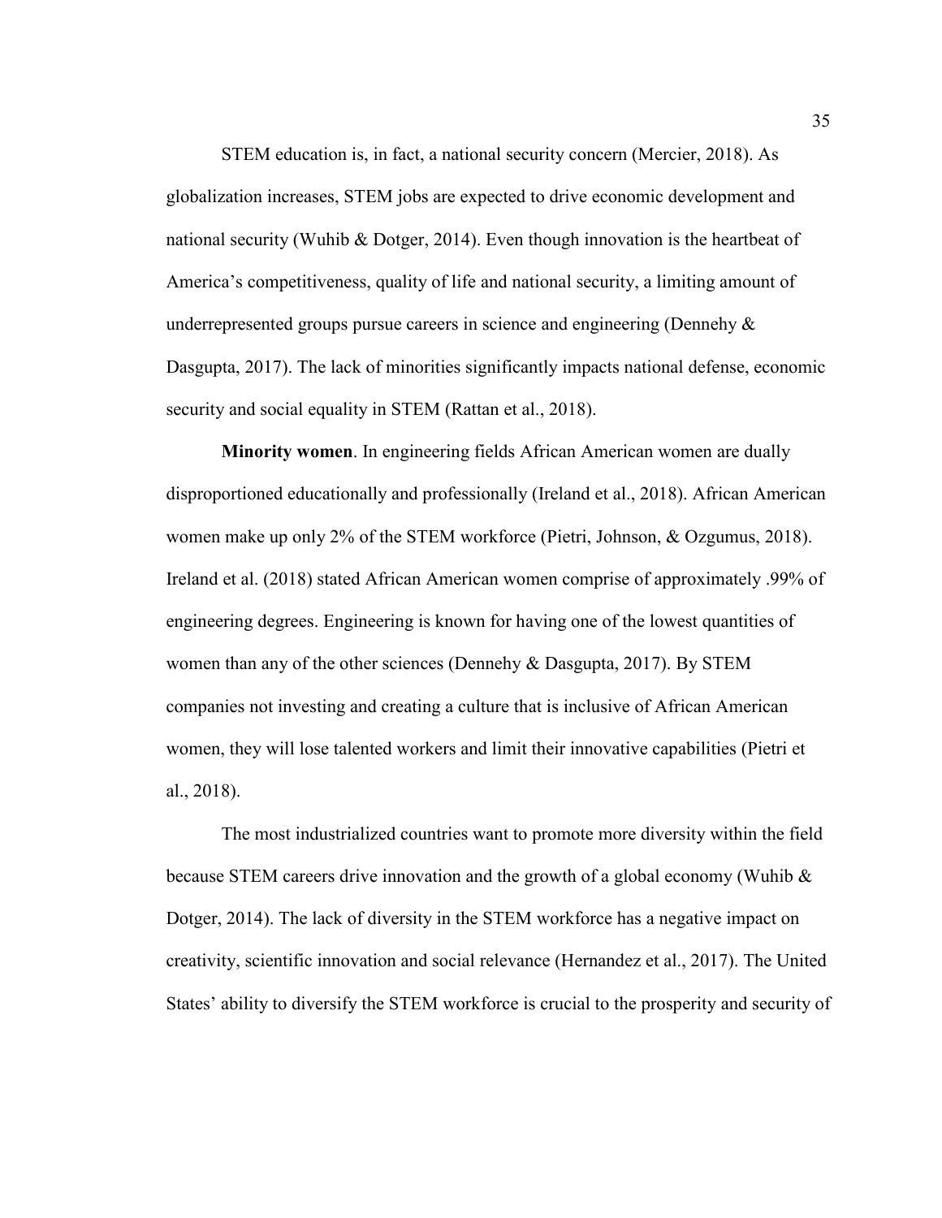STEM education is, in fact, a national security concern (Mercier, 2018). As globalization increases, STEM jobs are expected to drive economic development and national security (Wuhib & Dotger, 2014). Even though innovation is the heartbeat of America's competitiveness, quality of life and national security, a limiting amount of underrepresented groups pursue careers in science and engineering (Dennehy & Dasgupta, 2017). The lack of minorities significantly impacts national defense, economic security and social equality in STEM (Rattan et al., 2018).

**Minority women**. In engineering fields African American women are dually disproportioned educationally and professionally (Ireland et al., 2018). African American women make up only 2% of the STEM workforce (Pietri, Johnson, & Ozgumus, 2018). Ireland et al. (2018) stated African American women comprise of approximately .99% of engineering degrees. Engineering is known for having one of the lowest quantities of women than any of the other sciences (Dennehy & Dasgupta, 2017). By STEM companies not investing and creating a culture that is inclusive of African American women, they will lose talented workers and limit their innovative capabilities (Pietri et al., 2018).

The most industrialized countries want to promote more diversity within the field because STEM careers drive innovation and the growth of a global economy (Wuhib & Dotger, 2014). The lack of diversity in the STEM workforce has a negative impact on creativity, scientific innovation and social relevance (Hernandez et al., 2017). The United States' ability to diversify the STEM workforce is crucial to the prosperity and security of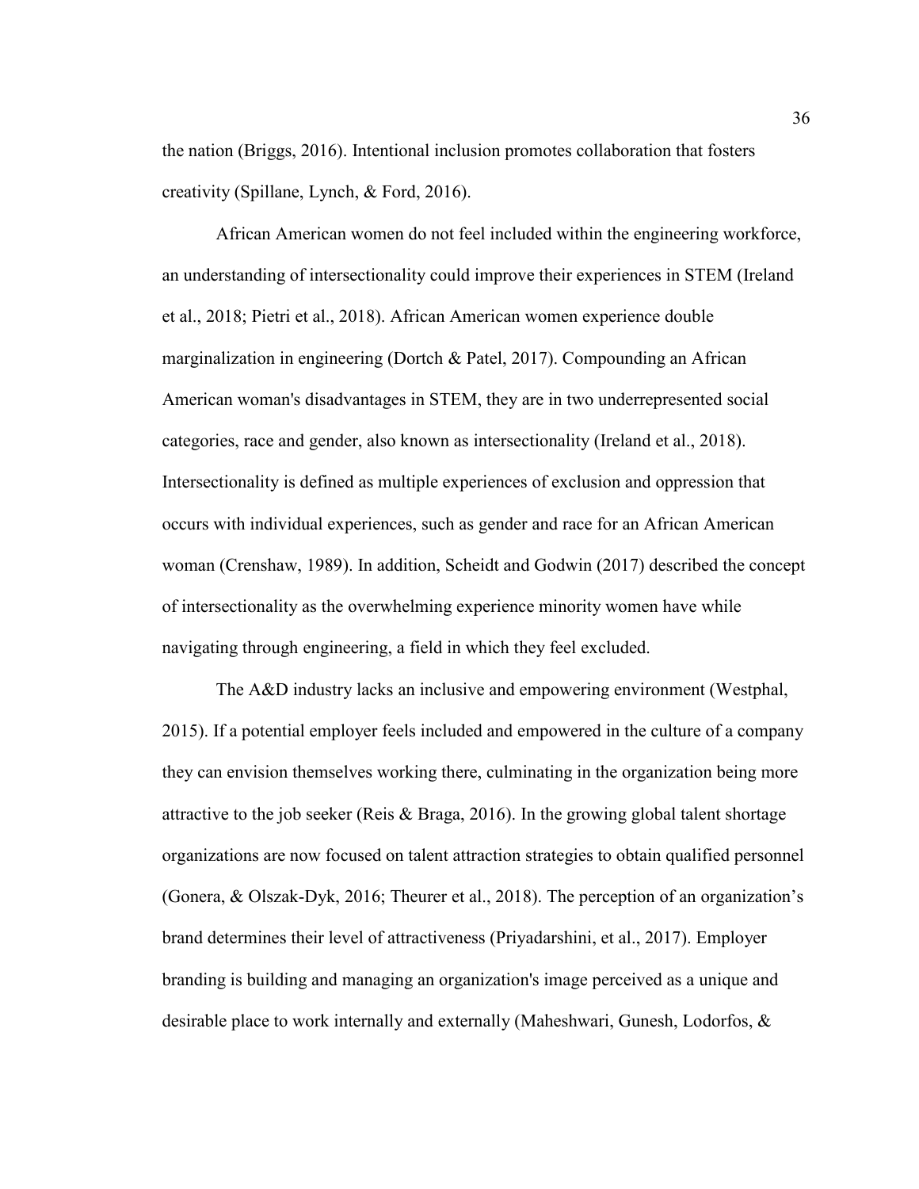the nation (Briggs, 2016). Intentional inclusion promotes collaboration that fosters creativity (Spillane, Lynch, & Ford, 2016).

African American women do not feel included within the engineering workforce, an understanding of intersectionality could improve their experiences in STEM (Ireland et al., 2018; Pietri et al., 2018). African American women experience double marginalization in engineering (Dortch & Patel, 2017). Compounding an African American woman's disadvantages in STEM, they are in two underrepresented social categories, race and gender, also known as intersectionality (Ireland et al., 2018). Intersectionality is defined as multiple experiences of exclusion and oppression that occurs with individual experiences, such as gender and race for an African American woman (Crenshaw, 1989). In addition, Scheidt and Godwin (2017) described the concept of intersectionality as the overwhelming experience minority women have while navigating through engineering, a field in which they feel excluded.

The A&D industry lacks an inclusive and empowering environment (Westphal, 2015). If a potential employer feels included and empowered in the culture of a company they can envision themselves working there, culminating in the organization being more attractive to the job seeker (Reis & Braga, 2016). In the growing global talent shortage organizations are now focused on talent attraction strategies to obtain qualified personnel (Gonera, & Olszak-Dyk, 2016; Theurer et al., 2018). The perception of an organization's brand determines their level of attractiveness (Priyadarshini, et al., 2017). Employer branding is building and managing an organization's image perceived as a unique and desirable place to work internally and externally (Maheshwari, Gunesh, Lodorfos, &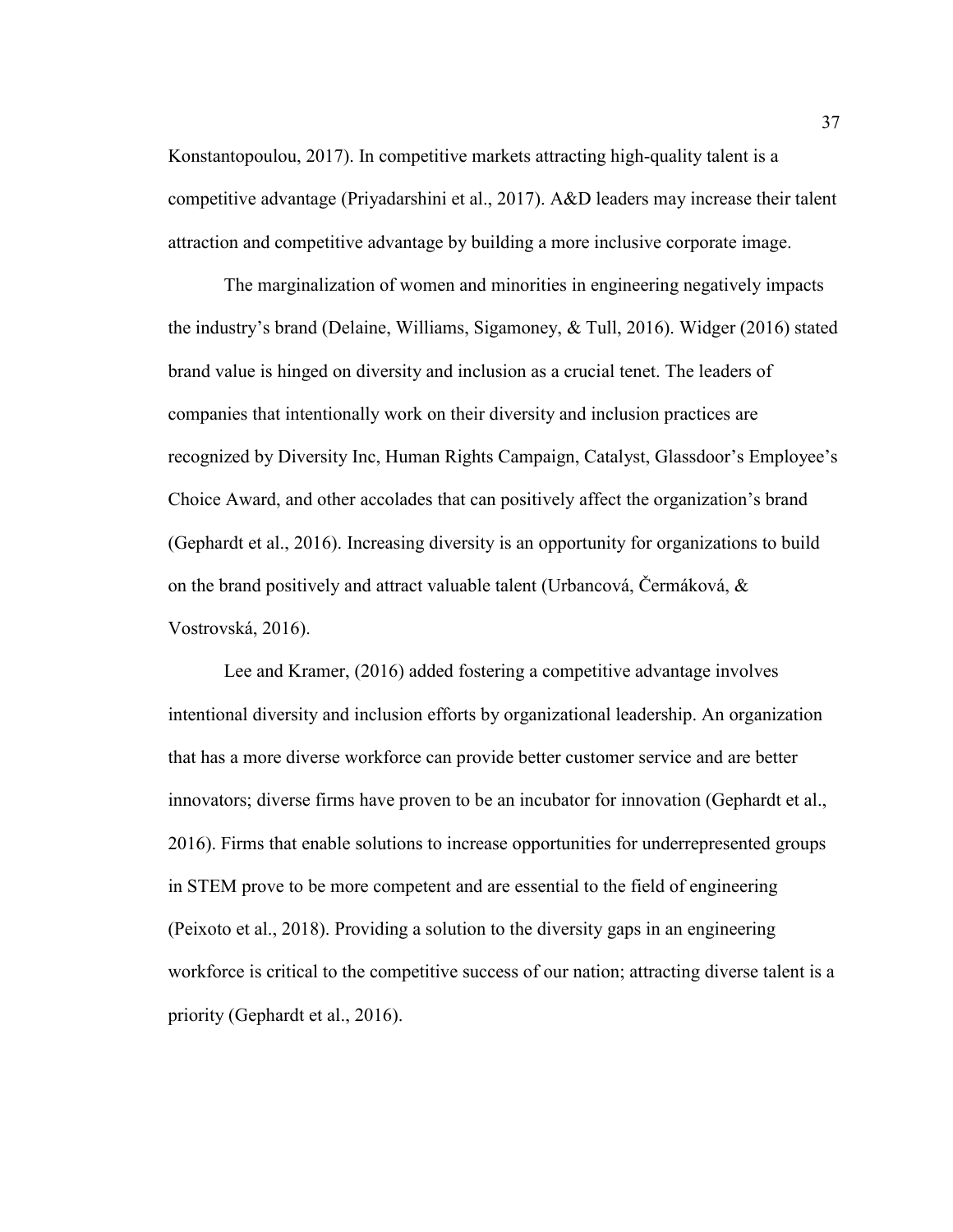Konstantopoulou, 2017). In competitive markets attracting high-quality talent is a competitive advantage (Priyadarshini et al., 2017). A&D leaders may increase their talent attraction and competitive advantage by building a more inclusive corporate image.

The marginalization of women and minorities in engineering negatively impacts the industry's brand (Delaine, Williams, Sigamoney, & Tull, 2016). Widger (2016) stated brand value is hinged on diversity and inclusion as a crucial tenet. The leaders of companies that intentionally work on their diversity and inclusion practices are recognized by Diversity Inc, Human Rights Campaign, Catalyst, Glassdoor's Employee's Choice Award, and other accolades that can positively affect the organization's brand (Gephardt et al., 2016). Increasing diversity is an opportunity for organizations to build on the brand positively and attract valuable talent (Urbancová, Čermáková, & Vostrovská, 2016).

Lee and Kramer, (2016) added fostering a competitive advantage involves intentional diversity and inclusion efforts by organizational leadership. An organization that has a more diverse workforce can provide better customer service and are better innovators; diverse firms have proven to be an incubator for innovation (Gephardt et al., 2016). Firms that enable solutions to increase opportunities for underrepresented groups in STEM prove to be more competent and are essential to the field of engineering (Peixoto et al., 2018). Providing a solution to the diversity gaps in an engineering workforce is critical to the competitive success of our nation; attracting diverse talent is a priority (Gephardt et al., 2016).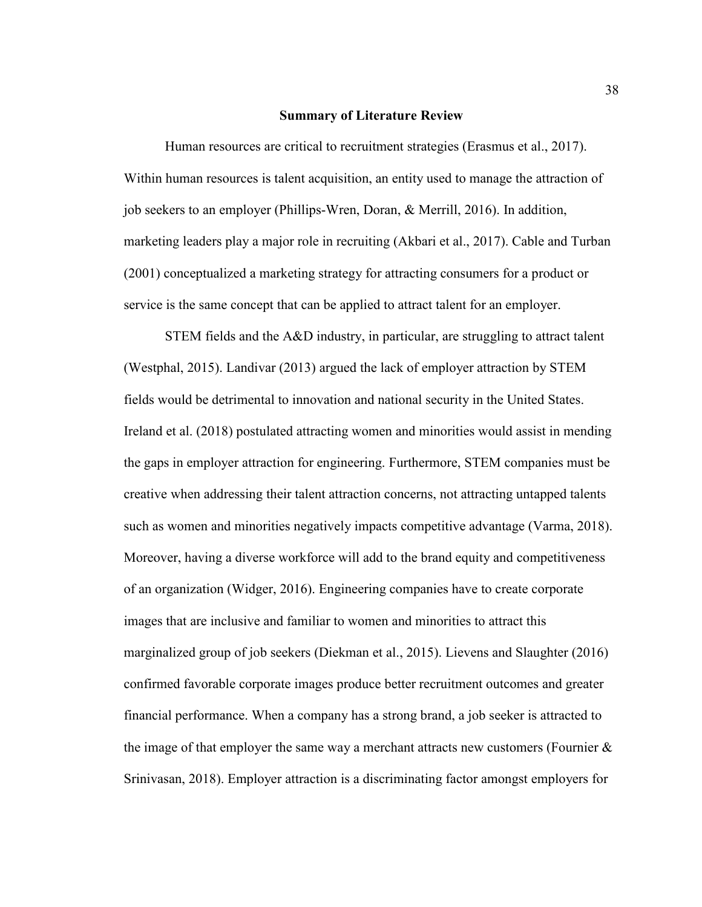## Summary of Literature Review

Human resources are critical to recruitment strategies (Erasmus et al., 2017). Within human resources is talent acquisition, an entity used to manage the attraction of job seekers to an employer (Phillips-Wren, Doran, & Merrill, 2016). In addition, marketing leaders play a major role in recruiting (Akbari et al., 2017). Cable and Turban (2001) conceptualized a marketing strategy for attracting consumers for a product or service is the same concept that can be applied to attract talent for an employer.

STEM fields and the A&D industry, in particular, are struggling to attract talent (Westphal, 2015). Landivar (2013) argued the lack of employer attraction by STEM fields would be detrimental to innovation and national security in the United States. Ireland et al. (2018) postulated attracting women and minorities would assist in mending the gaps in employer attraction for engineering. Furthermore, STEM companies must be creative when addressing their talent attraction concerns, not attracting untapped talents such as women and minorities negatively impacts competitive advantage (Varma, 2018). Moreover, having a diverse workforce will add to the brand equity and competitiveness of an organization (Widger, 2016). Engineering companies have to create corporate images that are inclusive and familiar to women and minorities to attract this marginalized group of job seekers (Diekman et al., 2015). Lievens and Slaughter (2016) confirmed favorable corporate images produce better recruitment outcomes and greater financial performance. When a company has a strong brand, a job seeker is attracted to the image of that employer the same way a merchant attracts new customers (Fournier & Srinivasan, 2018). Employer attraction is a discriminating factor amongst employers for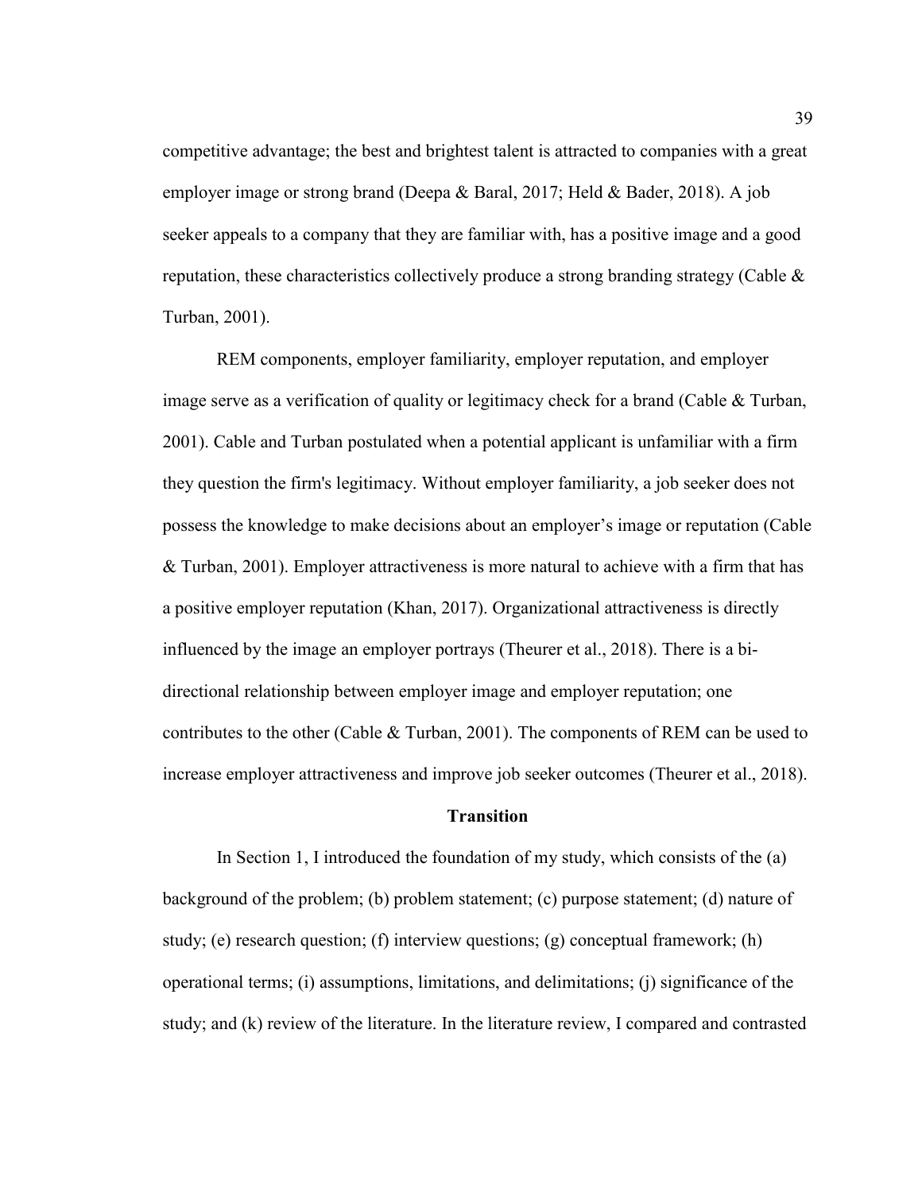competitive advantage; the best and brightest talent is attracted to companies with a great employer image or strong brand (Deepa & Baral, 2017; Held & Bader, 2018). A job seeker appeals to a company that they are familiar with, has a positive image and a good reputation, these characteristics collectively produce a strong branding strategy (Cable & Turban, 2001).

REM components, employer familiarity, employer reputation, and employer image serve as a verification of quality or legitimacy check for a brand (Cable & Turban, 2001). Cable and Turban postulated when a potential applicant is unfamiliar with a firm they question the firm's legitimacy. Without employer familiarity, a job seeker does not possess the knowledge to make decisions about an employer's image or reputation (Cable & Turban, 2001). Employer attractiveness is more natural to achieve with a firm that has a positive employer reputation (Khan, 2017). Organizational attractiveness is directly influenced by the image an employer portrays (Theurer et al., 2018). There is a bi-directional relationship between employer image and employer reputation; one contributes to the other (Cable & Turban, 2001). The components of REM can be used to increase employer attractiveness and improve job seeker outcomes (Theurer et al., 2018).

## Transition

In Section 1, I introduced the foundation of my study, which consists of the (a) background of the problem; (b) problem statement; (c) purpose statement; (d) nature of study; (e) research question; (f) interview questions; (g) conceptual framework; (h) operational terms; (i) assumptions, limitations, and delimitations; (j) significance of the study; and (k) review of the literature. In the literature review, I compared and contrasted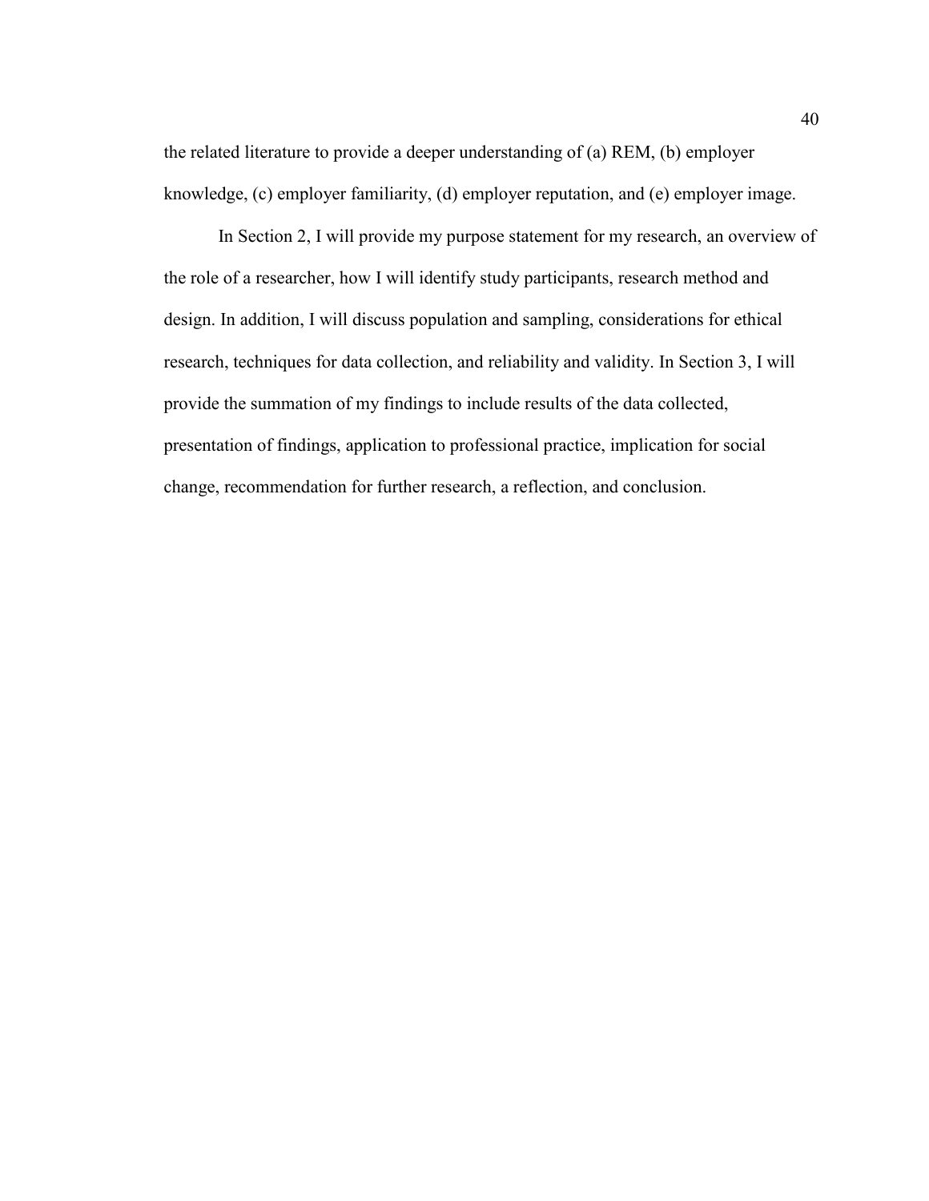the related literature to provide a deeper understanding of (a) REM, (b) employer knowledge, (c) employer familiarity, (d) employer reputation, and (e) employer image.

In Section 2, I will provide my purpose statement for my research, an overview of the role of a researcher, how I will identify study participants, research method and design. In addition, I will discuss population and sampling, considerations for ethical research, techniques for data collection, and reliability and validity. In Section 3, I will provide the summation of my findings to include results of the data collected, presentation of findings, application to professional practice, implication for social change, recommendation for further research, a reflection, and conclusion.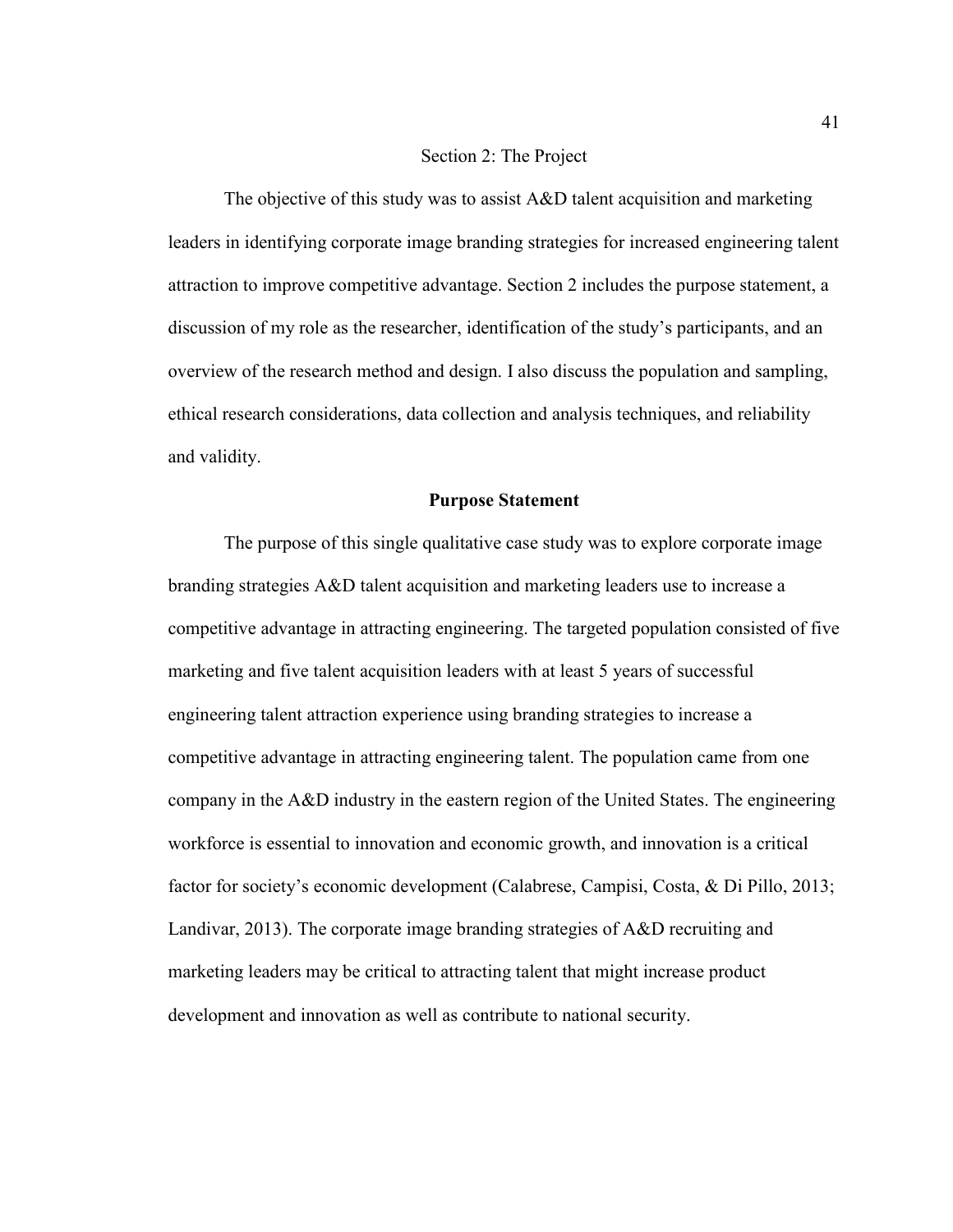# Section 2: The Project

The objective of this study was to assist A&D talent acquisition and marketing leaders in identifying corporate image branding strategies for increased engineering talent attraction to improve competitive advantage. Section 2 includes the purpose statement, a discussion of my role as the researcher, identification of the study's participants, and an overview of the research method and design. I also discuss the population and sampling, ethical research considerations, data collection and analysis techniques, and reliability and validity.

## Purpose Statement

The purpose of this single qualitative case study was to explore corporate image branding strategies A&D talent acquisition and marketing leaders use to increase a competitive advantage in attracting engineering. The targeted population consisted of five marketing and five talent acquisition leaders with at least 5 years of successful engineering talent attraction experience using branding strategies to increase a competitive advantage in attracting engineering talent. The population came from one company in the A&D industry in the eastern region of the United States. The engineering workforce is essential to innovation and economic growth, and innovation is a critical factor for society's economic development (Calabrese, Campisi, Costa, & Di Pillo, 2013; Landivar, 2013). The corporate image branding strategies of A&D recruiting and marketing leaders may be critical to attracting talent that might increase product development and innovation as well as contribute to national security.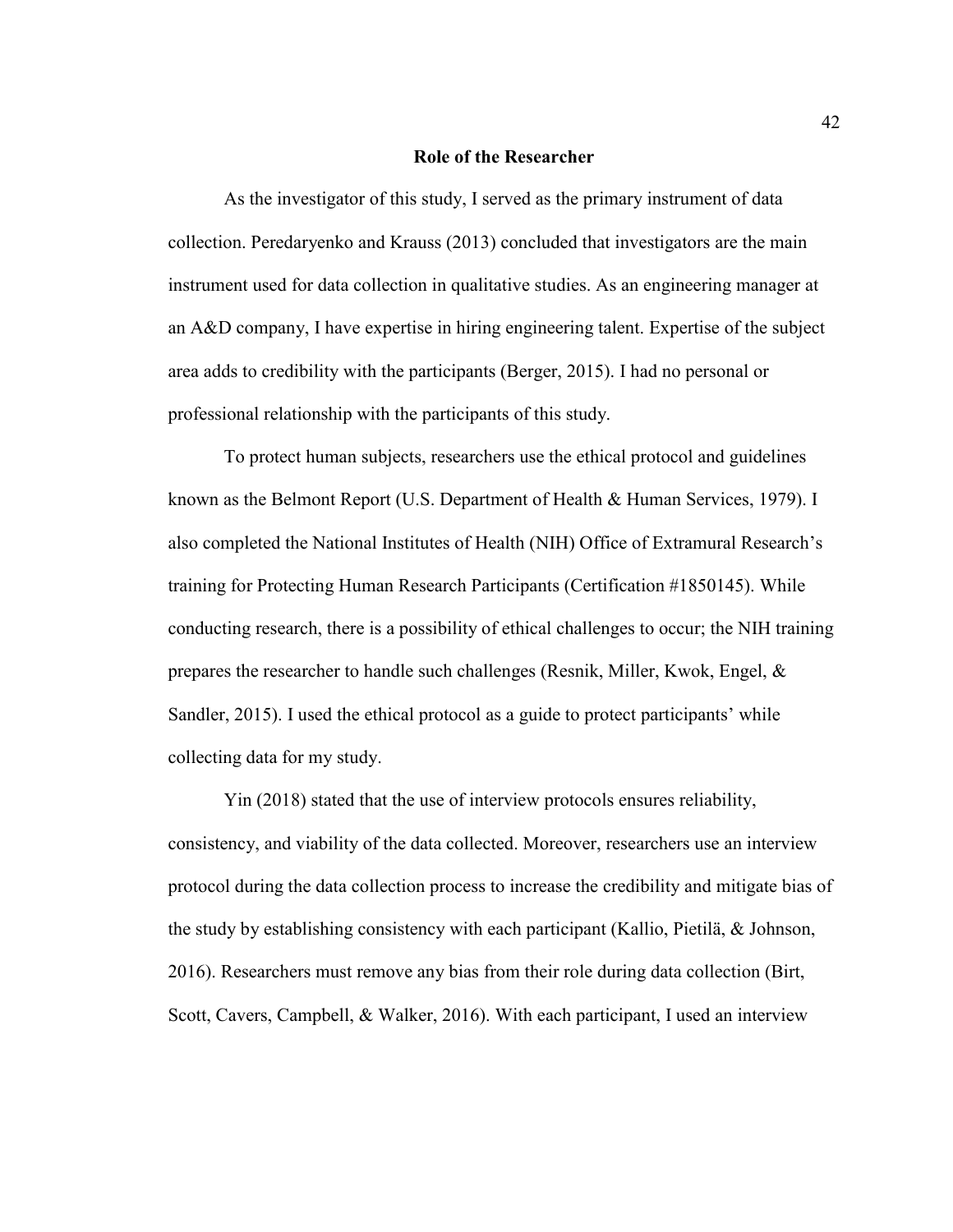## Role of the Researcher

As the investigator of this study, I served as the primary instrument of data collection. Peredaryenko and Krauss (2013) concluded that investigators are the main instrument used for data collection in qualitative studies. As an engineering manager at an A&D company, I have expertise in hiring engineering talent. Expertise of the subject area adds to credibility with the participants (Berger, 2015). I had no personal or professional relationship with the participants of this study.

To protect human subjects, researchers use the ethical protocol and guidelines known as the Belmont Report (U.S. Department of Health & Human Services, 1979). I also completed the National Institutes of Health (NIH) Office of Extramural Research's training for Protecting Human Research Participants (Certification #1850145). While conducting research, there is a possibility of ethical challenges to occur; the NIH training prepares the researcher to handle such challenges (Resnik, Miller, Kwok, Engel, & Sandler, 2015). I used the ethical protocol as a guide to protect participants' while collecting data for my study.

Yin (2018) stated that the use of interview protocols ensures reliability, consistency, and viability of the data collected. Moreover, researchers use an interview protocol during the data collection process to increase the credibility and mitigate bias of the study by establishing consistency with each participant (Kallio, Pietilä, & Johnson, 2016). Researchers must remove any bias from their role during data collection (Birt, Scott, Cavers, Campbell, & Walker, 2016). With each participant, I used an interview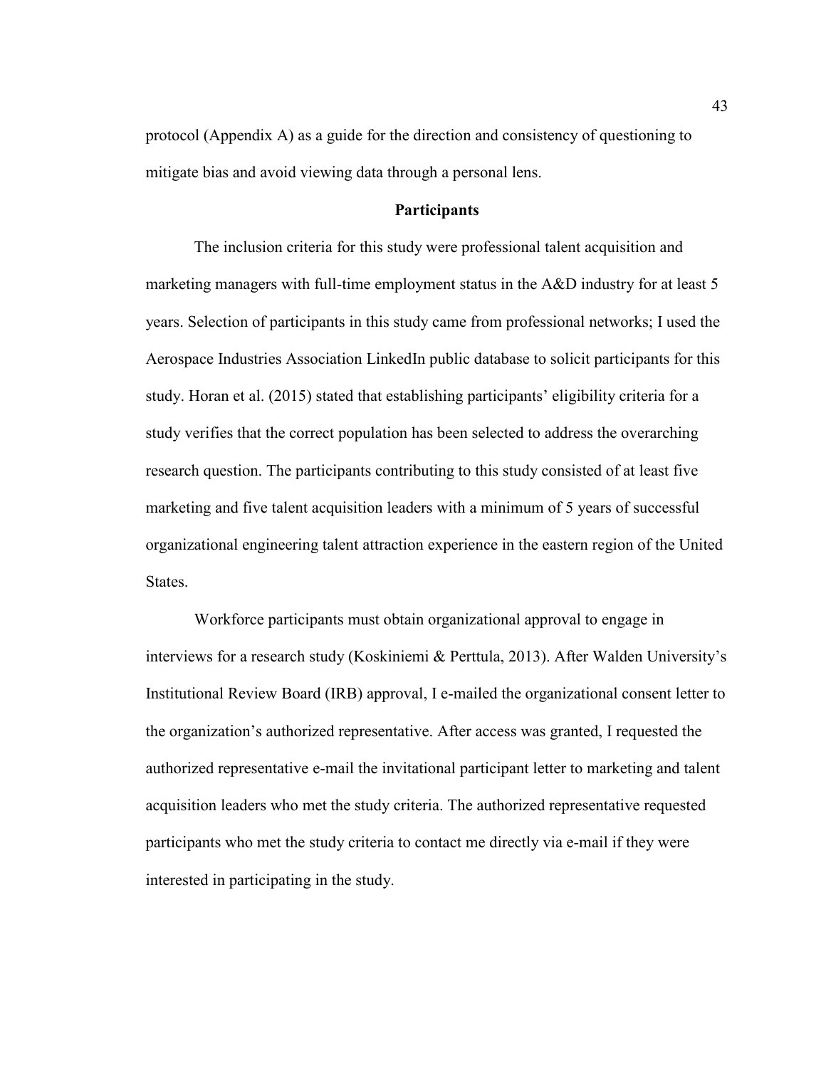protocol (Appendix A) as a guide for the direction and consistency of questioning to mitigate bias and avoid viewing data through a personal lens.

## Participants

The inclusion criteria for this study were professional talent acquisition and marketing managers with full-time employment status in the A&D industry for at least 5 years. Selection of participants in this study came from professional networks; I used the Aerospace Industries Association LinkedIn public database to solicit participants for this study. Horan et al. (2015) stated that establishing participants' eligibility criteria for a study verifies that the correct population has been selected to address the overarching research question. The participants contributing to this study consisted of at least five marketing and five talent acquisition leaders with a minimum of 5 years of successful organizational engineering talent attraction experience in the eastern region of the United States.

Workforce participants must obtain organizational approval to engage in interviews for a research study (Koskiniemi & Perttula, 2013). After Walden University's Institutional Review Board (IRB) approval, I e-mailed the organizational consent letter to the organization's authorized representative. After access was granted, I requested the authorized representative e-mail the invitational participant letter to marketing and talent acquisition leaders who met the study criteria. The authorized representative requested participants who met the study criteria to contact me directly via e-mail if they were interested in participating in the study.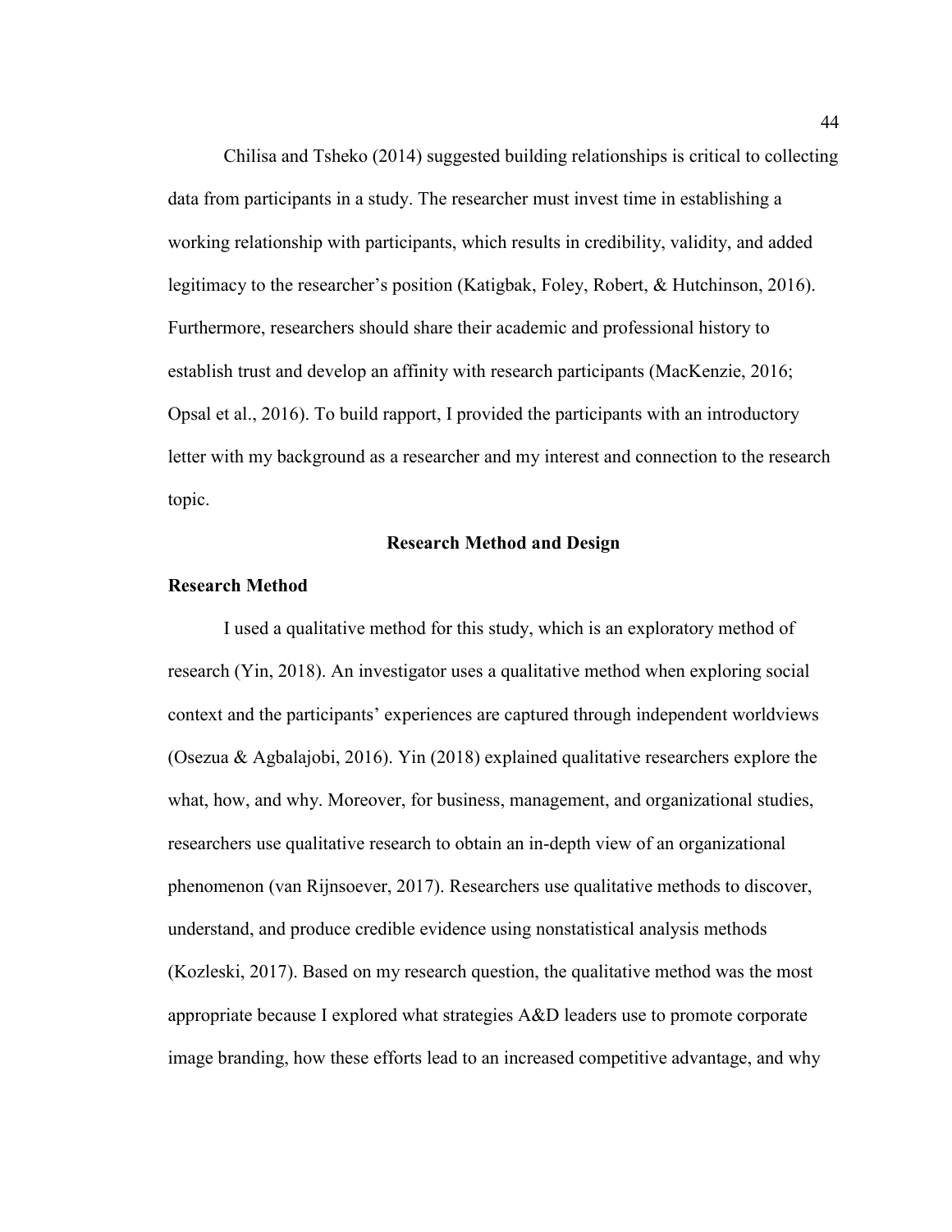Chilisa and Tsheko (2014) suggested building relationships is critical to collecting data from participants in a study. The researcher must invest time in establishing a working relationship with participants, which results in credibility, validity, and added legitimacy to the researcher's position (Katigbak, Foley, Robert, & Hutchinson, 2016). Furthermore, researchers should share their academic and professional history to establish trust and develop an affinity with research participants (MacKenzie, 2016; Opsal et al., 2016). To build rapport, I provided the participants with an introductory letter with my background as a researcher and my interest and connection to the research topic.

## Research Method and Design

### Research Method

I used a qualitative method for this study, which is an exploratory method of research (Yin, 2018). An investigator uses a qualitative method when exploring social context and the participants' experiences are captured through independent worldviews (Osezua & Agbalajobi, 2016). Yin (2018) explained qualitative researchers explore the what, how, and why. Moreover, for business, management, and organizational studies, researchers use qualitative research to obtain an in-depth view of an organizational phenomenon (van Rijnsoever, 2017). Researchers use qualitative methods to discover, understand, and produce credible evidence using nonstatistical analysis methods (Kozleski, 2017). Based on my research question, the qualitative method was the most appropriate because I explored what strategies A&D leaders use to promote corporate image branding, how these efforts lead to an increased competitive advantage, and why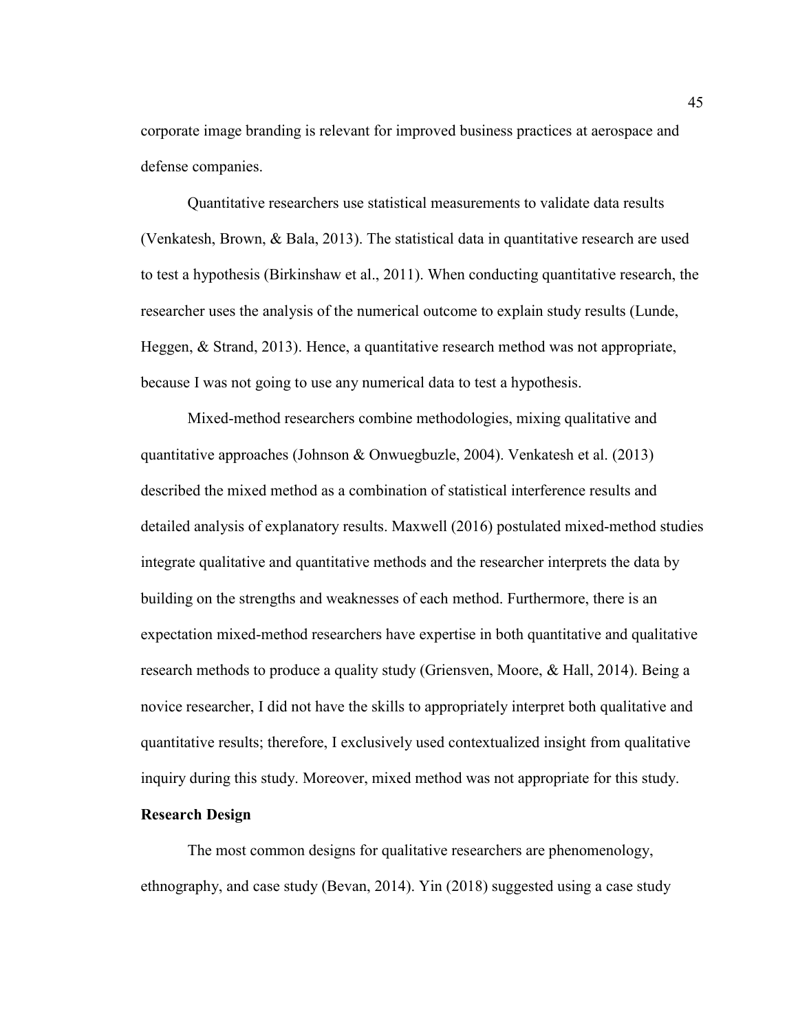corporate image branding is relevant for improved business practices at aerospace and defense companies.

Quantitative researchers use statistical measurements to validate data results (Venkatesh, Brown, & Bala, 2013). The statistical data in quantitative research are used to test a hypothesis (Birkinshaw et al., 2011). When conducting quantitative research, the researcher uses the analysis of the numerical outcome to explain study results (Lunde, Heggen, & Strand, 2013). Hence, a quantitative research method was not appropriate, because I was not going to use any numerical data to test a hypothesis.

Mixed-method researchers combine methodologies, mixing qualitative and quantitative approaches (Johnson & Onwuegbuzle, 2004). Venkatesh et al. (2013) described the mixed method as a combination of statistical interference results and detailed analysis of explanatory results. Maxwell (2016) postulated mixed-method studies integrate qualitative and quantitative methods and the researcher interprets the data by building on the strengths and weaknesses of each method. Furthermore, there is an expectation mixed-method researchers have expertise in both quantitative and qualitative research methods to produce a quality study (Griensven, Moore, & Hall, 2014). Being a novice researcher, I did not have the skills to appropriately interpret both qualitative and quantitative results; therefore, I exclusively used contextualized insight from qualitative inquiry during this study. Moreover, mixed method was not appropriate for this study.

**Research Design**

The most common designs for qualitative researchers are phenomenology, ethnography, and case study (Bevan, 2014). Yin (2018) suggested using a case study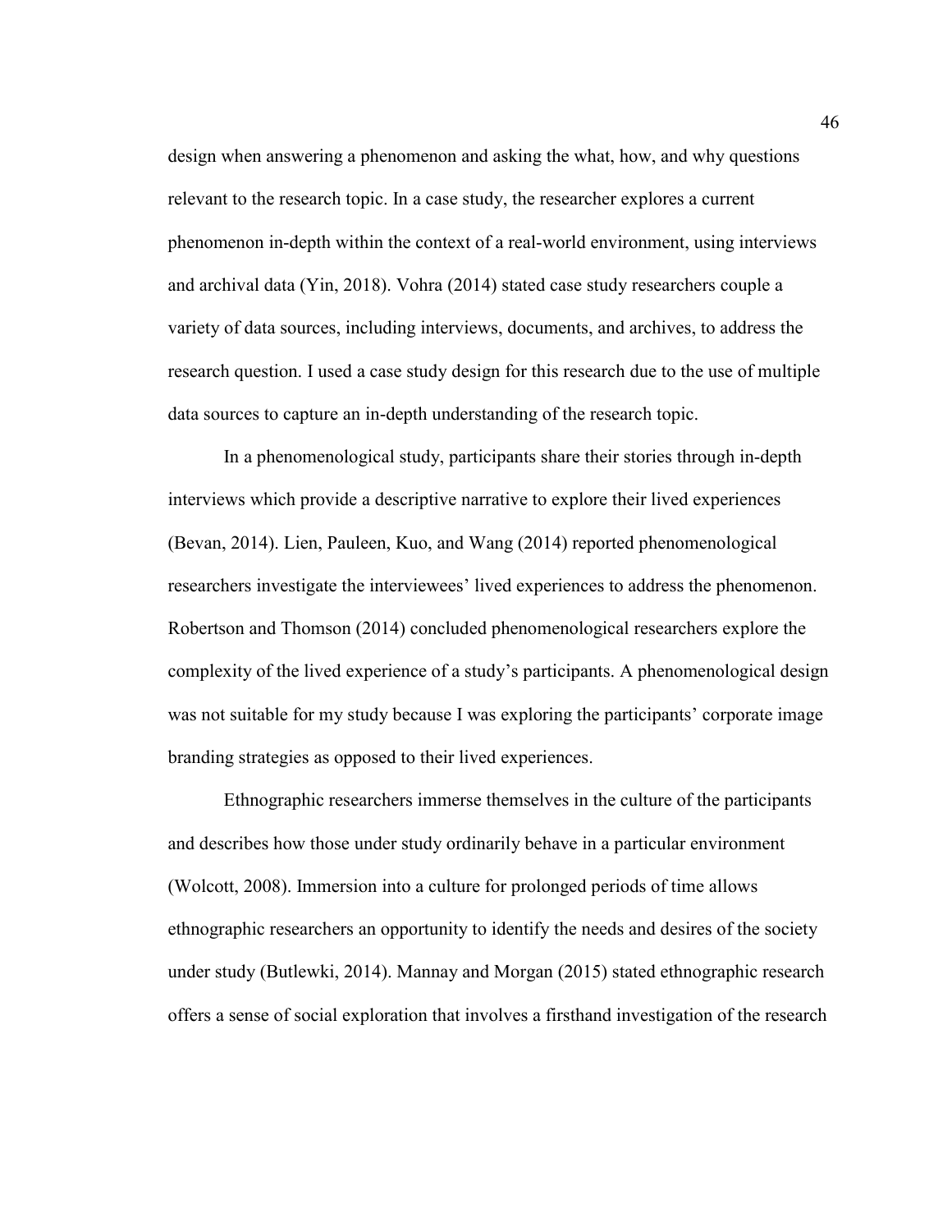design when answering a phenomenon and asking the what, how, and why questions relevant to the research topic. In a case study, the researcher explores a current phenomenon in-depth within the context of a real-world environment, using interviews and archival data (Yin, 2018). Vohra (2014) stated case study researchers couple a variety of data sources, including interviews, documents, and archives, to address the research question. I used a case study design for this research due to the use of multiple data sources to capture an in-depth understanding of the research topic.

In a phenomenological study, participants share their stories through in-depth interviews which provide a descriptive narrative to explore their lived experiences (Bevan, 2014). Lien, Pauleen, Kuo, and Wang (2014) reported phenomenological researchers investigate the interviewees' lived experiences to address the phenomenon. Robertson and Thomson (2014) concluded phenomenological researchers explore the complexity of the lived experience of a study's participants. A phenomenological design was not suitable for my study because I was exploring the participants' corporate image branding strategies as opposed to their lived experiences.

Ethnographic researchers immerse themselves in the culture of the participants and describes how those under study ordinarily behave in a particular environment (Wolcott, 2008). Immersion into a culture for prolonged periods of time allows ethnographic researchers an opportunity to identify the needs and desires of the society under study (Butlewki, 2014). Mannay and Morgan (2015) stated ethnographic research offers a sense of social exploration that involves a firsthand investigation of the research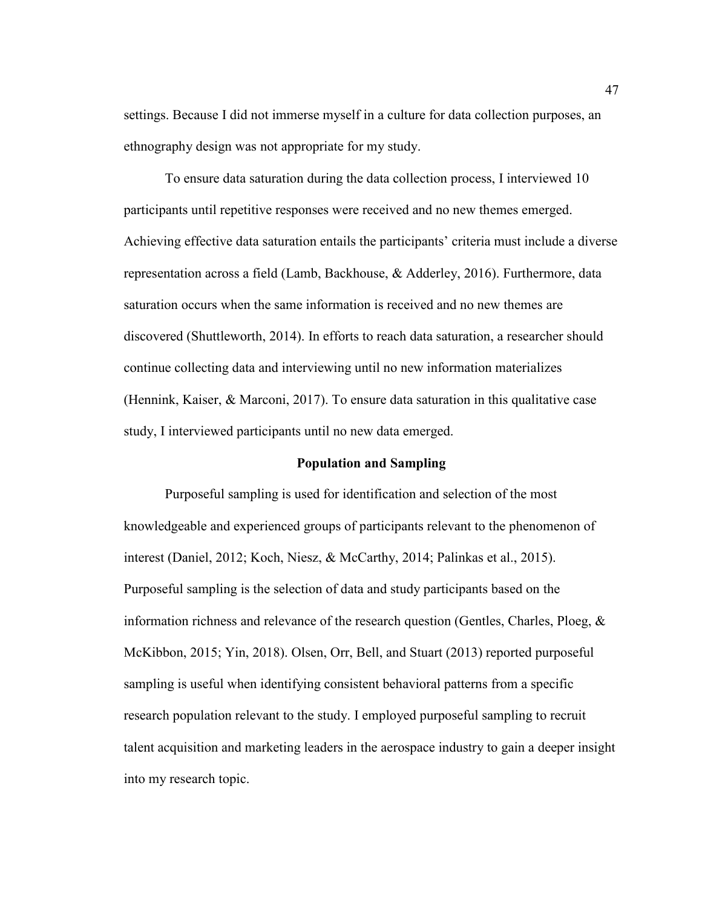settings. Because I did not immerse myself in a culture for data collection purposes, an ethnography design was not appropriate for my study.

To ensure data saturation during the data collection process, I interviewed 10 participants until repetitive responses were received and no new themes emerged. Achieving effective data saturation entails the participants' criteria must include a diverse representation across a field (Lamb, Backhouse, & Adderley, 2016). Furthermore, data saturation occurs when the same information is received and no new themes are discovered (Shuttleworth, 2014). In efforts to reach data saturation, a researcher should continue collecting data and interviewing until no new information materializes (Hennink, Kaiser, & Marconi, 2017). To ensure data saturation in this qualitative case study, I interviewed participants until no new data emerged.

## Population and Sampling

Purposeful sampling is used for identification and selection of the most knowledgeable and experienced groups of participants relevant to the phenomenon of interest (Daniel, 2012; Koch, Niesz, & McCarthy, 2014; Palinkas et al., 2015). Purposeful sampling is the selection of data and study participants based on the information richness and relevance of the research question (Gentles, Charles, Ploeg, & McKibbon, 2015; Yin, 2018). Olsen, Orr, Bell, and Stuart (2013) reported purposeful sampling is useful when identifying consistent behavioral patterns from a specific research population relevant to the study. I employed purposeful sampling to recruit talent acquisition and marketing leaders in the aerospace industry to gain a deeper insight into my research topic.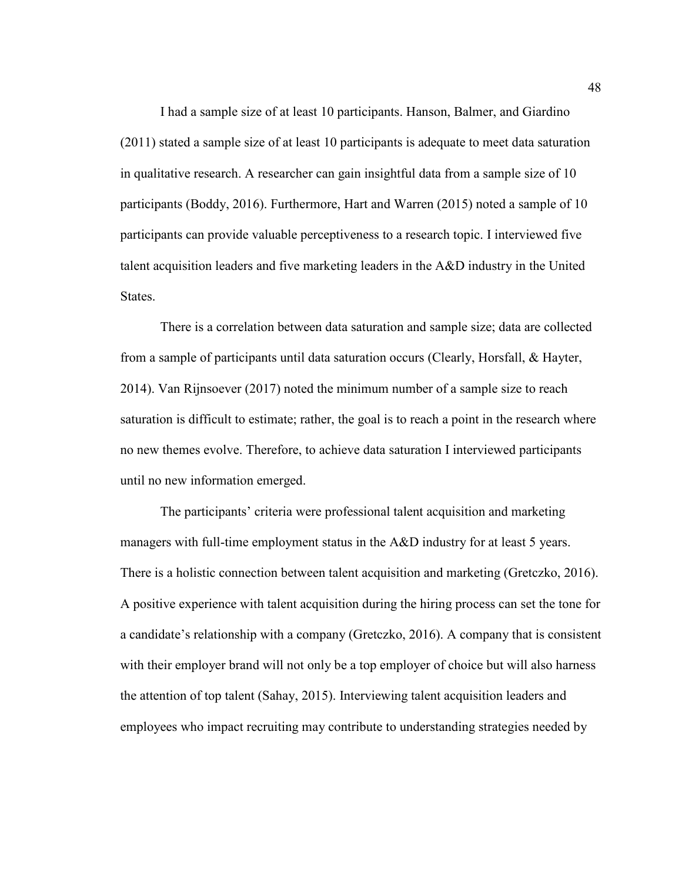I had a sample size of at least 10 participants. Hanson, Balmer, and Giardino (2011) stated a sample size of at least 10 participants is adequate to meet data saturation in qualitative research. A researcher can gain insightful data from a sample size of 10 participants (Boddy, 2016). Furthermore, Hart and Warren (2015) noted a sample of 10 participants can provide valuable perceptiveness to a research topic. I interviewed five talent acquisition leaders and five marketing leaders in the A&D industry in the United States.

There is a correlation between data saturation and sample size; data are collected from a sample of participants until data saturation occurs (Clearly, Horsfall, & Hayter, 2014). Van Rijnsoever (2017) noted the minimum number of a sample size to reach saturation is difficult to estimate; rather, the goal is to reach a point in the research where no new themes evolve. Therefore, to achieve data saturation I interviewed participants until no new information emerged.

The participants' criteria were professional talent acquisition and marketing managers with full-time employment status in the A&D industry for at least 5 years. There is a holistic connection between talent acquisition and marketing (Gretczko, 2016). A positive experience with talent acquisition during the hiring process can set the tone for a candidate's relationship with a company (Gretczko, 2016). A company that is consistent with their employer brand will not only be a top employer of choice but will also harness the attention of top talent (Sahay, 2015). Interviewing talent acquisition leaders and employees who impact recruiting may contribute to understanding strategies needed by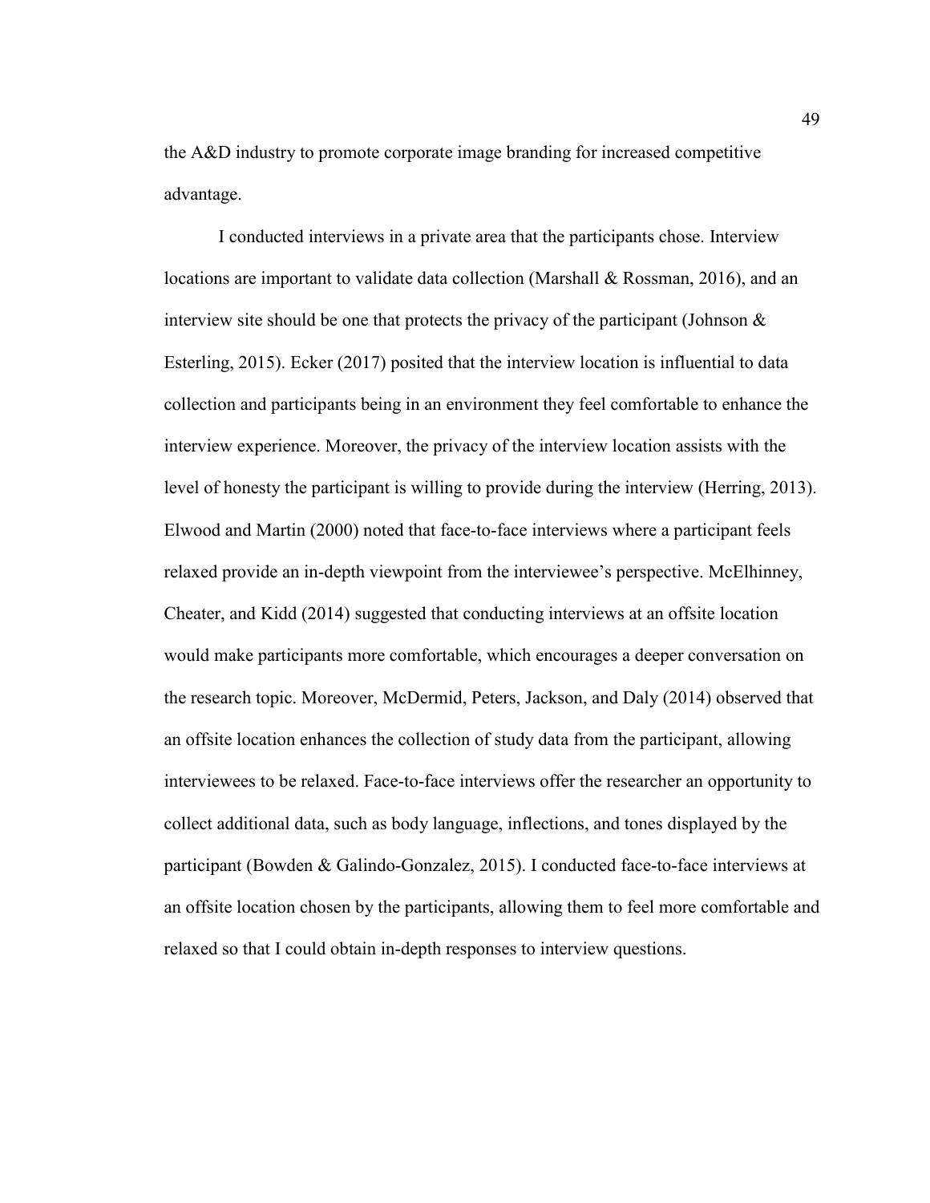the A&D industry to promote corporate image branding for increased competitive advantage.

I conducted interviews in a private area that the participants chose. Interview locations are important to validate data collection (Marshall & Rossman, 2016), and an interview site should be one that protects the privacy of the participant (Johnson & Esterling, 2015). Ecker (2017) posited that the interview location is influential to data collection and participants being in an environment they feel comfortable to enhance the interview experience. Moreover, the privacy of the interview location assists with the level of honesty the participant is willing to provide during the interview (Herring, 2013). Elwood and Martin (2000) noted that face-to-face interviews where a participant feels relaxed provide an in-depth viewpoint from the interviewee's perspective. McElhinney, Cheater, and Kidd (2014) suggested that conducting interviews at an offsite location would make participants more comfortable, which encourages a deeper conversation on the research topic. Moreover, McDermid, Peters, Jackson, and Daly (2014) observed that an offsite location enhances the collection of study data from the participant, allowing interviewees to be relaxed. Face-to-face interviews offer the researcher an opportunity to collect additional data, such as body language, inflections, and tones displayed by the participant (Bowden & Galindo-Gonzalez, 2015). I conducted face-to-face interviews at an offsite location chosen by the participants, allowing them to feel more comfortable and relaxed so that I could obtain in-depth responses to interview questions.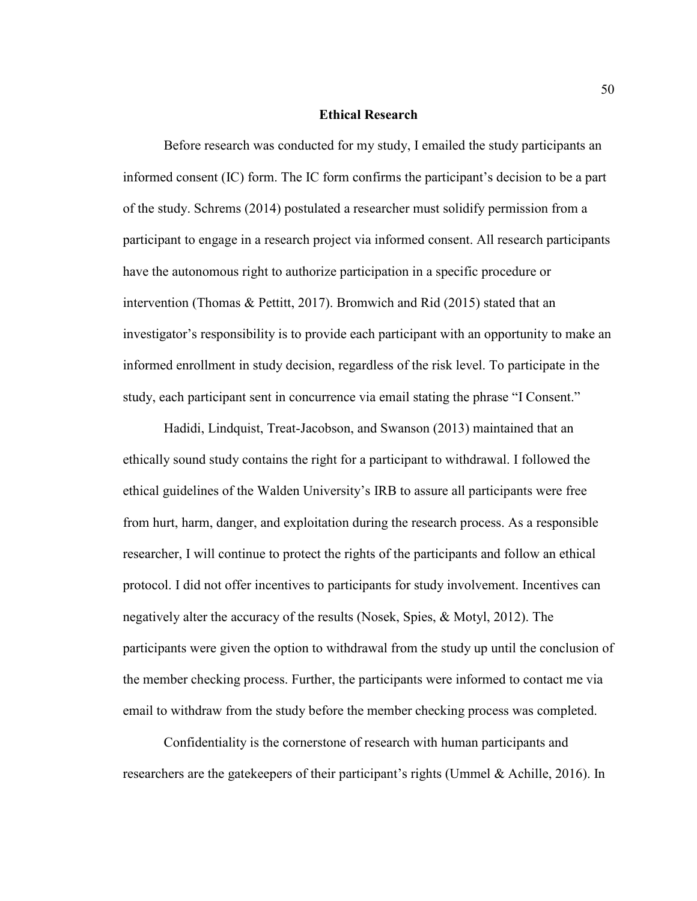## Ethical Research

Before research was conducted for my study, I emailed the study participants an informed consent (IC) form. The IC form confirms the participant's decision to be a part of the study. Schrems (2014) postulated a researcher must solidify permission from a participant to engage in a research project via informed consent. All research participants have the autonomous right to authorize participation in a specific procedure or intervention (Thomas & Pettitt, 2017). Bromwich and Rid (2015) stated that an investigator's responsibility is to provide each participant with an opportunity to make an informed enrollment in study decision, regardless of the risk level. To participate in the study, each participant sent in concurrence via email stating the phrase "I Consent."

Hadidi, Lindquist, Treat-Jacobson, and Swanson (2013) maintained that an ethically sound study contains the right for a participant to withdrawal. I followed the ethical guidelines of the Walden University's IRB to assure all participants were free from hurt, harm, danger, and exploitation during the research process. As a responsible researcher, I will continue to protect the rights of the participants and follow an ethical protocol. I did not offer incentives to participants for study involvement. Incentives can negatively alter the accuracy of the results (Nosek, Spies, & Motyl, 2012). The participants were given the option to withdrawal from the study up until the conclusion of the member checking process. Further, the participants were informed to contact me via email to withdraw from the study before the member checking process was completed.

Confidentiality is the cornerstone of research with human participants and researchers are the gatekeepers of their participant's rights (Ummel & Achille, 2016). In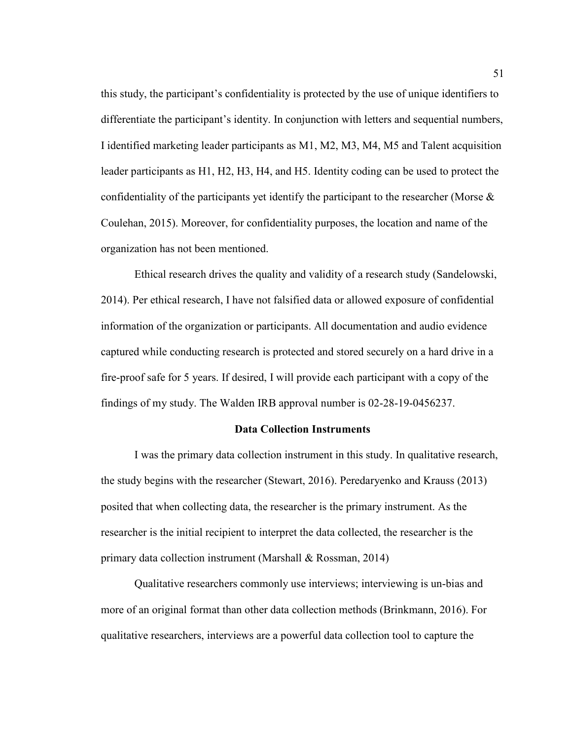this study, the participant's confidentiality is protected by the use of unique identifiers to differentiate the participant's identity. In conjunction with letters and sequential numbers, I identified marketing leader participants as M1, M2, M3, M4, M5 and Talent acquisition leader participants as H1, H2, H3, H4, and H5. Identity coding can be used to protect the confidentiality of the participants yet identify the participant to the researcher (Morse & Coulehan, 2015). Moreover, for confidentiality purposes, the location and name of the organization has not been mentioned.

Ethical research drives the quality and validity of a research study (Sandelowski, 2014). Per ethical research, I have not falsified data or allowed exposure of confidential information of the organization or participants. All documentation and audio evidence captured while conducting research is protected and stored securely on a hard drive in a fire-proof safe for 5 years. If desired, I will provide each participant with a copy of the findings of my study. The Walden IRB approval number is 02-28-19-0456237.

## Data Collection Instruments

I was the primary data collection instrument in this study. In qualitative research, the study begins with the researcher (Stewart, 2016). Peredaryenko and Krauss (2013) posited that when collecting data, the researcher is the primary instrument. As the researcher is the initial recipient to interpret the data collected, the researcher is the primary data collection instrument (Marshall & Rossman, 2014)

Qualitative researchers commonly use interviews; interviewing is un-bias and more of an original format than other data collection methods (Brinkmann, 2016). For qualitative researchers, interviews are a powerful data collection tool to capture the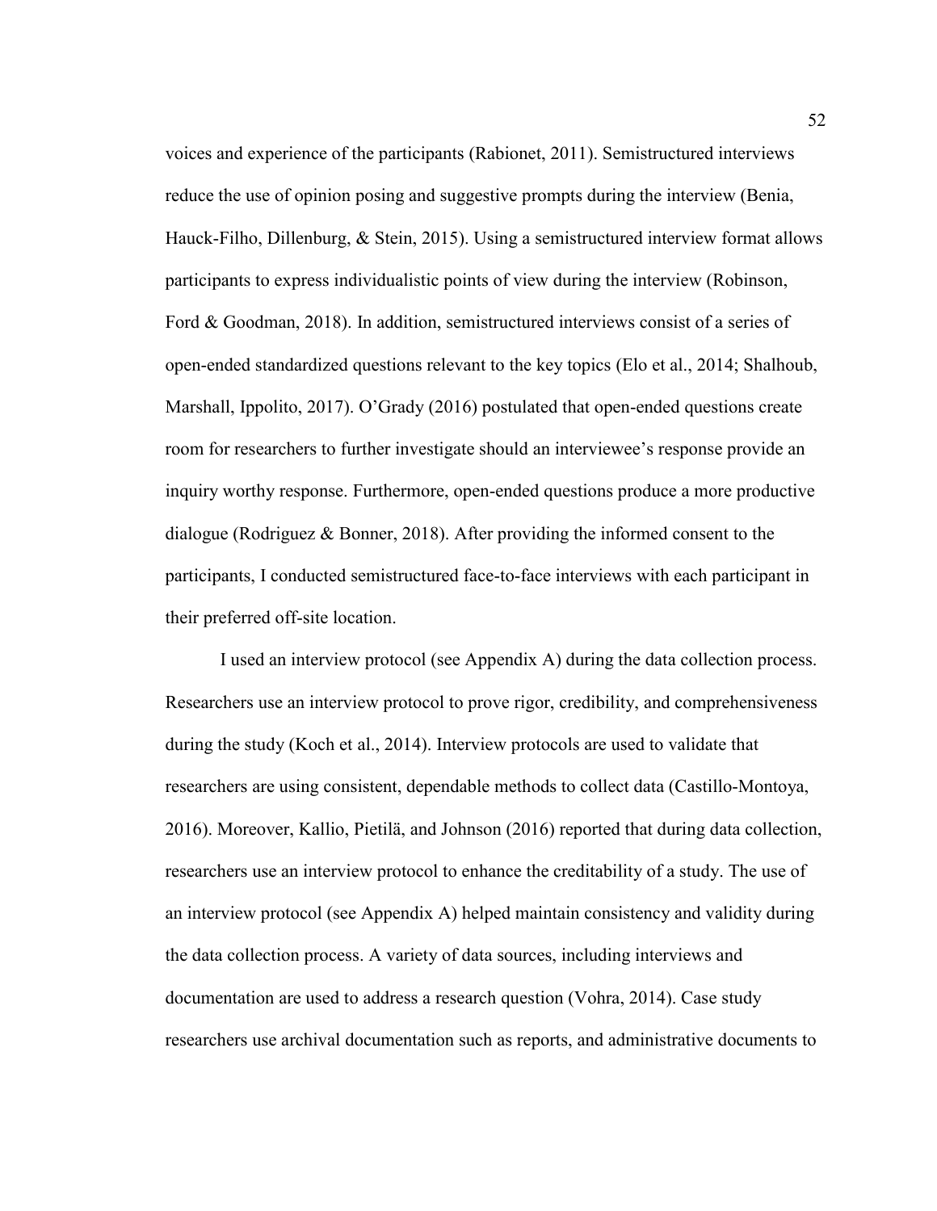voices and experience of the participants (Rabionet, 2011). Semistructured interviews reduce the use of opinion posing and suggestive prompts during the interview (Benia, Hauck-Filho, Dillenburg, & Stein, 2015). Using a semistructured interview format allows participants to express individualistic points of view during the interview (Robinson, Ford & Goodman, 2018). In addition, semistructured interviews consist of a series of open-ended standardized questions relevant to the key topics (Elo et al., 2014; Shalhoub, Marshall, Ippolito, 2017). O'Grady (2016) postulated that open-ended questions create room for researchers to further investigate should an interviewee's response provide an inquiry worthy response. Furthermore, open-ended questions produce a more productive dialogue (Rodriguez & Bonner, 2018). After providing the informed consent to the participants, I conducted semistructured face-to-face interviews with each participant in their preferred off-site location.

I used an interview protocol (see Appendix A) during the data collection process. Researchers use an interview protocol to prove rigor, credibility, and comprehensiveness during the study (Koch et al., 2014). Interview protocols are used to validate that researchers are using consistent, dependable methods to collect data (Castillo-Montoya, 2016). Moreover, Kallio, Pietilä, and Johnson (2016) reported that during data collection, researchers use an interview protocol to enhance the creditability of a study. The use of an interview protocol (see Appendix A) helped maintain consistency and validity during the data collection process. A variety of data sources, including interviews and documentation are used to address a research question (Vohra, 2014). Case study researchers use archival documentation such as reports, and administrative documents to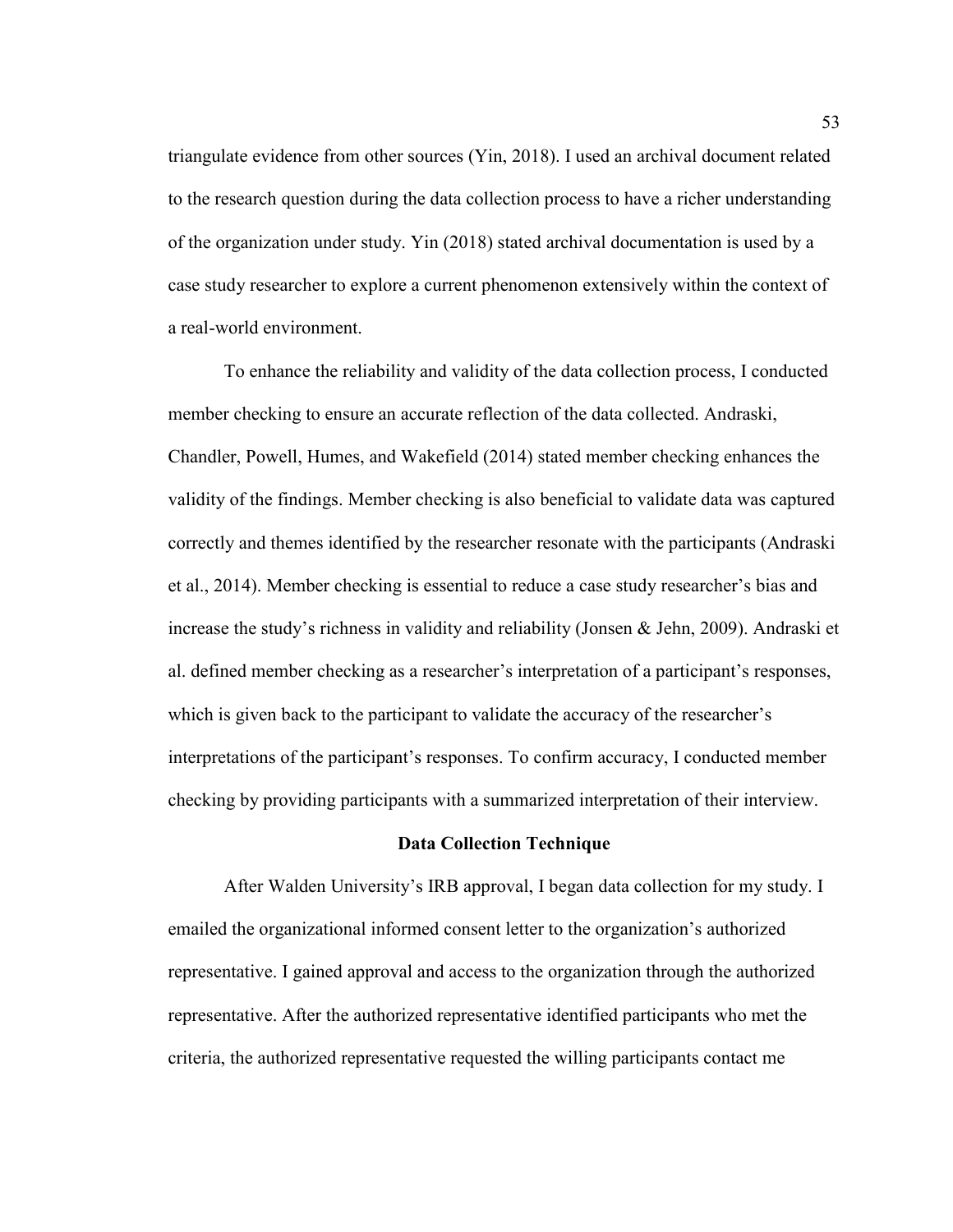triangulate evidence from other sources (Yin, 2018). I used an archival document related to the research question during the data collection process to have a richer understanding of the organization under study. Yin (2018) stated archival documentation is used by a case study researcher to explore a current phenomenon extensively within the context of a real-world environment.

To enhance the reliability and validity of the data collection process, I conducted member checking to ensure an accurate reflection of the data collected. Andraski, Chandler, Powell, Humes, and Wakefield (2014) stated member checking enhances the validity of the findings. Member checking is also beneficial to validate data was captured correctly and themes identified by the researcher resonate with the participants (Andraski et al., 2014). Member checking is essential to reduce a case study researcher's bias and increase the study's richness in validity and reliability (Jonsen & Jehn, 2009). Andraski et al. defined member checking as a researcher's interpretation of a participant's responses, which is given back to the participant to validate the accuracy of the researcher's interpretations of the participant's responses. To confirm accuracy, I conducted member checking by providing participants with a summarized interpretation of their interview.

## Data Collection Technique

After Walden University's IRB approval, I began data collection for my study. I emailed the organizational informed consent letter to the organization's authorized representative. I gained approval and access to the organization through the authorized representative. After the authorized representative identified participants who met the criteria, the authorized representative requested the willing participants contact me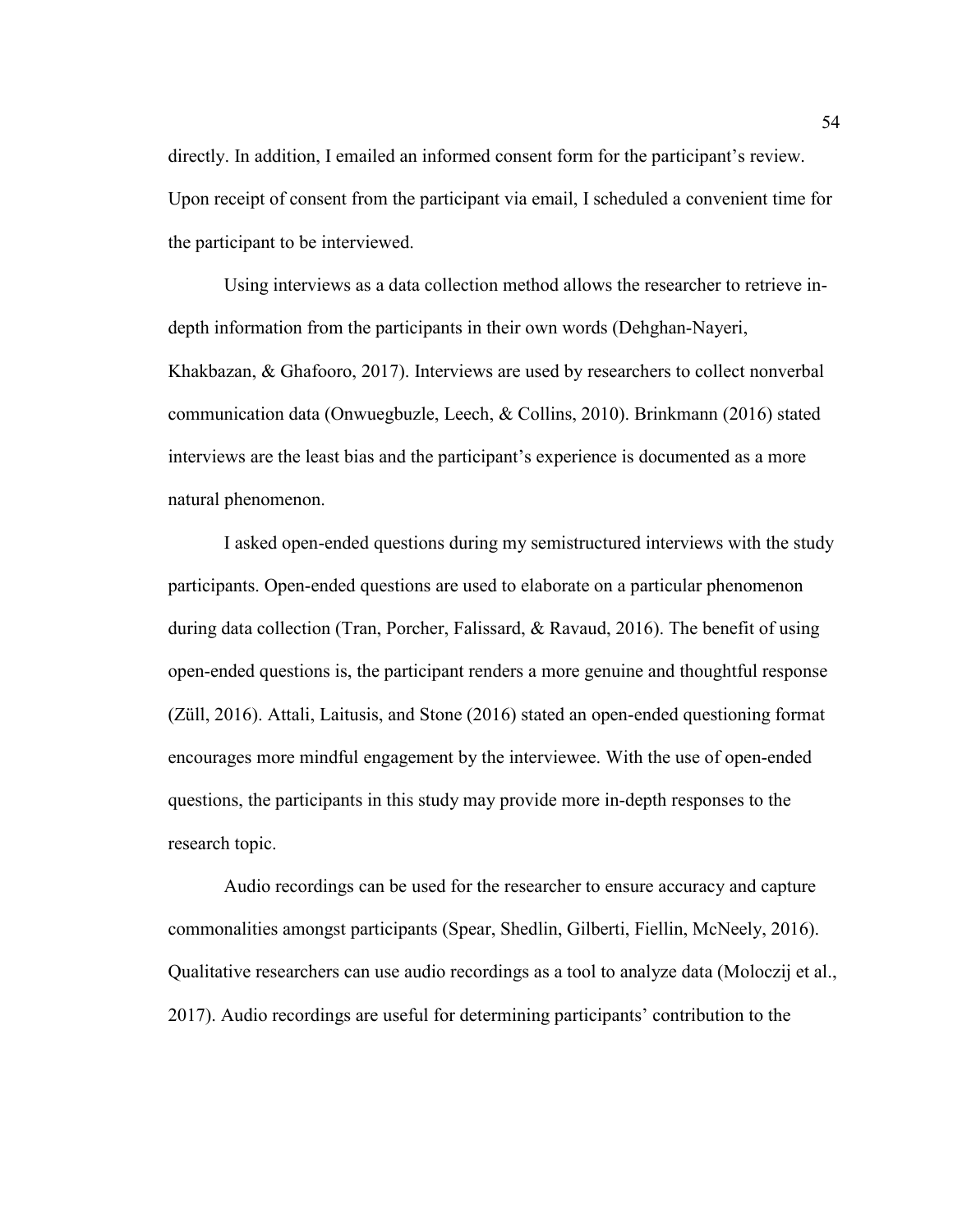directly. In addition, I emailed an informed consent form for the participant's review. Upon receipt of consent from the participant via email, I scheduled a convenient time for the participant to be interviewed.

Using interviews as a data collection method allows the researcher to retrieve in-depth information from the participants in their own words (Dehghan-Nayeri, Khakbazan, & Ghafooro, 2017). Interviews are used by researchers to collect nonverbal communication data (Onwuegbuzle, Leech, & Collins, 2010). Brinkmann (2016) stated interviews are the least bias and the participant's experience is documented as a more natural phenomenon.

I asked open-ended questions during my semistructured interviews with the study participants. Open-ended questions are used to elaborate on a particular phenomenon during data collection (Tran, Porcher, Falissard, & Ravaud, 2016). The benefit of using open-ended questions is, the participant renders a more genuine and thoughtful response (Züll, 2016). Attali, Laitusis, and Stone (2016) stated an open-ended questioning format encourages more mindful engagement by the interviewee. With the use of open-ended questions, the participants in this study may provide more in-depth responses to the research topic.

Audio recordings can be used for the researcher to ensure accuracy and capture commonalities amongst participants (Spear, Shedlin, Gilberti, Fiellin, McNeely, 2016). Qualitative researchers can use audio recordings as a tool to analyze data (Moloczij et al., 2017). Audio recordings are useful for determining participants' contribution to the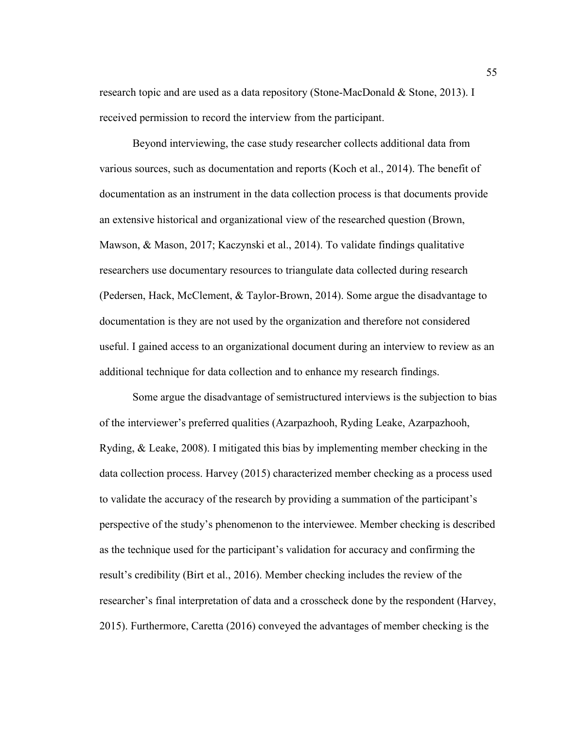research topic and are used as a data repository (Stone-MacDonald & Stone, 2013). I received permission to record the interview from the participant.

Beyond interviewing, the case study researcher collects additional data from various sources, such as documentation and reports (Koch et al., 2014). The benefit of documentation as an instrument in the data collection process is that documents provide an extensive historical and organizational view of the researched question (Brown, Mawson, & Mason, 2017; Kaczynski et al., 2014). To validate findings qualitative researchers use documentary resources to triangulate data collected during research (Pedersen, Hack, McClement, & Taylor-Brown, 2014). Some argue the disadvantage to documentation is they are not used by the organization and therefore not considered useful. I gained access to an organizational document during an interview to review as an additional technique for data collection and to enhance my research findings.

Some argue the disadvantage of semistructured interviews is the subjection to bias of the interviewer's preferred qualities (Azarpazhooh, Ryding Leake, Azarpazhooh, Ryding, & Leake, 2008). I mitigated this bias by implementing member checking in the data collection process. Harvey (2015) characterized member checking as a process used to validate the accuracy of the research by providing a summation of the participant's perspective of the study's phenomenon to the interviewee. Member checking is described as the technique used for the participant's validation for accuracy and confirming the result's credibility (Birt et al., 2016). Member checking includes the review of the researcher's final interpretation of data and a crosscheck done by the respondent (Harvey, 2015). Furthermore, Caretta (2016) conveyed the advantages of member checking is the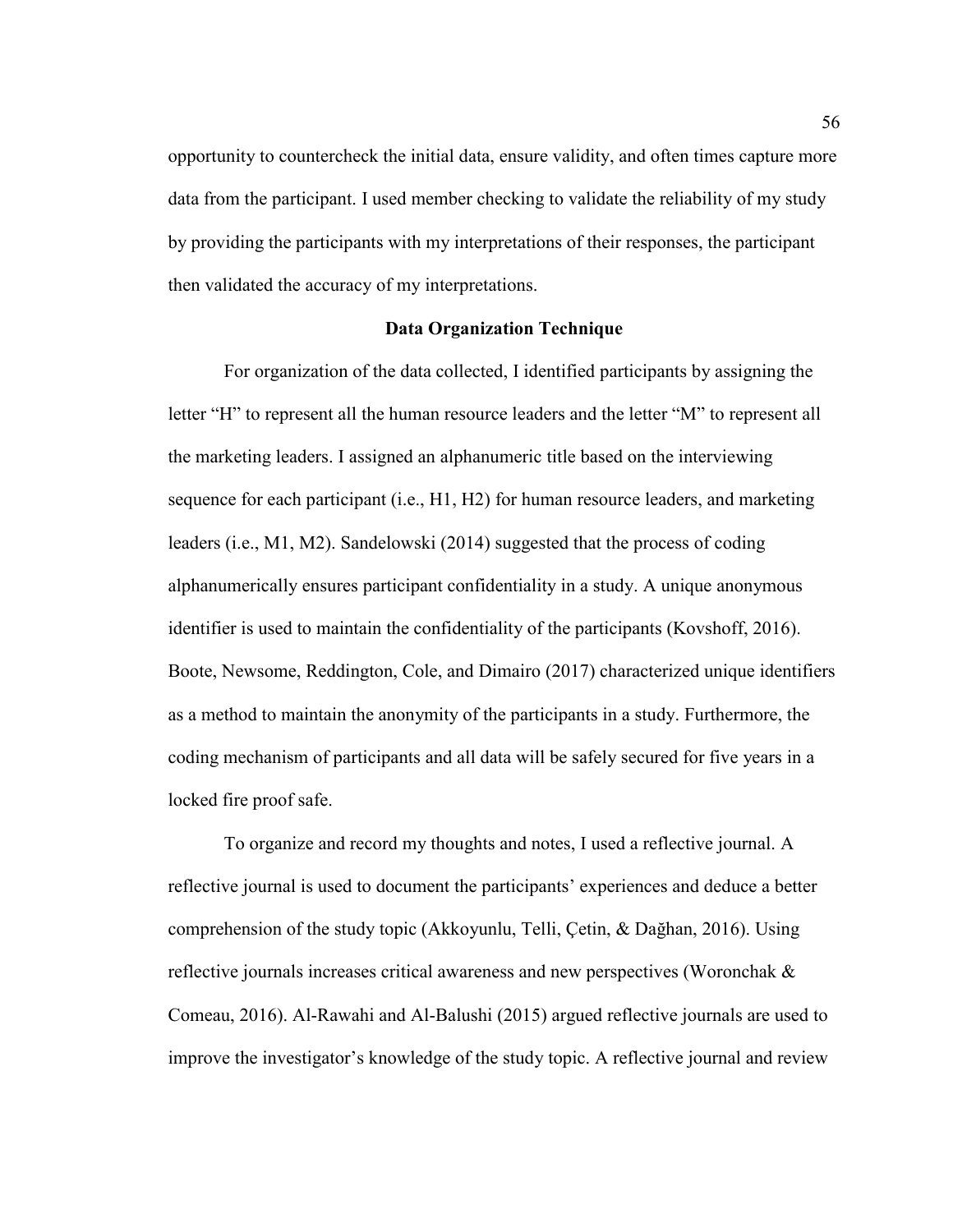opportunity to countercheck the initial data, ensure validity, and often times capture more data from the participant. I used member checking to validate the reliability of my study by providing the participants with my interpretations of their responses, the participant then validated the accuracy of my interpretations.

## Data Organization Technique

For organization of the data collected, I identified participants by assigning the letter "H" to represent all the human resource leaders and the letter "M" to represent all the marketing leaders. I assigned an alphanumeric title based on the interviewing sequence for each participant (i.e., H1, H2) for human resource leaders, and marketing leaders (i.e., M1, M2). Sandelowski (2014) suggested that the process of coding alphanumerically ensures participant confidentiality in a study. A unique anonymous identifier is used to maintain the confidentiality of the participants (Kovshoff, 2016). Boote, Newsome, Reddington, Cole, and Dimairo (2017) characterized unique identifiers as a method to maintain the anonymity of the participants in a study. Furthermore, the coding mechanism of participants and all data will be safely secured for five years in a locked fire proof safe.

To organize and record my thoughts and notes, I used a reflective journal. A reflective journal is used to document the participants' experiences and deduce a better comprehension of the study topic (Akkoyunlu, Telli, Çetin, & Dağhan, 2016). Using reflective journals increases critical awareness and new perspectives (Woronchak & Comeau, 2016). Al-Rawahi and Al-Balushi (2015) argued reflective journals are used to improve the investigator's knowledge of the study topic. A reflective journal and review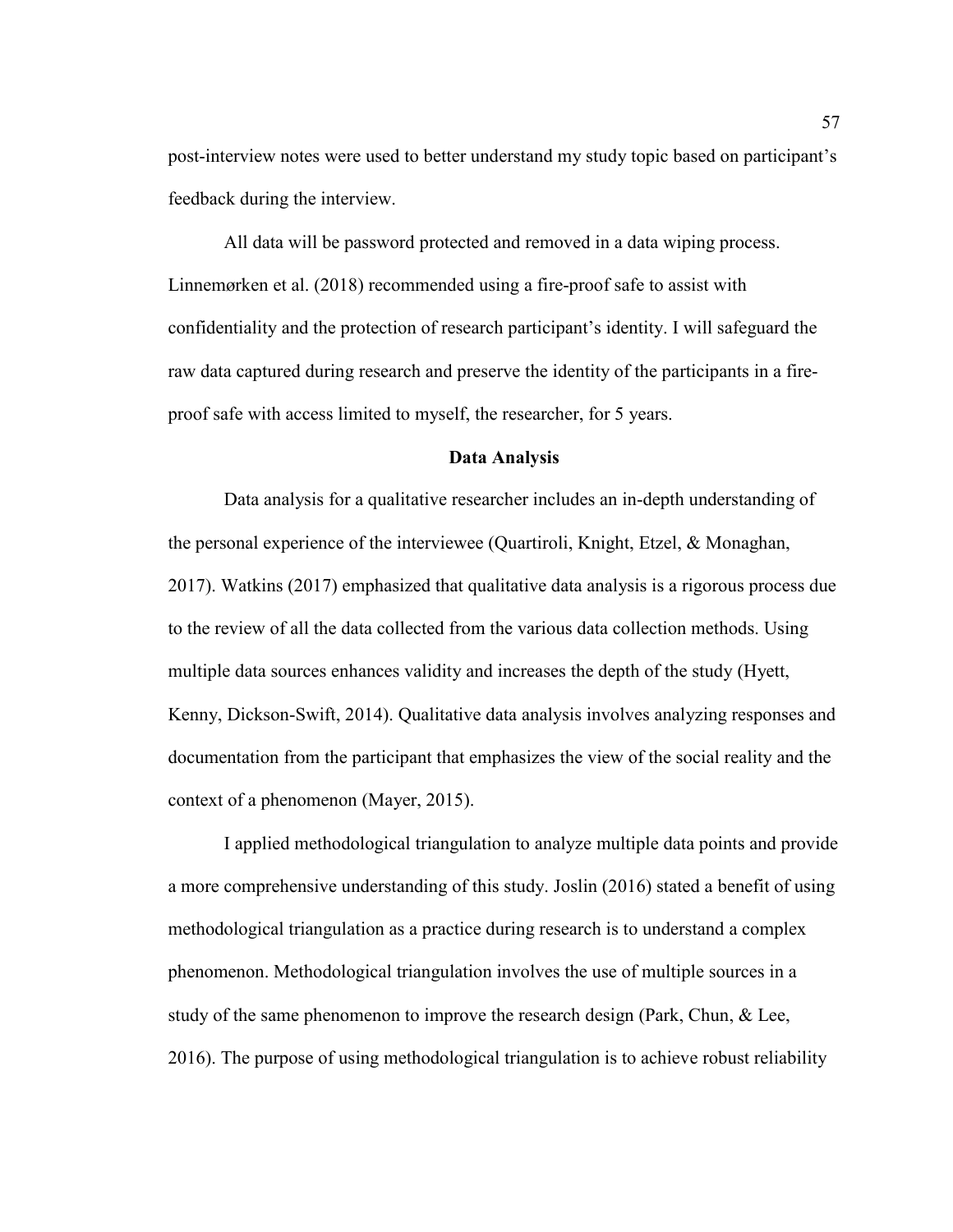post-interview notes were used to better understand my study topic based on participant's feedback during the interview.

All data will be password protected and removed in a data wiping process. Linnemørken et al. (2018) recommended using a fire-proof safe to assist with confidentiality and the protection of research participant's identity. I will safeguard the raw data captured during research and preserve the identity of the participants in a fire-proof safe with access limited to myself, the researcher, for 5 years.

## Data Analysis

Data analysis for a qualitative researcher includes an in-depth understanding of the personal experience of the interviewee (Quartiroli, Knight, Etzel, & Monaghan, 2017). Watkins (2017) emphasized that qualitative data analysis is a rigorous process due to the review of all the data collected from the various data collection methods. Using multiple data sources enhances validity and increases the depth of the study (Hyett, Kenny, Dickson-Swift, 2014). Qualitative data analysis involves analyzing responses and documentation from the participant that emphasizes the view of the social reality and the context of a phenomenon (Mayer, 2015).

I applied methodological triangulation to analyze multiple data points and provide a more comprehensive understanding of this study. Joslin (2016) stated a benefit of using methodological triangulation as a practice during research is to understand a complex phenomenon. Methodological triangulation involves the use of multiple sources in a study of the same phenomenon to improve the research design (Park, Chun, & Lee, 2016). The purpose of using methodological triangulation is to achieve robust reliability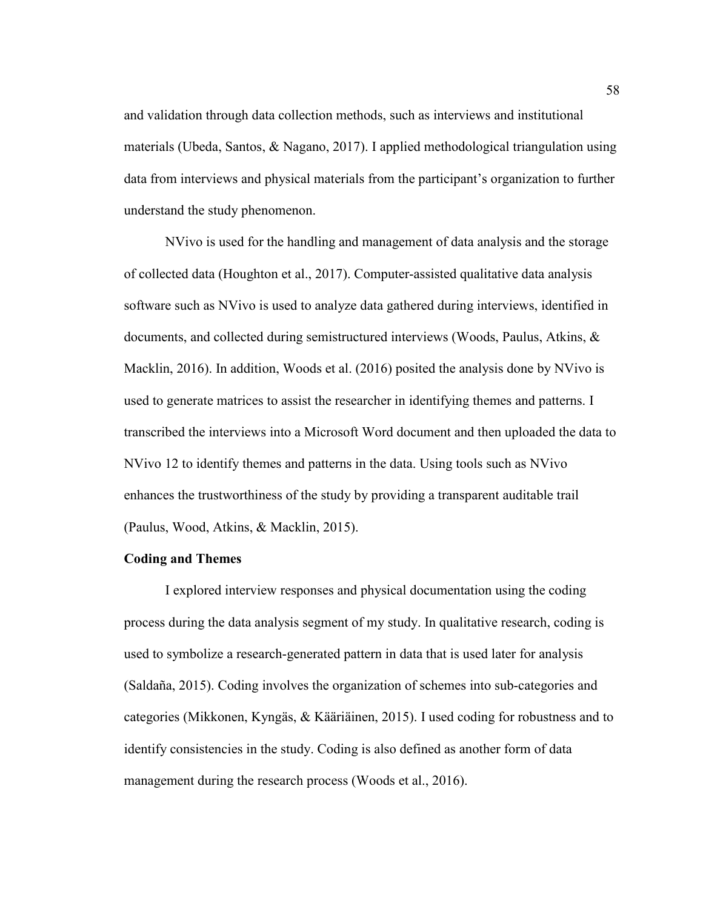and validation through data collection methods, such as interviews and institutional materials (Ubeda, Santos, & Nagano, 2017). I applied methodological triangulation using data from interviews and physical materials from the participant's organization to further understand the study phenomenon.

NVivo is used for the handling and management of data analysis and the storage of collected data (Houghton et al., 2017). Computer-assisted qualitative data analysis software such as NVivo is used to analyze data gathered during interviews, identified in documents, and collected during semistructured interviews (Woods, Paulus, Atkins, & Macklin, 2016). In addition, Woods et al. (2016) posited the analysis done by NVivo is used to generate matrices to assist the researcher in identifying themes and patterns. I transcribed the interviews into a Microsoft Word document and then uploaded the data to NVivo 12 to identify themes and patterns in the data. Using tools such as NVivo enhances the trustworthiness of the study by providing a transparent auditable trail (Paulus, Wood, Atkins, & Macklin, 2015).

**Coding and Themes**

I explored interview responses and physical documentation using the coding process during the data analysis segment of my study. In qualitative research, coding is used to symbolize a research-generated pattern in data that is used later for analysis (Saldaña, 2015). Coding involves the organization of schemes into sub-categories and categories (Mikkonen, Kyngäs, & Kääriäinen, 2015). I used coding for robustness and to identify consistencies in the study. Coding is also defined as another form of data management during the research process (Woods et al., 2016).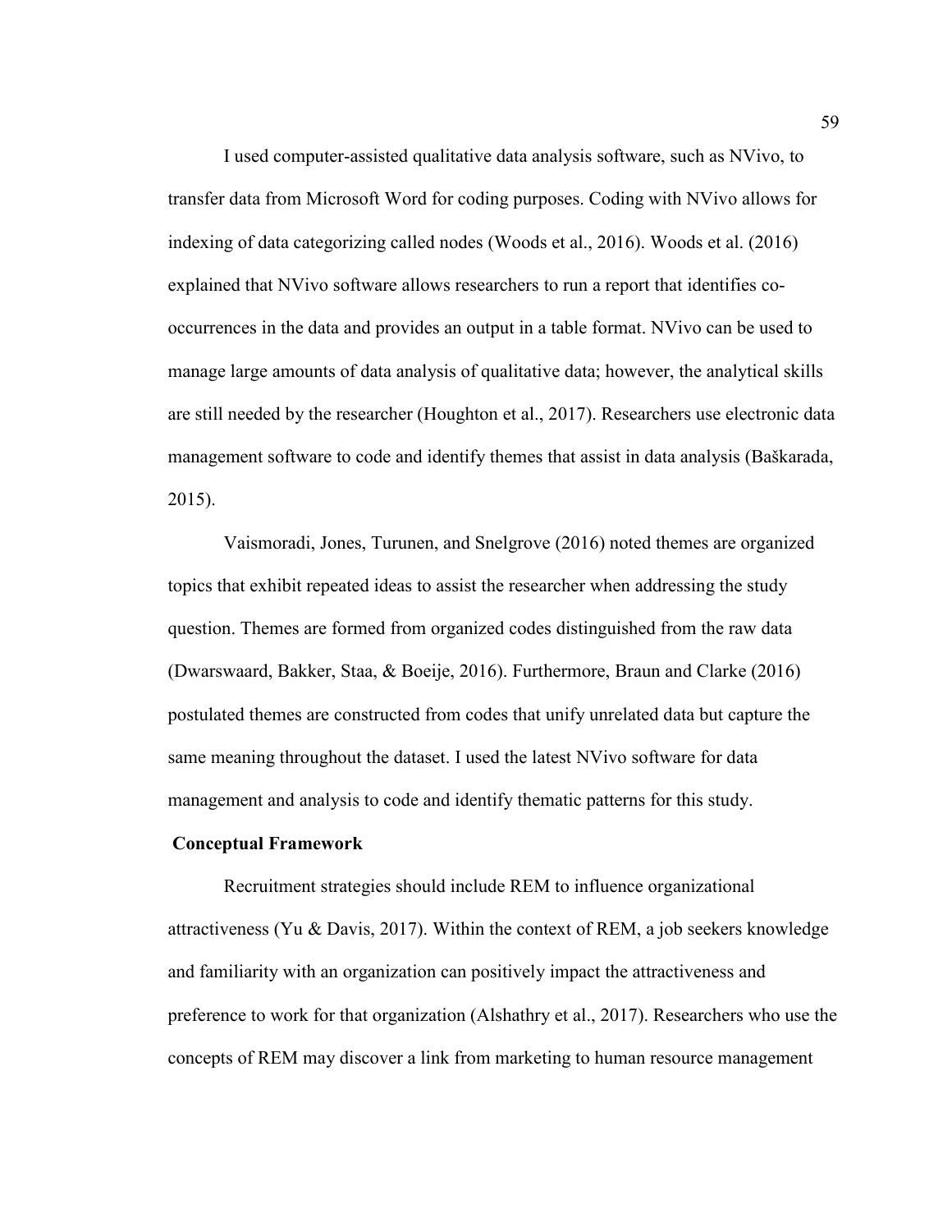I used computer-assisted qualitative data analysis software, such as NVivo, to transfer data from Microsoft Word for coding purposes. Coding with NVivo allows for indexing of data categorizing called nodes (Woods et al., 2016). Woods et al. (2016) explained that NVivo software allows researchers to run a report that identifies co-occurrences in the data and provides an output in a table format. NVivo can be used to manage large amounts of data analysis of qualitative data; however, the analytical skills are still needed by the researcher (Houghton et al., 2017). Researchers use electronic data management software to code and identify themes that assist in data analysis (Baškarada, 2015).

Vaismoradi, Jones, Turunen, and Snelgrove (2016) noted themes are organized topics that exhibit repeated ideas to assist the researcher when addressing the study question. Themes are formed from organized codes distinguished from the raw data (Dwarswaard, Bakker, Staa, & Boeije, 2016). Furthermore, Braun and Clarke (2016) postulated themes are constructed from codes that unify unrelated data but capture the same meaning throughout the dataset. I used the latest NVivo software for data management and analysis to code and identify thematic patterns for this study.

**Conceptual Framework**

Recruitment strategies should include REM to influence organizational attractiveness (Yu & Davis, 2017). Within the context of REM, a job seekers knowledge and familiarity with an organization can positively impact the attractiveness and preference to work for that organization (Alshathry et al., 2017). Researchers who use the concepts of REM may discover a link from marketing to human resource management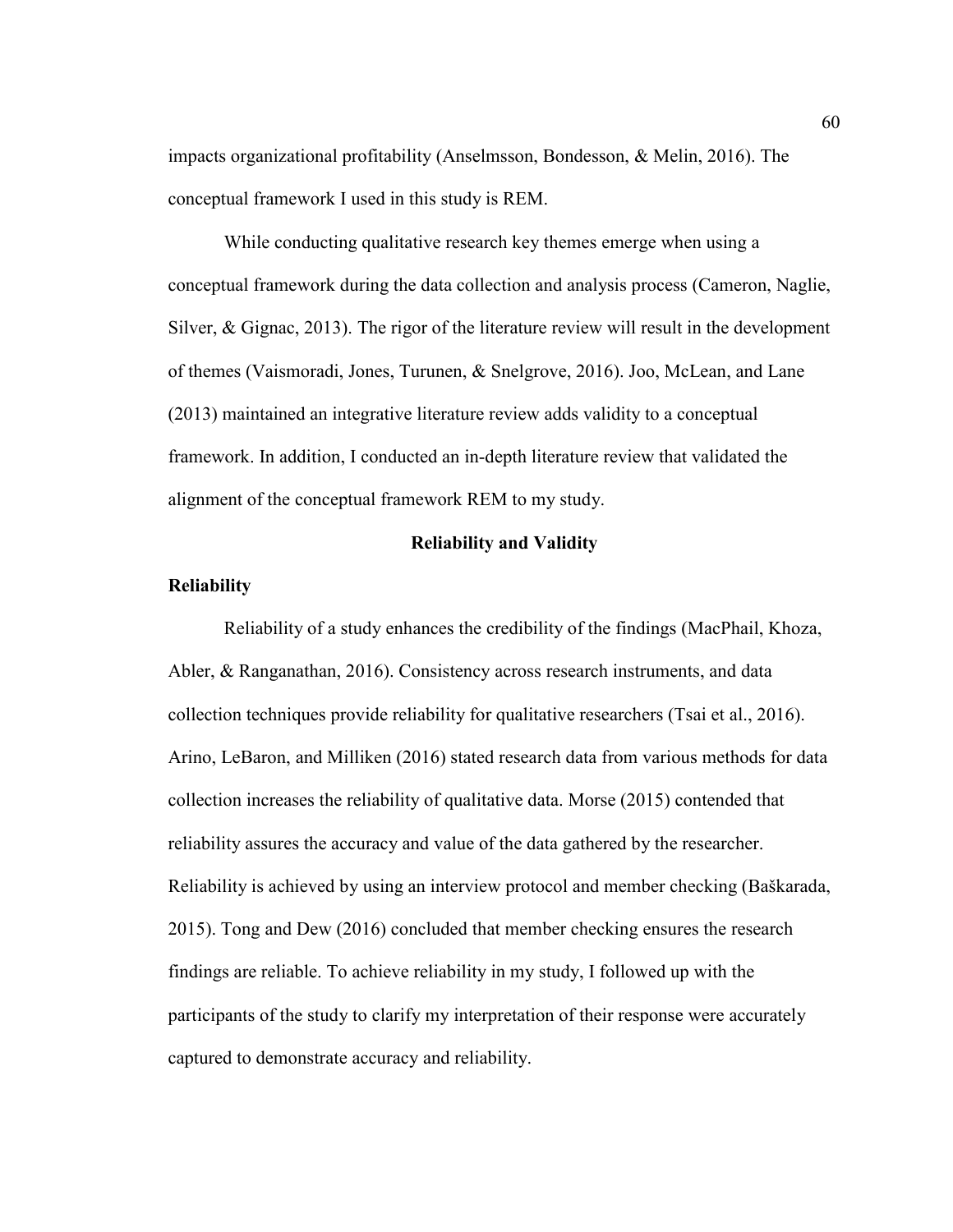impacts organizational profitability (Anselmsson, Bondesson, & Melin, 2016). The conceptual framework I used in this study is REM.

While conducting qualitative research key themes emerge when using a conceptual framework during the data collection and analysis process (Cameron, Naglie, Silver, & Gignac, 2013). The rigor of the literature review will result in the development of themes (Vaismoradi, Jones, Turunen, & Snelgrove, 2016). Joo, McLean, and Lane (2013) maintained an integrative literature review adds validity to a conceptual framework. In addition, I conducted an in-depth literature review that validated the alignment of the conceptual framework REM to my study.

## Reliability and Validity

### Reliability

Reliability of a study enhances the credibility of the findings (MacPhail, Khoza, Abler, & Ranganathan, 2016). Consistency across research instruments, and data collection techniques provide reliability for qualitative researchers (Tsai et al., 2016). Arino, LeBaron, and Milliken (2016) stated research data from various methods for data collection increases the reliability of qualitative data. Morse (2015) contended that reliability assures the accuracy and value of the data gathered by the researcher. Reliability is achieved by using an interview protocol and member checking (Baškarada, 2015). Tong and Dew (2016) concluded that member checking ensures the research findings are reliable. To achieve reliability in my study, I followed up with the participants of the study to clarify my interpretation of their response were accurately captured to demonstrate accuracy and reliability.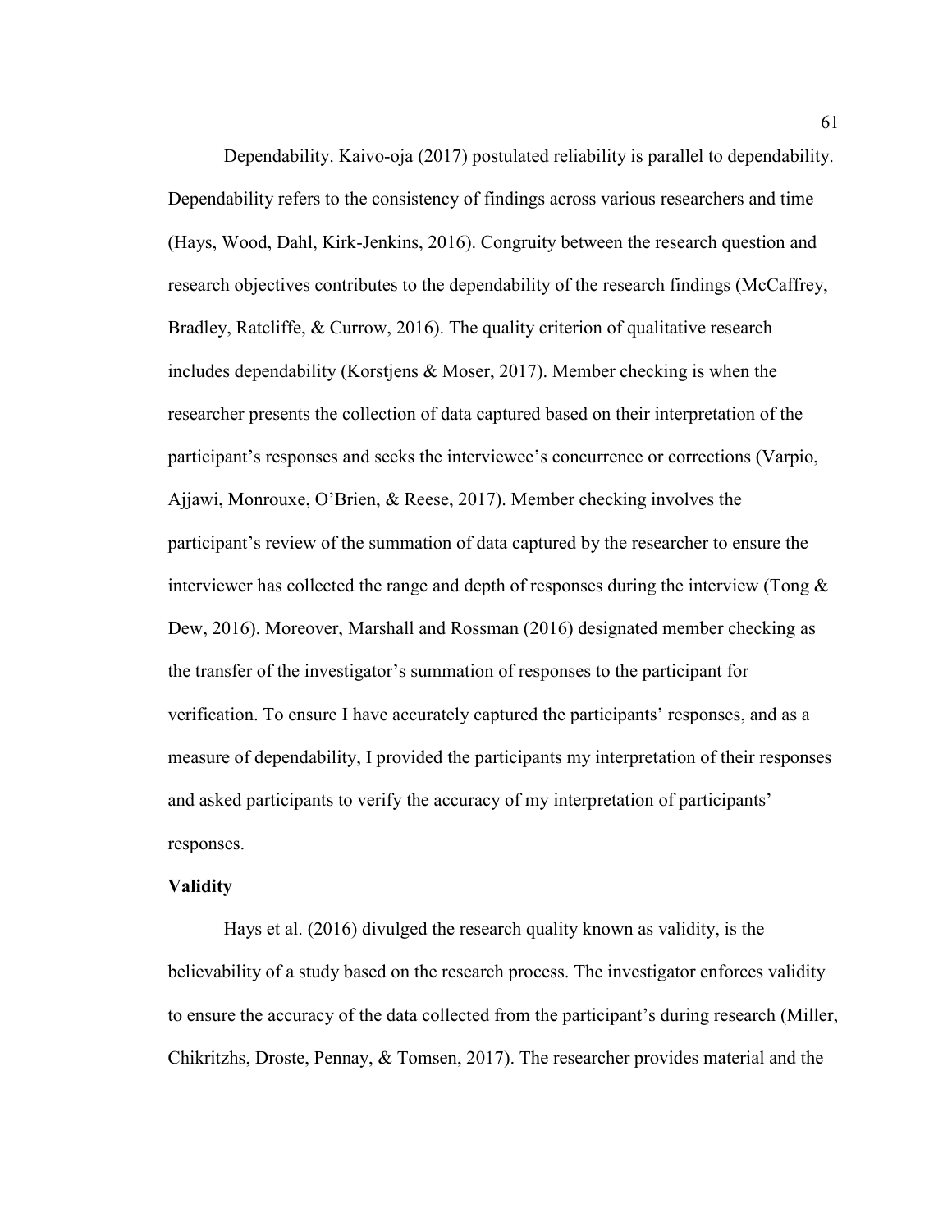Dependability. Kaivo-oja (2017) postulated reliability is parallel to dependability. Dependability refers to the consistency of findings across various researchers and time (Hays, Wood, Dahl, Kirk-Jenkins, 2016). Congruity between the research question and research objectives contributes to the dependability of the research findings (McCaffrey, Bradley, Ratcliffe, & Currow, 2016). The quality criterion of qualitative research includes dependability (Korstjens & Moser, 2017). Member checking is when the researcher presents the collection of data captured based on their interpretation of the participant's responses and seeks the interviewee's concurrence or corrections (Varpio, Ajjawi, Monrouxe, O'Brien, & Reese, 2017). Member checking involves the participant's review of the summation of data captured by the researcher to ensure the interviewer has collected the range and depth of responses during the interview (Tong & Dew, 2016). Moreover, Marshall and Rossman (2016) designated member checking as the transfer of the investigator's summation of responses to the participant for verification. To ensure I have accurately captured the participants' responses, and as a measure of dependability, I provided the participants my interpretation of their responses and asked participants to verify the accuracy of my interpretation of participants' responses.

**Validity**

Hays et al. (2016) divulged the research quality known as validity, is the believability of a study based on the research process. The investigator enforces validity to ensure the accuracy of the data collected from the participant's during research (Miller, Chikritzhs, Droste, Pennay, & Tomsen, 2017). The researcher provides material and the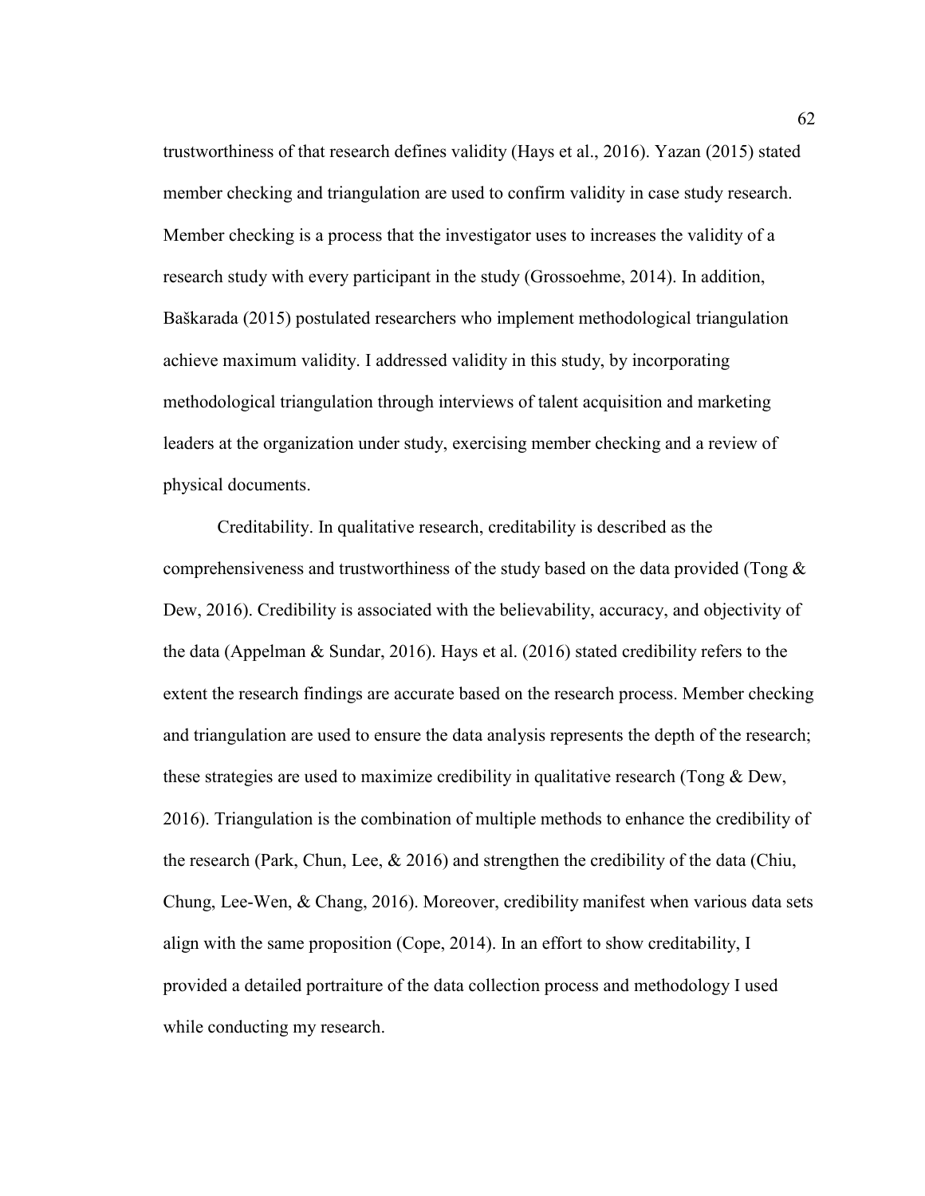trustworthiness of that research defines validity (Hays et al., 2016). Yazan (2015) stated member checking and triangulation are used to confirm validity in case study research. Member checking is a process that the investigator uses to increases the validity of a research study with every participant in the study (Grossoehme, 2014). In addition, Baškarada (2015) postulated researchers who implement methodological triangulation achieve maximum validity. I addressed validity in this study, by incorporating methodological triangulation through interviews of talent acquisition and marketing leaders at the organization under study, exercising member checking and a review of physical documents.

Creditability. In qualitative research, creditability is described as the comprehensiveness and trustworthiness of the study based on the data provided (Tong & Dew, 2016). Credibility is associated with the believability, accuracy, and objectivity of the data (Appelman & Sundar, 2016). Hays et al. (2016) stated credibility refers to the extent the research findings are accurate based on the research process. Member checking and triangulation are used to ensure the data analysis represents the depth of the research; these strategies are used to maximize credibility in qualitative research (Tong & Dew, 2016). Triangulation is the combination of multiple methods to enhance the credibility of the research (Park, Chun, Lee, & 2016) and strengthen the credibility of the data (Chiu, Chung, Lee-Wen, & Chang, 2016). Moreover, credibility manifest when various data sets align with the same proposition (Cope, 2014). In an effort to show creditability, I provided a detailed portraiture of the data collection process and methodology I used while conducting my research.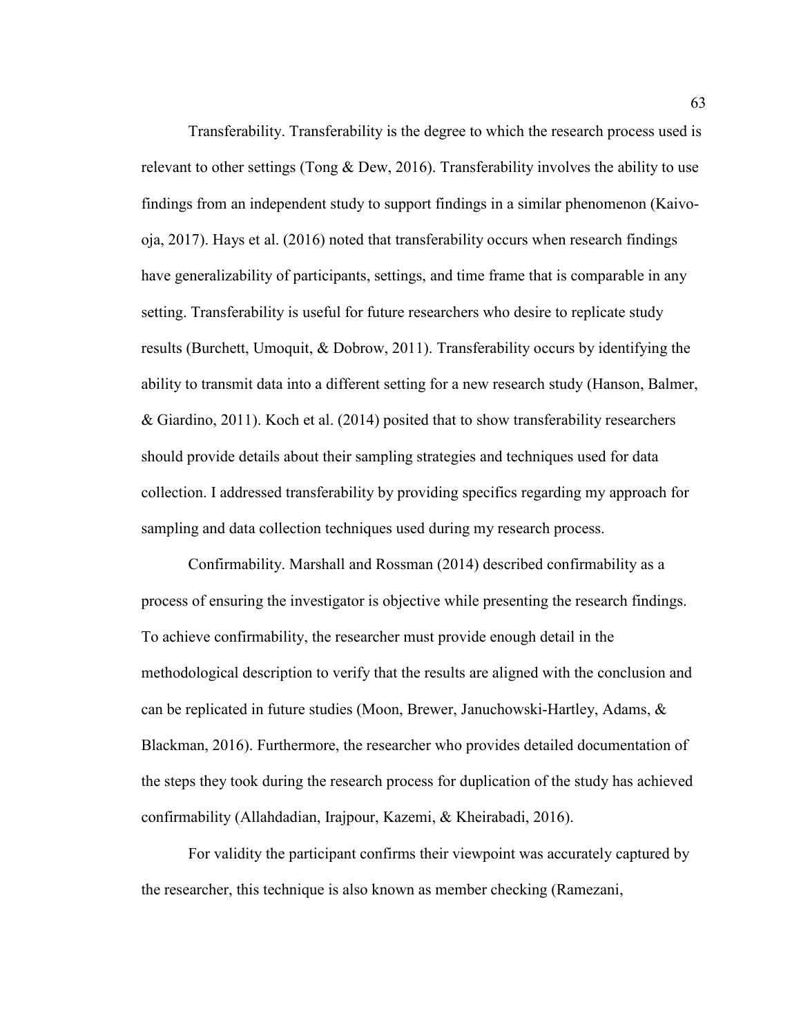Transferability. Transferability is the degree to which the research process used is relevant to other settings (Tong & Dew, 2016). Transferability involves the ability to use findings from an independent study to support findings in a similar phenomenon (Kaivo-oja, 2017). Hays et al. (2016) noted that transferability occurs when research findings have generalizability of participants, settings, and time frame that is comparable in any setting. Transferability is useful for future researchers who desire to replicate study results (Burchett, Umoquit, & Dobrow, 2011). Transferability occurs by identifying the ability to transmit data into a different setting for a new research study (Hanson, Balmer, & Giardino, 2011). Koch et al. (2014) posited that to show transferability researchers should provide details about their sampling strategies and techniques used for data collection. I addressed transferability by providing specifics regarding my approach for sampling and data collection techniques used during my research process.

Confirmability. Marshall and Rossman (2014) described confirmability as a process of ensuring the investigator is objective while presenting the research findings. To achieve confirmability, the researcher must provide enough detail in the methodological description to verify that the results are aligned with the conclusion and can be replicated in future studies (Moon, Brewer, Januchowski-Hartley, Adams, & Blackman, 2016). Furthermore, the researcher who provides detailed documentation of the steps they took during the research process for duplication of the study has achieved confirmability (Allahdadian, Irajpour, Kazemi, & Kheirabadi, 2016).

For validity the participant confirms their viewpoint was accurately captured by the researcher, this technique is also known as member checking (Ramezani,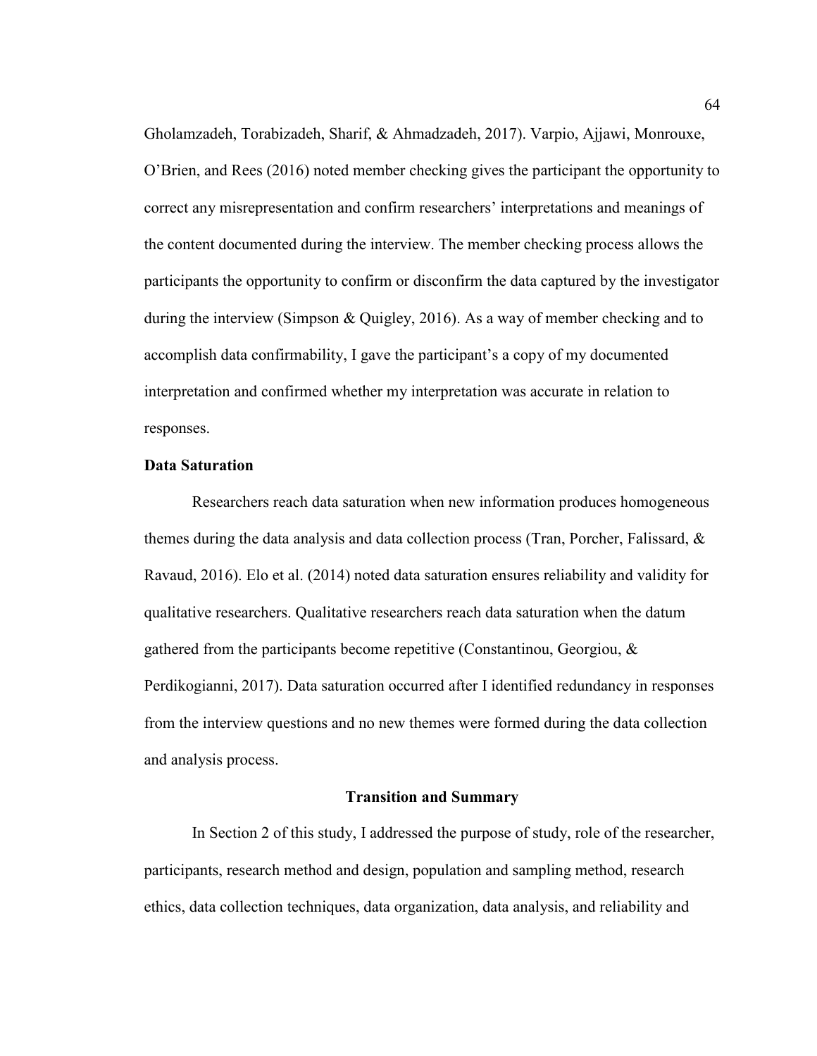Gholamzadeh, Torabizadeh, Sharif, & Ahmadzadeh, 2017). Varpio, Ajjawi, Monrouxe, O'Brien, and Rees (2016) noted member checking gives the participant the opportunity to correct any misrepresentation and confirm researchers' interpretations and meanings of the content documented during the interview. The member checking process allows the participants the opportunity to confirm or disconfirm the data captured by the investigator during the interview (Simpson & Quigley, 2016). As a way of member checking and to accomplish data confirmability, I gave the participant's a copy of my documented interpretation and confirmed whether my interpretation was accurate in relation to responses.

### Data Saturation

Researchers reach data saturation when new information produces homogeneous themes during the data analysis and data collection process (Tran, Porcher, Falissard, & Ravaud, 2016). Elo et al. (2014) noted data saturation ensures reliability and validity for qualitative researchers. Qualitative researchers reach data saturation when the datum gathered from the participants become repetitive (Constantinou, Georgiou, & Perdikogianni, 2017). Data saturation occurred after I identified redundancy in responses from the interview questions and no new themes were formed during the data collection and analysis process.

## Transition and Summary

In Section 2 of this study, I addressed the purpose of study, role of the researcher, participants, research method and design, population and sampling method, research ethics, data collection techniques, data organization, data analysis, and reliability and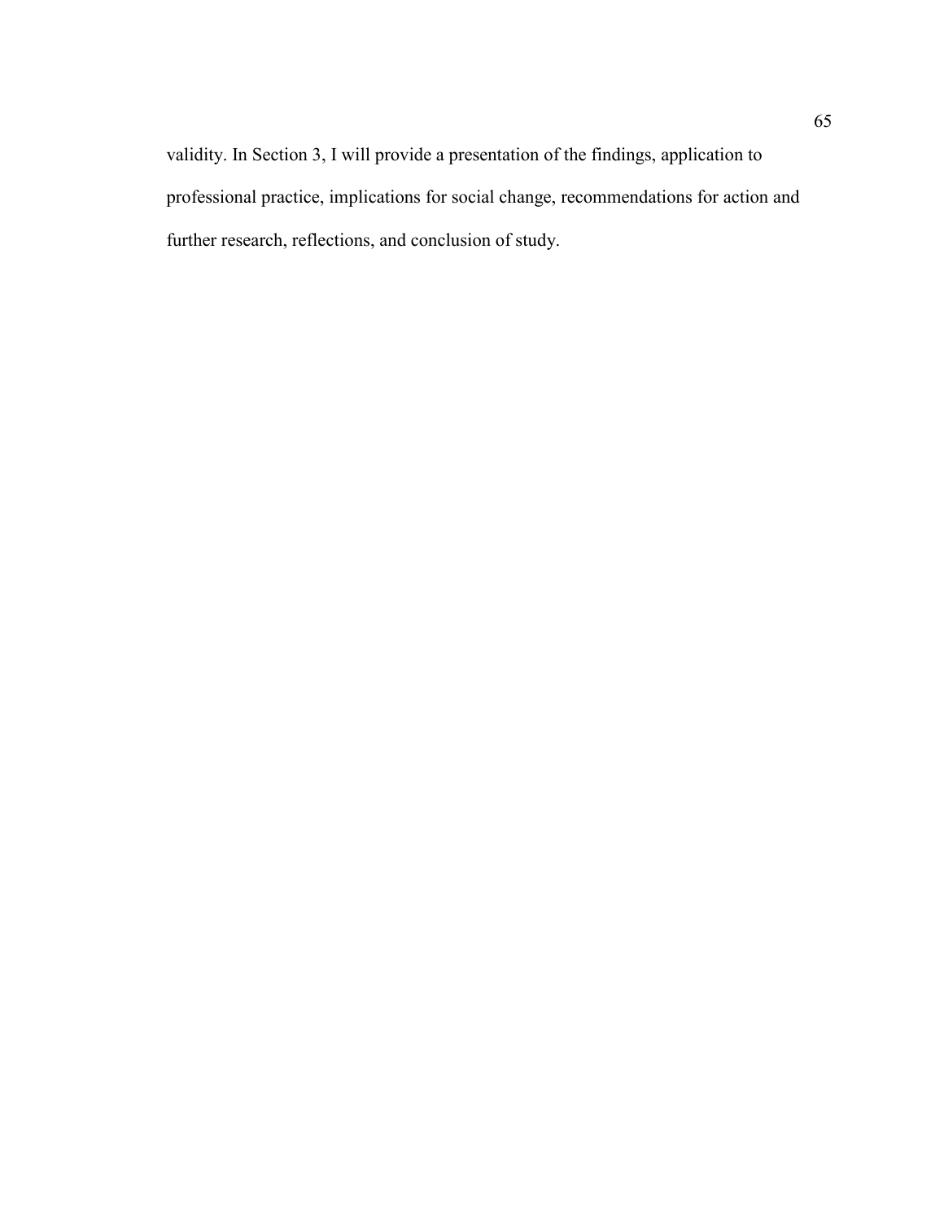validity. In Section 3, I will provide a presentation of the findings, application to professional practice, implications for social change, recommendations for action and further research, reflections, and conclusion of study.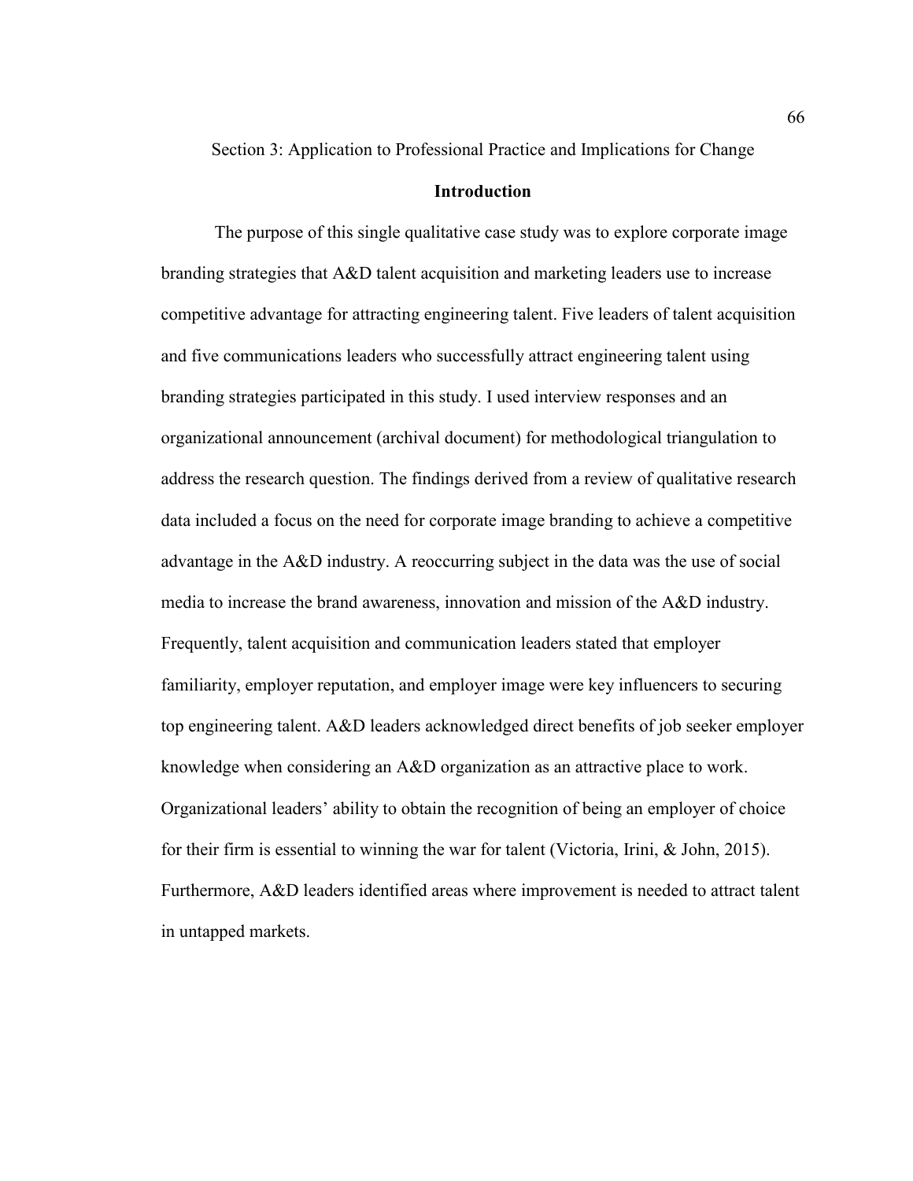## Section 3: Application to Professional Practice and Implications for Change

### Introduction

The purpose of this single qualitative case study was to explore corporate image branding strategies that A&D talent acquisition and marketing leaders use to increase competitive advantage for attracting engineering talent. Five leaders of talent acquisition and five communications leaders who successfully attract engineering talent using branding strategies participated in this study. I used interview responses and an organizational announcement (archival document) for methodological triangulation to address the research question. The findings derived from a review of qualitative research data included a focus on the need for corporate image branding to achieve a competitive advantage in the A&D industry. A reoccurring subject in the data was the use of social media to increase the brand awareness, innovation and mission of the A&D industry. Frequently, talent acquisition and communication leaders stated that employer familiarity, employer reputation, and employer image were key influencers to securing top engineering talent. A&D leaders acknowledged direct benefits of job seeker employer knowledge when considering an A&D organization as an attractive place to work. Organizational leaders' ability to obtain the recognition of being an employer of choice for their firm is essential to winning the war for talent (Victoria, Irini, & John, 2015). Furthermore, A&D leaders identified areas where improvement is needed to attract talent in untapped markets.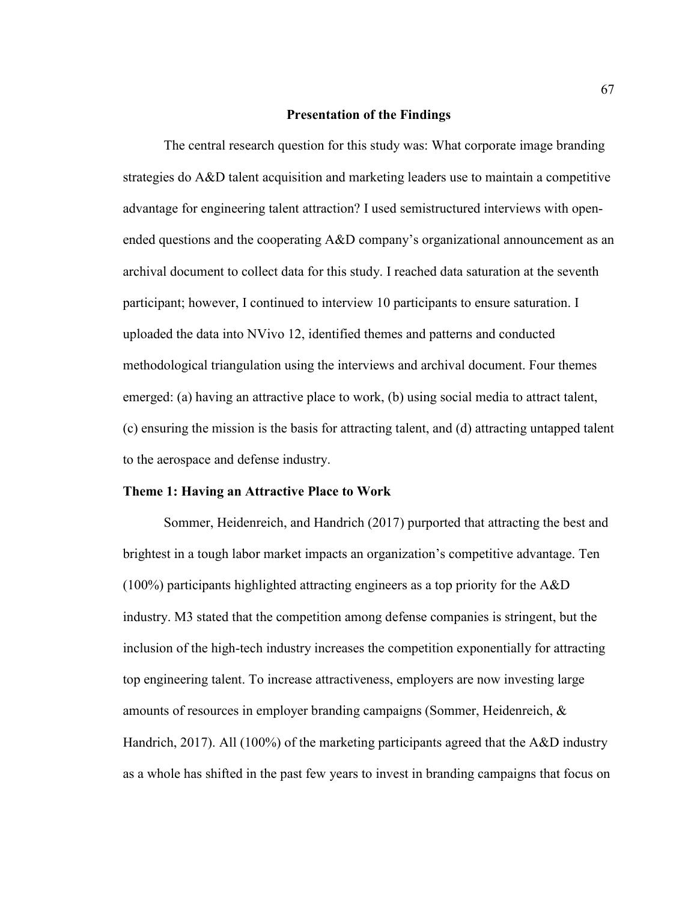## Presentation of the Findings

The central research question for this study was: What corporate image branding strategies do A&D talent acquisition and marketing leaders use to maintain a competitive advantage for engineering talent attraction? I used semistructured interviews with open-ended questions and the cooperating A&D company's organizational announcement as an archival document to collect data for this study. I reached data saturation at the seventh participant; however, I continued to interview 10 participants to ensure saturation. I uploaded the data into NVivo 12, identified themes and patterns and conducted methodological triangulation using the interviews and archival document. Four themes emerged: (a) having an attractive place to work, (b) using social media to attract talent, (c) ensuring the mission is the basis for attracting talent, and (d) attracting untapped talent to the aerospace and defense industry.

### Theme 1: Having an Attractive Place to Work

Sommer, Heidenreich, and Handrich (2017) purported that attracting the best and brightest in a tough labor market impacts an organization's competitive advantage. Ten (100%) participants highlighted attracting engineers as a top priority for the A&D industry. M3 stated that the competition among defense companies is stringent, but the inclusion of the high-tech industry increases the competition exponentially for attracting top engineering talent. To increase attractiveness, employers are now investing large amounts of resources in employer branding campaigns (Sommer, Heidenreich, & Handrich, 2017). All (100%) of the marketing participants agreed that the A&D industry as a whole has shifted in the past few years to invest in branding campaigns that focus on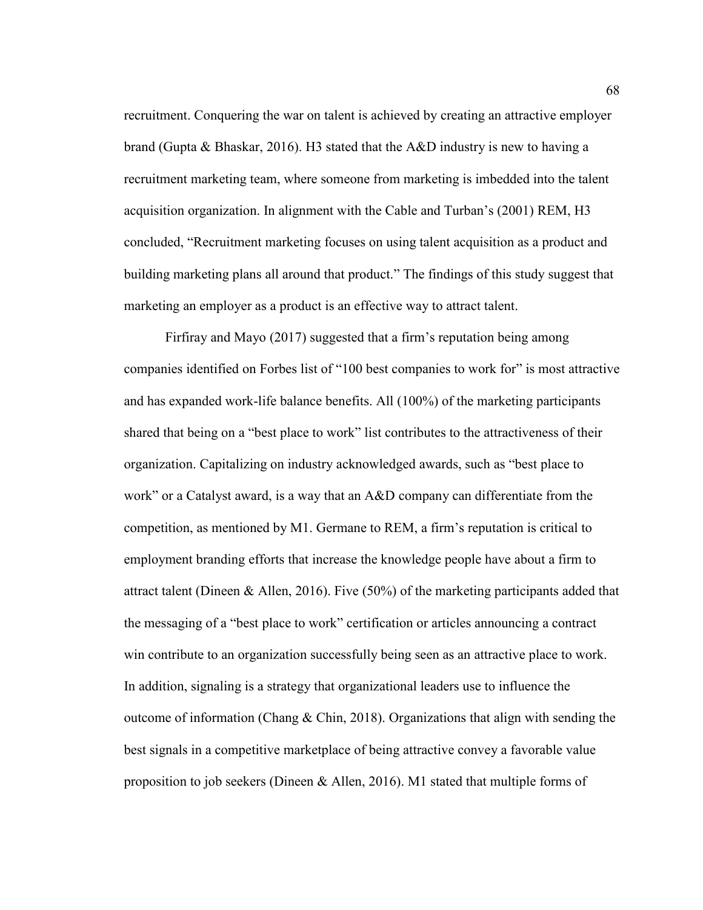recruitment. Conquering the war on talent is achieved by creating an attractive employer brand (Gupta & Bhaskar, 2016). H3 stated that the A&D industry is new to having a recruitment marketing team, where someone from marketing is imbedded into the talent acquisition organization. In alignment with the Cable and Turban's (2001) REM, H3 concluded, "Recruitment marketing focuses on using talent acquisition as a product and building marketing plans all around that product." The findings of this study suggest that marketing an employer as a product is an effective way to attract talent.

Firfiray and Mayo (2017) suggested that a firm's reputation being among companies identified on Forbes list of "100 best companies to work for" is most attractive and has expanded work-life balance benefits. All (100%) of the marketing participants shared that being on a "best place to work" list contributes to the attractiveness of their organization. Capitalizing on industry acknowledged awards, such as "best place to work" or a Catalyst award, is a way that an A&D company can differentiate from the competition, as mentioned by M1. Germane to REM, a firm's reputation is critical to employment branding efforts that increase the knowledge people have about a firm to attract talent (Dineen & Allen, 2016). Five (50%) of the marketing participants added that the messaging of a "best place to work" certification or articles announcing a contract win contribute to an organization successfully being seen as an attractive place to work. In addition, signaling is a strategy that organizational leaders use to influence the outcome of information (Chang & Chin, 2018). Organizations that align with sending the best signals in a competitive marketplace of being attractive convey a favorable value proposition to job seekers (Dineen & Allen, 2016). M1 stated that multiple forms of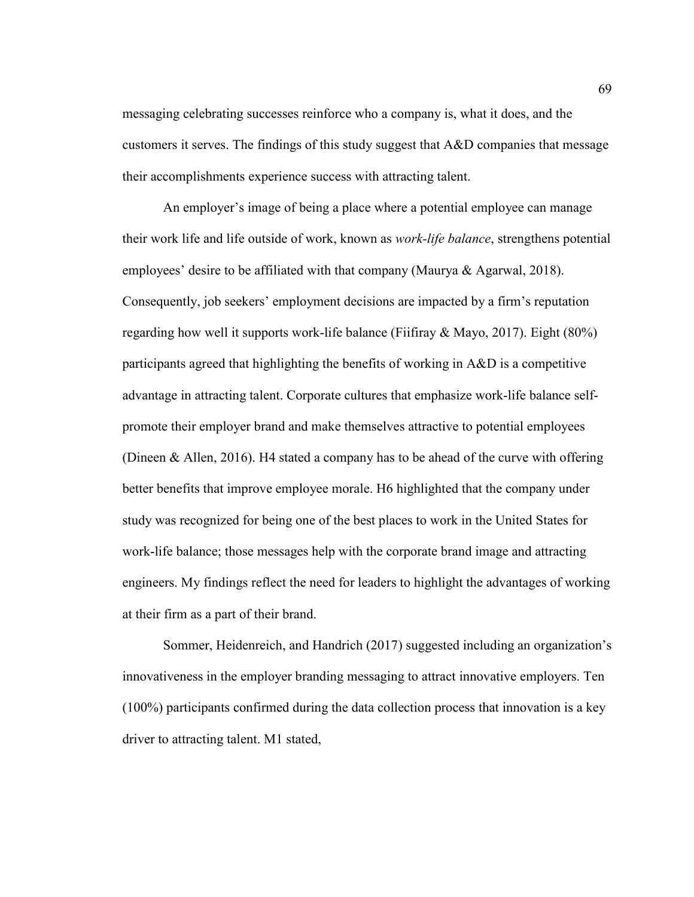messaging celebrating successes reinforce who a company is, what it does, and the customers it serves. The findings of this study suggest that A&D companies that message their accomplishments experience success with attracting talent.

An employer's image of being a place where a potential employee can manage their work life and life outside of work, known as *work-life balance*, strengthens potential employees' desire to be affiliated with that company (Maurya & Agarwal, 2018). Consequently, job seekers' employment decisions are impacted by a firm's reputation regarding how well it supports work-life balance (Fiifiray & Mayo, 2017). Eight (80%) participants agreed that highlighting the benefits of working in A&D is a competitive advantage in attracting talent. Corporate cultures that emphasize work-life balance self-promote their employer brand and make themselves attractive to potential employees (Dineen & Allen, 2016). H4 stated a company has to be ahead of the curve with offering better benefits that improve employee morale. H6 highlighted that the company under study was recognized for being one of the best places to work in the United States for work-life balance; those messages help with the corporate brand image and attracting engineers. My findings reflect the need for leaders to highlight the advantages of working at their firm as a part of their brand.

Sommer, Heidenreich, and Handrich (2017) suggested including an organization's innovativeness in the employer branding messaging to attract innovative employers. Ten (100%) participants confirmed during the data collection process that innovation is a key driver to attracting talent. M1 stated,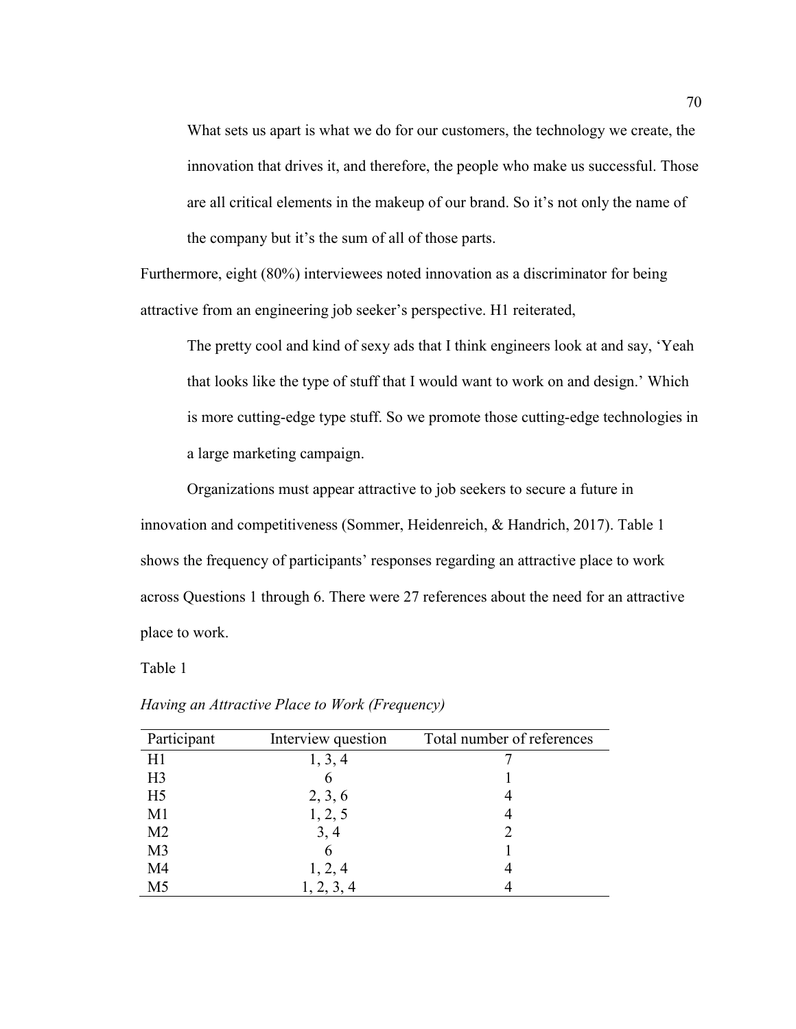> What sets us apart is what we do for our customers, the technology we create, the innovation that drives it, and therefore, the people who make us successful. Those are all critical elements in the makeup of our brand. So it's not only the name of the company but it's the sum of all of those parts.

Furthermore, eight (80%) interviewees noted innovation as a discriminator for being attractive from an engineering job seeker's perspective. H1 reiterated,

> The pretty cool and kind of sexy ads that I think engineers look at and say, 'Yeah that looks like the type of stuff that I would want to work on and design.' Which is more cutting-edge type stuff. So we promote those cutting-edge technologies in a large marketing campaign.

Organizations must appear attractive to job seekers to secure a future in innovation and competitiveness (Sommer, Heidenreich, & Handrich, 2017). Table 1 shows the frequency of participants' responses regarding an attractive place to work across Questions 1 through 6. There were 27 references about the need for an attractive place to work.

Table 1

*Having an Attractive Place to Work (Frequency)*

| Participant | Interview question | Total number of references |
|---|---|---|
| H1 | 1, 3, 4 | 7 |
| H3 | 6 | 1 |
| H5 | 2, 3, 6 | 4 |
| M1 | 1, 2, 5 | 4 |
| M2 | 3, 4 | 2 |
| M3 | 6 | 1 |
| M4 | 1, 2, 4 | 4 |
| M5 | 1, 2, 3, 4 | 4 |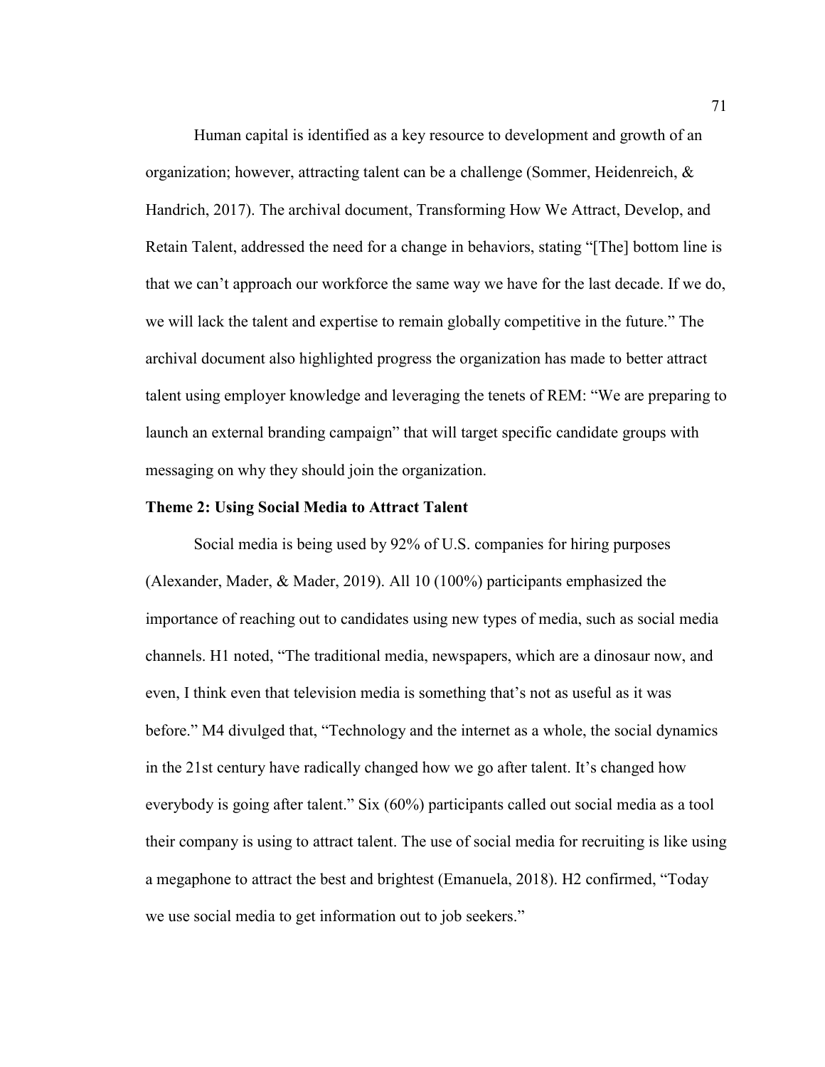Human capital is identified as a key resource to development and growth of an organization; however, attracting talent can be a challenge (Sommer, Heidenreich, & Handrich, 2017). The archival document, Transforming How We Attract, Develop, and Retain Talent, addressed the need for a change in behaviors, stating "[The] bottom line is that we can't approach our workforce the same way we have for the last decade. If we do, we will lack the talent and expertise to remain globally competitive in the future." The archival document also highlighted progress the organization has made to better attract talent using employer knowledge and leveraging the tenets of REM: "We are preparing to launch an external branding campaign" that will target specific candidate groups with messaging on why they should join the organization.

**Theme 2: Using Social Media to Attract Talent**

Social media is being used by 92% of U.S. companies for hiring purposes (Alexander, Mader, & Mader, 2019). All 10 (100%) participants emphasized the importance of reaching out to candidates using new types of media, such as social media channels. H1 noted, "The traditional media, newspapers, which are a dinosaur now, and even, I think even that television media is something that's not as useful as it was before." M4 divulged that, "Technology and the internet as a whole, the social dynamics in the 21st century have radically changed how we go after talent. It's changed how everybody is going after talent." Six (60%) participants called out social media as a tool their company is using to attract talent. The use of social media for recruiting is like using a megaphone to attract the best and brightest (Emanuela, 2018). H2 confirmed, "Today we use social media to get information out to job seekers."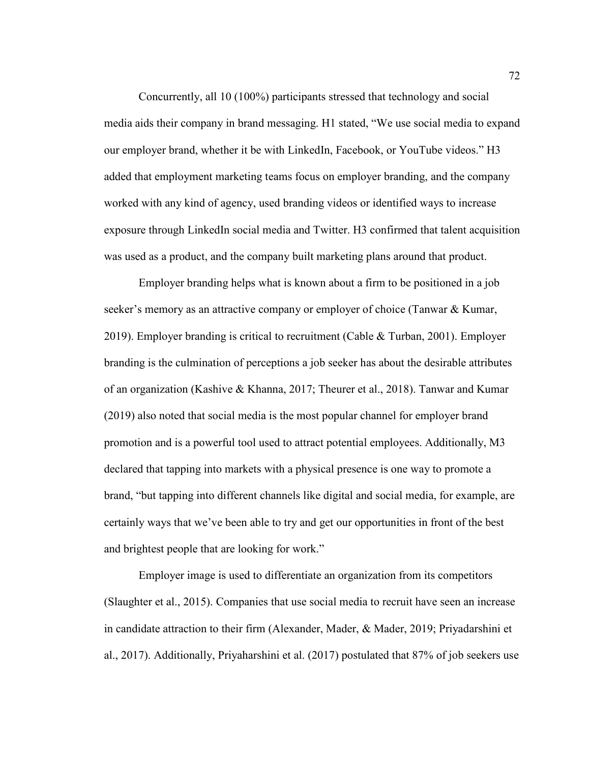Concurrently, all 10 (100%) participants stressed that technology and social media aids their company in brand messaging. H1 stated, "We use social media to expand our employer brand, whether it be with LinkedIn, Facebook, or YouTube videos." H3 added that employment marketing teams focus on employer branding, and the company worked with any kind of agency, used branding videos or identified ways to increase exposure through LinkedIn social media and Twitter. H3 confirmed that talent acquisition was used as a product, and the company built marketing plans around that product.

Employer branding helps what is known about a firm to be positioned in a job seeker's memory as an attractive company or employer of choice (Tanwar & Kumar, 2019). Employer branding is critical to recruitment (Cable & Turban, 2001). Employer branding is the culmination of perceptions a job seeker has about the desirable attributes of an organization (Kashive & Khanna, 2017; Theurer et al., 2018). Tanwar and Kumar (2019) also noted that social media is the most popular channel for employer brand promotion and is a powerful tool used to attract potential employees. Additionally, M3 declared that tapping into markets with a physical presence is one way to promote a brand, "but tapping into different channels like digital and social media, for example, are certainly ways that we've been able to try and get our opportunities in front of the best and brightest people that are looking for work."

Employer image is used to differentiate an organization from its competitors (Slaughter et al., 2015). Companies that use social media to recruit have seen an increase in candidate attraction to their firm (Alexander, Mader, & Mader, 2019; Priyadarshini et al., 2017). Additionally, Priyaharshini et al. (2017) postulated that 87% of job seekers use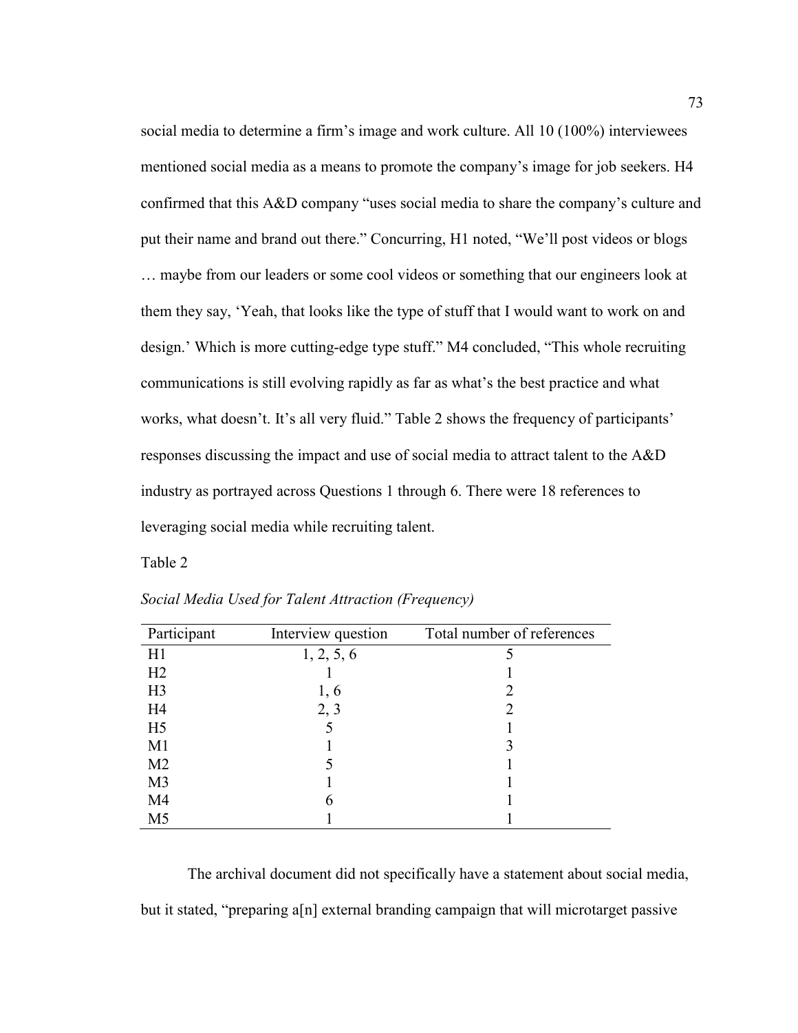social media to determine a firm's image and work culture. All 10 (100%) interviewees mentioned social media as a means to promote the company's image for job seekers. H4 confirmed that this A&D company "uses social media to share the company's culture and put their name and brand out there." Concurring, H1 noted, "We'll post videos or blogs … maybe from our leaders or some cool videos or something that our engineers look at them they say, 'Yeah, that looks like the type of stuff that I would want to work on and design.' Which is more cutting-edge type stuff." M4 concluded, "This whole recruiting communications is still evolving rapidly as far as what's the best practice and what works, what doesn't. It's all very fluid." Table 2 shows the frequency of participants' responses discussing the impact and use of social media to attract talent to the A&D industry as portrayed across Questions 1 through 6. There were 18 references to leveraging social media while recruiting talent.

Table 2

*Social Media Used for Talent Attraction (Frequency)*

| Participant | Interview question | Total number of references |
|---|---|---|
| H1 | 1, 2, 5, 6 | 5 |
| H2 | 1 | 1 |
| H3 | 1, 6 | 2 |
| H4 | 2, 3 | 2 |
| H5 | 5 | 1 |
| M1 | 1 | 3 |
| M2 | 5 | 1 |
| M3 | 1 | 1 |
| M4 | 6 | 1 |
| M5 | 1 | 1 |

The archival document did not specifically have a statement about social media, but it stated, "preparing a[n] external branding campaign that will microtarget passive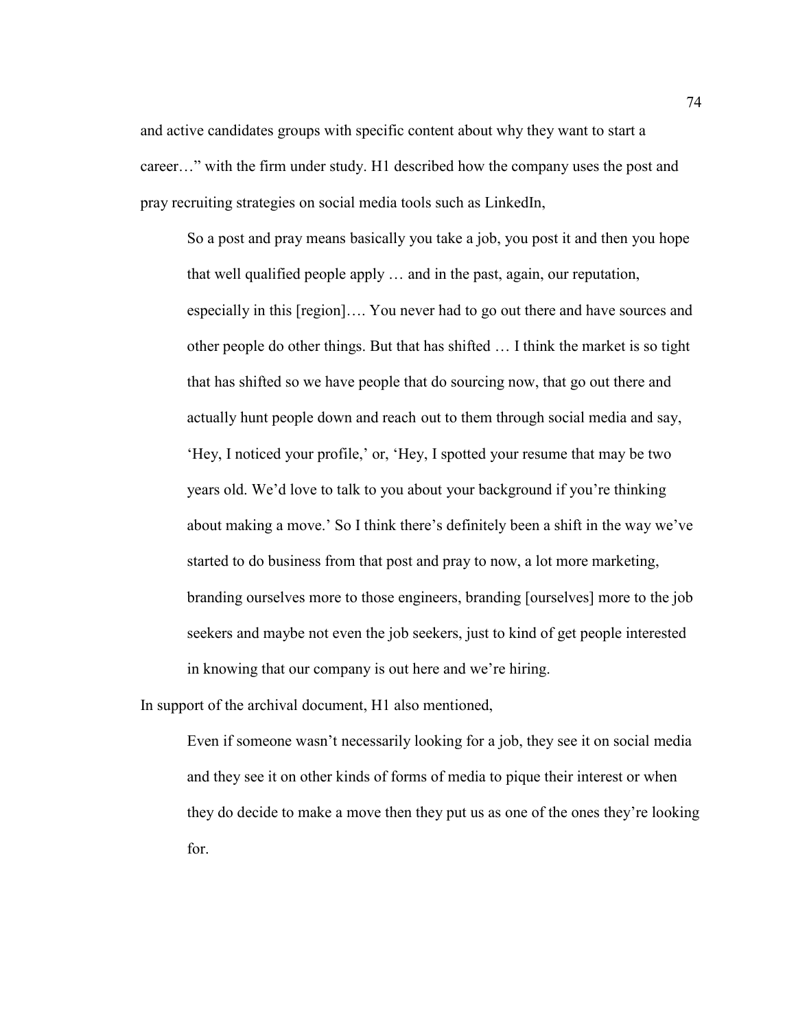and active candidates groups with specific content about why they want to start a career…" with the firm under study. H1 described how the company uses the post and pray recruiting strategies on social media tools such as LinkedIn,

> So a post and pray means basically you take a job, you post it and then you hope that well qualified people apply … and in the past, again, our reputation, especially in this [region]…. You never had to go out there and have sources and other people do other things. But that has shifted … I think the market is so tight that has shifted so we have people that do sourcing now, that go out there and actually hunt people down and reach out to them through social media and say, 'Hey, I noticed your profile,' or, 'Hey, I spotted your resume that may be two years old. We'd love to talk to you about your background if you're thinking about making a move.' So I think there's definitely been a shift in the way we've started to do business from that post and pray to now, a lot more marketing, branding ourselves more to those engineers, branding [ourselves] more to the job seekers and maybe not even the job seekers, just to kind of get people interested in knowing that our company is out here and we're hiring.

In support of the archival document, H1 also mentioned,

> Even if someone wasn't necessarily looking for a job, they see it on social media and they see it on other kinds of forms of media to pique their interest or when they do decide to make a move then they put us as one of the ones they're looking for.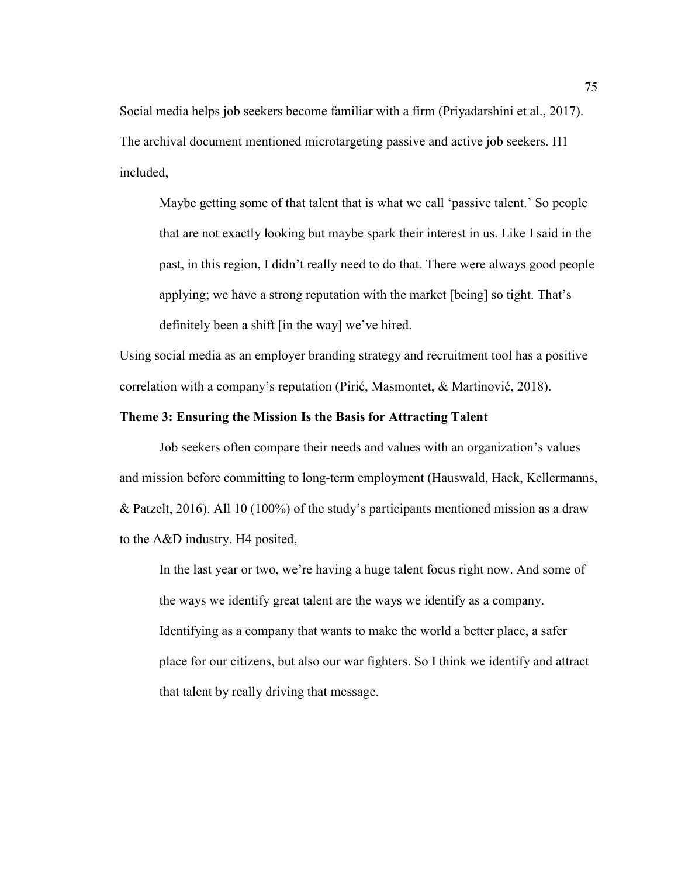Social media helps job seekers become familiar with a firm (Priyadarshini et al., 2017). The archival document mentioned microtargeting passive and active job seekers. H1 included,

> Maybe getting some of that talent that is what we call 'passive talent.' So people that are not exactly looking but maybe spark their interest in us. Like I said in the past, in this region, I didn't really need to do that. There were always good people applying; we have a strong reputation with the market [being] so tight. That's definitely been a shift [in the way] we've hired.

Using social media as an employer branding strategy and recruitment tool has a positive correlation with a company's reputation (Pirić, Masmontet, & Martinović, 2018).

### Theme 3: Ensuring the Mission Is the Basis for Attracting Talent

Job seekers often compare their needs and values with an organization's values and mission before committing to long-term employment (Hauswald, Hack, Kellermanns, & Patzelt, 2016). All 10 (100%) of the study's participants mentioned mission as a draw to the A&D industry. H4 posited,

> In the last year or two, we're having a huge talent focus right now. And some of the ways we identify great talent are the ways we identify as a company. Identifying as a company that wants to make the world a better place, a safer place for our citizens, but also our war fighters. So I think we identify and attract that talent by really driving that message.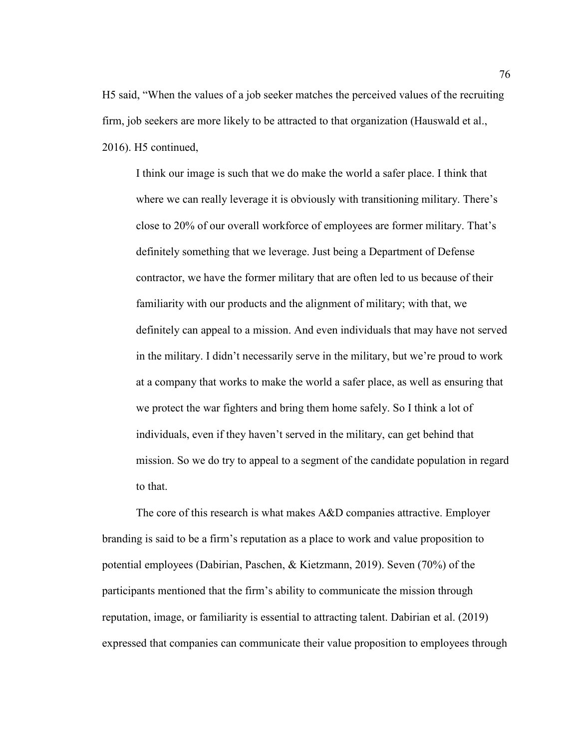H5 said, "When the values of a job seeker matches the perceived values of the recruiting firm, job seekers are more likely to be attracted to that organization (Hauswald et al., 2016). H5 continued,

> I think our image is such that we do make the world a safer place. I think that where we can really leverage it is obviously with transitioning military. There's close to 20% of our overall workforce of employees are former military. That's definitely something that we leverage. Just being a Department of Defense contractor, we have the former military that are often led to us because of their familiarity with our products and the alignment of military; with that, we definitely can appeal to a mission. And even individuals that may have not served in the military. I didn't necessarily serve in the military, but we're proud to work at a company that works to make the world a safer place, as well as ensuring that we protect the war fighters and bring them home safely. So I think a lot of individuals, even if they haven't served in the military, can get behind that mission. So we do try to appeal to a segment of the candidate population in regard to that.

The core of this research is what makes A&D companies attractive. Employer branding is said to be a firm's reputation as a place to work and value proposition to potential employees (Dabirian, Paschen, & Kietzmann, 2019). Seven (70%) of the participants mentioned that the firm's ability to communicate the mission through reputation, image, or familiarity is essential to attracting talent. Dabirian et al. (2019) expressed that companies can communicate their value proposition to employees through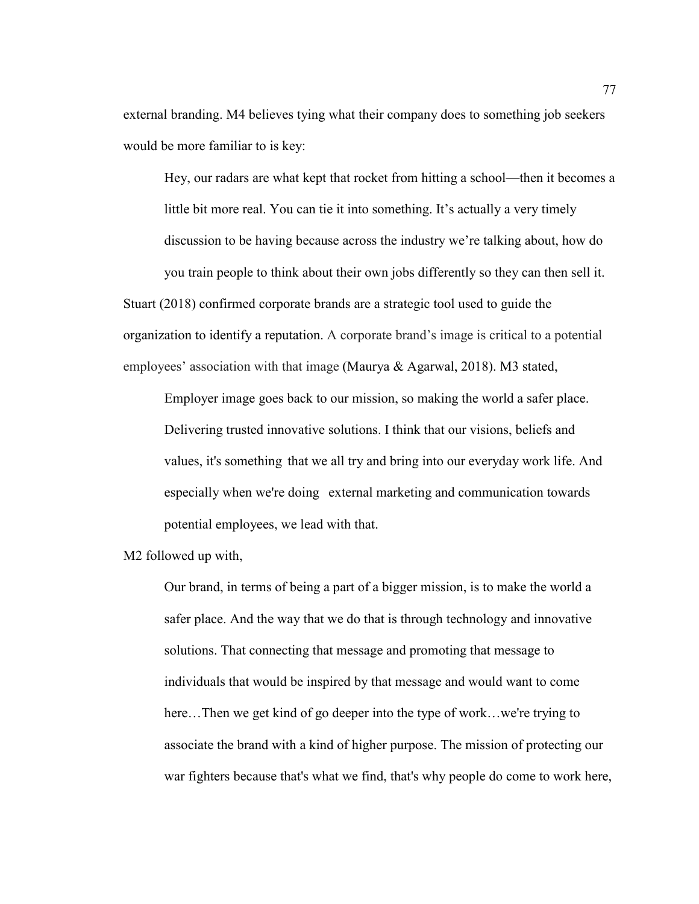external branding. M4 believes tying what their company does to something job seekers would be more familiar to is key:

> Hey, our radars are what kept that rocket from hitting a school—then it becomes a little bit more real. You can tie it into something. It's actually a very timely discussion to be having because across the industry we're talking about, how do you train people to think about their own jobs differently so they can then sell it.

Stuart (2018) confirmed corporate brands are a strategic tool used to guide the organization to identify a reputation. A corporate brand's image is critical to a potential employees' association with that image (Maurya & Agarwal, 2018). M3 stated,

> Employer image goes back to our mission, so making the world a safer place. Delivering trusted innovative solutions. I think that our visions, beliefs and values, it's something that we all try and bring into our everyday work life. And especially when we're doing external marketing and communication towards potential employees, we lead with that.

M2 followed up with,

> Our brand, in terms of being a part of a bigger mission, is to make the world a safer place. And the way that we do that is through technology and innovative solutions. That connecting that message and promoting that message to individuals that would be inspired by that message and would want to come here…Then we get kind of go deeper into the type of work…we're trying to associate the brand with a kind of higher purpose. The mission of protecting our war fighters because that's what we find, that's why people do come to work here,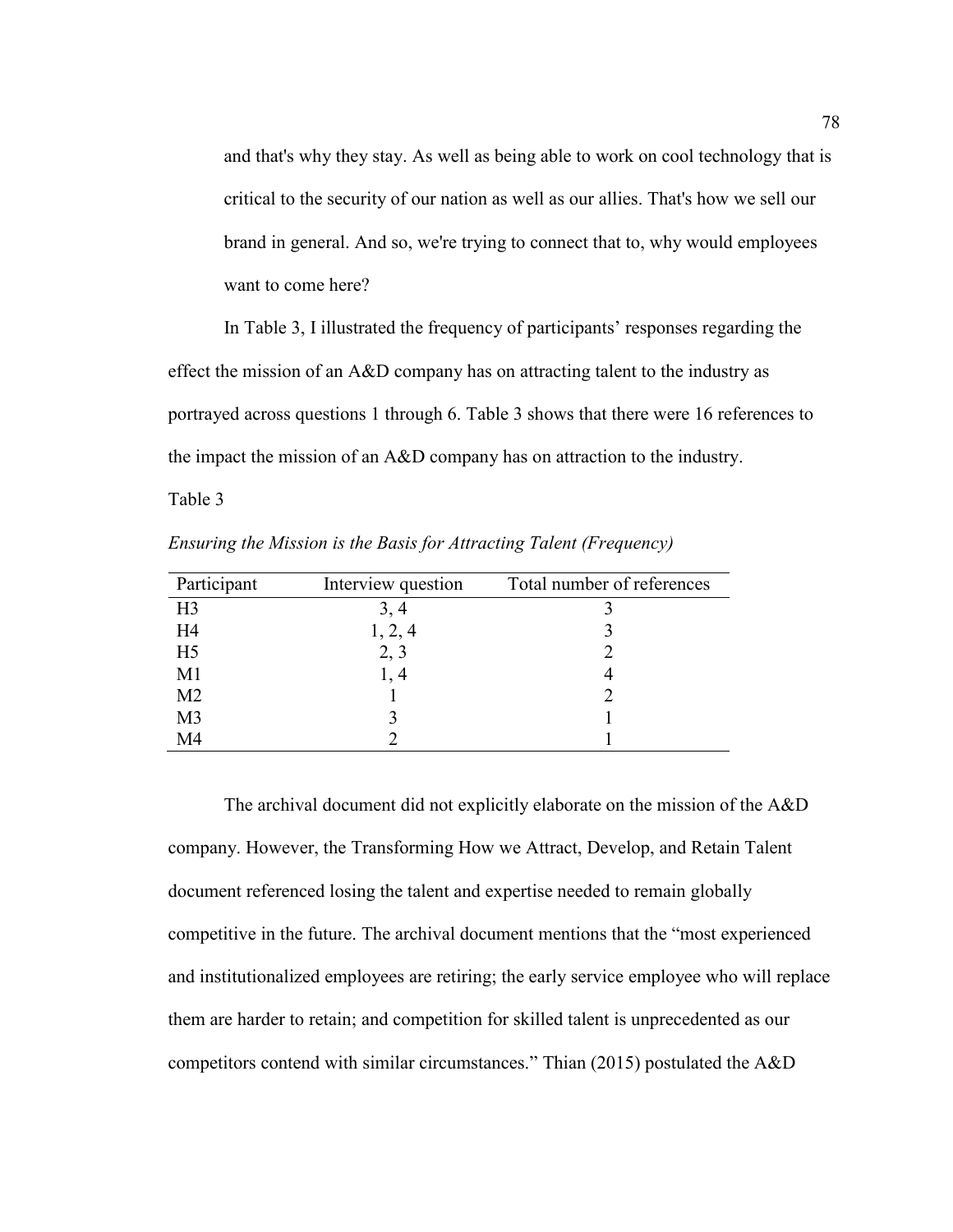and that's why they stay. As well as being able to work on cool technology that is critical to the security of our nation as well as our allies. That's how we sell our brand in general. And so, we're trying to connect that to, why would employees want to come here?

In Table 3, I illustrated the frequency of participants' responses regarding the effect the mission of an A&D company has on attracting talent to the industry as portrayed across questions 1 through 6. Table 3 shows that there were 16 references to the impact the mission of an A&D company has on attraction to the industry.

Table 3

*Ensuring the Mission is the Basis for Attracting Talent (Frequency)*

| Participant | Interview question | Total number of references |
|---|---|---|
| H3 | 3, 4 | 3 |
| H4 | 1, 2, 4 | 3 |
| H5 | 2, 3 | 2 |
| M1 | 1, 4 | 4 |
| M2 | 1 | 2 |
| M3 | 3 | 1 |
| M4 | 2 | 1 |

The archival document did not explicitly elaborate on the mission of the A&D company. However, the Transforming How we Attract, Develop, and Retain Talent document referenced losing the talent and expertise needed to remain globally competitive in the future. The archival document mentions that the "most experienced and institutionalized employees are retiring; the early service employee who will replace them are harder to retain; and competition for skilled talent is unprecedented as our competitors contend with similar circumstances." Thian (2015) postulated the A&D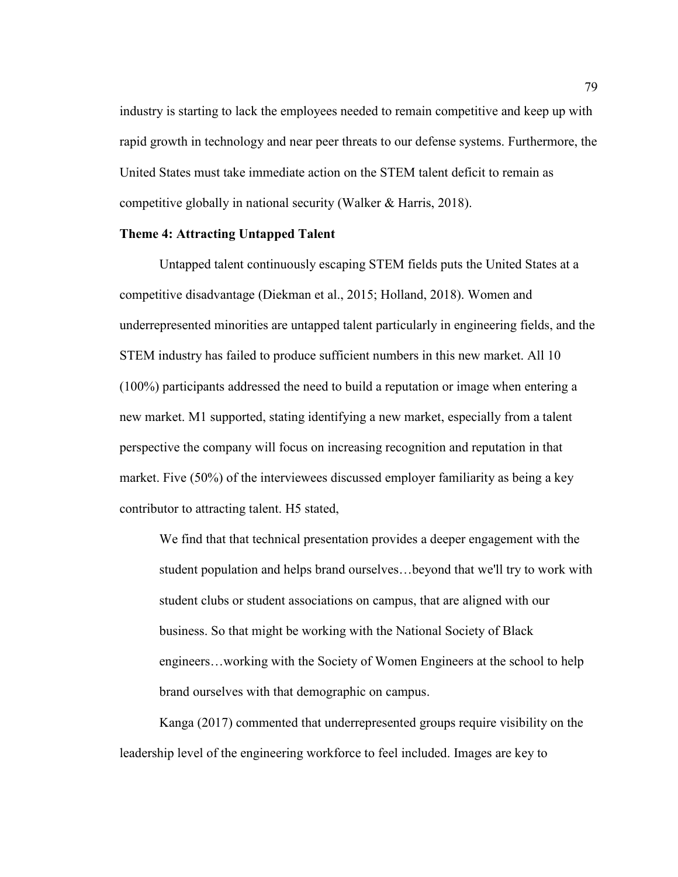industry is starting to lack the employees needed to remain competitive and keep up with rapid growth in technology and near peer threats to our defense systems. Furthermore, the United States must take immediate action on the STEM talent deficit to remain as competitive globally in national security (Walker & Harris, 2018).

### Theme 4: Attracting Untapped Talent

Untapped talent continuously escaping STEM fields puts the United States at a competitive disadvantage (Diekman et al., 2015; Holland, 2018). Women and underrepresented minorities are untapped talent particularly in engineering fields, and the STEM industry has failed to produce sufficient numbers in this new market. All 10 (100%) participants addressed the need to build a reputation or image when entering a new market. M1 supported, stating identifying a new market, especially from a talent perspective the company will focus on increasing recognition and reputation in that market. Five (50%) of the interviewees discussed employer familiarity as being a key contributor to attracting talent. H5 stated,

> We find that that technical presentation provides a deeper engagement with the student population and helps brand ourselves…beyond that we'll try to work with student clubs or student associations on campus, that are aligned with our business. So that might be working with the National Society of Black engineers…working with the Society of Women Engineers at the school to help brand ourselves with that demographic on campus.

Kanga (2017) commented that underrepresented groups require visibility on the leadership level of the engineering workforce to feel included. Images are key to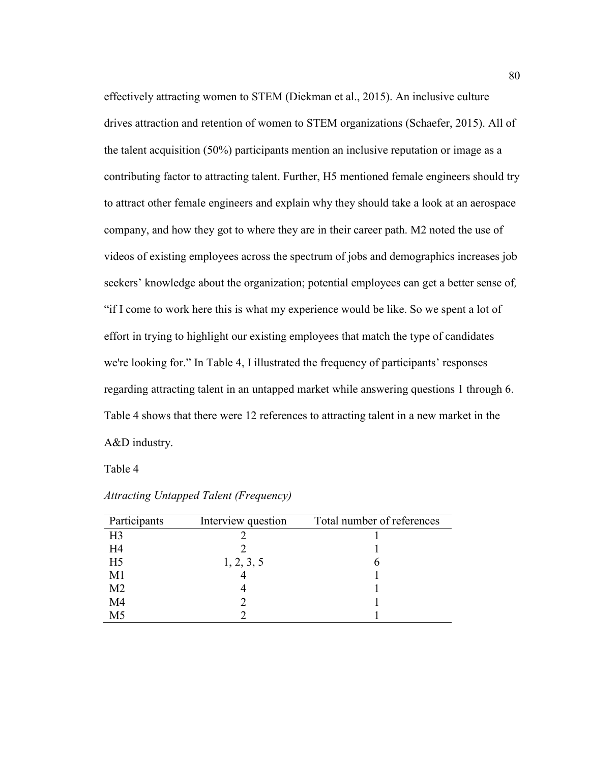effectively attracting women to STEM (Diekman et al., 2015). An inclusive culture drives attraction and retention of women to STEM organizations (Schaefer, 2015). All of the talent acquisition (50%) participants mention an inclusive reputation or image as a contributing factor to attracting talent. Further, H5 mentioned female engineers should try to attract other female engineers and explain why they should take a look at an aerospace company, and how they got to where they are in their career path. M2 noted the use of videos of existing employees across the spectrum of jobs and demographics increases job seekers' knowledge about the organization; potential employees can get a better sense of, "if I come to work here this is what my experience would be like. So we spent a lot of effort in trying to highlight our existing employees that match the type of candidates we're looking for." In Table 4, I illustrated the frequency of participants' responses regarding attracting talent in an untapped market while answering questions 1 through 6. Table 4 shows that there were 12 references to attracting talent in a new market in the A&D industry.

Table 4

*Attracting Untapped Talent (Frequency)*

| Participants | Interview question | Total number of references |
|---|---|---|
| H3 | 2 | 1 |
| H4 | 2 | 1 |
| H5 | 1, 2, 3, 5 | 6 |
| M1 | 4 | 1 |
| M2 | 4 | 1 |
| M4 | 2 | 1 |
| M5 | 2 | 1 |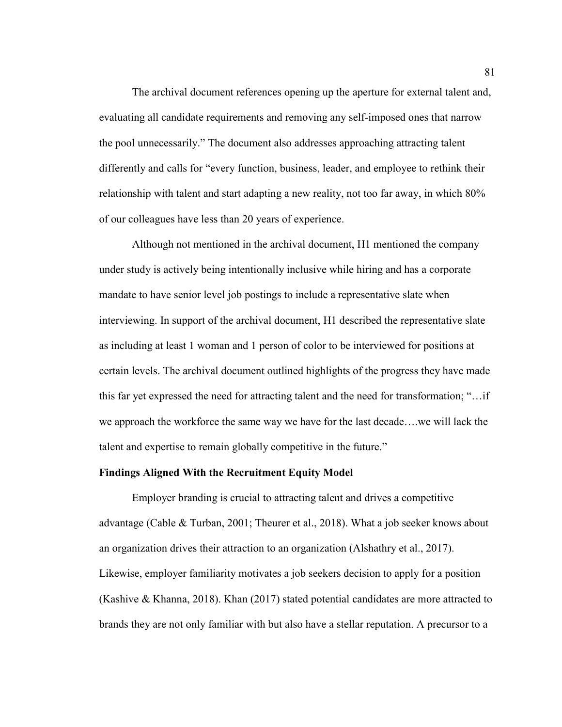The archival document references opening up the aperture for external talent and, evaluating all candidate requirements and removing any self-imposed ones that narrow the pool unnecessarily." The document also addresses approaching attracting talent differently and calls for "every function, business, leader, and employee to rethink their relationship with talent and start adapting a new reality, not too far away, in which 80% of our colleagues have less than 20 years of experience.

Although not mentioned in the archival document, H1 mentioned the company under study is actively being intentionally inclusive while hiring and has a corporate mandate to have senior level job postings to include a representative slate when interviewing. In support of the archival document, H1 described the representative slate as including at least 1 woman and 1 person of color to be interviewed for positions at certain levels. The archival document outlined highlights of the progress they have made this far yet expressed the need for attracting talent and the need for transformation; "…if we approach the workforce the same way we have for the last decade….we will lack the talent and expertise to remain globally competitive in the future."

### Findings Aligned With the Recruitment Equity Model

Employer branding is crucial to attracting talent and drives a competitive advantage (Cable & Turban, 2001; Theurer et al., 2018). What a job seeker knows about an organization drives their attraction to an organization (Alshathry et al., 2017). Likewise, employer familiarity motivates a job seekers decision to apply for a position (Kashive & Khanna, 2018). Khan (2017) stated potential candidates are more attracted to brands they are not only familiar with but also have a stellar reputation. A precursor to a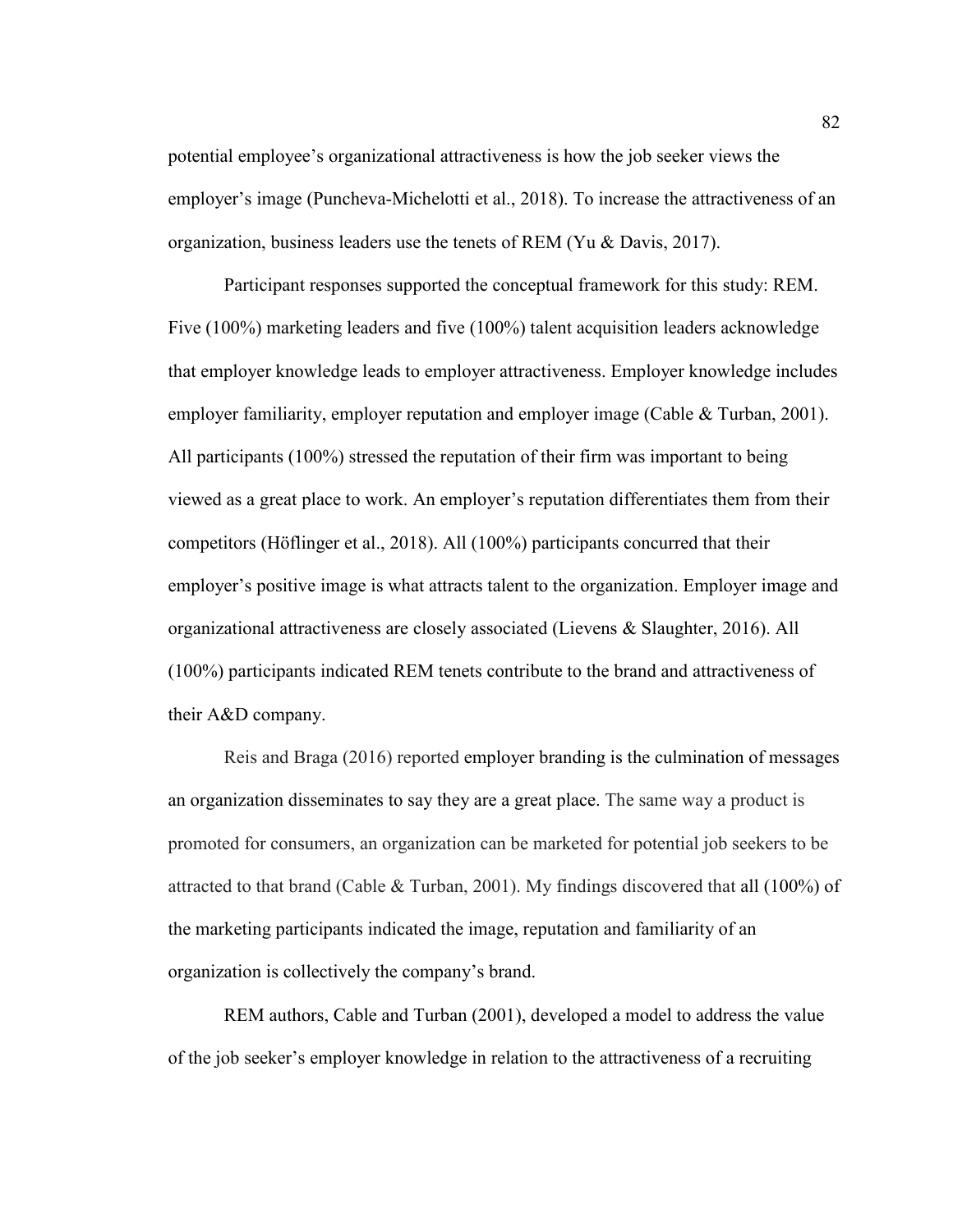potential employee's organizational attractiveness is how the job seeker views the employer's image (Puncheva-Michelotti et al., 2018). To increase the attractiveness of an organization, business leaders use the tenets of REM (Yu & Davis, 2017).

Participant responses supported the conceptual framework for this study: REM. Five (100%) marketing leaders and five (100%) talent acquisition leaders acknowledge that employer knowledge leads to employer attractiveness. Employer knowledge includes employer familiarity, employer reputation and employer image (Cable & Turban, 2001). All participants (100%) stressed the reputation of their firm was important to being viewed as a great place to work. An employer's reputation differentiates them from their competitors (Höflinger et al., 2018). All (100%) participants concurred that their employer's positive image is what attracts talent to the organization. Employer image and organizational attractiveness are closely associated (Lievens & Slaughter, 2016). All (100%) participants indicated REM tenets contribute to the brand and attractiveness of their A&D company.

Reis and Braga (2016) reported employer branding is the culmination of messages an organization disseminates to say they are a great place. The same way a product is promoted for consumers, an organization can be marketed for potential job seekers to be attracted to that brand (Cable & Turban, 2001). My findings discovered that all (100%) of the marketing participants indicated the image, reputation and familiarity of an organization is collectively the company's brand.

REM authors, Cable and Turban (2001), developed a model to address the value of the job seeker's employer knowledge in relation to the attractiveness of a recruiting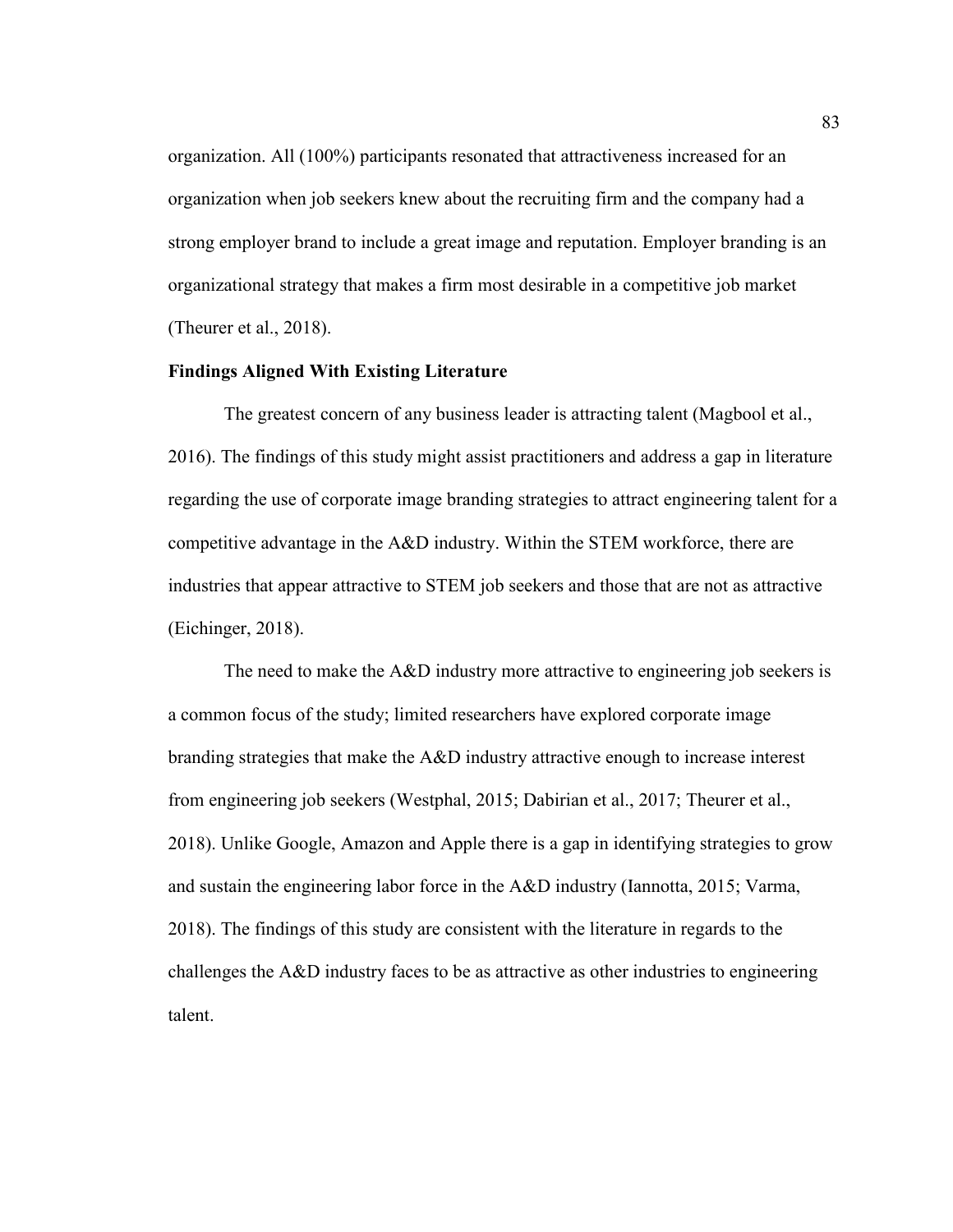organization. All (100%) participants resonated that attractiveness increased for an organization when job seekers knew about the recruiting firm and the company had a strong employer brand to include a great image and reputation. Employer branding is an organizational strategy that makes a firm most desirable in a competitive job market (Theurer et al., 2018).

**Findings Aligned With Existing Literature**

The greatest concern of any business leader is attracting talent (Magbool et al., 2016). The findings of this study might assist practitioners and address a gap in literature regarding the use of corporate image branding strategies to attract engineering talent for a competitive advantage in the A&D industry. Within the STEM workforce, there are industries that appear attractive to STEM job seekers and those that are not as attractive (Eichinger, 2018).

The need to make the A&D industry more attractive to engineering job seekers is a common focus of the study; limited researchers have explored corporate image branding strategies that make the A&D industry attractive enough to increase interest from engineering job seekers (Westphal, 2015; Dabirian et al., 2017; Theurer et al., 2018). Unlike Google, Amazon and Apple there is a gap in identifying strategies to grow and sustain the engineering labor force in the A&D industry (Iannotta, 2015; Varma, 2018). The findings of this study are consistent with the literature in regards to the challenges the A&D industry faces to be as attractive as other industries to engineering talent.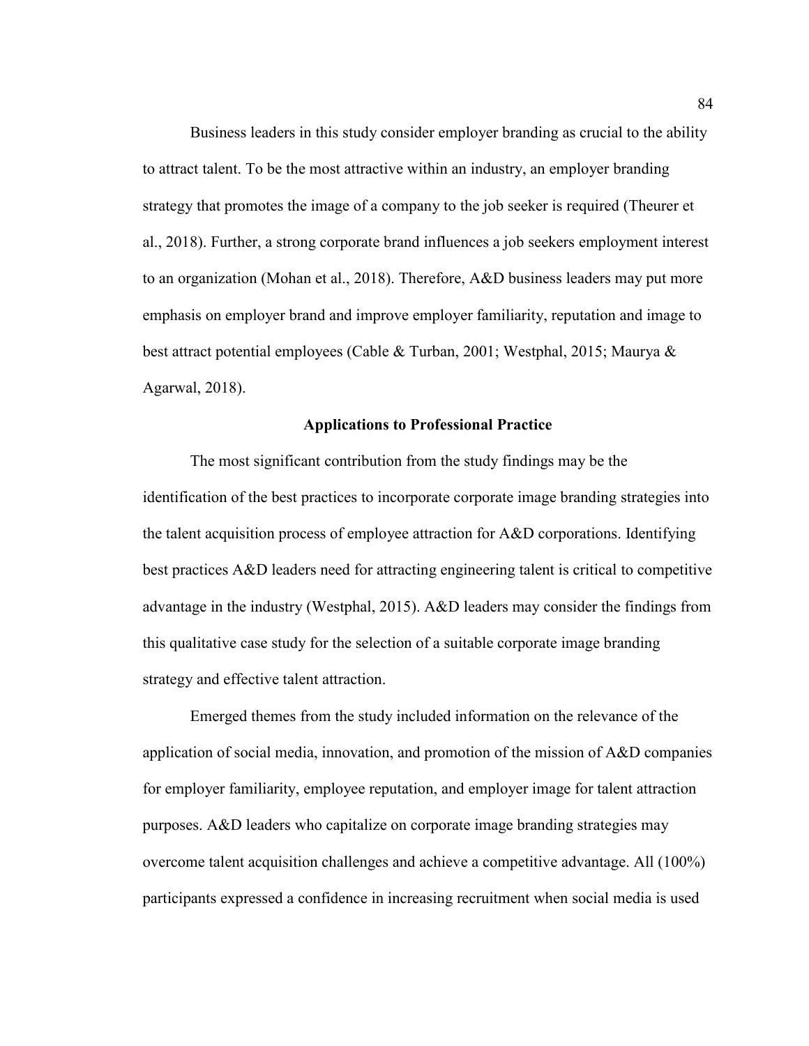Business leaders in this study consider employer branding as crucial to the ability to attract talent. To be the most attractive within an industry, an employer branding strategy that promotes the image of a company to the job seeker is required (Theurer et al., 2018). Further, a strong corporate brand influences a job seekers employment interest to an organization (Mohan et al., 2018). Therefore, A&D business leaders may put more emphasis on employer brand and improve employer familiarity, reputation and image to best attract potential employees (Cable & Turban, 2001; Westphal, 2015; Maurya & Agarwal, 2018).

## Applications to Professional Practice

The most significant contribution from the study findings may be the identification of the best practices to incorporate corporate image branding strategies into the talent acquisition process of employee attraction for A&D corporations. Identifying best practices A&D leaders need for attracting engineering talent is critical to competitive advantage in the industry (Westphal, 2015). A&D leaders may consider the findings from this qualitative case study for the selection of a suitable corporate image branding strategy and effective talent attraction.

Emerged themes from the study included information on the relevance of the application of social media, innovation, and promotion of the mission of A&D companies for employer familiarity, employee reputation, and employer image for talent attraction purposes. A&D leaders who capitalize on corporate image branding strategies may overcome talent acquisition challenges and achieve a competitive advantage. All (100%) participants expressed a confidence in increasing recruitment when social media is used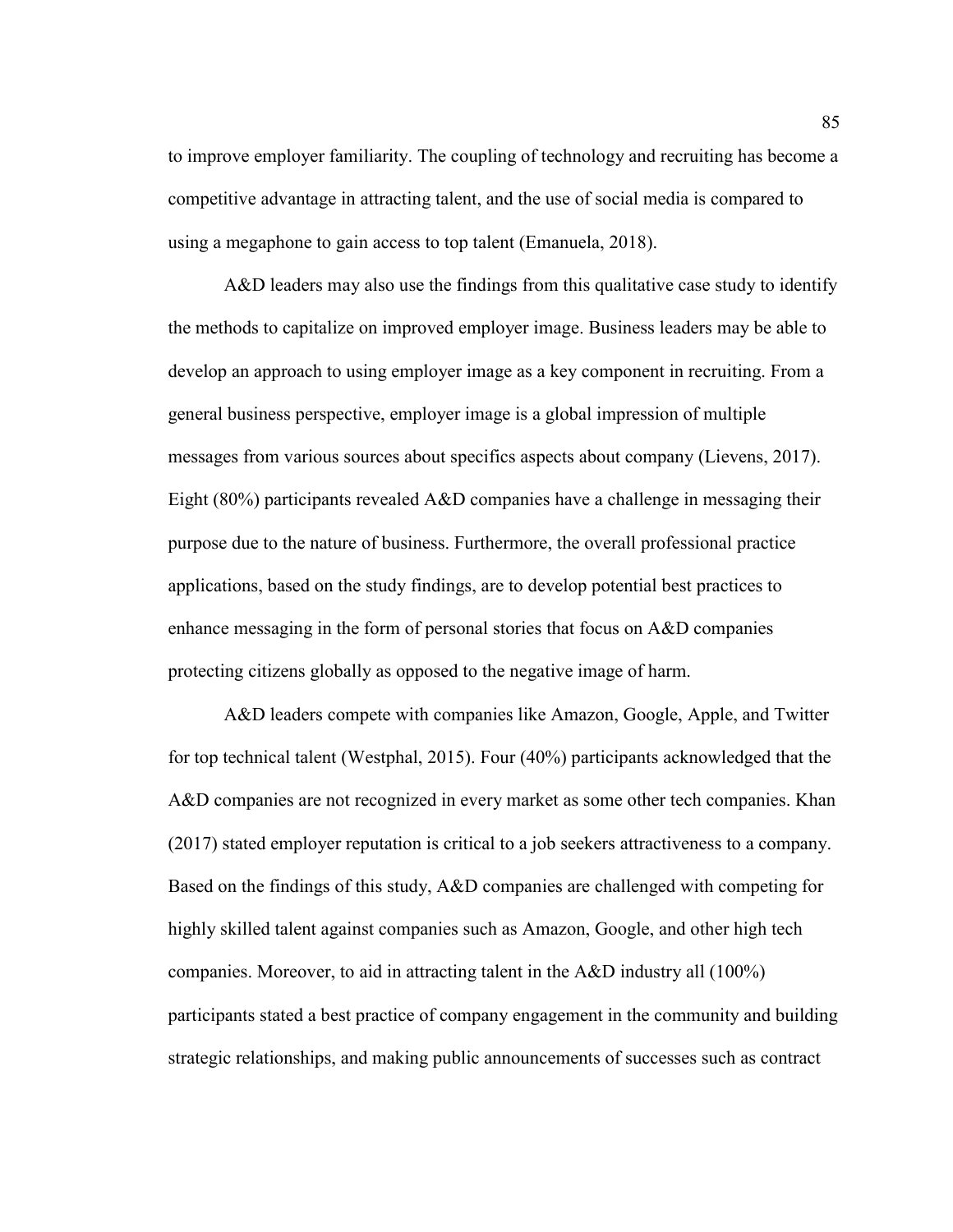to improve employer familiarity. The coupling of technology and recruiting has become a competitive advantage in attracting talent, and the use of social media is compared to using a megaphone to gain access to top talent (Emanuela, 2018).

A&D leaders may also use the findings from this qualitative case study to identify the methods to capitalize on improved employer image. Business leaders may be able to develop an approach to using employer image as a key component in recruiting. From a general business perspective, employer image is a global impression of multiple messages from various sources about specifics aspects about company (Lievens, 2017). Eight (80%) participants revealed A&D companies have a challenge in messaging their purpose due to the nature of business. Furthermore, the overall professional practice applications, based on the study findings, are to develop potential best practices to enhance messaging in the form of personal stories that focus on A&D companies protecting citizens globally as opposed to the negative image of harm.

A&D leaders compete with companies like Amazon, Google, Apple, and Twitter for top technical talent (Westphal, 2015). Four (40%) participants acknowledged that the A&D companies are not recognized in every market as some other tech companies. Khan (2017) stated employer reputation is critical to a job seekers attractiveness to a company. Based on the findings of this study, A&D companies are challenged with competing for highly skilled talent against companies such as Amazon, Google, and other high tech companies. Moreover, to aid in attracting talent in the A&D industry all (100%) participants stated a best practice of company engagement in the community and building strategic relationships, and making public announcements of successes such as contract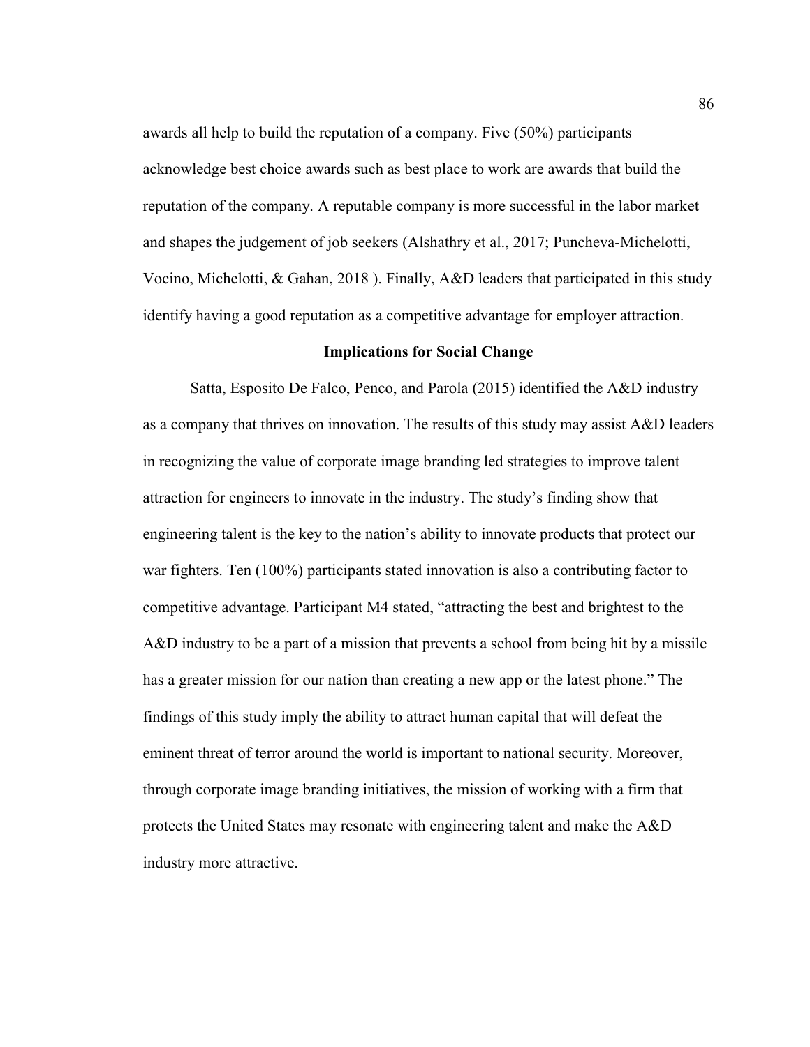awards all help to build the reputation of a company. Five (50%) participants acknowledge best choice awards such as best place to work are awards that build the reputation of the company. A reputable company is more successful in the labor market and shapes the judgement of job seekers (Alshathry et al., 2017; Puncheva-Michelotti, Vocino, Michelotti, & Gahan, 2018 ). Finally, A&D leaders that participated in this study identify having a good reputation as a competitive advantage for employer attraction.

## Implications for Social Change

Satta, Esposito De Falco, Penco, and Parola (2015) identified the A&D industry as a company that thrives on innovation. The results of this study may assist A&D leaders in recognizing the value of corporate image branding led strategies to improve talent attraction for engineers to innovate in the industry. The study's finding show that engineering talent is the key to the nation's ability to innovate products that protect our war fighters. Ten (100%) participants stated innovation is also a contributing factor to competitive advantage. Participant M4 stated, "attracting the best and brightest to the A&D industry to be a part of a mission that prevents a school from being hit by a missile has a greater mission for our nation than creating a new app or the latest phone." The findings of this study imply the ability to attract human capital that will defeat the eminent threat of terror around the world is important to national security. Moreover, through corporate image branding initiatives, the mission of working with a firm that protects the United States may resonate with engineering talent and make the A&D industry more attractive.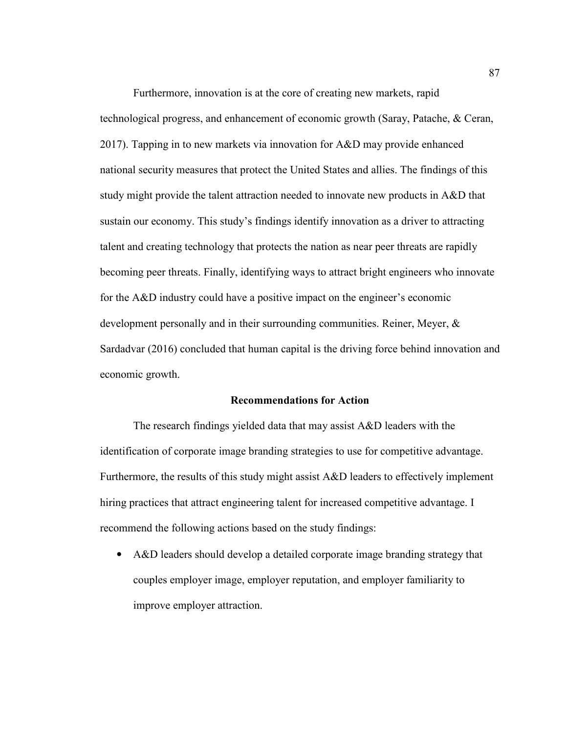Furthermore, innovation is at the core of creating new markets, rapid technological progress, and enhancement of economic growth (Saray, Patache, & Ceran, 2017). Tapping in to new markets via innovation for A&D may provide enhanced national security measures that protect the United States and allies. The findings of this study might provide the talent attraction needed to innovate new products in A&D that sustain our economy. This study's findings identify innovation as a driver to attracting talent and creating technology that protects the nation as near peer threats are rapidly becoming peer threats. Finally, identifying ways to attract bright engineers who innovate for the A&D industry could have a positive impact on the engineer's economic development personally and in their surrounding communities. Reiner, Meyer, & Sardadvar (2016) concluded that human capital is the driving force behind innovation and economic growth.

## Recommendations for Action

The research findings yielded data that may assist A&D leaders with the identification of corporate image branding strategies to use for competitive advantage. Furthermore, the results of this study might assist A&D leaders to effectively implement hiring practices that attract engineering talent for increased competitive advantage. I recommend the following actions based on the study findings:

- A&D leaders should develop a detailed corporate image branding strategy that couples employer image, employer reputation, and employer familiarity to improve employer attraction.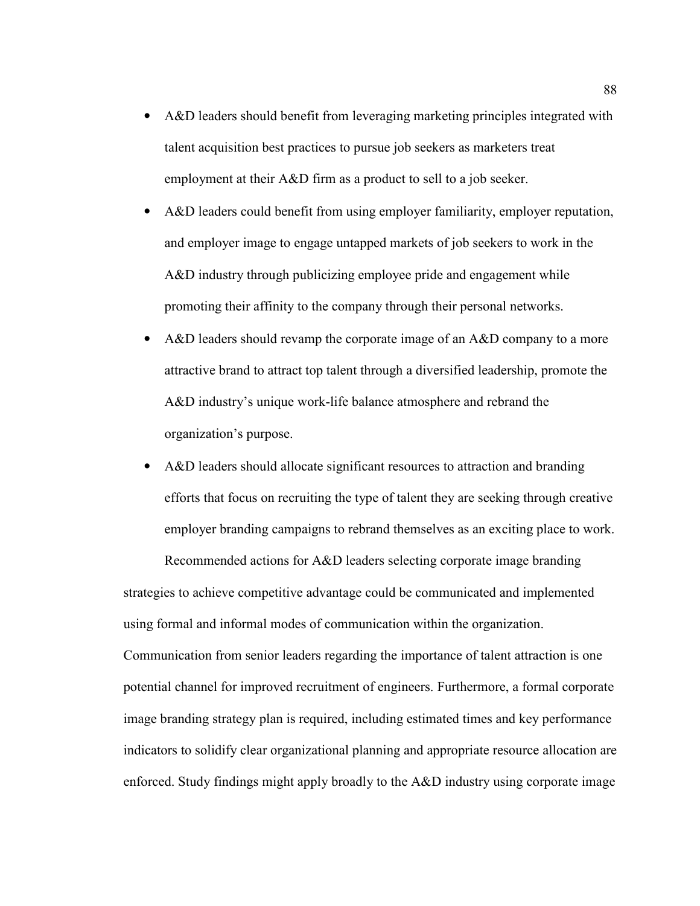- A&D leaders should benefit from leveraging marketing principles integrated with talent acquisition best practices to pursue job seekers as marketers treat employment at their A&D firm as a product to sell to a job seeker.
- A&D leaders could benefit from using employer familiarity, employer reputation, and employer image to engage untapped markets of job seekers to work in the A&D industry through publicizing employee pride and engagement while promoting their affinity to the company through their personal networks.
- A&D leaders should revamp the corporate image of an A&D company to a more attractive brand to attract top talent through a diversified leadership, promote the A&D industry's unique work-life balance atmosphere and rebrand the organization's purpose.
- A&D leaders should allocate significant resources to attraction and branding efforts that focus on recruiting the type of talent they are seeking through creative employer branding campaigns to rebrand themselves as an exciting place to work.

Recommended actions for A&D leaders selecting corporate image branding strategies to achieve competitive advantage could be communicated and implemented using formal and informal modes of communication within the organization. Communication from senior leaders regarding the importance of talent attraction is one potential channel for improved recruitment of engineers. Furthermore, a formal corporate image branding strategy plan is required, including estimated times and key performance indicators to solidify clear organizational planning and appropriate resource allocation are enforced. Study findings might apply broadly to the A&D industry using corporate image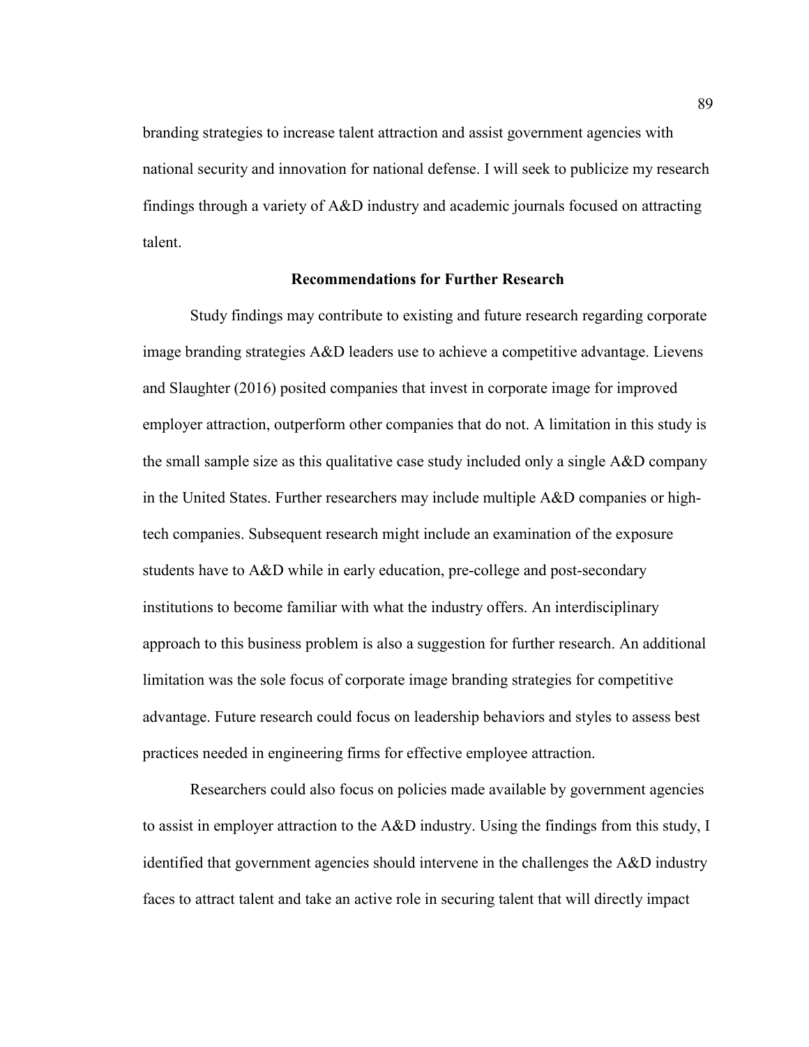branding strategies to increase talent attraction and assist government agencies with national security and innovation for national defense. I will seek to publicize my research findings through a variety of A&D industry and academic journals focused on attracting talent.

## Recommendations for Further Research

Study findings may contribute to existing and future research regarding corporate image branding strategies A&D leaders use to achieve a competitive advantage. Lievens and Slaughter (2016) posited companies that invest in corporate image for improved employer attraction, outperform other companies that do not. A limitation in this study is the small sample size as this qualitative case study included only a single A&D company in the United States. Further researchers may include multiple A&D companies or high-tech companies. Subsequent research might include an examination of the exposure students have to A&D while in early education, pre-college and post-secondary institutions to become familiar with what the industry offers. An interdisciplinary approach to this business problem is also a suggestion for further research. An additional limitation was the sole focus of corporate image branding strategies for competitive advantage. Future research could focus on leadership behaviors and styles to assess best practices needed in engineering firms for effective employee attraction.

Researchers could also focus on policies made available by government agencies to assist in employer attraction to the A&D industry. Using the findings from this study, I identified that government agencies should intervene in the challenges the A&D industry faces to attract talent and take an active role in securing talent that will directly impact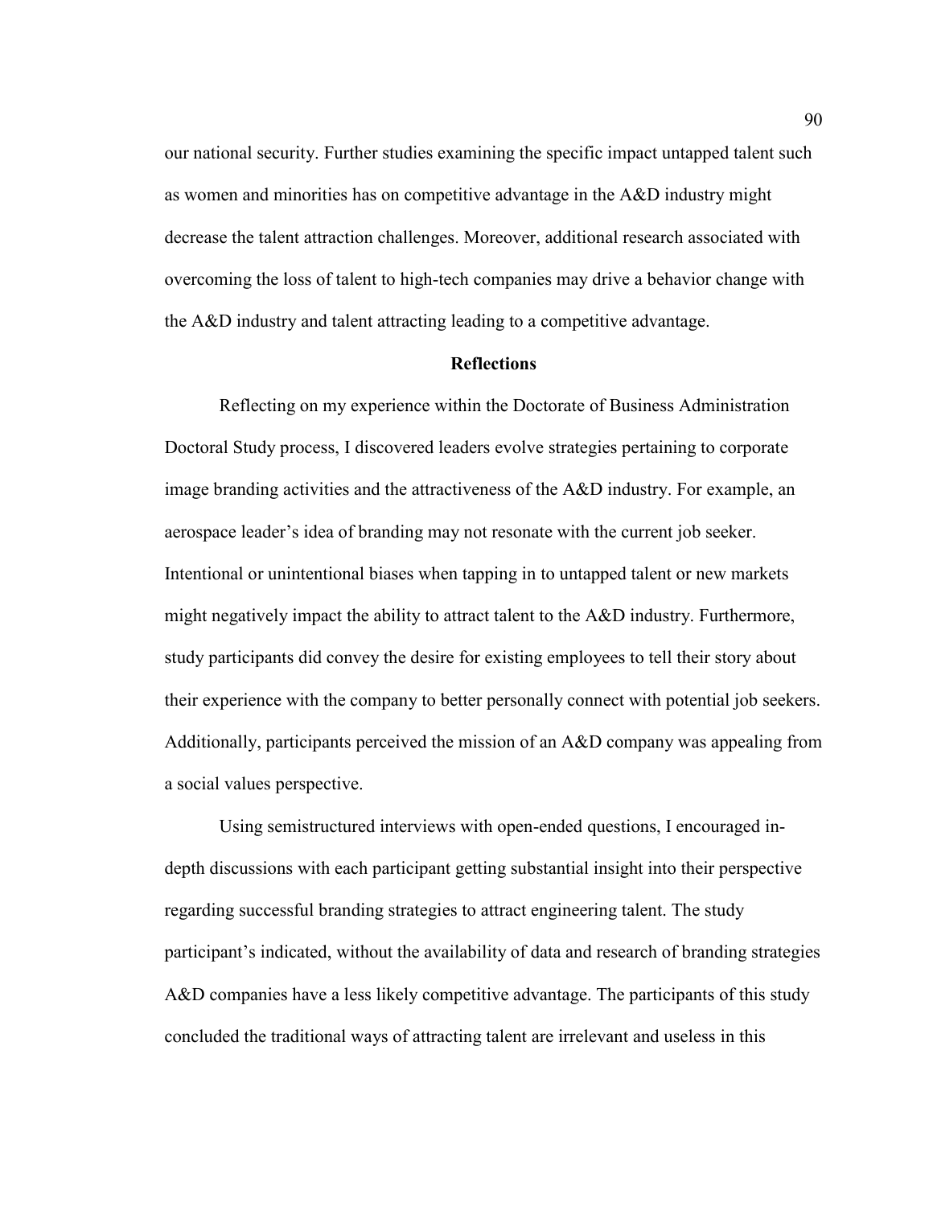our national security. Further studies examining the specific impact untapped talent such as women and minorities has on competitive advantage in the A&D industry might decrease the talent attraction challenges. Moreover, additional research associated with overcoming the loss of talent to high-tech companies may drive a behavior change with the A&D industry and talent attracting leading to a competitive advantage.

## Reflections

Reflecting on my experience within the Doctorate of Business Administration Doctoral Study process, I discovered leaders evolve strategies pertaining to corporate image branding activities and the attractiveness of the A&D industry. For example, an aerospace leader's idea of branding may not resonate with the current job seeker. Intentional or unintentional biases when tapping in to untapped talent or new markets might negatively impact the ability to attract talent to the A&D industry. Furthermore, study participants did convey the desire for existing employees to tell their story about their experience with the company to better personally connect with potential job seekers. Additionally, participants perceived the mission of an A&D company was appealing from a social values perspective.

Using semistructured interviews with open-ended questions, I encouraged in-depth discussions with each participant getting substantial insight into their perspective regarding successful branding strategies to attract engineering talent. The study participant's indicated, without the availability of data and research of branding strategies A&D companies have a less likely competitive advantage. The participants of this study concluded the traditional ways of attracting talent are irrelevant and useless in this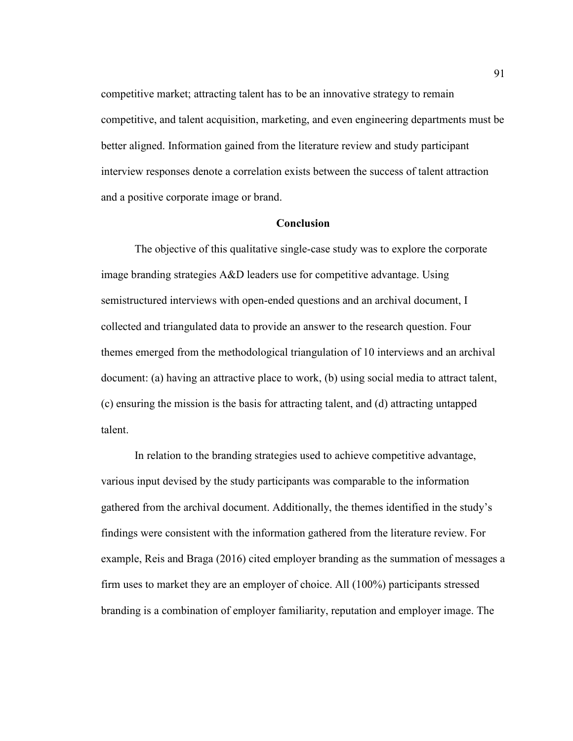competitive market; attracting talent has to be an innovative strategy to remain competitive, and talent acquisition, marketing, and even engineering departments must be better aligned. Information gained from the literature review and study participant interview responses denote a correlation exists between the success of talent attraction and a positive corporate image or brand.

## Conclusion

The objective of this qualitative single-case study was to explore the corporate image branding strategies A&D leaders use for competitive advantage. Using semistructured interviews with open-ended questions and an archival document, I collected and triangulated data to provide an answer to the research question. Four themes emerged from the methodological triangulation of 10 interviews and an archival document: (a) having an attractive place to work, (b) using social media to attract talent, (c) ensuring the mission is the basis for attracting talent, and (d) attracting untapped talent.

In relation to the branding strategies used to achieve competitive advantage, various input devised by the study participants was comparable to the information gathered from the archival document. Additionally, the themes identified in the study's findings were consistent with the information gathered from the literature review. For example, Reis and Braga (2016) cited employer branding as the summation of messages a firm uses to market they are an employer of choice. All (100%) participants stressed branding is a combination of employer familiarity, reputation and employer image. The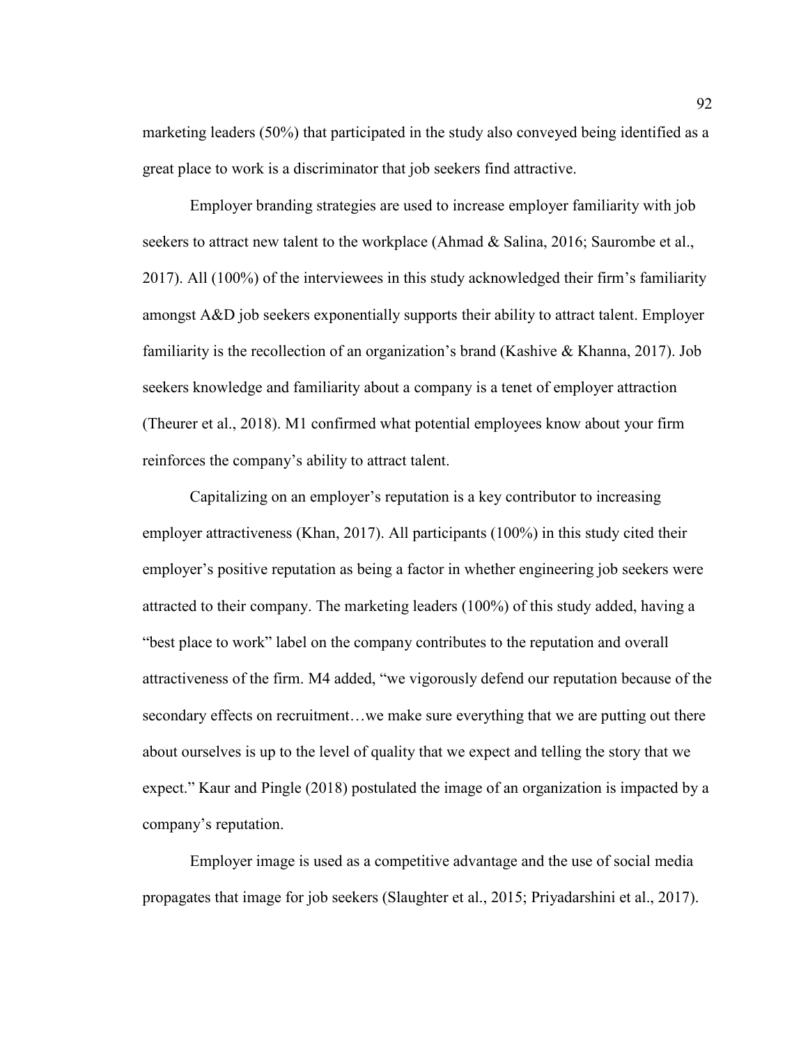marketing leaders (50%) that participated in the study also conveyed being identified as a great place to work is a discriminator that job seekers find attractive.

Employer branding strategies are used to increase employer familiarity with job seekers to attract new talent to the workplace (Ahmad & Salina, 2016; Saurombe et al., 2017). All (100%) of the interviewees in this study acknowledged their firm's familiarity amongst A&D job seekers exponentially supports their ability to attract talent. Employer familiarity is the recollection of an organization's brand (Kashive & Khanna, 2017). Job seekers knowledge and familiarity about a company is a tenet of employer attraction (Theurer et al., 2018). M1 confirmed what potential employees know about your firm reinforces the company's ability to attract talent.

Capitalizing on an employer's reputation is a key contributor to increasing employer attractiveness (Khan, 2017). All participants (100%) in this study cited their employer's positive reputation as being a factor in whether engineering job seekers were attracted to their company. The marketing leaders (100%) of this study added, having a "best place to work" label on the company contributes to the reputation and overall attractiveness of the firm. M4 added, "we vigorously defend our reputation because of the secondary effects on recruitment…we make sure everything that we are putting out there about ourselves is up to the level of quality that we expect and telling the story that we expect." Kaur and Pingle (2018) postulated the image of an organization is impacted by a company's reputation.

Employer image is used as a competitive advantage and the use of social media propagates that image for job seekers (Slaughter et al., 2015; Priyadarshini et al., 2017).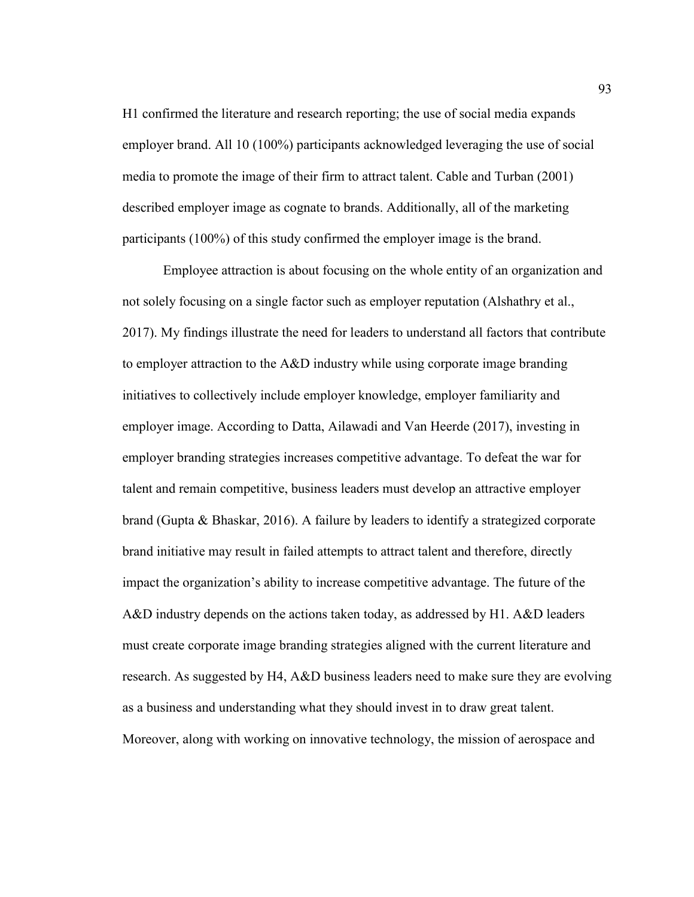H1 confirmed the literature and research reporting; the use of social media expands employer brand. All 10 (100%) participants acknowledged leveraging the use of social media to promote the image of their firm to attract talent. Cable and Turban (2001) described employer image as cognate to brands. Additionally, all of the marketing participants (100%) of this study confirmed the employer image is the brand.

Employee attraction is about focusing on the whole entity of an organization and not solely focusing on a single factor such as employer reputation (Alshathry et al., 2017). My findings illustrate the need for leaders to understand all factors that contribute to employer attraction to the A&D industry while using corporate image branding initiatives to collectively include employer knowledge, employer familiarity and employer image. According to Datta, Ailawadi and Van Heerde (2017), investing in employer branding strategies increases competitive advantage. To defeat the war for talent and remain competitive, business leaders must develop an attractive employer brand (Gupta & Bhaskar, 2016). A failure by leaders to identify a strategized corporate brand initiative may result in failed attempts to attract talent and therefore, directly impact the organization's ability to increase competitive advantage. The future of the A&D industry depends on the actions taken today, as addressed by H1. A&D leaders must create corporate image branding strategies aligned with the current literature and research. As suggested by H4, A&D business leaders need to make sure they are evolving as a business and understanding what they should invest in to draw great talent. Moreover, along with working on innovative technology, the mission of aerospace and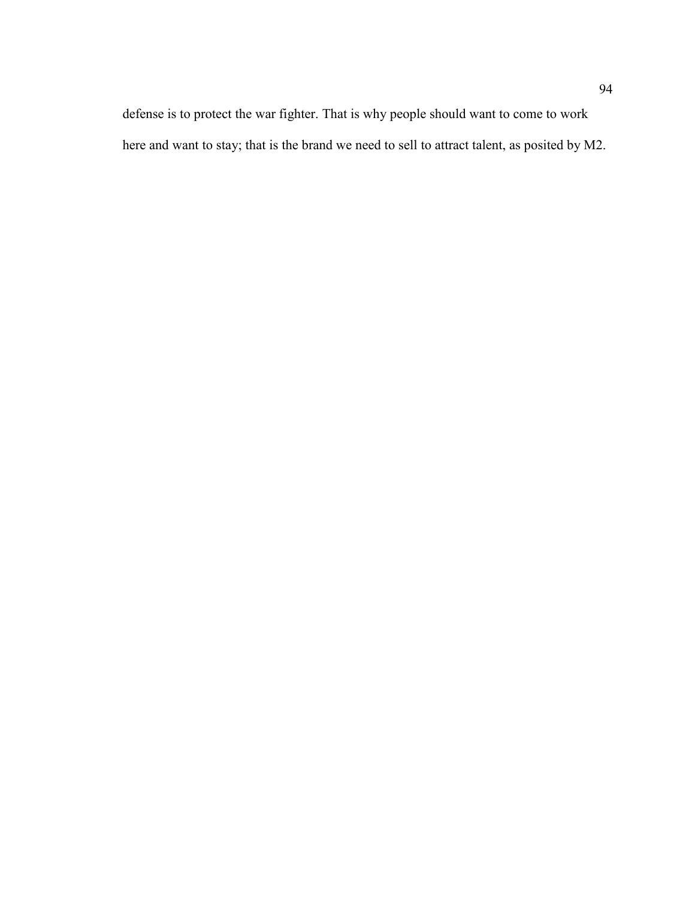defense is to protect the war fighter. That is why people should want to come to work here and want to stay; that is the brand we need to sell to attract talent, as posited by M2.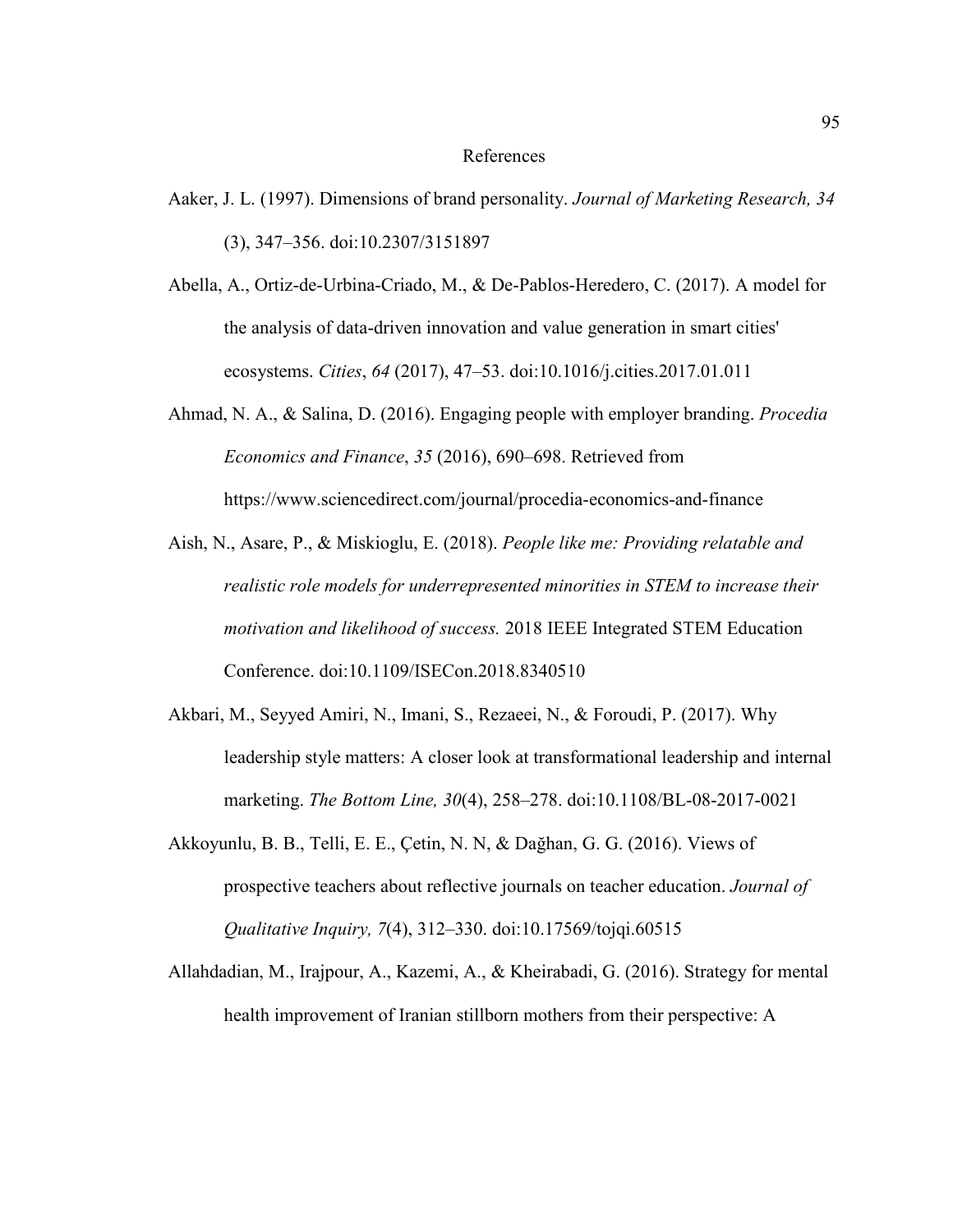# References

Aaker, J. L. (1997). Dimensions of brand personality. *Journal of Marketing Research, 34* (3), 347–356. doi:10.2307/3151897

Abella, A., Ortiz-de-Urbina-Criado, M., & De-Pablos-Heredero, C. (2017). A model for the analysis of data-driven innovation and value generation in smart cities' ecosystems. *Cities*, *64* (2017), 47–53. doi:10.1016/j.cities.2017.01.011

Ahmad, N. A., & Salina, D. (2016). Engaging people with employer branding. *Procedia Economics and Finance*, *35* (2016), 690–698. Retrieved from https://www.sciencedirect.com/journal/procedia-economics-and-finance

Aish, N., Asare, P., & Miskioglu, E. (2018). *People like me: Providing relatable and realistic role models for underrepresented minorities in STEM to increase their motivation and likelihood of success.* 2018 IEEE Integrated STEM Education Conference. doi:10.1109/ISECon.2018.8340510

Akbari, M., Seyyed Amiri, N., Imani, S., Rezaeei, N., & Foroudi, P. (2017). Why leadership style matters: A closer look at transformational leadership and internal marketing. *The Bottom Line, 30*(4), 258–278. doi:10.1108/BL-08-2017-0021

Akkoyunlu, B. B., Telli, E. E., Çetin, N. N, & Dağhan, G. G. (2016). Views of prospective teachers about reflective journals on teacher education. *Journal of Qualitative Inquiry, 7*(4), 312–330. doi:10.17569/tojqi.60515

Allahdadian, M., Irajpour, A., Kazemi, A., & Kheirabadi, G. (2016). Strategy for mental health improvement of Iranian stillborn mothers from their perspective: A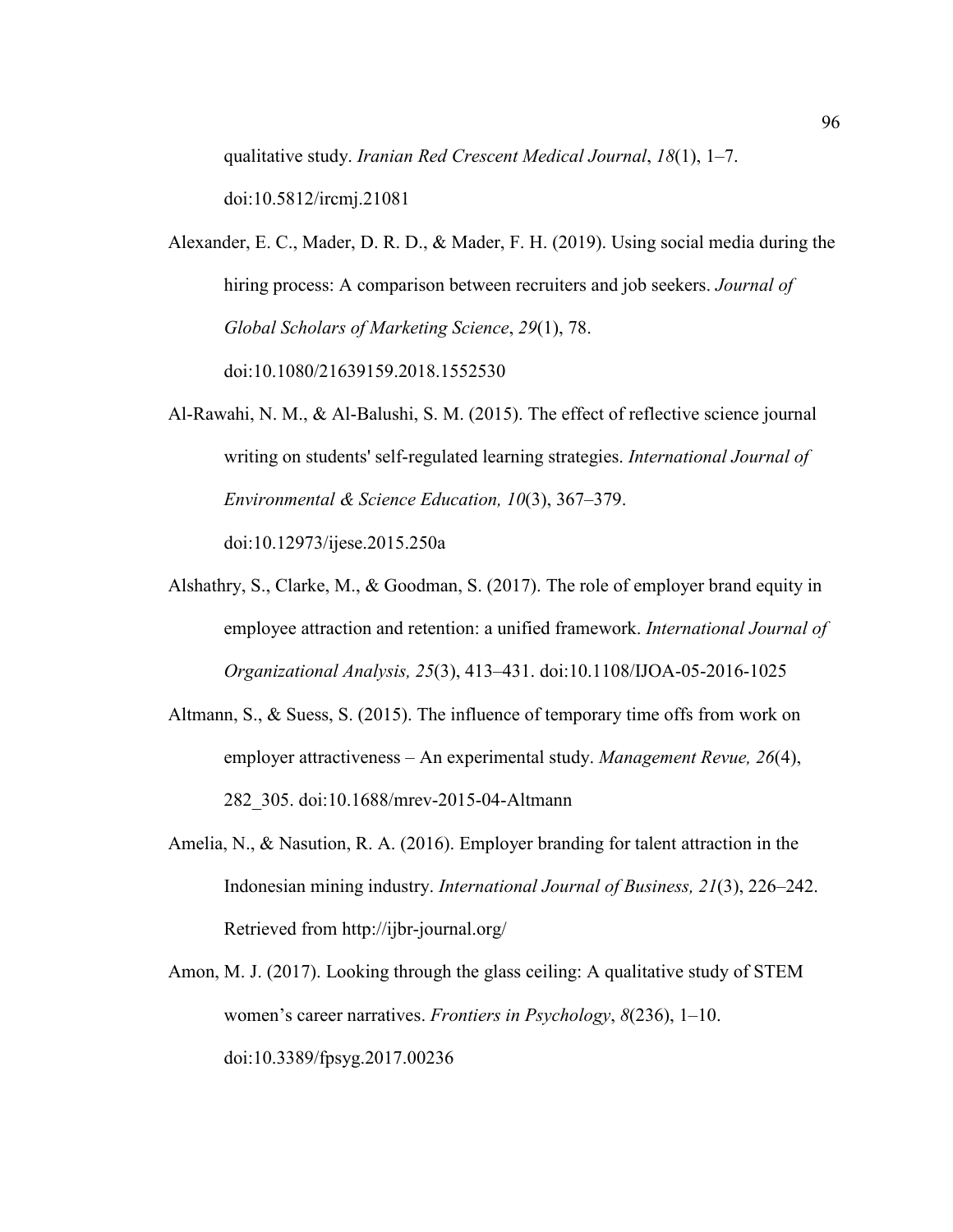qualitative study. *Iranian Red Crescent Medical Journal*, *18*(1), 1–7. doi:10.5812/ircmj.21081

Alexander, E. C., Mader, D. R. D., & Mader, F. H. (2019). Using social media during the hiring process: A comparison between recruiters and job seekers. *Journal of Global Scholars of Marketing Science*, *29*(1), 78. doi:10.1080/21639159.2018.1552530

Al-Rawahi, N. M., & Al-Balushi, S. M. (2015). The effect of reflective science journal writing on students' self-regulated learning strategies. *International Journal of Environmental & Science Education, 10*(3), 367–379. doi:10.12973/ijese.2015.250a

Alshathry, S., Clarke, M., & Goodman, S. (2017). The role of employer brand equity in employee attraction and retention: a unified framework. *International Journal of Organizational Analysis, 25*(3), 413–431. doi:10.1108/IJOA-05-2016-1025

Altmann, S., & Suess, S. (2015). The influence of temporary time offs from work on employer attractiveness – An experimental study. *Management Revue, 26*(4), 282_305. doi:10.1688/mrev-2015-04-Altmann

Amelia, N., & Nasution, R. A. (2016). Employer branding for talent attraction in the Indonesian mining industry. *International Journal of Business, 21*(3), 226–242. Retrieved from http://ijbr-journal.org/

Amon, M. J. (2017). Looking through the glass ceiling: A qualitative study of STEM women's career narratives. *Frontiers in Psychology*, *8*(236), 1–10. doi:10.3389/fpsyg.2017.00236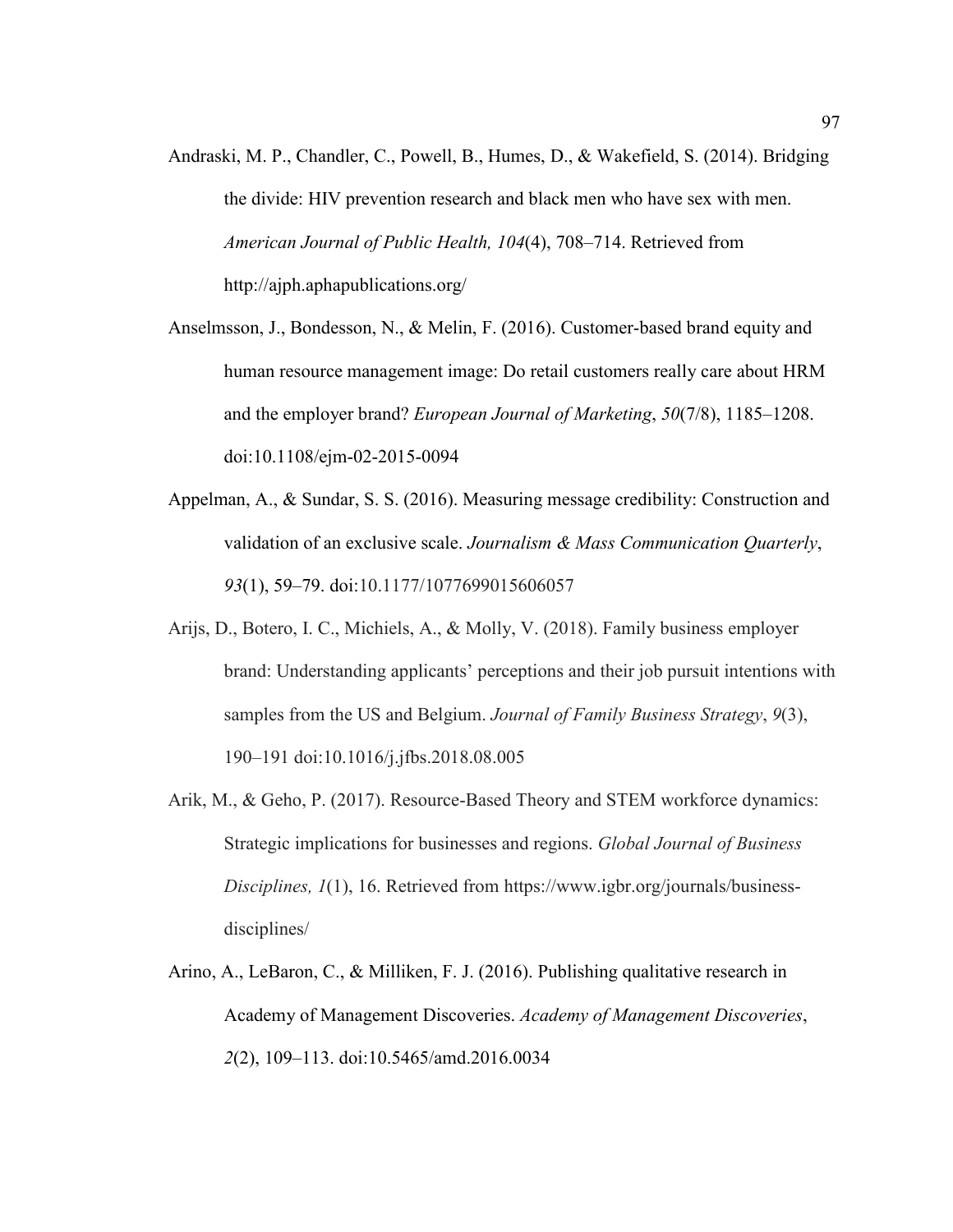Andraski, M. P., Chandler, C., Powell, B., Humes, D., & Wakefield, S. (2014). Bridging the divide: HIV prevention research and black men who have sex with men. *American Journal of Public Health, 104*(4), 708–714. Retrieved from http://ajph.aphapublications.org/

Anselmsson, J., Bondesson, N., & Melin, F. (2016). Customer-based brand equity and human resource management image: Do retail customers really care about HRM and the employer brand? *European Journal of Marketing*, *50*(7/8), 1185–1208. doi:10.1108/ejm-02-2015-0094

Appelman, A., & Sundar, S. S. (2016). Measuring message credibility: Construction and validation of an exclusive scale. *Journalism & Mass Communication Quarterly*, *93*(1), 59–79. doi:10.1177/1077699015606057

Arijs, D., Botero, I. C., Michiels, A., & Molly, V. (2018). Family business employer brand: Understanding applicants' perceptions and their job pursuit intentions with samples from the US and Belgium. *Journal of Family Business Strategy*, *9*(3), 190–191 doi:10.1016/j.jfbs.2018.08.005

Arik, M., & Geho, P. (2017). Resource-Based Theory and STEM workforce dynamics: Strategic implications for businesses and regions. *Global Journal of Business Disciplines, 1*(1), 16. Retrieved from https://www.igbr.org/journals/business-disciplines/

Arino, A., LeBaron, C., & Milliken, F. J. (2016). Publishing qualitative research in Academy of Management Discoveries. *Academy of Management Discoveries*, *2*(2), 109–113. doi:10.5465/amd.2016.0034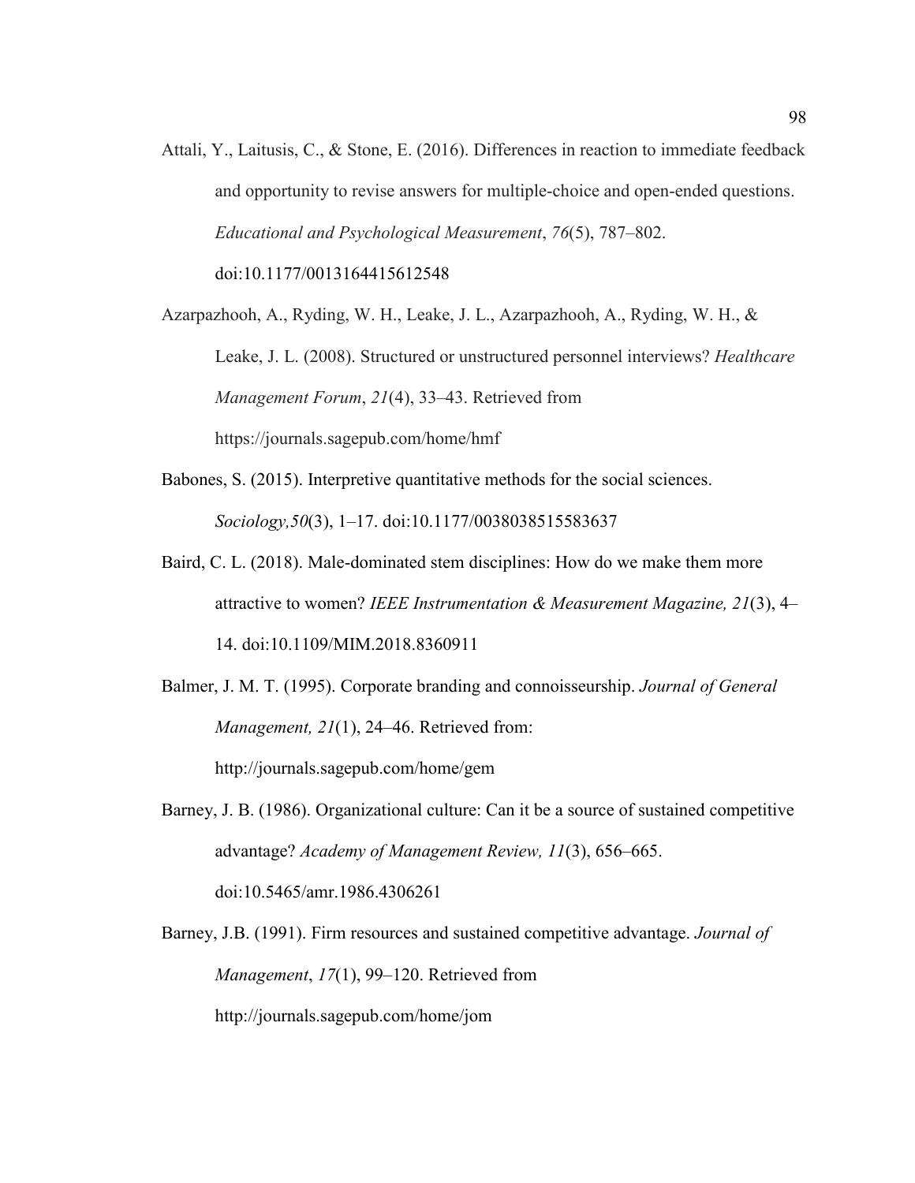Attali, Y., Laitusis, C., & Stone, E. (2016). Differences in reaction to immediate feedback and opportunity to revise answers for multiple-choice and open-ended questions. *Educational and Psychological Measurement*, *76*(5), 787–802. doi:10.1177/0013164415612548

Azarpazhooh, A., Ryding, W. H., Leake, J. L., Azarpazhooh, A., Ryding, W. H., & Leake, J. L. (2008). Structured or unstructured personnel interviews? *Healthcare Management Forum*, *21*(4), 33–43. Retrieved from https://journals.sagepub.com/home/hmf

Babones, S. (2015). Interpretive quantitative methods for the social sciences. *Sociology,50*(3), 1–17. doi:10.1177/0038038515583637

Baird, C. L. (2018). Male-dominated stem disciplines: How do we make them more attractive to women? *IEEE Instrumentation & Measurement Magazine, 21*(3), 4–14. doi:10.1109/MIM.2018.8360911

Balmer, J. M. T. (1995). Corporate branding and connoisseurship. *Journal of General Management, 21*(1), 24–46. Retrieved from: http://journals.sagepub.com/home/gem

Barney, J. B. (1986). Organizational culture: Can it be a source of sustained competitive advantage? *Academy of Management Review, 11*(3), 656–665. doi:10.5465/amr.1986.4306261

Barney, J.B. (1991). Firm resources and sustained competitive advantage. *Journal of Management*, *17*(1), 99–120. Retrieved from http://journals.sagepub.com/home/jom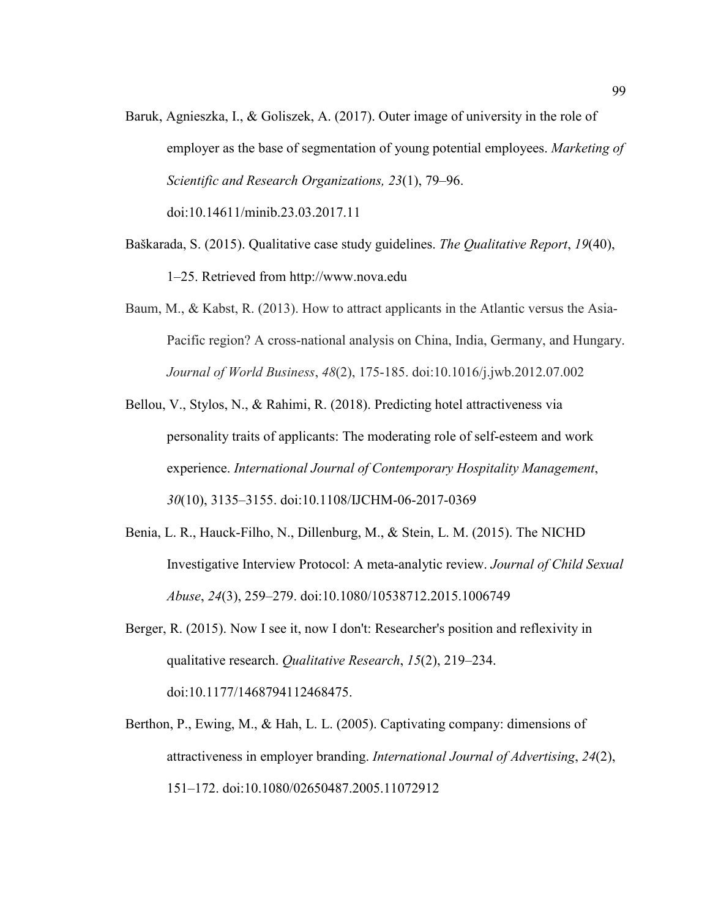Baruk, Agnieszka, I., & Goliszek, A. (2017). Outer image of university in the role of employer as the base of segmentation of young potential employees. *Marketing of Scientific and Research Organizations, 23*(1), 79–96. doi:10.14611/minib.23.03.2017.11

Baškarada, S. (2015). Qualitative case study guidelines. *The Qualitative Report*, *19*(40), 1–25. Retrieved from http://www.nova.edu

Baum, M., & Kabst, R. (2013). How to attract applicants in the Atlantic versus the Asia-Pacific region? A cross-national analysis on China, India, Germany, and Hungary. *Journal of World Business*, *48*(2), 175-185. doi:10.1016/j.jwb.2012.07.002

Bellou, V., Stylos, N., & Rahimi, R. (2018). Predicting hotel attractiveness via personality traits of applicants: The moderating role of self-esteem and work experience. *International Journal of Contemporary Hospitality Management*, *30*(10), 3135–3155. doi:10.1108/IJCHM-06-2017-0369

Benia, L. R., Hauck-Filho, N., Dillenburg, M., & Stein, L. M. (2015). The NICHD Investigative Interview Protocol: A meta-analytic review. *Journal of Child Sexual Abuse*, *24*(3), 259–279. doi:10.1080/10538712.2015.1006749

Berger, R. (2015). Now I see it, now I don't: Researcher's position and reflexivity in qualitative research. *Qualitative Research*, *15*(2), 219–234. doi:10.1177/1468794112468475.

Berthon, P., Ewing, M., & Hah, L. L. (2005). Captivating company: dimensions of attractiveness in employer branding. *International Journal of Advertising*, *24*(2), 151–172. doi:10.1080/02650487.2005.11072912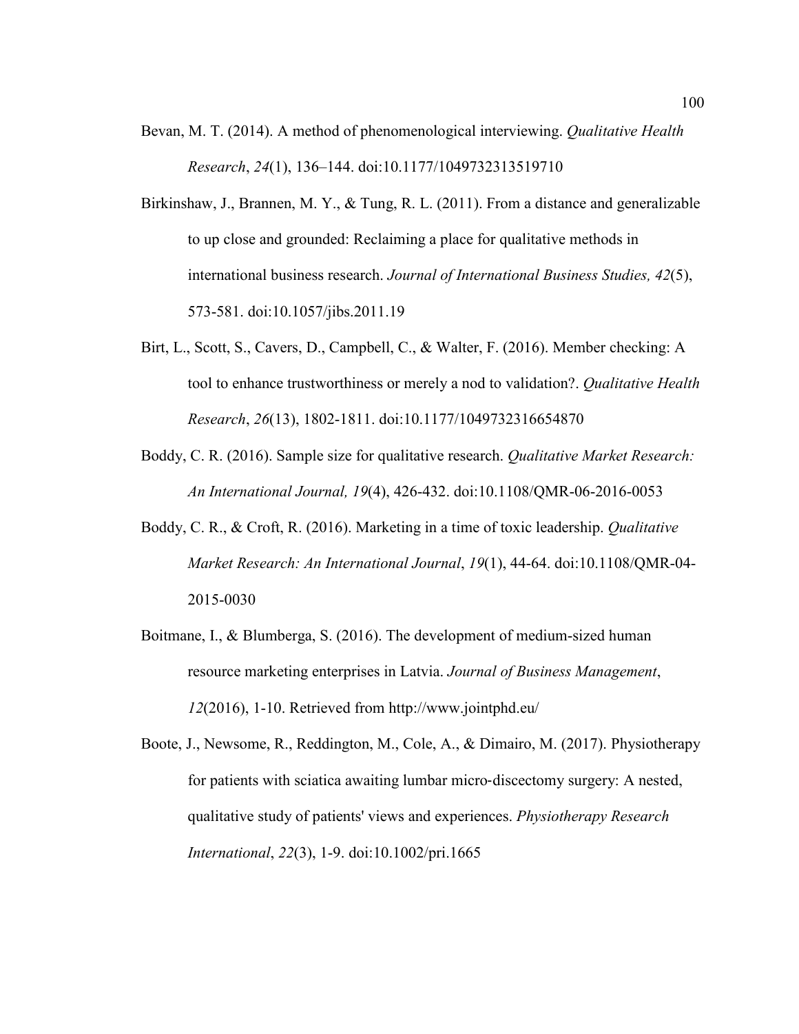Bevan, M. T. (2014). A method of phenomenological interviewing. *Qualitative Health Research*, *24*(1), 136–144. doi:10.1177/1049732313519710

Birkinshaw, J., Brannen, M. Y., & Tung, R. L. (2011). From a distance and generalizable to up close and grounded: Reclaiming a place for qualitative methods in international business research. *Journal of International Business Studies, 42*(5), 573-581. doi:10.1057/jibs.2011.19

Birt, L., Scott, S., Cavers, D., Campbell, C., & Walter, F. (2016). Member checking: A tool to enhance trustworthiness or merely a nod to validation?. *Qualitative Health Research*, *26*(13), 1802-1811. doi:10.1177/1049732316654870

Boddy, C. R. (2016). Sample size for qualitative research. *Qualitative Market Research: An International Journal, 19*(4), 426-432. doi:10.1108/QMR-06-2016-0053

Boddy, C. R., & Croft, R. (2016). Marketing in a time of toxic leadership. *Qualitative Market Research: An International Journal*, *19*(1), 44-64. doi:10.1108/QMR-04-2015-0030

Boitmane, I., & Blumberga, S. (2016). The development of medium-sized human resource marketing enterprises in Latvia. *Journal of Business Management*, *12*(2016), 1-10. Retrieved from http://www.jointphd.eu/

Boote, J., Newsome, R., Reddington, M., Cole, A., & Dimairo, M. (2017). Physiotherapy for patients with sciatica awaiting lumbar micro-discectomy surgery: A nested, qualitative study of patients' views and experiences. *Physiotherapy Research International*, *22*(3), 1-9. doi:10.1002/pri.1665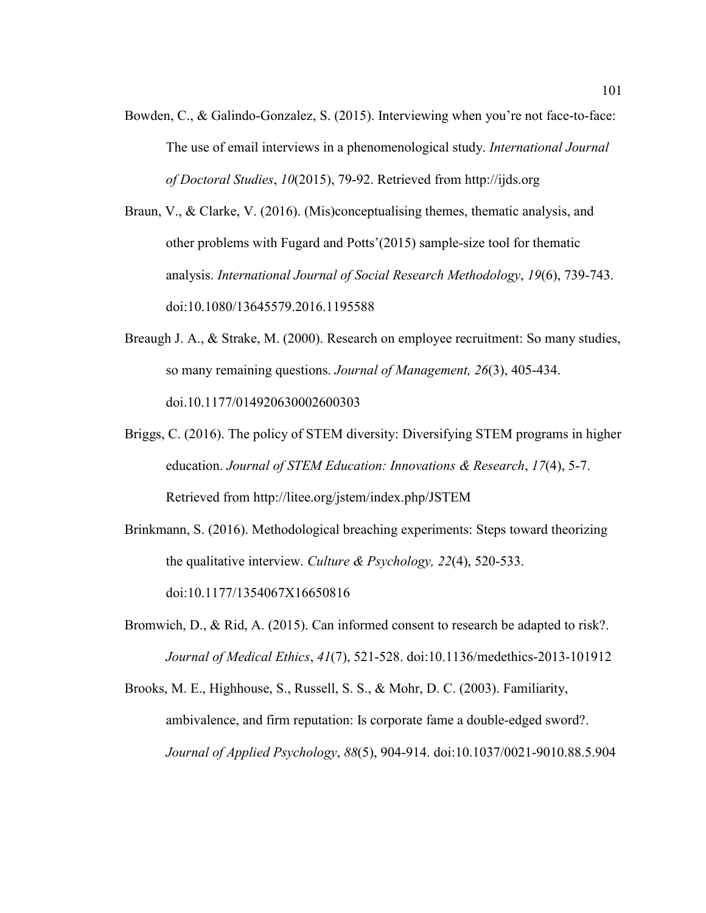Bowden, C., & Galindo-Gonzalez, S. (2015). Interviewing when you're not face-to-face: The use of email interviews in a phenomenological study. *International Journal of Doctoral Studies*, *10*(2015), 79-92. Retrieved from http://ijds.org

Braun, V., & Clarke, V. (2016). (Mis)conceptualising themes, thematic analysis, and other problems with Fugard and Potts'(2015) sample-size tool for thematic analysis. *International Journal of Social Research Methodology*, *19*(6), 739-743. doi:10.1080/13645579.2016.1195588

Breaugh J. A., & Strake, M. (2000). Research on employee recruitment: So many studies, so many remaining questions. *Journal of Management, 26*(3), 405-434. doi.10.1177/014920630002600303

Briggs, C. (2016). The policy of STEM diversity: Diversifying STEM programs in higher education. *Journal of STEM Education: Innovations & Research*, *17*(4), 5-7. Retrieved from http://litee.org/jstem/index.php/JSTEM

Brinkmann, S. (2016). Methodological breaching experiments: Steps toward theorizing the qualitative interview. *Culture & Psychology, 22*(4), 520-533. doi:10.1177/1354067X16650816

Bromwich, D., & Rid, A. (2015). Can informed consent to research be adapted to risk?. *Journal of Medical Ethics*, *41*(7), 521-528. doi:10.1136/medethics-2013-101912

Brooks, M. E., Highhouse, S., Russell, S. S., & Mohr, D. C. (2003). Familiarity, ambivalence, and firm reputation: Is corporate fame a double-edged sword?. *Journal of Applied Psychology*, *88*(5), 904-914. doi:10.1037/0021-9010.88.5.904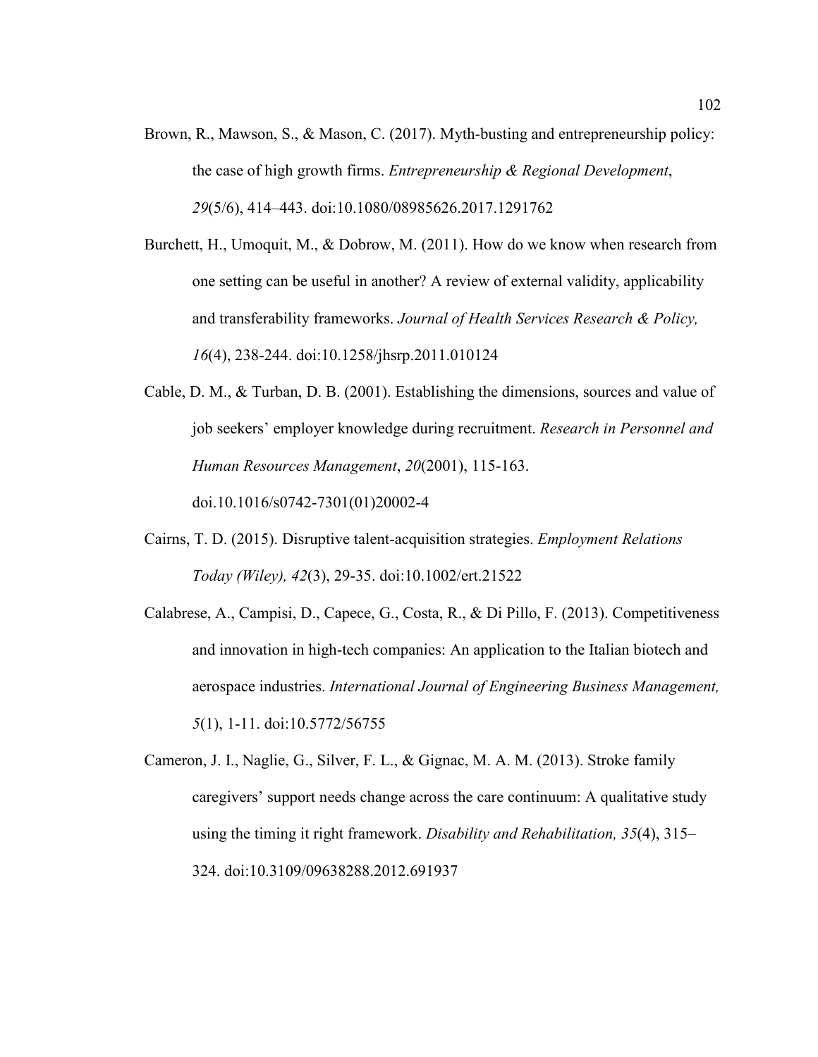Brown, R., Mawson, S., & Mason, C. (2017). Myth-busting and entrepreneurship policy: the case of high growth firms. *Entrepreneurship & Regional Development*, *29*(5/6), 414–443. doi:10.1080/08985626.2017.1291762

Burchett, H., Umoquit, M., & Dobrow, M. (2011). How do we know when research from one setting can be useful in another? A review of external validity, applicability and transferability frameworks. *Journal of Health Services Research & Policy, 16*(4), 238-244. doi:10.1258/jhsrp.2011.010124

Cable, D. M., & Turban, D. B. (2001). Establishing the dimensions, sources and value of job seekers' employer knowledge during recruitment. *Research in Personnel and Human Resources Management*, *20*(2001), 115-163. doi.10.1016/s0742-7301(01)20002-4

Cairns, T. D. (2015). Disruptive talent-acquisition strategies. *Employment Relations Today (Wiley), 42*(3), 29-35. doi:10.1002/ert.21522

Calabrese, A., Campisi, D., Capece, G., Costa, R., & Di Pillo, F. (2013). Competitiveness and innovation in high-tech companies: An application to the Italian biotech and aerospace industries. *International Journal of Engineering Business Management, 5*(1), 1-11. doi:10.5772/56755

Cameron, J. I., Naglie, G., Silver, F. L., & Gignac, M. A. M. (2013). Stroke family caregivers' support needs change across the care continuum: A qualitative study using the timing it right framework. *Disability and Rehabilitation, 35*(4), 315–324. doi:10.3109/09638288.2012.691937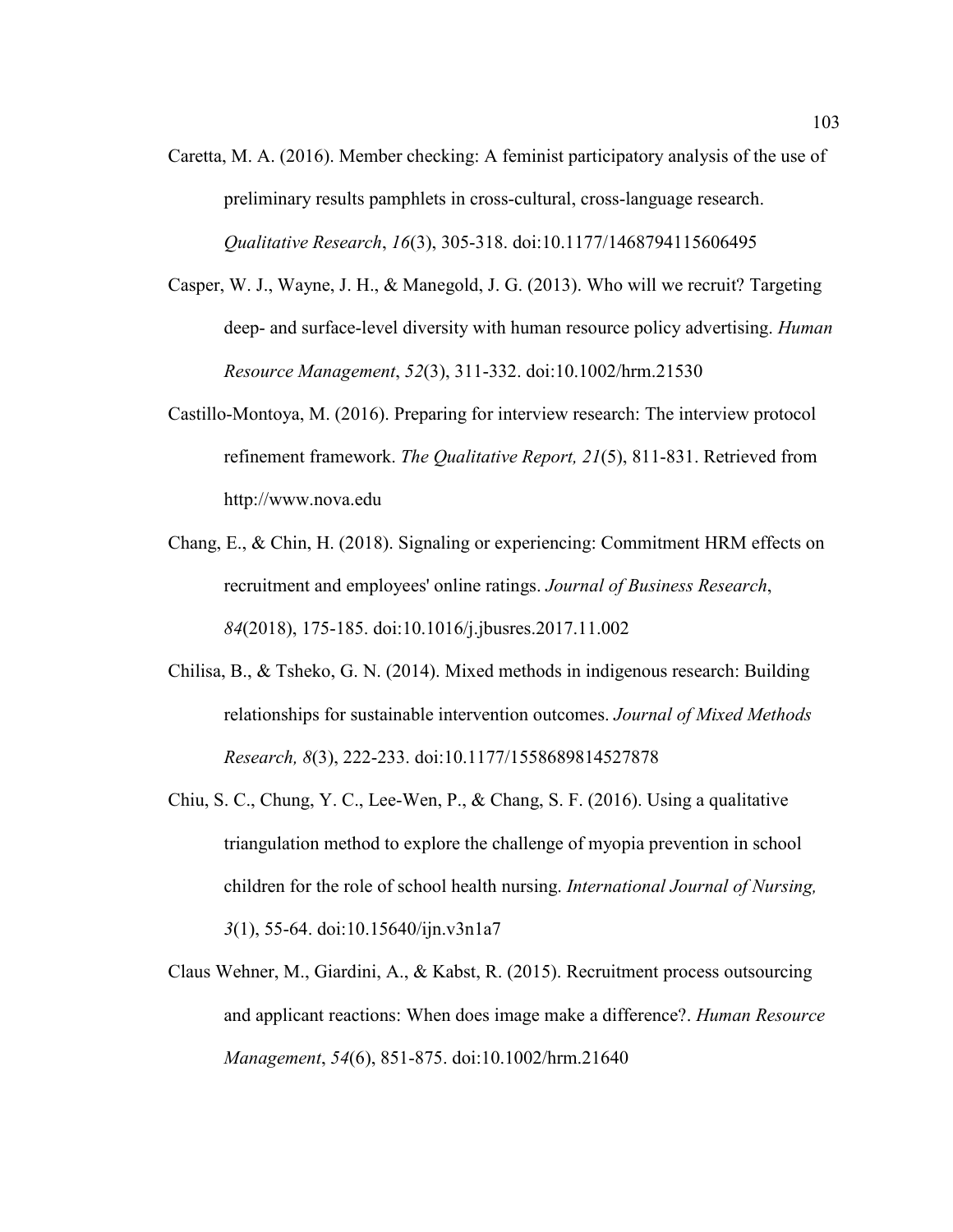Caretta, M. A. (2016). Member checking: A feminist participatory analysis of the use of preliminary results pamphlets in cross-cultural, cross-language research. *Qualitative Research*, *16*(3), 305-318. doi:10.1177/1468794115606495

Casper, W. J., Wayne, J. H., & Manegold, J. G. (2013). Who will we recruit? Targeting deep- and surface-level diversity with human resource policy advertising. *Human Resource Management*, *52*(3), 311-332. doi:10.1002/hrm.21530

Castillo-Montoya, M. (2016). Preparing for interview research: The interview protocol refinement framework. *The Qualitative Report, 21*(5), 811-831. Retrieved from http://www.nova.edu

Chang, E., & Chin, H. (2018). Signaling or experiencing: Commitment HRM effects on recruitment and employees' online ratings. *Journal of Business Research*, *84*(2018), 175-185. doi:10.1016/j.jbusres.2017.11.002

Chilisa, B., & Tsheko, G. N. (2014). Mixed methods in indigenous research: Building relationships for sustainable intervention outcomes. *Journal of Mixed Methods Research, 8*(3), 222-233. doi:10.1177/1558689814527878

Chiu, S. C., Chung, Y. C., Lee-Wen, P., & Chang, S. F. (2016). Using a qualitative triangulation method to explore the challenge of myopia prevention in school children for the role of school health nursing. *International Journal of Nursing, 3*(1), 55-64. doi:10.15640/ijn.v3n1a7

Claus Wehner, M., Giardini, A., & Kabst, R. (2015). Recruitment process outsourcing and applicant reactions: When does image make a difference?. *Human Resource Management*, *54*(6), 851-875. doi:10.1002/hrm.21640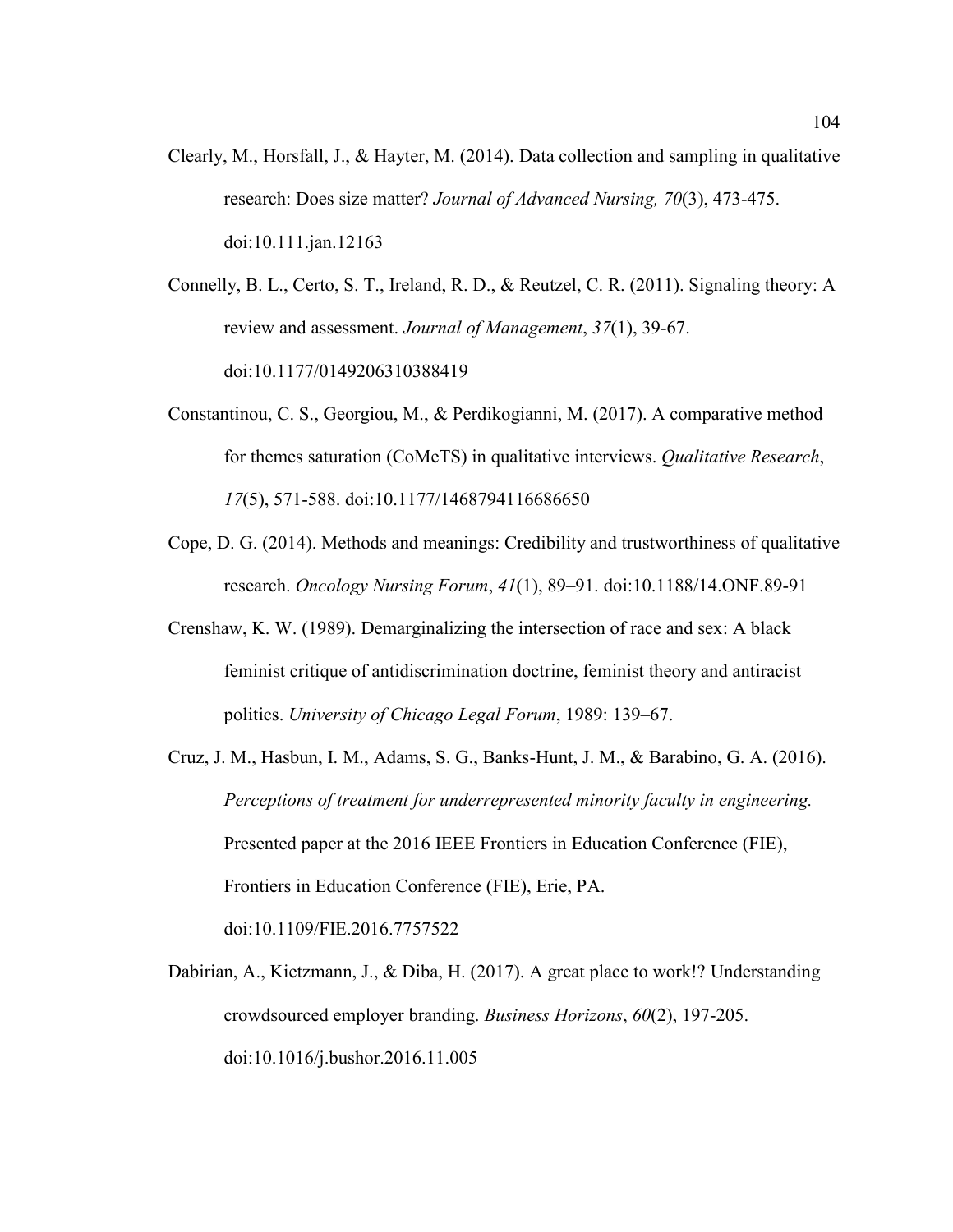Clearly, M., Horsfall, J., & Hayter, M. (2014). Data collection and sampling in qualitative research: Does size matter? *Journal of Advanced Nursing, 70*(3), 473-475. doi:10.111.jan.12163

Connelly, B. L., Certo, S. T., Ireland, R. D., & Reutzel, C. R. (2011). Signaling theory: A review and assessment. *Journal of Management*, *37*(1), 39-67. doi:10.1177/0149206310388419

Constantinou, C. S., Georgiou, M., & Perdikogianni, M. (2017). A comparative method for themes saturation (CoMeTS) in qualitative interviews. *Qualitative Research*, *17*(5), 571-588. doi:10.1177/1468794116686650

Cope, D. G. (2014). Methods and meanings: Credibility and trustworthiness of qualitative research. *Oncology Nursing Forum*, *41*(1), 89–91. doi:10.1188/14.ONF.89-91

Crenshaw, K. W. (1989). Demarginalizing the intersection of race and sex: A black feminist critique of antidiscrimination doctrine, feminist theory and antiracist politics. *University of Chicago Legal Forum*, 1989: 139–67.

Cruz, J. M., Hasbun, I. M., Adams, S. G., Banks-Hunt, J. M., & Barabino, G. A. (2016). *Perceptions of treatment for underrepresented minority faculty in engineering.* Presented paper at the 2016 IEEE Frontiers in Education Conference (FIE), Frontiers in Education Conference (FIE), Erie, PA. doi:10.1109/FIE.2016.7757522

Dabirian, A., Kietzmann, J., & Diba, H. (2017). A great place to work!? Understanding crowdsourced employer branding. *Business Horizons*, *60*(2), 197-205. doi:10.1016/j.bushor.2016.11.005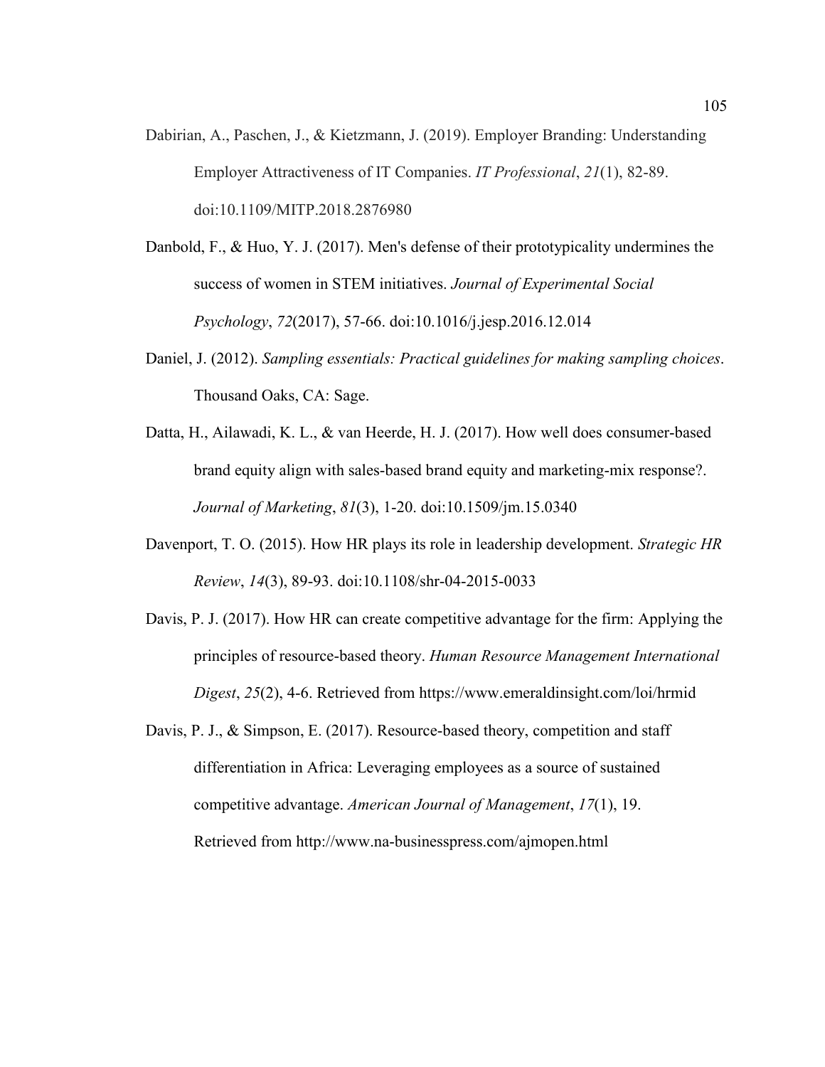Dabirian, A., Paschen, J., & Kietzmann, J. (2019). Employer Branding: Understanding Employer Attractiveness of IT Companies. *IT Professional*, *21*(1), 82-89. doi:10.1109/MITP.2018.2876980

Danbold, F., & Huo, Y. J. (2017). Men's defense of their prototypicality undermines the success of women in STEM initiatives. *Journal of Experimental Social Psychology*, *72*(2017), 57-66. doi:10.1016/j.jesp.2016.12.014

Daniel, J. (2012). *Sampling essentials: Practical guidelines for making sampling choices*. Thousand Oaks, CA: Sage.

Datta, H., Ailawadi, K. L., & van Heerde, H. J. (2017). How well does consumer-based brand equity align with sales-based brand equity and marketing-mix response?. *Journal of Marketing*, *81*(3), 1-20. doi:10.1509/jm.15.0340

Davenport, T. O. (2015). How HR plays its role in leadership development. *Strategic HR Review*, *14*(3), 89-93. doi:10.1108/shr-04-2015-0033

Davis, P. J. (2017). How HR can create competitive advantage for the firm: Applying the principles of resource-based theory. *Human Resource Management International Digest*, *25*(2), 4-6. Retrieved from https://www.emeraldinsight.com/loi/hrmid

Davis, P. J., & Simpson, E. (2017). Resource-based theory, competition and staff differentiation in Africa: Leveraging employees as a source of sustained competitive advantage. *American Journal of Management*, *17*(1), 19. Retrieved from http://www.na-businesspress.com/ajmopen.html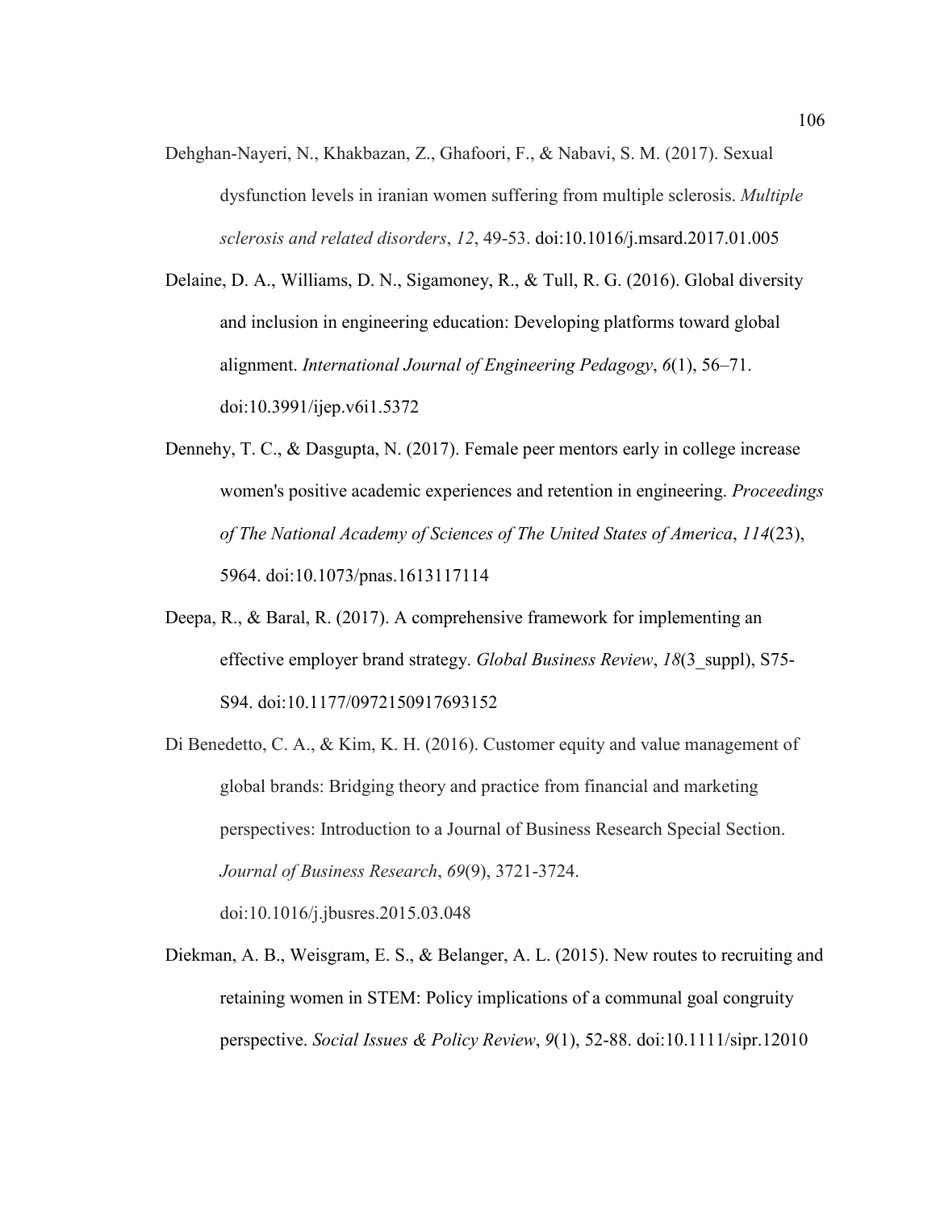Dehghan-Nayeri, N., Khakbazan, Z., Ghafoori, F., & Nabavi, S. M. (2017). Sexual dysfunction levels in iranian women suffering from multiple sclerosis. *Multiple sclerosis and related disorders*, *12*, 49-53. doi:10.1016/j.msard.2017.01.005

Delaine, D. A., Williams, D. N., Sigamoney, R., & Tull, R. G. (2016). Global diversity and inclusion in engineering education: Developing platforms toward global alignment. *International Journal of Engineering Pedagogy*, *6*(1), 56–71. doi:10.3991/ijep.v6i1.5372

Dennehy, T. C., & Dasgupta, N. (2017). Female peer mentors early in college increase women's positive academic experiences and retention in engineering. *Proceedings of The National Academy of Sciences of The United States of America*, *114*(23), 5964. doi:10.1073/pnas.1613117114

Deepa, R., & Baral, R. (2017). A comprehensive framework for implementing an effective employer brand strategy. *Global Business Review*, *18*(3_suppl), S75-S94. doi:10.1177/0972150917693152

Di Benedetto, C. A., & Kim, K. H. (2016). Customer equity and value management of global brands: Bridging theory and practice from financial and marketing perspectives: Introduction to a Journal of Business Research Special Section. *Journal of Business Research*, *69*(9), 3721-3724. doi:10.1016/j.jbusres.2015.03.048

Diekman, A. B., Weisgram, E. S., & Belanger, A. L. (2015). New routes to recruiting and retaining women in STEM: Policy implications of a communal goal congruity perspective. *Social Issues & Policy Review*, *9*(1), 52-88. doi:10.1111/sipr.12010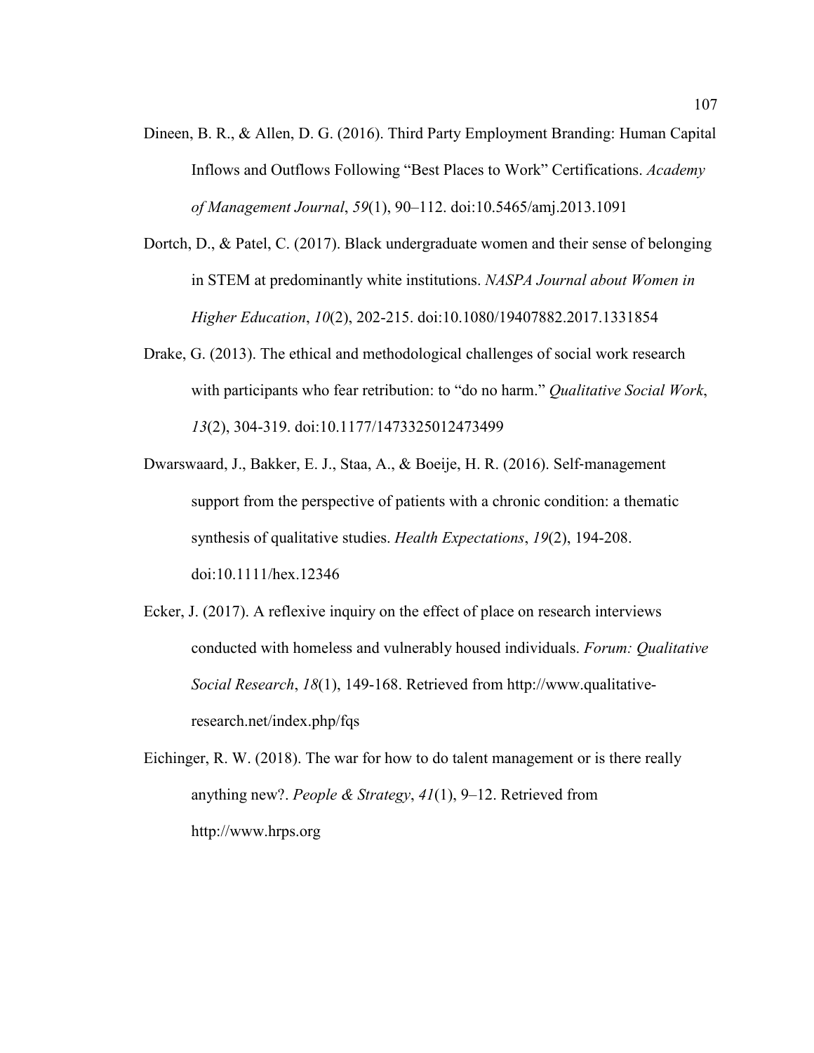Dineen, B. R., & Allen, D. G. (2016). Third Party Employment Branding: Human Capital Inflows and Outflows Following "Best Places to Work" Certifications. *Academy of Management Journal*, *59*(1), 90–112. doi:10.5465/amj.2013.1091

Dortch, D., & Patel, C. (2017). Black undergraduate women and their sense of belonging in STEM at predominantly white institutions. *NASPA Journal about Women in Higher Education*, *10*(2), 202-215. doi:10.1080/19407882.2017.1331854

Drake, G. (2013). The ethical and methodological challenges of social work research with participants who fear retribution: to "do no harm." *Qualitative Social Work*, *13*(2), 304-319. doi:10.1177/1473325012473499

Dwarswaard, J., Bakker, E. J., Staa, A., & Boeije, H. R. (2016). Self-management support from the perspective of patients with a chronic condition: a thematic synthesis of qualitative studies. *Health Expectations*, *19*(2), 194-208. doi:10.1111/hex.12346

Ecker, J. (2017). A reflexive inquiry on the effect of place on research interviews conducted with homeless and vulnerably housed individuals. *Forum: Qualitative Social Research*, *18*(1), 149-168. Retrieved from http://www.qualitative-research.net/index.php/fqs

Eichinger, R. W. (2018). The war for how to do talent management or is there really anything new?. *People & Strategy*, *41*(1), 9–12. Retrieved from http://www.hrps.org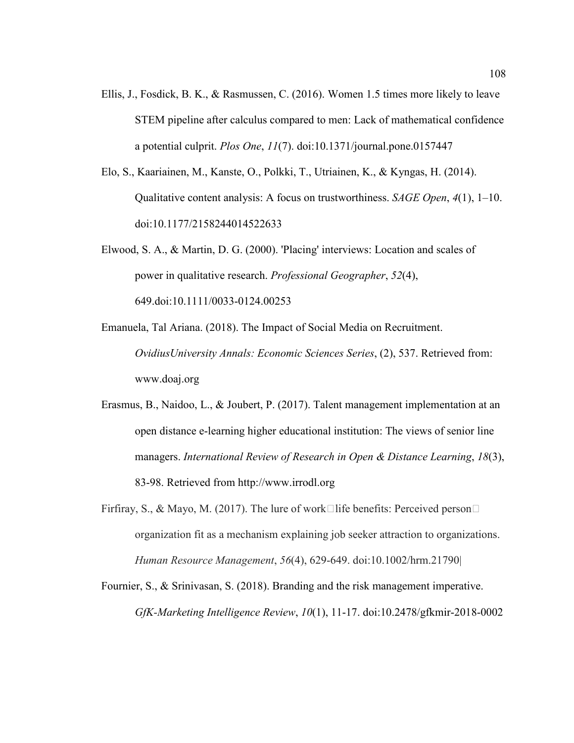Ellis, J., Fosdick, B. K., & Rasmussen, C. (2016). Women 1.5 times more likely to leave STEM pipeline after calculus compared to men: Lack of mathematical confidence a potential culprit. *Plos One*, *11*(7). doi:10.1371/journal.pone.0157447

Elo, S., Kaariainen, M., Kanste, O., Polkki, T., Utriainen, K., & Kyngas, H. (2014). Qualitative content analysis: A focus on trustworthiness. *SAGE Open*, *4*(1), 1–10. doi:10.1177/2158244014522633

Elwood, S. A., & Martin, D. G. (2000). 'Placing' interviews: Location and scales of power in qualitative research. *Professional Geographer*, *52*(4), 649.doi:10.1111/0033-0124.00253

Emanuela, Tal Ariana. (2018). The Impact of Social Media on Recruitment. *OvidiusUniversity Annals: Economic Sciences Series*, (2), 537. Retrieved from: www.doaj.org

Erasmus, B., Naidoo, L., & Joubert, P. (2017). Talent management implementation at an open distance e-learning higher educational institution: The views of senior line managers. *International Review of Research in Open & Distance Learning*, *18*(3), 83-98. Retrieved from http://www.irrodl.org

Firfiray, S., & Mayo, M. (2017). The lure of work□life benefits: Perceived person□ organization fit as a mechanism explaining job seeker attraction to organizations. *Human Resource Management*, *56*(4), 629-649. doi:10.1002/hrm.21790|

Fournier, S., & Srinivasan, S. (2018). Branding and the risk management imperative. *GfK-Marketing Intelligence Review*, *10*(1), 11-17. doi:10.2478/gfkmir-2018-0002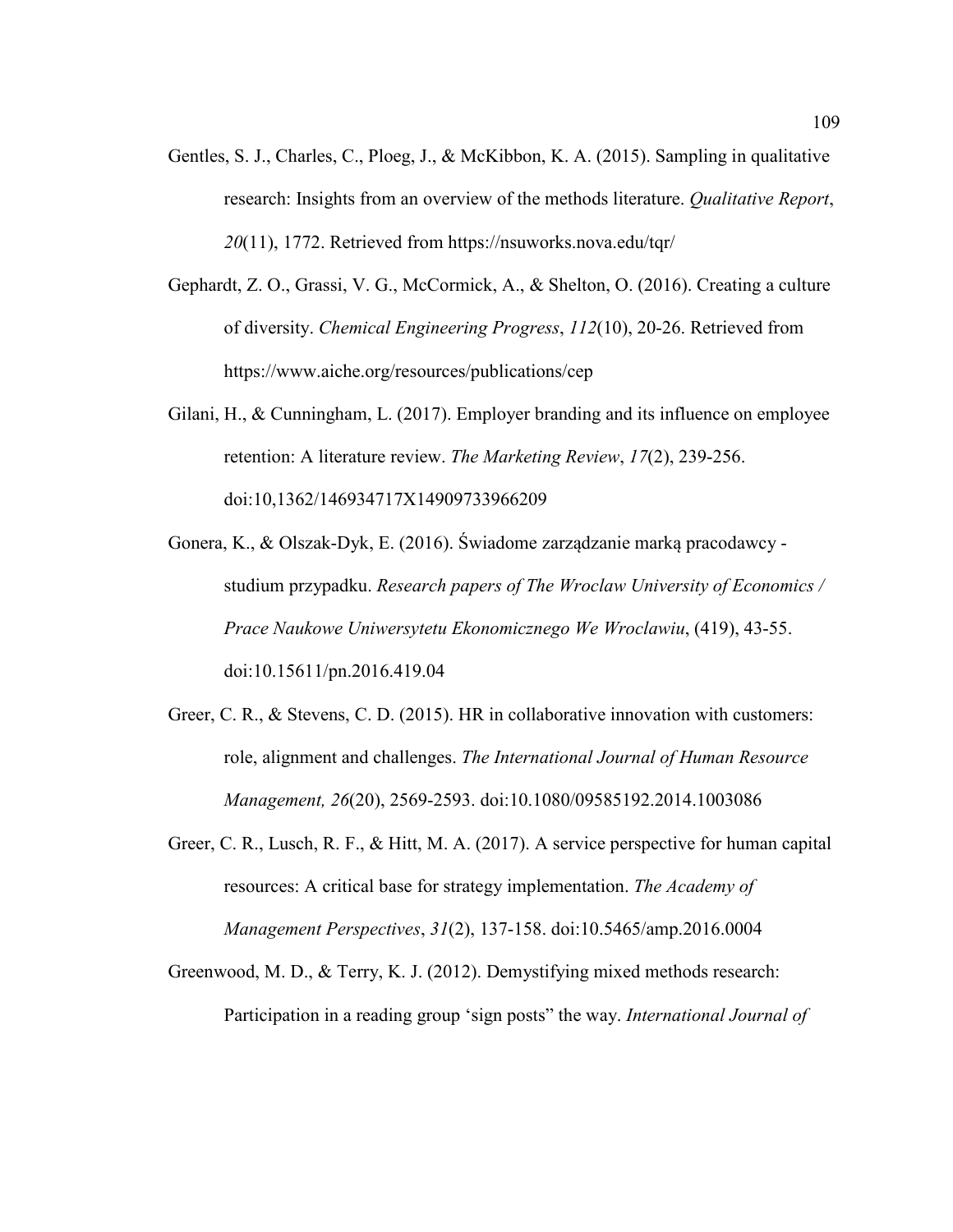Gentles, S. J., Charles, C., Ploeg, J., & McKibbon, K. A. (2015). Sampling in qualitative research: Insights from an overview of the methods literature. *Qualitative Report*, *20*(11), 1772. Retrieved from https://nsuworks.nova.edu/tqr/

Gephardt, Z. O., Grassi, V. G., McCormick, A., & Shelton, O. (2016). Creating a culture of diversity. *Chemical Engineering Progress*, *112*(10), 20-26. Retrieved from https://www.aiche.org/resources/publications/cep

Gilani, H., & Cunningham, L. (2017). Employer branding and its influence on employee retention: A literature review. *The Marketing Review*, *17*(2), 239-256. doi:10,1362/146934717X14909733966209

Gonera, K., & Olszak-Dyk, E. (2016). Świadome zarządzanie marką pracodawcy - studium przypadku. *Research papers of The Wroclaw University of Economics / Prace Naukowe Uniwersytetu Ekonomicznego We Wroclawiu*, (419), 43-55. doi:10.15611/pn.2016.419.04

Greer, C. R., & Stevens, C. D. (2015). HR in collaborative innovation with customers: role, alignment and challenges. *The International Journal of Human Resource Management, 26*(20), 2569-2593. doi:10.1080/09585192.2014.1003086

Greer, C. R., Lusch, R. F., & Hitt, M. A. (2017). A service perspective for human capital resources: A critical base for strategy implementation. *The Academy of Management Perspectives*, *31*(2), 137-158. doi:10.5465/amp.2016.0004

Greenwood, M. D., & Terry, K. J. (2012). Demystifying mixed methods research: Participation in a reading group 'sign posts" the way. *International Journal of*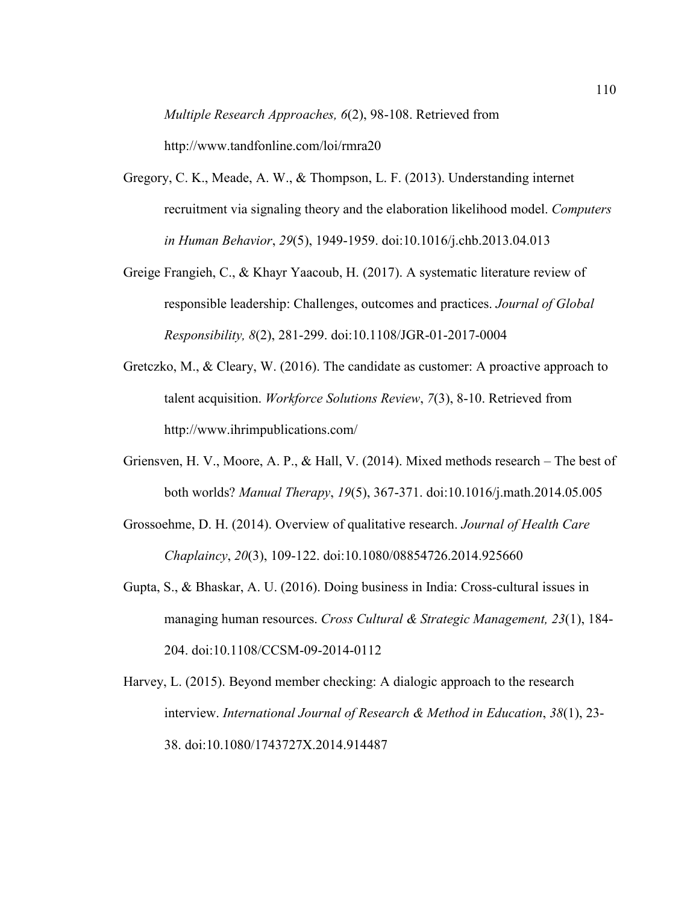*Multiple Research Approaches, 6*(2), 98-108. Retrieved from http://www.tandfonline.com/loi/rmra20

Gregory, C. K., Meade, A. W., & Thompson, L. F. (2013). Understanding internet recruitment via signaling theory and the elaboration likelihood model. *Computers in Human Behavior*, *29*(5), 1949-1959. doi:10.1016/j.chb.2013.04.013

Greige Frangieh, C., & Khayr Yaacoub, H. (2017). A systematic literature review of responsible leadership: Challenges, outcomes and practices. *Journal of Global Responsibility, 8*(2), 281-299. doi:10.1108/JGR-01-2017-0004

Gretczko, M., & Cleary, W. (2016). The candidate as customer: A proactive approach to talent acquisition. *Workforce Solutions Review*, *7*(3), 8-10. Retrieved from http://www.ihrimpublications.com/

Griensven, H. V., Moore, A. P., & Hall, V. (2014). Mixed methods research – The best of both worlds? *Manual Therapy*, *19*(5), 367-371. doi:10.1016/j.math.2014.05.005

Grossoehme, D. H. (2014). Overview of qualitative research. *Journal of Health Care Chaplaincy*, *20*(3), 109-122. doi:10.1080/08854726.2014.925660

Gupta, S., & Bhaskar, A. U. (2016). Doing business in India: Cross-cultural issues in managing human resources. *Cross Cultural & Strategic Management, 23*(1), 184-204. doi:10.1108/CCSM-09-2014-0112

Harvey, L. (2015). Beyond member checking: A dialogic approach to the research interview. *International Journal of Research & Method in Education*, *38*(1), 23-38. doi:10.1080/1743727X.2014.914487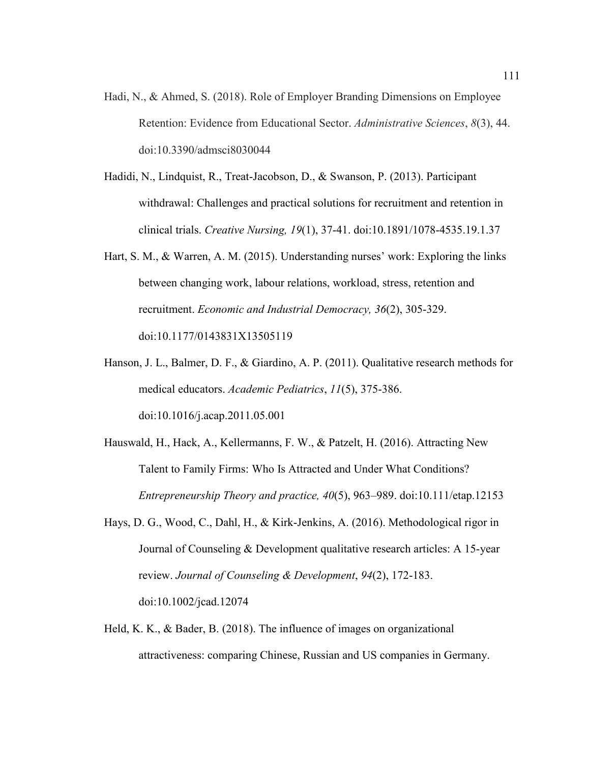Hadi, N., & Ahmed, S. (2018). Role of Employer Branding Dimensions on Employee Retention: Evidence from Educational Sector. *Administrative Sciences*, *8*(3), 44. doi:10.3390/admsci8030044

Hadidi, N., Lindquist, R., Treat-Jacobson, D., & Swanson, P. (2013). Participant withdrawal: Challenges and practical solutions for recruitment and retention in clinical trials. *Creative Nursing, 19*(1), 37-41. doi:10.1891/1078-4535.19.1.37

Hart, S. M., & Warren, A. M. (2015). Understanding nurses' work: Exploring the links between changing work, labour relations, workload, stress, retention and recruitment. *Economic and Industrial Democracy, 36*(2), 305-329. doi:10.1177/0143831X13505119

Hanson, J. L., Balmer, D. F., & Giardino, A. P. (2011). Qualitative research methods for medical educators. *Academic Pediatrics*, *11*(5), 375-386. doi:10.1016/j.acap.2011.05.001

Hauswald, H., Hack, A., Kellermanns, F. W., & Patzelt, H. (2016). Attracting New Talent to Family Firms: Who Is Attracted and Under What Conditions? *Entrepreneurship Theory and practice, 40*(5), 963–989. doi:10.111/etap.12153

Hays, D. G., Wood, C., Dahl, H., & Kirk-Jenkins, A. (2016). Methodological rigor in Journal of Counseling & Development qualitative research articles: A 15-year review. *Journal of Counseling & Development*, *94*(2), 172-183. doi:10.1002/jcad.12074

Held, K. K., & Bader, B. (2018). The influence of images on organizational attractiveness: comparing Chinese, Russian and US companies in Germany.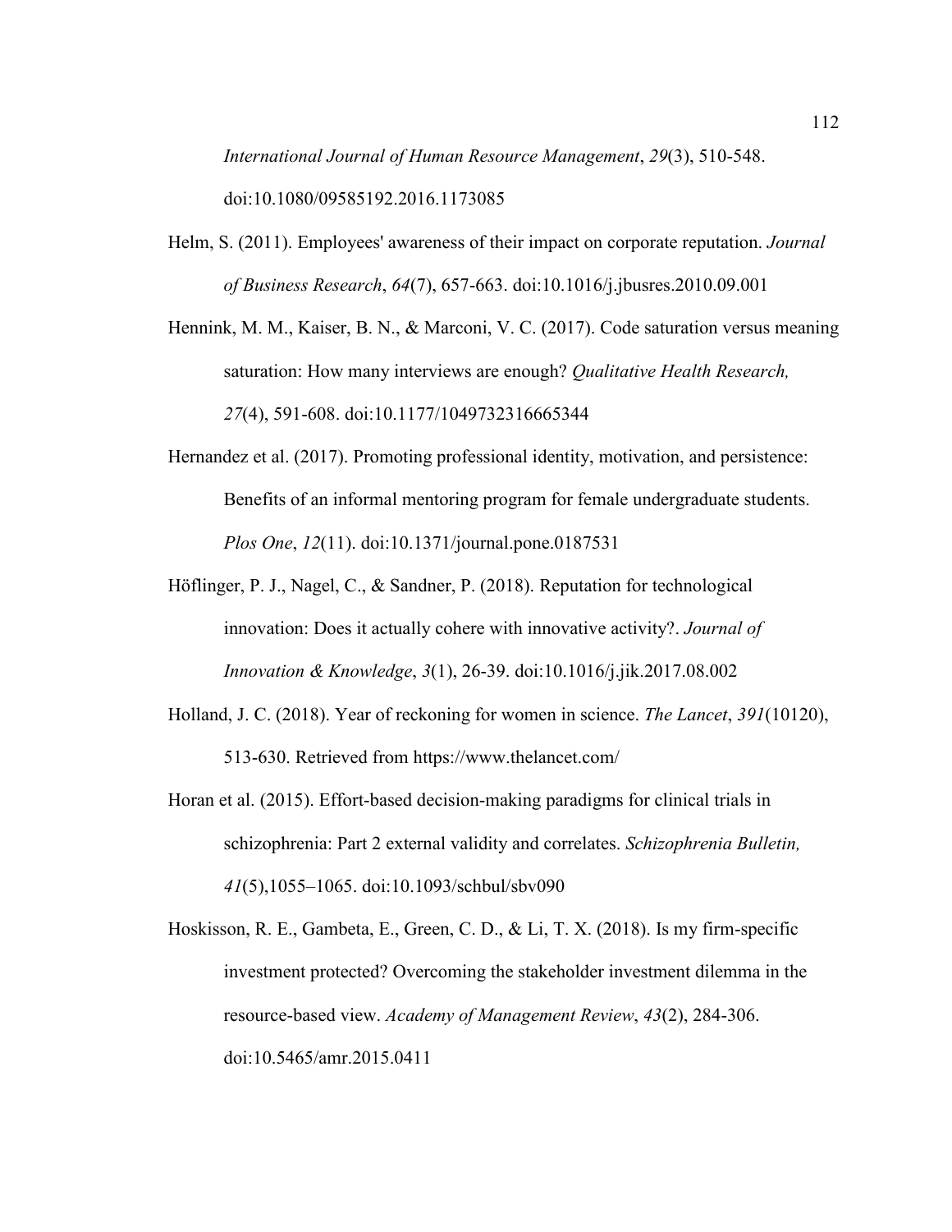*International Journal of Human Resource Management*, *29*(3), 510-548. doi:10.1080/09585192.2016.1173085

Helm, S. (2011). Employees' awareness of their impact on corporate reputation. *Journal of Business Research*, *64*(7), 657-663. doi:10.1016/j.jbusres.2010.09.001

Hennink, M. M., Kaiser, B. N., & Marconi, V. C. (2017). Code saturation versus meaning saturation: How many interviews are enough? *Qualitative Health Research, 27*(4), 591-608. doi:10.1177/1049732316665344

Hernandez et al. (2017). Promoting professional identity, motivation, and persistence: Benefits of an informal mentoring program for female undergraduate students. *Plos One*, *12*(11). doi:10.1371/journal.pone.0187531

Höflinger, P. J., Nagel, C., & Sandner, P. (2018). Reputation for technological innovation: Does it actually cohere with innovative activity?. *Journal of Innovation & Knowledge*, *3*(1), 26-39. doi:10.1016/j.jik.2017.08.002

Holland, J. C. (2018). Year of reckoning for women in science. *The Lancet*, *391*(10120), 513-630. Retrieved from https://www.thelancet.com/

Horan et al. (2015). Effort-based decision-making paradigms for clinical trials in schizophrenia: Part 2 external validity and correlates. *Schizophrenia Bulletin, 41*(5),1055–1065. doi:10.1093/schbul/sbv090

Hoskisson, R. E., Gambeta, E., Green, C. D., & Li, T. X. (2018). Is my firm-specific investment protected? Overcoming the stakeholder investment dilemma in the resource-based view. *Academy of Management Review*, *43*(2), 284-306. doi:10.5465/amr.2015.0411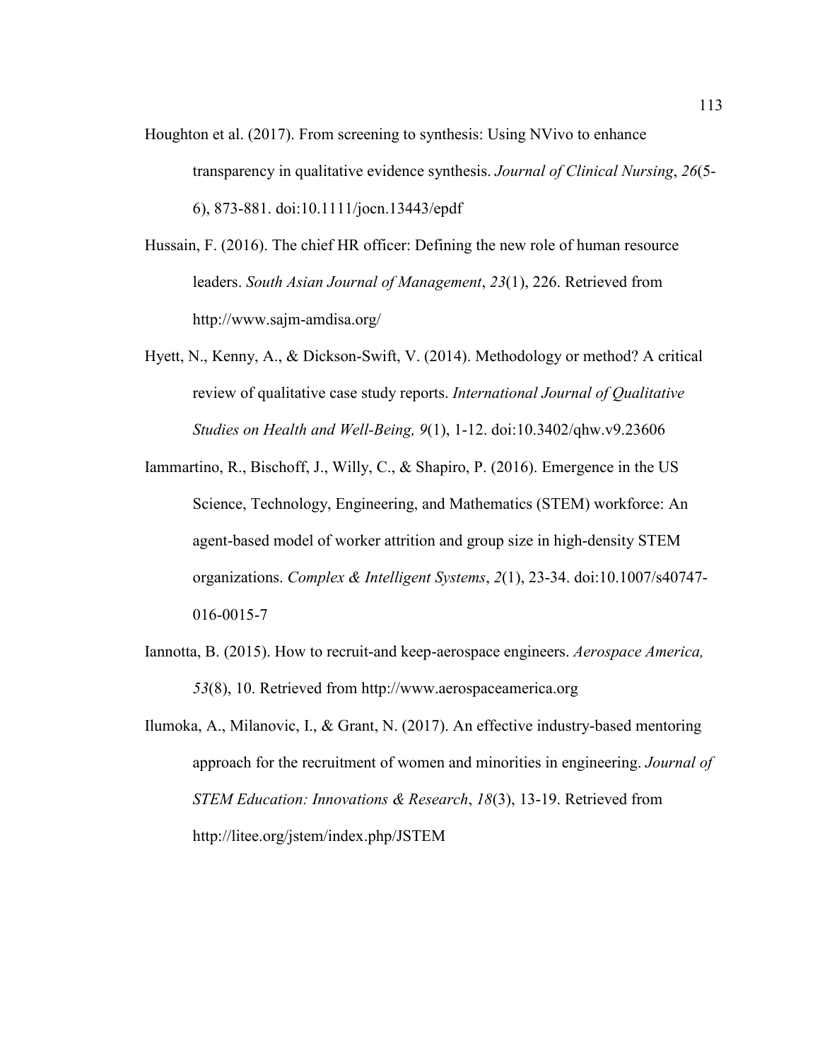Houghton et al. (2017). From screening to synthesis: Using NVivo to enhance transparency in qualitative evidence synthesis. *Journal of Clinical Nursing*, *26*(5-6), 873-881. doi:10.1111/jocn.13443/epdf

Hussain, F. (2016). The chief HR officer: Defining the new role of human resource leaders. *South Asian Journal of Management*, *23*(1), 226. Retrieved from http://www.sajm-amdisa.org/

Hyett, N., Kenny, A., & Dickson-Swift, V. (2014). Methodology or method? A critical review of qualitative case study reports. *International Journal of Qualitative Studies on Health and Well-Being, 9*(1), 1-12. doi:10.3402/qhw.v9.23606

Iammartino, R., Bischoff, J., Willy, C., & Shapiro, P. (2016). Emergence in the US Science, Technology, Engineering, and Mathematics (STEM) workforce: An agent-based model of worker attrition and group size in high-density STEM organizations. *Complex & Intelligent Systems*, *2*(1), 23-34. doi:10.1007/s40747-016-0015-7

Iannotta, B. (2015). How to recruit-and keep-aerospace engineers. *Aerospace America, 53*(8), 10. Retrieved from http://www.aerospaceamerica.org

Ilumoka, A., Milanovic, I., & Grant, N. (2017). An effective industry-based mentoring approach for the recruitment of women and minorities in engineering. *Journal of STEM Education: Innovations & Research*, *18*(3), 13-19. Retrieved from http://litee.org/jstem/index.php/JSTEM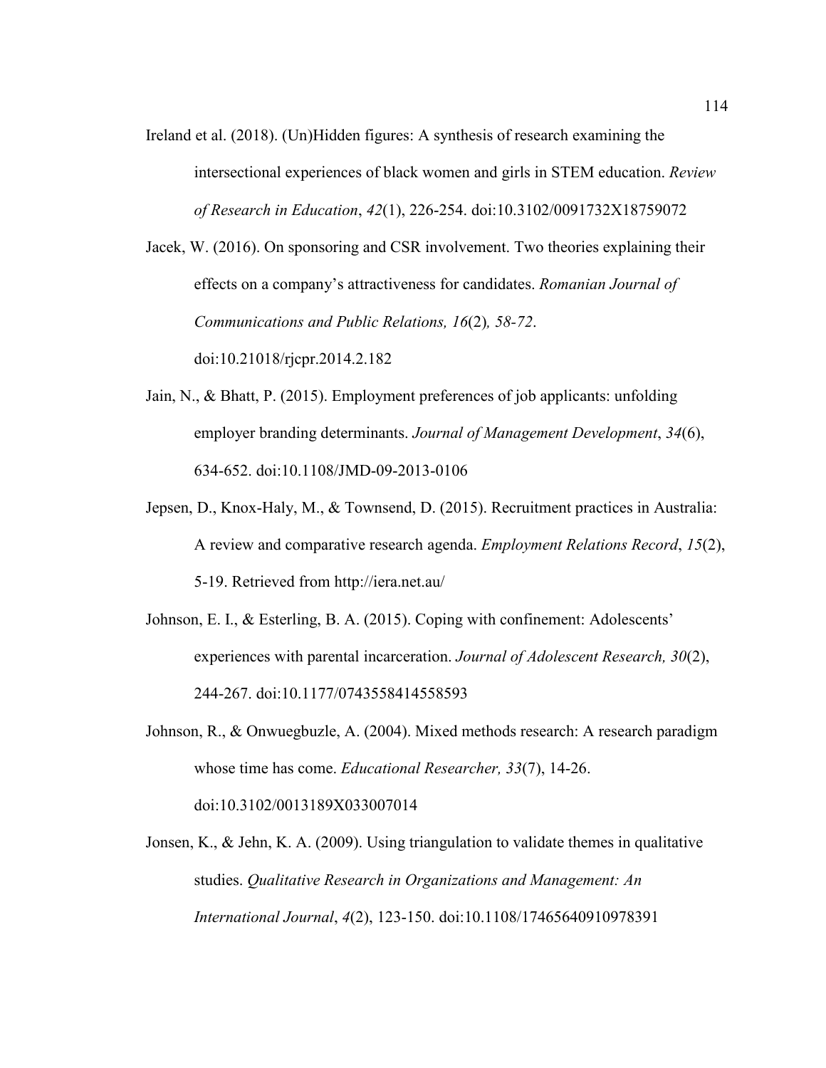Ireland et al. (2018). (Un)Hidden figures: A synthesis of research examining the intersectional experiences of black women and girls in STEM education. *Review of Research in Education*, *42*(1), 226-254. doi:10.3102/0091732X18759072

Jacek, W. (2016). On sponsoring and CSR involvement. Two theories explaining their effects on a company's attractiveness for candidates. *Romanian Journal of Communications and Public Relations, 16*(2)*, 58-72*. doi:10.21018/rjcpr.2014.2.182

Jain, N., & Bhatt, P. (2015). Employment preferences of job applicants: unfolding employer branding determinants. *Journal of Management Development*, *34*(6), 634-652. doi:10.1108/JMD-09-2013-0106

Jepsen, D., Knox-Haly, M., & Townsend, D. (2015). Recruitment practices in Australia: A review and comparative research agenda. *Employment Relations Record*, *15*(2), 5-19. Retrieved from http://iera.net.au/

Johnson, E. I., & Esterling, B. A. (2015). Coping with confinement: Adolescents' experiences with parental incarceration. *Journal of Adolescent Research, 30*(2), 244-267. doi:10.1177/0743558414558593

Johnson, R., & Onwuegbuzle, A. (2004). Mixed methods research: A research paradigm whose time has come. *Educational Researcher, 33*(7), 14-26. doi:10.3102/0013189X033007014

Jonsen, K., & Jehn, K. A. (2009). Using triangulation to validate themes in qualitative studies. *Qualitative Research in Organizations and Management: An International Journal*, *4*(2), 123-150. doi:10.1108/17465640910978391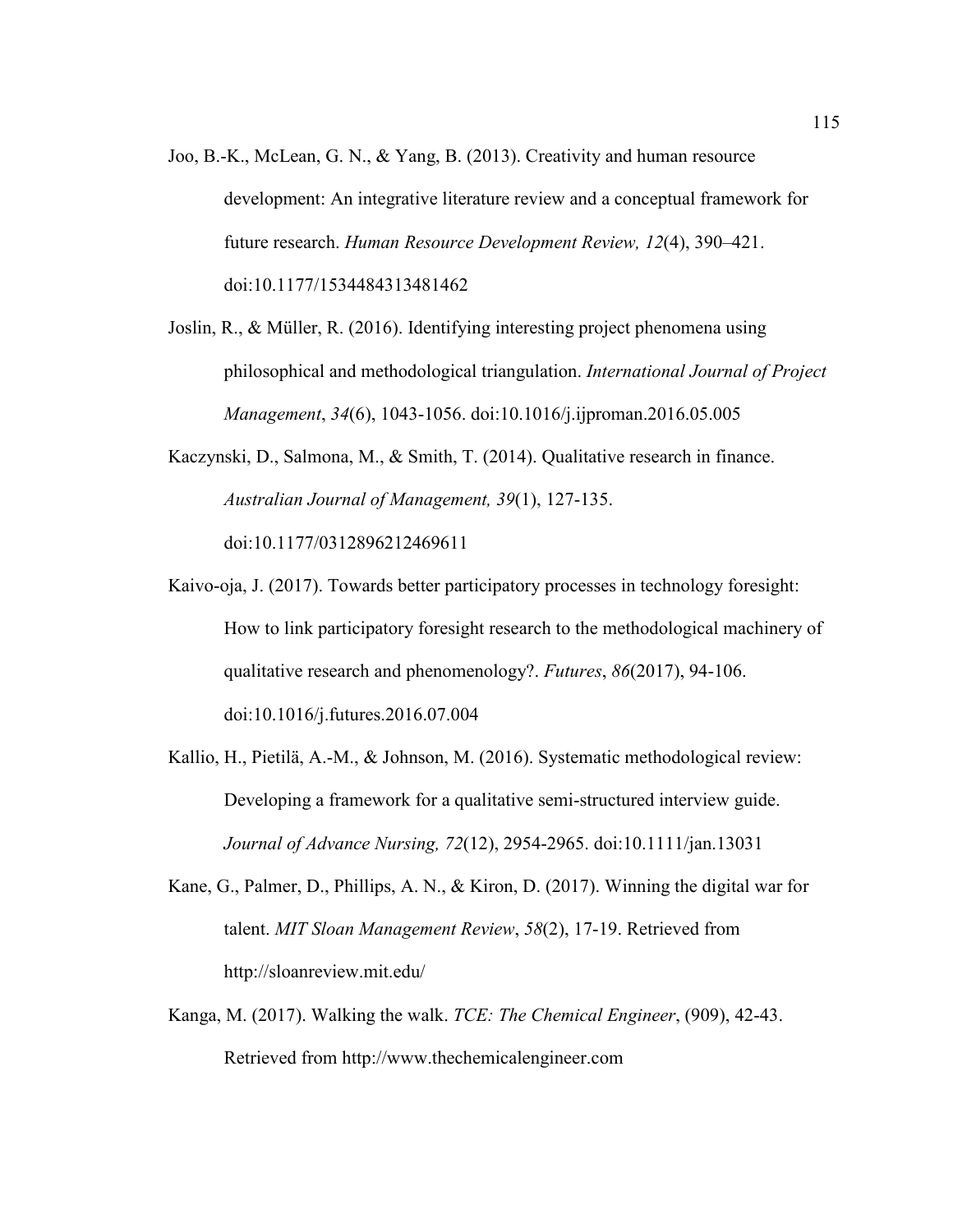Joo, B.-K., McLean, G. N., & Yang, B. (2013). Creativity and human resource development: An integrative literature review and a conceptual framework for future research. *Human Resource Development Review, 12*(4), 390–421. doi:10.1177/1534484313481462

Joslin, R., & Müller, R. (2016). Identifying interesting project phenomena using philosophical and methodological triangulation. *International Journal of Project Management*, *34*(6), 1043-1056. doi:10.1016/j.ijproman.2016.05.005

Kaczynski, D., Salmona, M., & Smith, T. (2014). Qualitative research in finance. *Australian Journal of Management, 39*(1), 127-135. doi:10.1177/0312896212469611

Kaivo-oja, J. (2017). Towards better participatory processes in technology foresight: How to link participatory foresight research to the methodological machinery of qualitative research and phenomenology?. *Futures*, *86*(2017), 94-106. doi:10.1016/j.futures.2016.07.004

Kallio, H., Pietilä, A.-M., & Johnson, M. (2016). Systematic methodological review: Developing a framework for a qualitative semi-structured interview guide. *Journal of Advance Nursing, 72*(12), 2954-2965. doi:10.1111/jan.13031

Kane, G., Palmer, D., Phillips, A. N., & Kiron, D. (2017). Winning the digital war for talent. *MIT Sloan Management Review*, *58*(2), 17-19. Retrieved from http://sloanreview.mit.edu/

Kanga, M. (2017). Walking the walk. *TCE: The Chemical Engineer*, (909), 42-43. Retrieved from http://www.thechemicalengineer.com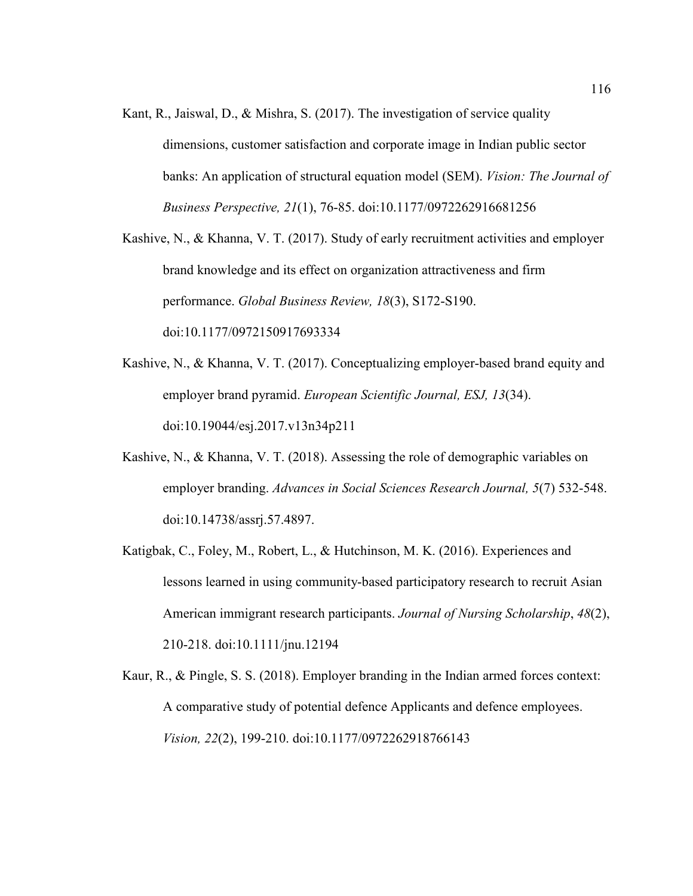Kant, R., Jaiswal, D., & Mishra, S. (2017). The investigation of service quality dimensions, customer satisfaction and corporate image in Indian public sector banks: An application of structural equation model (SEM). *Vision: The Journal of Business Perspective, 21*(1), 76-85. doi:10.1177/0972262916681256

Kashive, N., & Khanna, V. T. (2017). Study of early recruitment activities and employer brand knowledge and its effect on organization attractiveness and firm performance. *Global Business Review, 18*(3), S172-S190. doi:10.1177/0972150917693334

Kashive, N., & Khanna, V. T. (2017). Conceptualizing employer-based brand equity and employer brand pyramid. *European Scientific Journal, ESJ, 13*(34). doi:10.19044/esj.2017.v13n34p211

Kashive, N., & Khanna, V. T. (2018). Assessing the role of demographic variables on employer branding. *Advances in Social Sciences Research Journal, 5*(7) 532-548. doi:10.14738/assrj.57.4897.

Katigbak, C., Foley, M., Robert, L., & Hutchinson, M. K. (2016). Experiences and lessons learned in using community-based participatory research to recruit Asian American immigrant research participants. *Journal of Nursing Scholarship*, *48*(2), 210-218. doi:10.1111/jnu.12194

Kaur, R., & Pingle, S. S. (2018). Employer branding in the Indian armed forces context: A comparative study of potential defence Applicants and defence employees. *Vision, 22*(2), 199-210. doi:10.1177/0972262918766143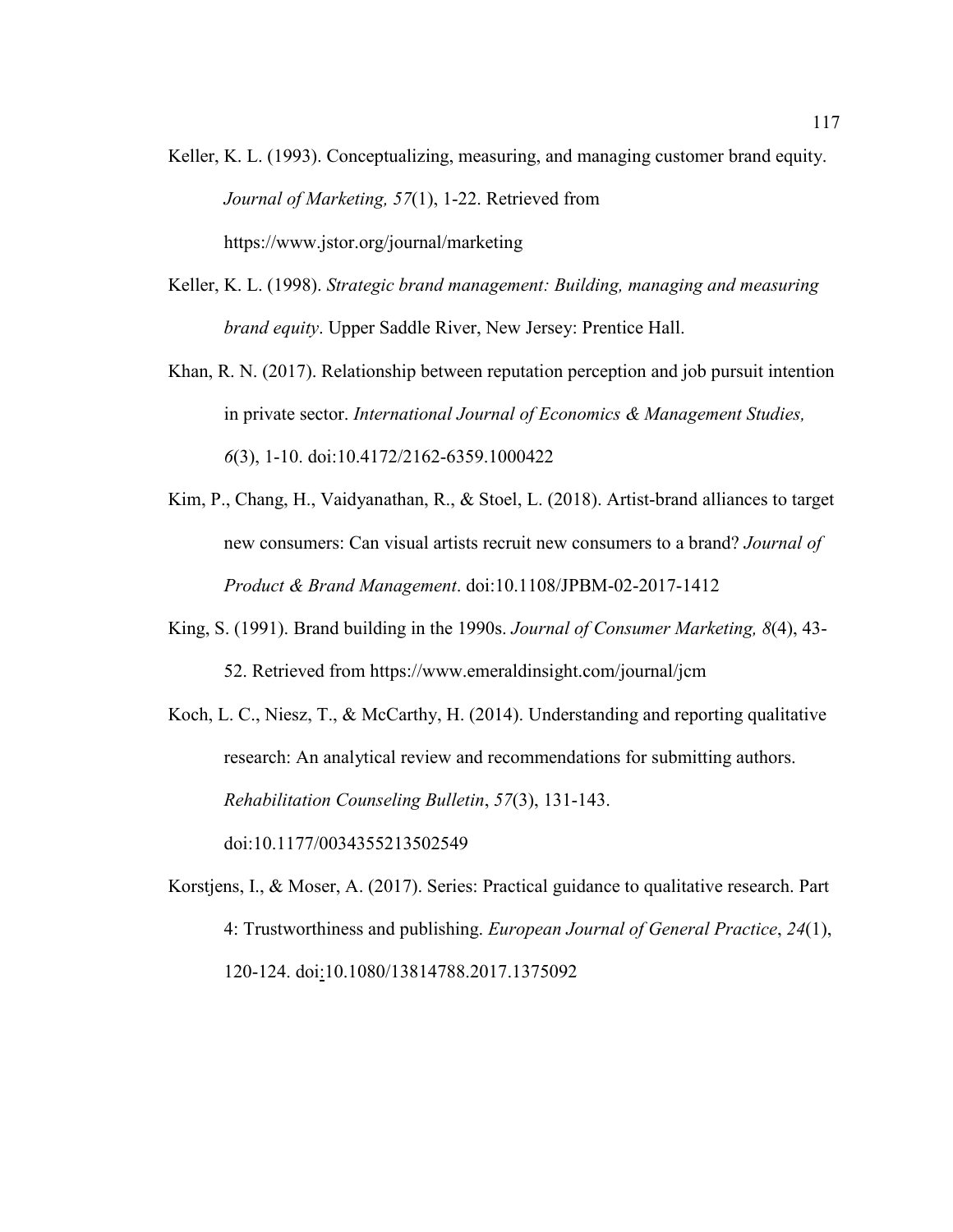Keller, K. L. (1993). Conceptualizing, measuring, and managing customer brand equity. *Journal of Marketing, 57*(1), 1-22. Retrieved from https://www.jstor.org/journal/marketing

Keller, K. L. (1998). *Strategic brand management: Building, managing and measuring brand equity*. Upper Saddle River, New Jersey: Prentice Hall.

Khan, R. N. (2017). Relationship between reputation perception and job pursuit intention in private sector. *International Journal of Economics & Management Studies, 6*(3), 1-10. doi:10.4172/2162-6359.1000422

Kim, P., Chang, H., Vaidyanathan, R., & Stoel, L. (2018). Artist-brand alliances to target new consumers: Can visual artists recruit new consumers to a brand? *Journal of Product & Brand Management*. doi:10.1108/JPBM-02-2017-1412

King, S. (1991). Brand building in the 1990s. *Journal of Consumer Marketing, 8*(4), 43-52. Retrieved from https://www.emeraldinsight.com/journal/jcm

Koch, L. C., Niesz, T., & McCarthy, H. (2014). Understanding and reporting qualitative research: An analytical review and recommendations for submitting authors. *Rehabilitation Counseling Bulletin*, *57*(3), 131-143. doi:10.1177/0034355213502549

Korstjens, I., & Moser, A. (2017). Series: Practical guidance to qualitative research. Part 4: Trustworthiness and publishing. *European Journal of General Practice*, *24*(1), 120-124. doi:10.1080/13814788.2017.1375092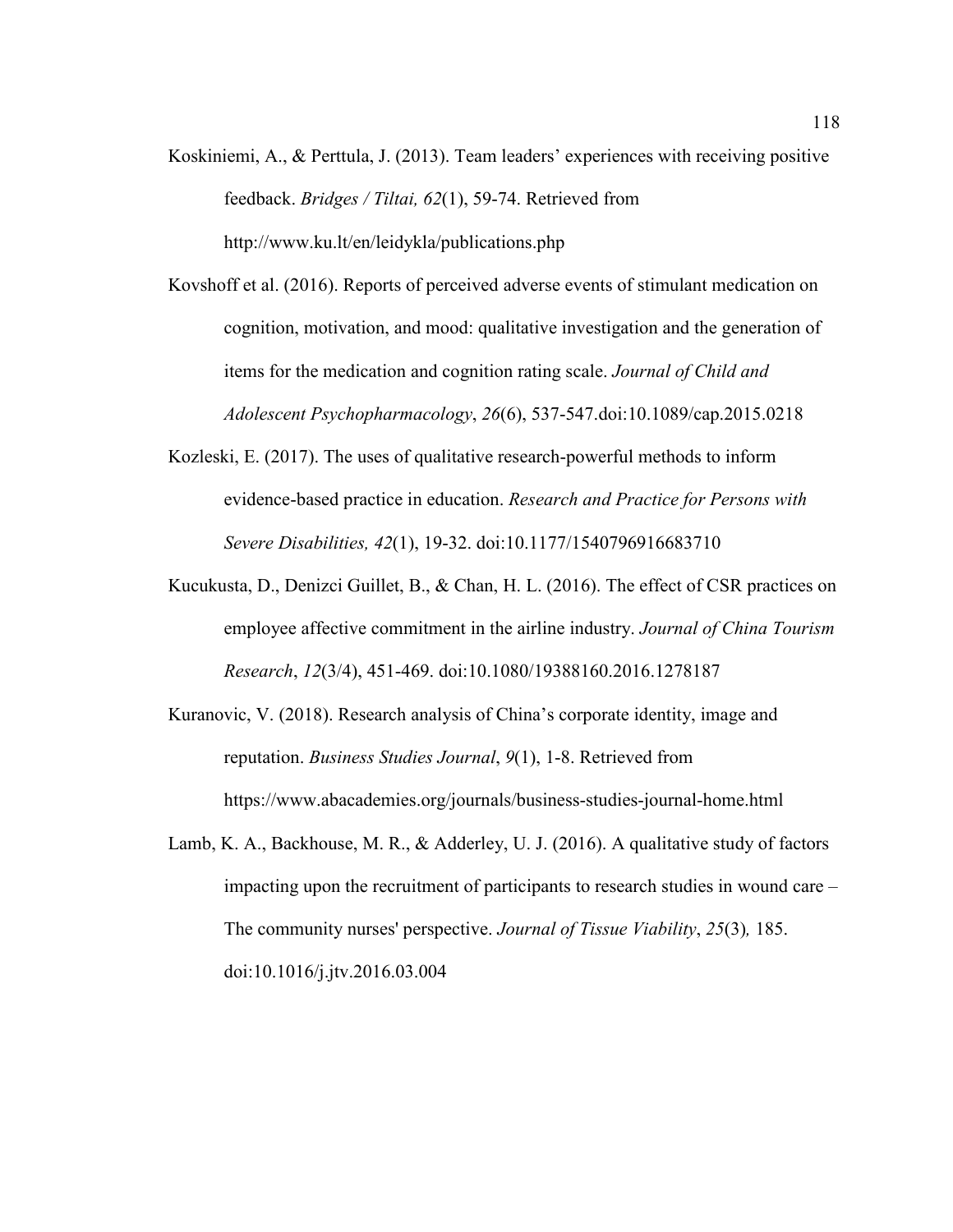Koskiniemi, A., & Perttula, J. (2013). Team leaders' experiences with receiving positive feedback. *Bridges / Tiltai, 62*(1), 59-74. Retrieved from http://www.ku.lt/en/leidykla/publications.php

Kovshoff et al. (2016). Reports of perceived adverse events of stimulant medication on cognition, motivation, and mood: qualitative investigation and the generation of items for the medication and cognition rating scale. *Journal of Child and Adolescent Psychopharmacology*, *26*(6), 537-547.doi:10.1089/cap.2015.0218

Kozleski, E. (2017). The uses of qualitative research-powerful methods to inform evidence-based practice in education. *Research and Practice for Persons with Severe Disabilities, 42*(1), 19-32. doi:10.1177/1540796916683710

Kucukusta, D., Denizci Guillet, B., & Chan, H. L. (2016). The effect of CSR practices on employee affective commitment in the airline industry. *Journal of China Tourism Research*, *12*(3/4), 451-469. doi:10.1080/19388160.2016.1278187

Kuranovic, V. (2018). Research analysis of China's corporate identity, image and reputation. *Business Studies Journal*, *9*(1), 1-8. Retrieved from https://www.abacademies.org/journals/business-studies-journal-home.html

Lamb, K. A., Backhouse, M. R., & Adderley, U. J. (2016). A qualitative study of factors impacting upon the recruitment of participants to research studies in wound care – The community nurses' perspective. *Journal of Tissue Viability*, *25*(3)*,* 185. doi:10.1016/j.jtv.2016.03.004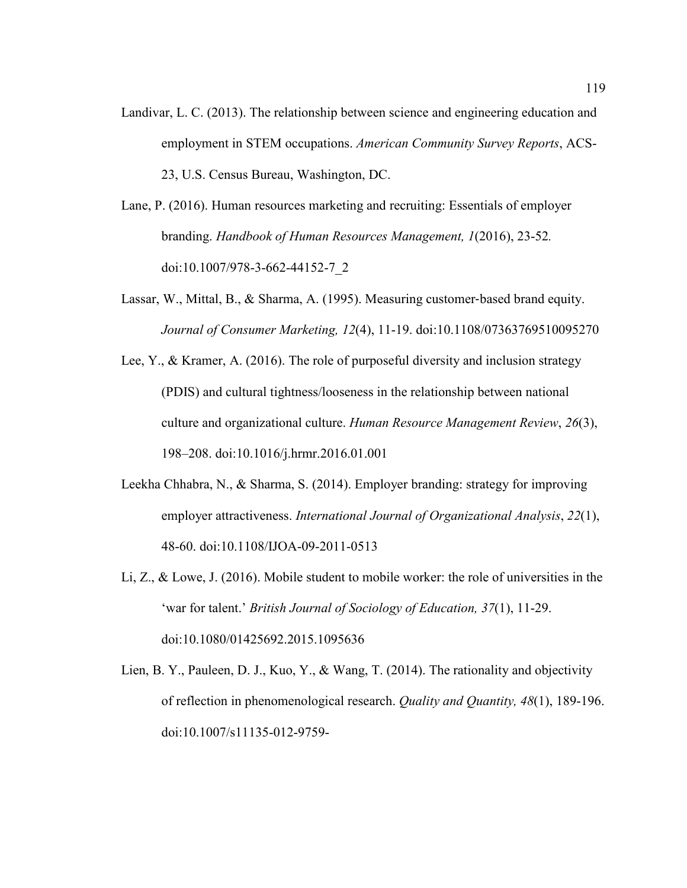Landivar, L. C. (2013). The relationship between science and engineering education and employment in STEM occupations. *American Community Survey Reports*, ACS-23, U.S. Census Bureau, Washington, DC.

Lane, P. (2016). Human resources marketing and recruiting: Essentials of employer branding. *Handbook of Human Resources Management, 1*(2016), 23-52. doi:10.1007/978-3-662-44152-7_2

Lassar, W., Mittal, B., & Sharma, A. (1995). Measuring customer-based brand equity. *Journal of Consumer Marketing, 12*(4), 11-19. doi:10.1108/07363769510095270

Lee, Y., & Kramer, A. (2016). The role of purposeful diversity and inclusion strategy (PDIS) and cultural tightness/looseness in the relationship between national culture and organizational culture. *Human Resource Management Review*, *26*(3), 198–208. doi:10.1016/j.hrmr.2016.01.001

Leekha Chhabra, N., & Sharma, S. (2014). Employer branding: strategy for improving employer attractiveness. *International Journal of Organizational Analysis*, *22*(1), 48-60. doi:10.1108/IJOA-09-2011-0513

Li, Z., & Lowe, J. (2016). Mobile student to mobile worker: the role of universities in the 'war for talent.' *British Journal of Sociology of Education, 37*(1), 11-29. doi:10.1080/01425692.2015.1095636

Lien, B. Y., Pauleen, D. J., Kuo, Y., & Wang, T. (2014). The rationality and objectivity of reflection in phenomenological research. *Quality and Quantity, 48*(1), 189-196. doi:10.1007/s11135-012-9759-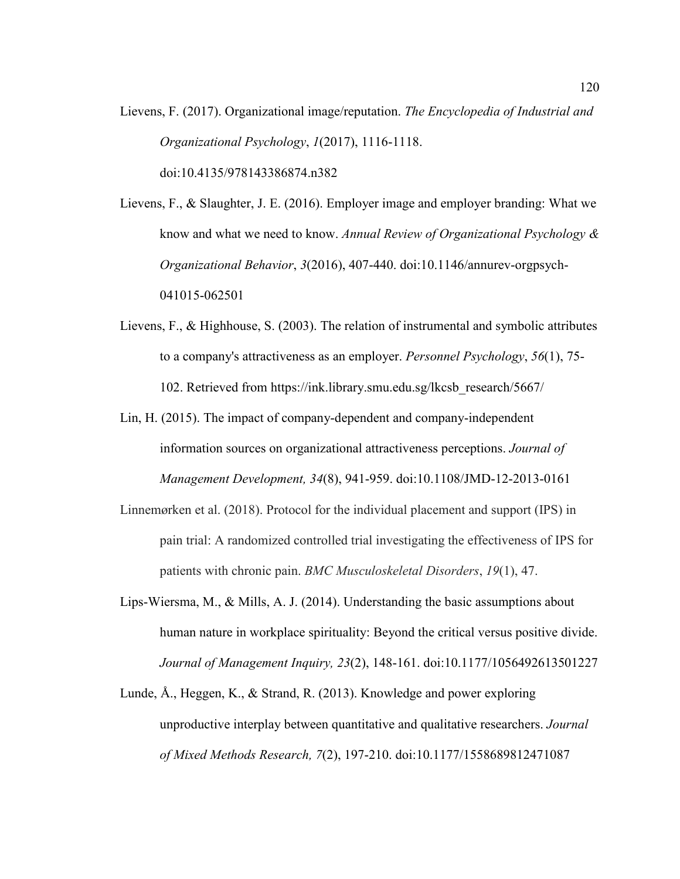Lievens, F. (2017). Organizational image/reputation. *The Encyclopedia of Industrial and Organizational Psychology*, *1*(2017), 1116-1118. doi:10.4135/978143386874.n382

Lievens, F., & Slaughter, J. E. (2016). Employer image and employer branding: What we know and what we need to know. *Annual Review of Organizational Psychology & Organizational Behavior*, *3*(2016), 407-440. doi:10.1146/annurev-orgpsych-041015-062501

Lievens, F., & Highhouse, S. (2003). The relation of instrumental and symbolic attributes to a company's attractiveness as an employer. *Personnel Psychology*, *56*(1), 75-102. Retrieved from https://ink.library.smu.edu.sg/lkcsb_research/5667/

Lin, H. (2015). The impact of company-dependent and company-independent information sources on organizational attractiveness perceptions. *Journal of Management Development, 34*(8), 941-959. doi:10.1108/JMD-12-2013-0161

Linnemørken et al. (2018). Protocol for the individual placement and support (IPS) in pain trial: A randomized controlled trial investigating the effectiveness of IPS for patients with chronic pain. *BMC Musculoskeletal Disorders*, *19*(1), 47.

Lips-Wiersma, M., & Mills, A. J. (2014). Understanding the basic assumptions about human nature in workplace spirituality: Beyond the critical versus positive divide. *Journal of Management Inquiry, 23*(2), 148-161. doi:10.1177/1056492613501227

Lunde, Å., Heggen, K., & Strand, R. (2013). Knowledge and power exploring unproductive interplay between quantitative and qualitative researchers. *Journal of Mixed Methods Research, 7*(2), 197-210. doi:10.1177/1558689812471087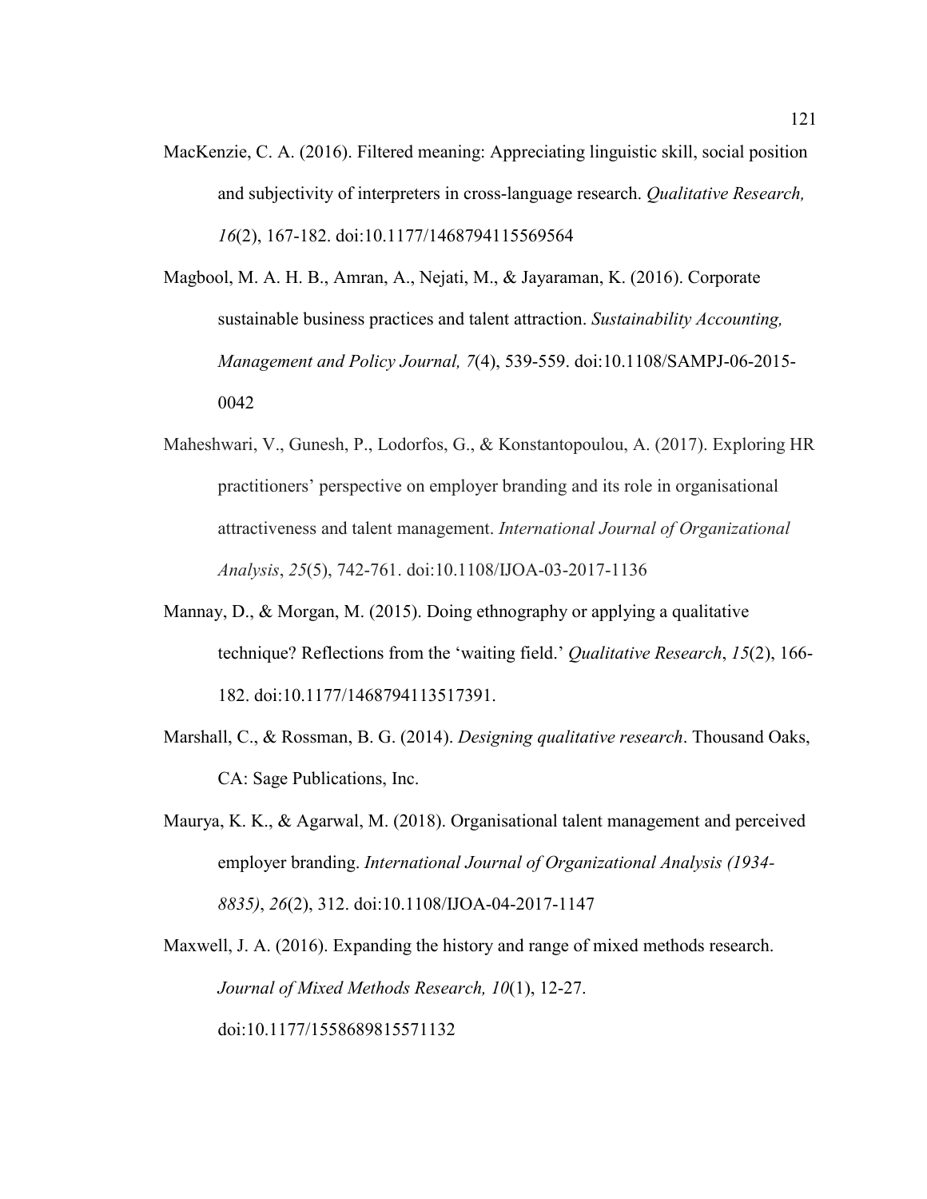MacKenzie, C. A. (2016). Filtered meaning: Appreciating linguistic skill, social position and subjectivity of interpreters in cross-language research. *Qualitative Research, 16*(2), 167-182. doi:10.1177/1468794115569564

Magbool, M. A. H. B., Amran, A., Nejati, M., & Jayaraman, K. (2016). Corporate sustainable business practices and talent attraction. *Sustainability Accounting, Management and Policy Journal, 7*(4), 539-559. doi:10.1108/SAMPJ-06-2015-0042

Maheshwari, V., Gunesh, P., Lodorfos, G., & Konstantopoulou, A. (2017). Exploring HR practitioners' perspective on employer branding and its role in organisational attractiveness and talent management. *International Journal of Organizational Analysis*, *25*(5), 742-761. doi:10.1108/IJOA-03-2017-1136

Mannay, D., & Morgan, M. (2015). Doing ethnography or applying a qualitative technique? Reflections from the 'waiting field.' *Qualitative Research*, *15*(2), 166-182. doi:10.1177/1468794113517391.

Marshall, C., & Rossman, B. G. (2014). *Designing qualitative research*. Thousand Oaks, CA: Sage Publications, Inc.

Maurya, K. K., & Agarwal, M. (2018). Organisational talent management and perceived employer branding. *International Journal of Organizational Analysis (1934-8835)*, *26*(2), 312. doi:10.1108/IJOA-04-2017-1147

Maxwell, J. A. (2016). Expanding the history and range of mixed methods research. *Journal of Mixed Methods Research, 10*(1), 12-27. doi:10.1177/1558689815571132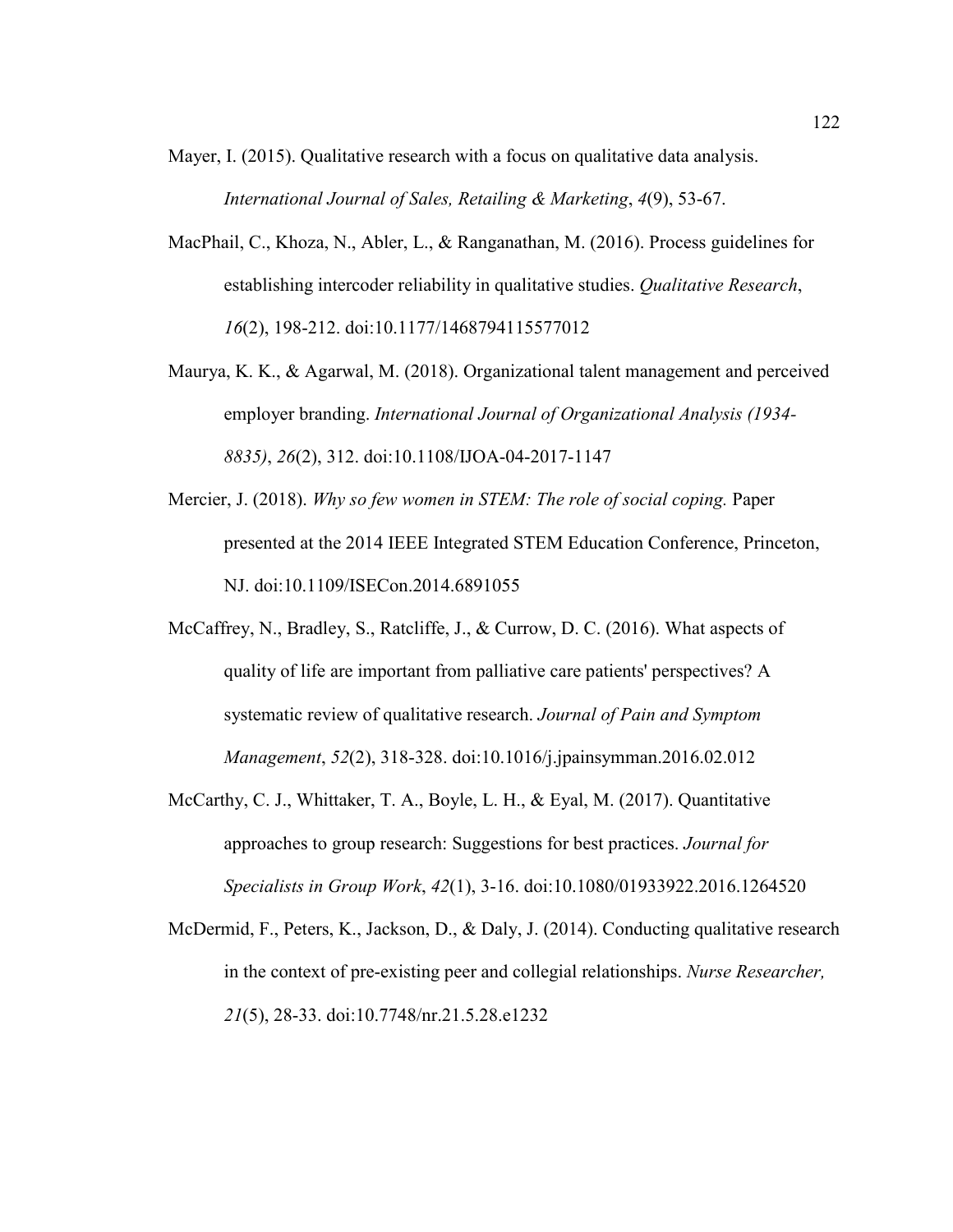Mayer, I. (2015). Qualitative research with a focus on qualitative data analysis. *International Journal of Sales, Retailing & Marketing*, *4*(9), 53-67.

MacPhail, C., Khoza, N., Abler, L., & Ranganathan, M. (2016). Process guidelines for establishing intercoder reliability in qualitative studies. *Qualitative Research*, *16*(2), 198-212. doi:10.1177/1468794115577012

Maurya, K. K., & Agarwal, M. (2018). Organizational talent management and perceived employer branding. *International Journal of Organizational Analysis (1934-8835)*, *26*(2), 312. doi:10.1108/IJOA-04-2017-1147

Mercier, J. (2018). *Why so few women in STEM: The role of social coping.* Paper presented at the 2014 IEEE Integrated STEM Education Conference, Princeton, NJ. doi:10.1109/ISECon.2014.6891055

McCaffrey, N., Bradley, S., Ratcliffe, J., & Currow, D. C. (2016). What aspects of quality of life are important from palliative care patients' perspectives? A systematic review of qualitative research. *Journal of Pain and Symptom Management*, *52*(2), 318-328. doi:10.1016/j.jpainsymman.2016.02.012

McCarthy, C. J., Whittaker, T. A., Boyle, L. H., & Eyal, M. (2017). Quantitative approaches to group research: Suggestions for best practices. *Journal for Specialists in Group Work*, *42*(1), 3-16. doi:10.1080/01933922.2016.1264520

McDermid, F., Peters, K., Jackson, D., & Daly, J. (2014). Conducting qualitative research in the context of pre-existing peer and collegial relationships. *Nurse Researcher, 21*(5), 28-33. doi:10.7748/nr.21.5.28.e1232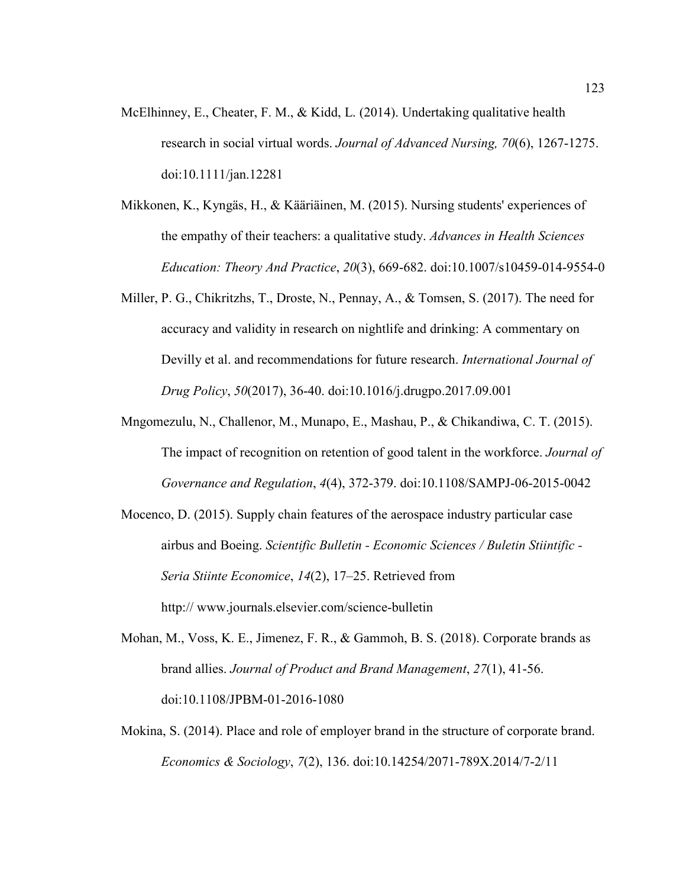McElhinney, E., Cheater, F. M., & Kidd, L. (2014). Undertaking qualitative health research in social virtual words. *Journal of Advanced Nursing, 70*(6), 1267-1275. doi:10.1111/jan.12281

Mikkonen, K., Kyngäs, H., & Kääriäinen, M. (2015). Nursing students' experiences of the empathy of their teachers: a qualitative study. *Advances in Health Sciences Education: Theory And Practice*, *20*(3), 669-682. doi:10.1007/s10459-014-9554-0

Miller, P. G., Chikritzhs, T., Droste, N., Pennay, A., & Tomsen, S. (2017). The need for accuracy and validity in research on nightlife and drinking: A commentary on Devilly et al. and recommendations for future research. *International Journal of Drug Policy*, *50*(2017), 36-40. doi:10.1016/j.drugpo.2017.09.001

Mngomezulu, N., Challenor, M., Munapo, E., Mashau, P., & Chikandiwa, C. T. (2015). The impact of recognition on retention of good talent in the workforce. *Journal of Governance and Regulation*, *4*(4), 372-379. doi:10.1108/SAMPJ-06-2015-0042

Mocenco, D. (2015). Supply chain features of the aerospace industry particular case airbus and Boeing. *Scientific Bulletin - Economic Sciences / Buletin Stiintific - Seria Stiinte Economice*, *14*(2), 17–25. Retrieved from http:// www.journals.elsevier.com/science-bulletin

Mohan, M., Voss, K. E., Jimenez, F. R., & Gammoh, B. S. (2018). Corporate brands as brand allies. *Journal of Product and Brand Management*, *27*(1), 41-56. doi:10.1108/JPBM-01-2016-1080

Mokina, S. (2014). Place and role of employer brand in the structure of corporate brand. *Economics & Sociology*, *7*(2), 136. doi:10.14254/2071-789X.2014/7-2/11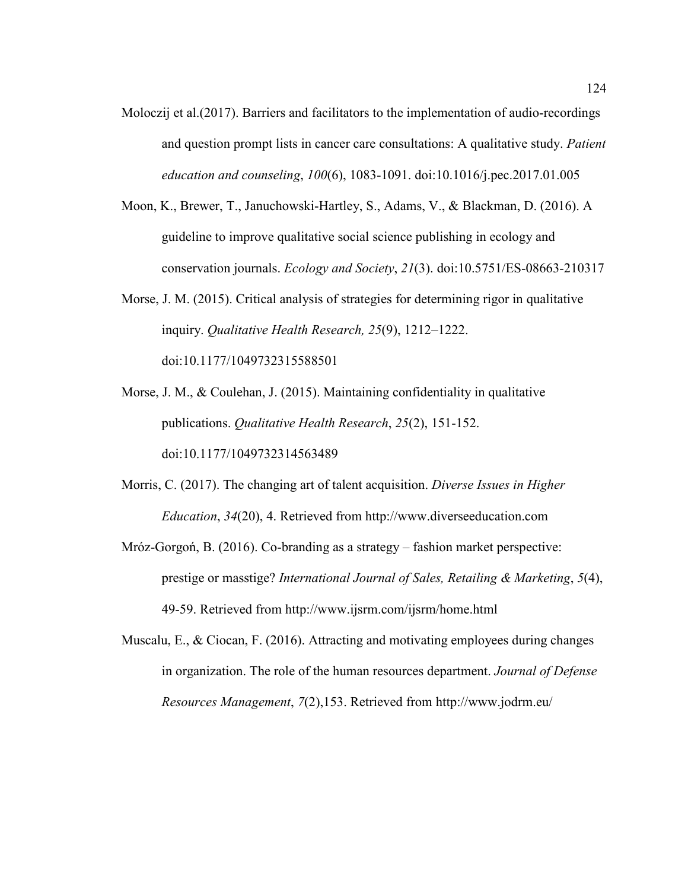Moloczij et al.(2017). Barriers and facilitators to the implementation of audio-recordings and question prompt lists in cancer care consultations: A qualitative study. *Patient education and counseling*, *100*(6), 1083-1091. doi:10.1016/j.pec.2017.01.005

Moon, K., Brewer, T., Januchowski-Hartley, S., Adams, V., & Blackman, D. (2016). A guideline to improve qualitative social science publishing in ecology and conservation journals. *Ecology and Society*, *21*(3). doi:10.5751/ES-08663-210317

Morse, J. M. (2015). Critical analysis of strategies for determining rigor in qualitative inquiry. *Qualitative Health Research, 25*(9), 1212–1222. doi:10.1177/1049732315588501

Morse, J. M., & Coulehan, J. (2015). Maintaining confidentiality in qualitative publications. *Qualitative Health Research*, *25*(2), 151-152. doi:10.1177/1049732314563489

Morris, C. (2017). The changing art of talent acquisition. *Diverse Issues in Higher Education*, *34*(20), 4. Retrieved from http://www.diverseeducation.com

Mróz-Gorgoń, B. (2016). Co-branding as a strategy – fashion market perspective: prestige or masstige? *International Journal of Sales, Retailing & Marketing*, *5*(4), 49-59. Retrieved from http://www.ijsrm.com/ijsrm/home.html

Muscalu, E., & Ciocan, F. (2016). Attracting and motivating employees during changes in organization. The role of the human resources department. *Journal of Defense Resources Management*, *7*(2),153. Retrieved from http://www.jodrm.eu/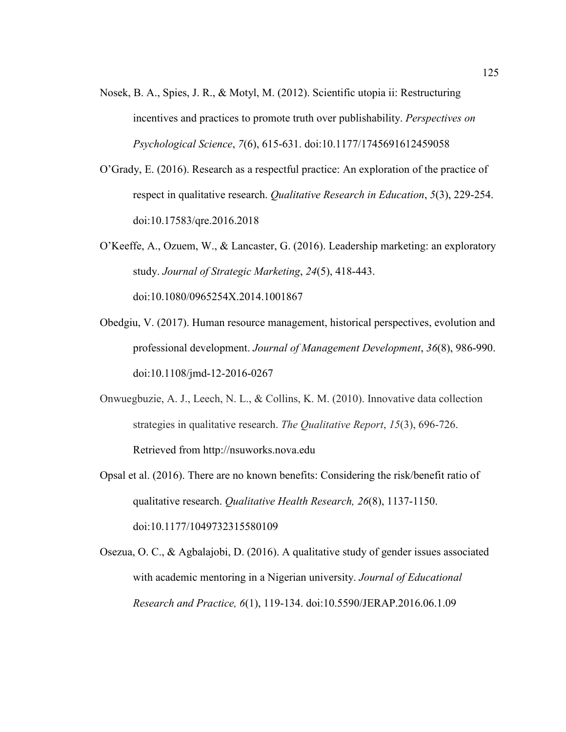Nosek, B. A., Spies, J. R., & Motyl, M. (2012). Scientific utopia ii: Restructuring incentives and practices to promote truth over publishability. *Perspectives on Psychological Science*, *7*(6), 615-631. doi:10.1177/1745691612459058

O'Grady, E. (2016). Research as a respectful practice: An exploration of the practice of respect in qualitative research. *Qualitative Research in Education*, *5*(3), 229-254. doi:10.17583/qre.2016.2018

O'Keeffe, A., Ozuem, W., & Lancaster, G. (2016). Leadership marketing: an exploratory study. *Journal of Strategic Marketing*, *24*(5), 418-443. doi:10.1080/0965254X.2014.1001867

Obedgiu, V. (2017). Human resource management, historical perspectives, evolution and professional development. *Journal of Management Development*, *36*(8), 986-990. doi:10.1108/jmd-12-2016-0267

Onwuegbuzie, A. J., Leech, N. L., & Collins, K. M. (2010). Innovative data collection strategies in qualitative research. *The Qualitative Report*, *15*(3), 696-726. Retrieved from http://nsuworks.nova.edu

Opsal et al. (2016). There are no known benefits: Considering the risk/benefit ratio of qualitative research. *Qualitative Health Research, 26*(8), 1137-1150. doi:10.1177/1049732315580109

Osezua, O. C., & Agbalajobi, D. (2016). A qualitative study of gender issues associated with academic mentoring in a Nigerian university. *Journal of Educational Research and Practice, 6*(1), 119-134. doi:10.5590/JERAP.2016.06.1.09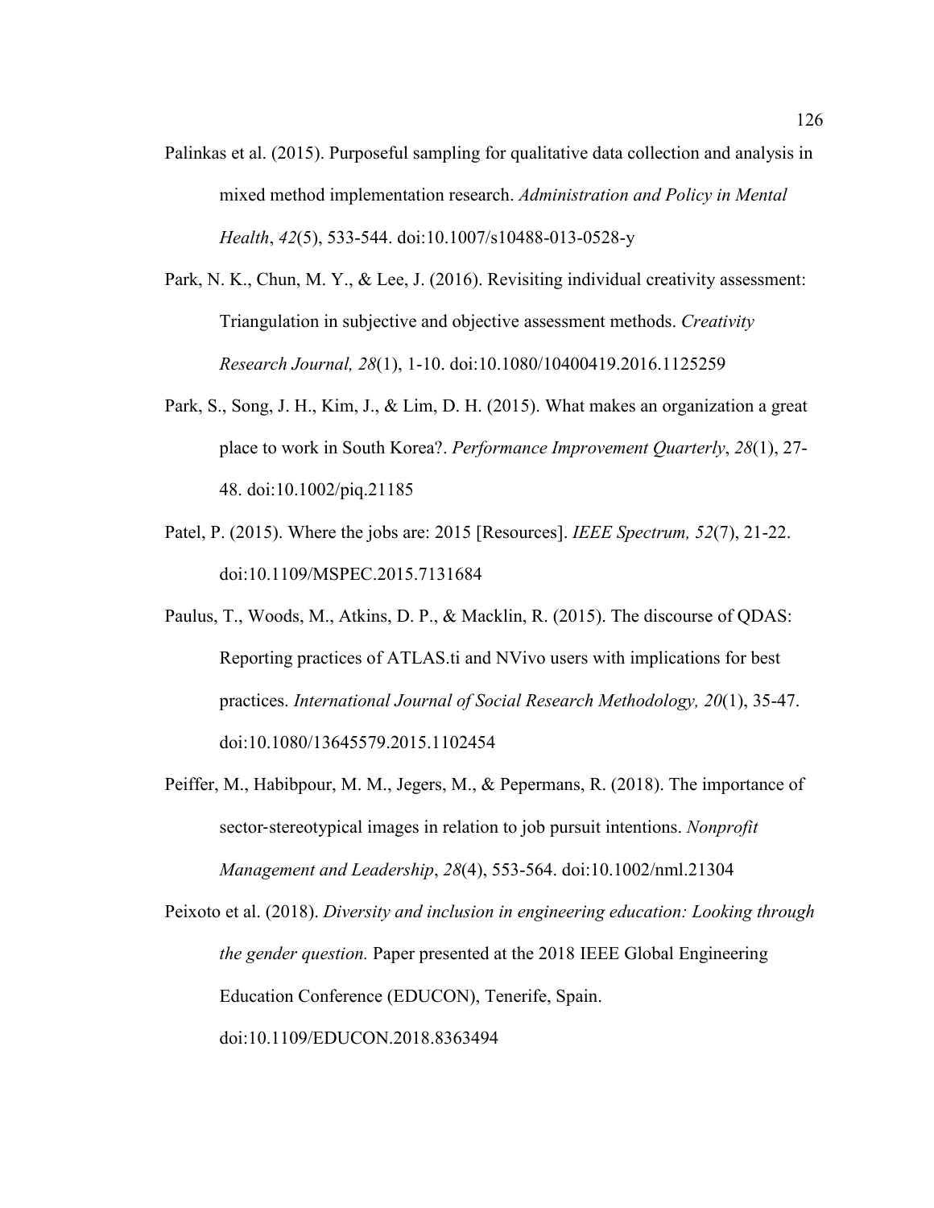Palinkas et al. (2015). Purposeful sampling for qualitative data collection and analysis in mixed method implementation research. *Administration and Policy in Mental Health*, *42*(5), 533-544. doi:10.1007/s10488-013-0528-y

Park, N. K., Chun, M. Y., & Lee, J. (2016). Revisiting individual creativity assessment: Triangulation in subjective and objective assessment methods. *Creativity Research Journal, 28*(1), 1-10. doi:10.1080/10400419.2016.1125259

Park, S., Song, J. H., Kim, J., & Lim, D. H. (2015). What makes an organization a great place to work in South Korea?. *Performance Improvement Quarterly*, *28*(1), 27-48. doi:10.1002/piq.21185

Patel, P. (2015). Where the jobs are: 2015 [Resources]. *IEEE Spectrum, 52*(7), 21-22. doi:10.1109/MSPEC.2015.7131684

Paulus, T., Woods, M., Atkins, D. P., & Macklin, R. (2015). The discourse of QDAS: Reporting practices of ATLAS.ti and NVivo users with implications for best practices. *International Journal of Social Research Methodology, 20*(1), 35-47. doi:10.1080/13645579.2015.1102454

Peiffer, M., Habibpour, M. M., Jegers, M., & Pepermans, R. (2018). The importance of sector-stereotypical images in relation to job pursuit intentions. *Nonprofit Management and Leadership*, *28*(4), 553-564. doi:10.1002/nml.21304

Peixoto et al. (2018). *Diversity and inclusion in engineering education: Looking through the gender question.* Paper presented at the 2018 IEEE Global Engineering Education Conference (EDUCON), Tenerife, Spain. doi:10.1109/EDUCON.2018.8363494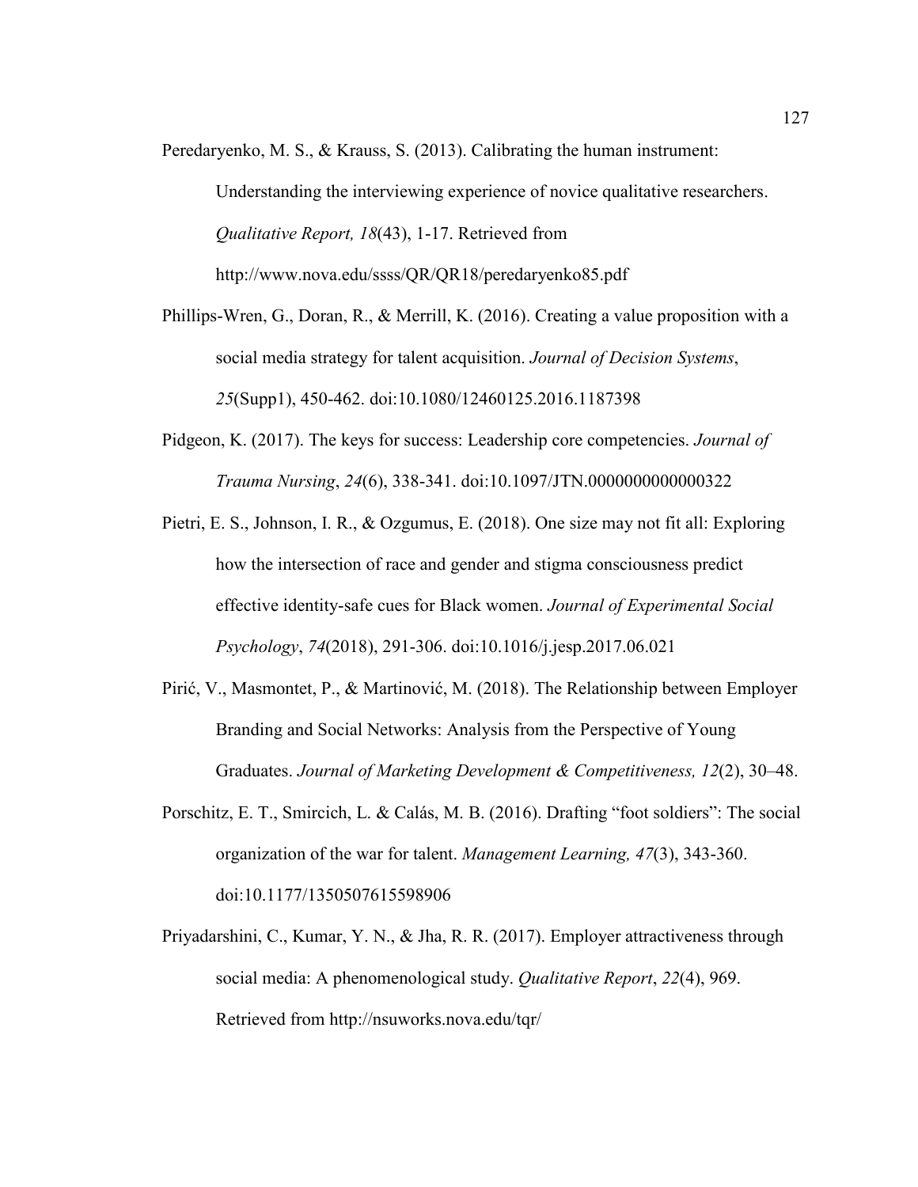Peredaryenko, M. S., & Krauss, S. (2013). Calibrating the human instrument: Understanding the interviewing experience of novice qualitative researchers. *Qualitative Report, 18*(43), 1-17. Retrieved from http://www.nova.edu/ssss/QR/QR18/peredaryenko85.pdf

Phillips-Wren, G., Doran, R., & Merrill, K. (2016). Creating a value proposition with a social media strategy for talent acquisition. *Journal of Decision Systems*, *25*(Supp1), 450-462. doi:10.1080/12460125.2016.1187398

Pidgeon, K. (2017). The keys for success: Leadership core competencies. *Journal of Trauma Nursing*, *24*(6), 338-341. doi:10.1097/JTN.0000000000000322

Pietri, E. S., Johnson, I. R., & Ozgumus, E. (2018). One size may not fit all: Exploring how the intersection of race and gender and stigma consciousness predict effective identity-safe cues for Black women. *Journal of Experimental Social Psychology*, *74*(2018), 291-306. doi:10.1016/j.jesp.2017.06.021

Pirić, V., Masmontet, P., & Martinović, M. (2018). The Relationship between Employer Branding and Social Networks: Analysis from the Perspective of Young Graduates. *Journal of Marketing Development & Competitiveness, 12*(2), 30–48.

Porschitz, E. T., Smircich, L. & Calás, M. B. (2016). Drafting "foot soldiers": The social organization of the war for talent. *Management Learning, 47*(3), 343-360. doi:10.1177/1350507615598906

Priyadarshini, C., Kumar, Y. N., & Jha, R. R. (2017). Employer attractiveness through social media: A phenomenological study. *Qualitative Report*, *22*(4), 969. Retrieved from http://nsuworks.nova.edu/tqr/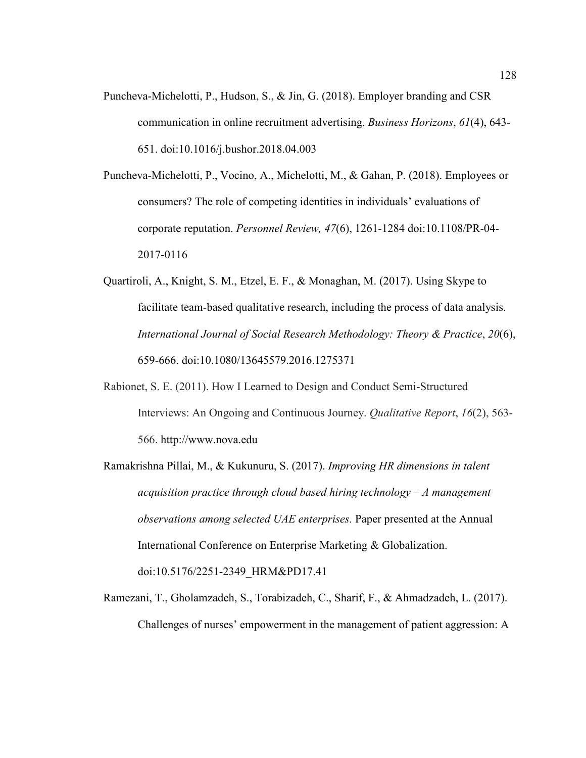Puncheva-Michelotti, P., Hudson, S., & Jin, G. (2018). Employer branding and CSR communication in online recruitment advertising. *Business Horizons*, *61*(4), 643-651. doi:10.1016/j.bushor.2018.04.003

Puncheva-Michelotti, P., Vocino, A., Michelotti, M., & Gahan, P. (2018). Employees or consumers? The role of competing identities in individuals' evaluations of corporate reputation. *Personnel Review, 47*(6), 1261-1284 doi:10.1108/PR-04-2017-0116

Quartiroli, A., Knight, S. M., Etzel, E. F., & Monaghan, M. (2017). Using Skype to facilitate team-based qualitative research, including the process of data analysis. *International Journal of Social Research Methodology: Theory & Practice*, *20*(6), 659-666. doi:10.1080/13645579.2016.1275371

Rabionet, S. E. (2011). How I Learned to Design and Conduct Semi-Structured Interviews: An Ongoing and Continuous Journey. *Qualitative Report*, *16*(2), 563-566. http://www.nova.edu

Ramakrishna Pillai, M., & Kukunuru, S. (2017). *Improving HR dimensions in talent acquisition practice through cloud based hiring technology – A management observations among selected UAE enterprises.* Paper presented at the Annual International Conference on Enterprise Marketing & Globalization. doi:10.5176/2251-2349_HRM&PD17.41

Ramezani, T., Gholamzadeh, S., Torabizadeh, C., Sharif, F., & Ahmadzadeh, L. (2017). Challenges of nurses' empowerment in the management of patient aggression: A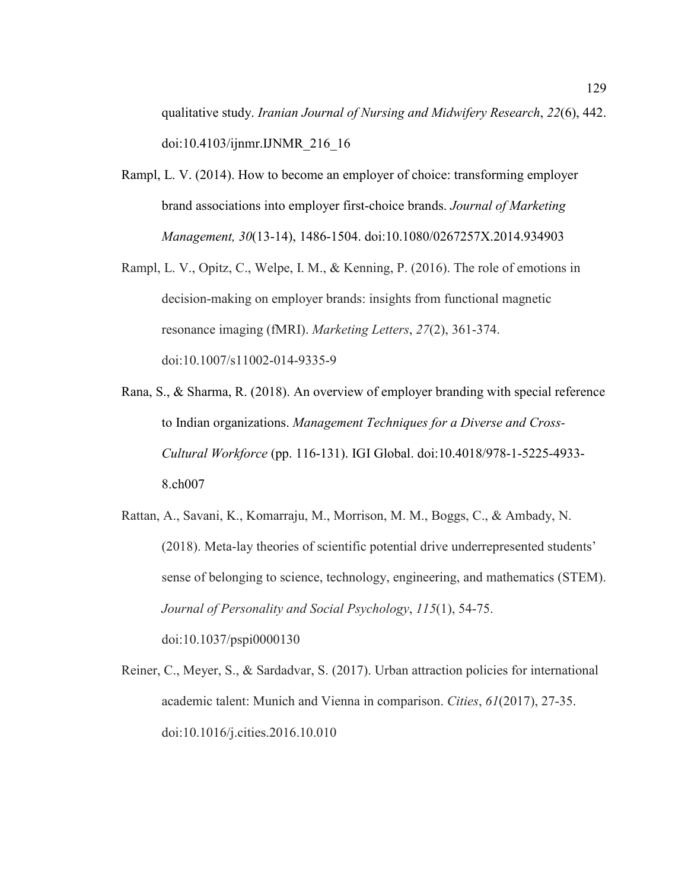qualitative study. *Iranian Journal of Nursing and Midwifery Research*, *22*(6), 442. doi:10.4103/ijnmr.IJNMR_216_16

Rampl, L. V. (2014). How to become an employer of choice: transforming employer brand associations into employer first-choice brands. *Journal of Marketing Management, 30*(13-14), 1486-1504. doi:10.1080/0267257X.2014.934903

Rampl, L. V., Opitz, C., Welpe, I. M., & Kenning, P. (2016). The role of emotions in decision-making on employer brands: insights from functional magnetic resonance imaging (fMRI). *Marketing Letters*, *27*(2), 361-374. doi:10.1007/s11002-014-9335-9

Rana, S., & Sharma, R. (2018). An overview of employer branding with special reference to Indian organizations. *Management Techniques for a Diverse and Cross-Cultural Workforce* (pp. 116-131). IGI Global. doi:10.4018/978-1-5225-4933-8.ch007

Rattan, A., Savani, K., Komarraju, M., Morrison, M. M., Boggs, C., & Ambady, N. (2018). Meta-lay theories of scientific potential drive underrepresented students' sense of belonging to science, technology, engineering, and mathematics (STEM). *Journal of Personality and Social Psychology*, *115*(1), 54-75. doi:10.1037/pspi0000130

Reiner, C., Meyer, S., & Sardadvar, S. (2017). Urban attraction policies for international academic talent: Munich and Vienna in comparison. *Cities*, *61*(2017), 27-35. doi:10.1016/j.cities.2016.10.010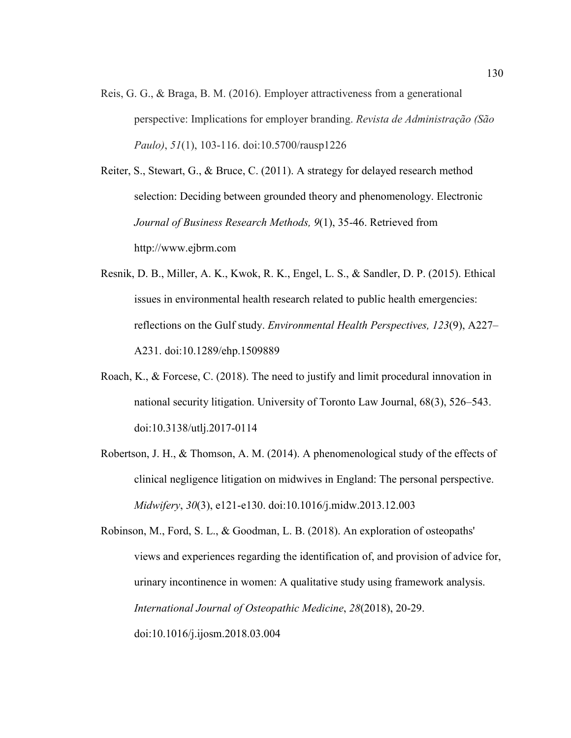Reis, G. G., & Braga, B. M. (2016). Employer attractiveness from a generational perspective: Implications for employer branding. *Revista de Administração (São Paulo)*, *51*(1), 103-116. doi:10.5700/rausp1226

Reiter, S., Stewart, G., & Bruce, C. (2011). A strategy for delayed research method selection: Deciding between grounded theory and phenomenology. Electronic *Journal of Business Research Methods, 9*(1), 35-46. Retrieved from http://www.ejbrm.com

Resnik, D. B., Miller, A. K., Kwok, R. K., Engel, L. S., & Sandler, D. P. (2015). Ethical issues in environmental health research related to public health emergencies: reflections on the Gulf study. *Environmental Health Perspectives, 123*(9), A227–A231. doi:10.1289/ehp.1509889

Roach, K., & Forcese, C. (2018). The need to justify and limit procedural innovation in national security litigation. University of Toronto Law Journal, 68(3), 526–543. doi:10.3138/utlj.2017-0114

Robertson, J. H., & Thomson, A. M. (2014). A phenomenological study of the effects of clinical negligence litigation on midwives in England: The personal perspective. *Midwifery*, *30*(3), e121-e130. doi:10.1016/j.midw.2013.12.003

Robinson, M., Ford, S. L., & Goodman, L. B. (2018). An exploration of osteopaths' views and experiences regarding the identification of, and provision of advice for, urinary incontinence in women: A qualitative study using framework analysis. *International Journal of Osteopathic Medicine*, *28*(2018), 20-29. doi:10.1016/j.ijosm.2018.03.004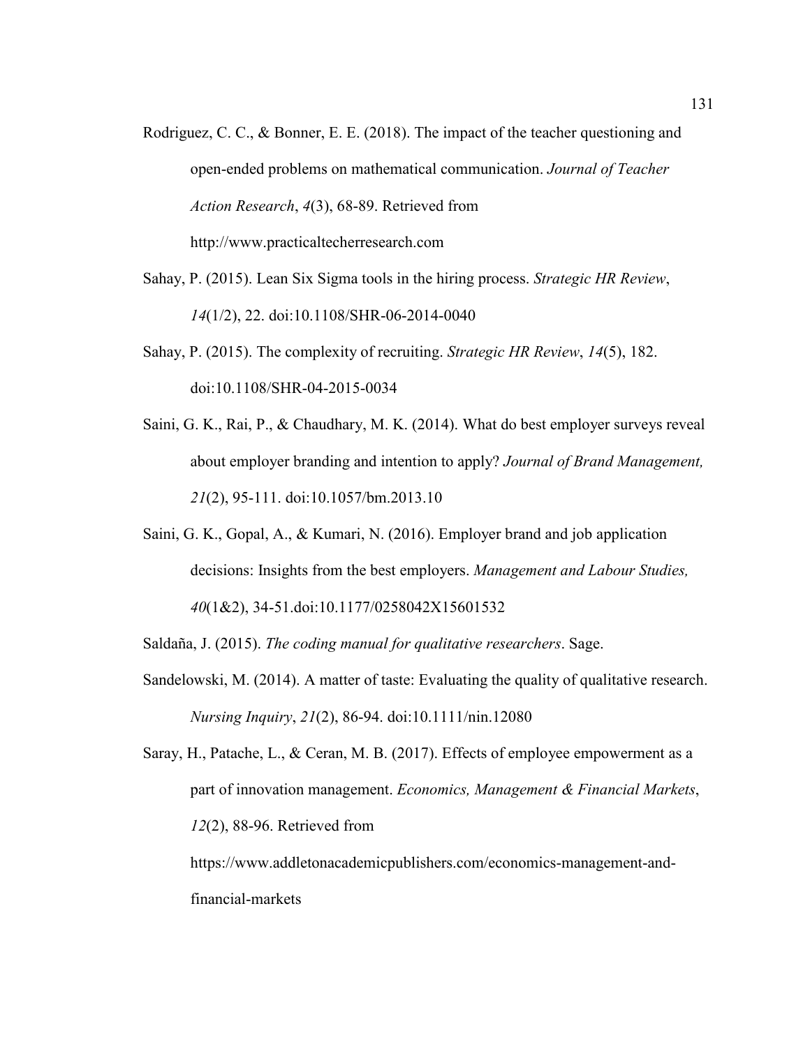Rodriguez, C. C., & Bonner, E. E. (2018). The impact of the teacher questioning and open-ended problems on mathematical communication. *Journal of Teacher Action Research*, *4*(3), 68-89. Retrieved from http://www.practicaltecherresearch.com

Sahay, P. (2015). Lean Six Sigma tools in the hiring process. *Strategic HR Review*, *14*(1/2), 22. doi:10.1108/SHR-06-2014-0040

Sahay, P. (2015). The complexity of recruiting. *Strategic HR Review*, *14*(5), 182. doi:10.1108/SHR-04-2015-0034

Saini, G. K., Rai, P., & Chaudhary, M. K. (2014). What do best employer surveys reveal about employer branding and intention to apply? *Journal of Brand Management, 21*(2), 95-111. doi:10.1057/bm.2013.10

Saini, G. K., Gopal, A., & Kumari, N. (2016). Employer brand and job application decisions: Insights from the best employers. *Management and Labour Studies, 40*(1&2), 34-51.doi:10.1177/0258042X15601532

Saldaña, J. (2015). *The coding manual for qualitative researchers*. Sage.

Sandelowski, M. (2014). A matter of taste: Evaluating the quality of qualitative research. *Nursing Inquiry*, *21*(2), 86-94. doi:10.1111/nin.12080

Saray, H., Patache, L., & Ceran, M. B. (2017). Effects of employee empowerment as a part of innovation management. *Economics, Management & Financial Markets*, *12*(2), 88-96. Retrieved from https://www.addletonacademicpublishers.com/economics-management-and-financial-markets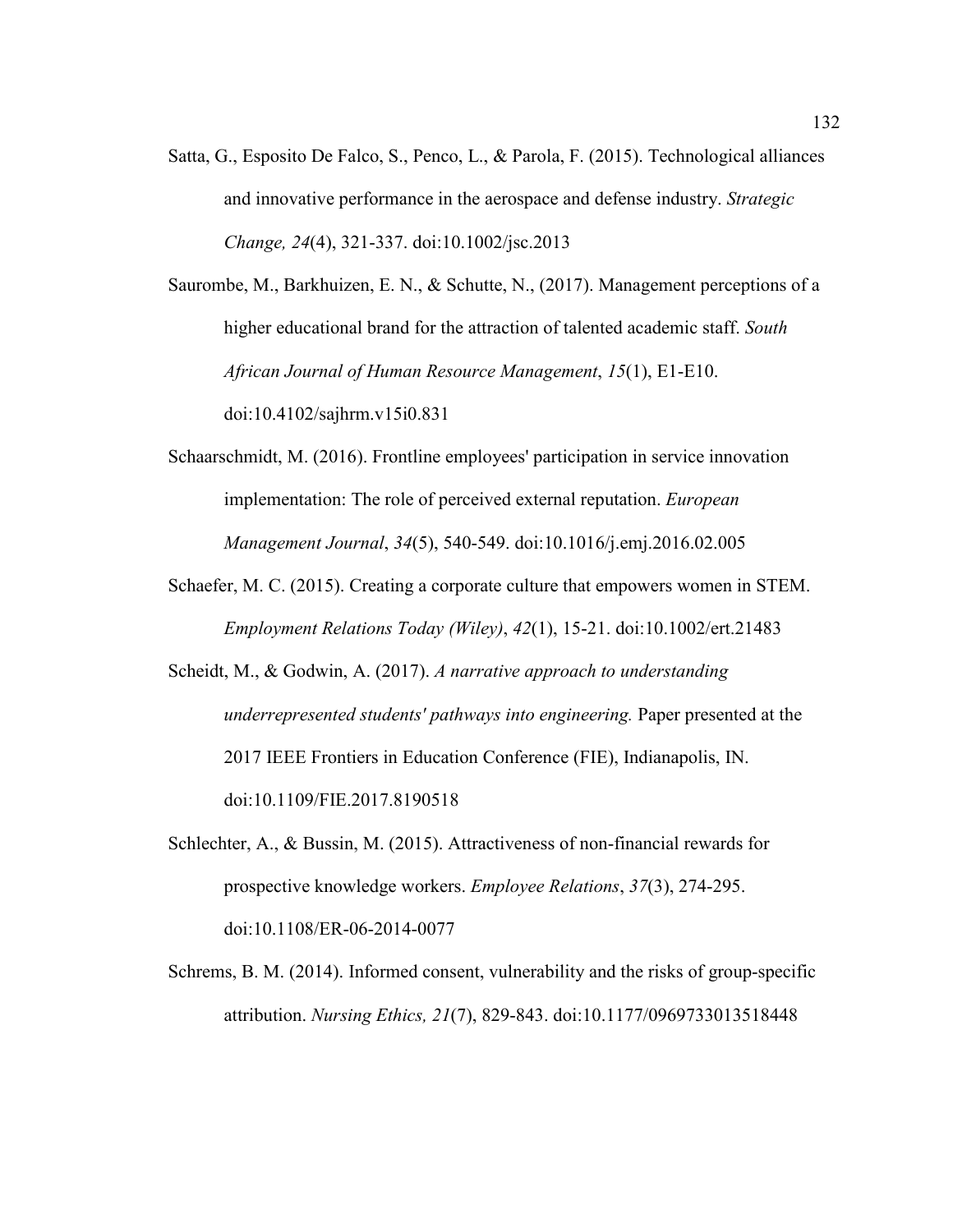Satta, G., Esposito De Falco, S., Penco, L., & Parola, F. (2015). Technological alliances and innovative performance in the aerospace and defense industry. *Strategic Change, 24*(4), 321-337. doi:10.1002/jsc.2013

Saurombe, M., Barkhuizen, E. N., & Schutte, N., (2017). Management perceptions of a higher educational brand for the attraction of talented academic staff. *South African Journal of Human Resource Management*, *15*(1), E1-E10. doi:10.4102/sajhrm.v15i0.831

Schaarschmidt, M. (2016). Frontline employees' participation in service innovation implementation: The role of perceived external reputation. *European Management Journal*, *34*(5), 540-549. doi:10.1016/j.emj.2016.02.005

Schaefer, M. C. (2015). Creating a corporate culture that empowers women in STEM. *Employment Relations Today (Wiley)*, *42*(1), 15-21. doi:10.1002/ert.21483

Scheidt, M., & Godwin, A. (2017). *A narrative approach to understanding underrepresented students' pathways into engineering.* Paper presented at the 2017 IEEE Frontiers in Education Conference (FIE), Indianapolis, IN. doi:10.1109/FIE.2017.8190518

Schlechter, A., & Bussin, M. (2015). Attractiveness of non-financial rewards for prospective knowledge workers. *Employee Relations*, *37*(3), 274-295. doi:10.1108/ER-06-2014-0077

Schrems, B. M. (2014). Informed consent, vulnerability and the risks of group-specific attribution. *Nursing Ethics, 21*(7), 829-843. doi:10.1177/0969733013518448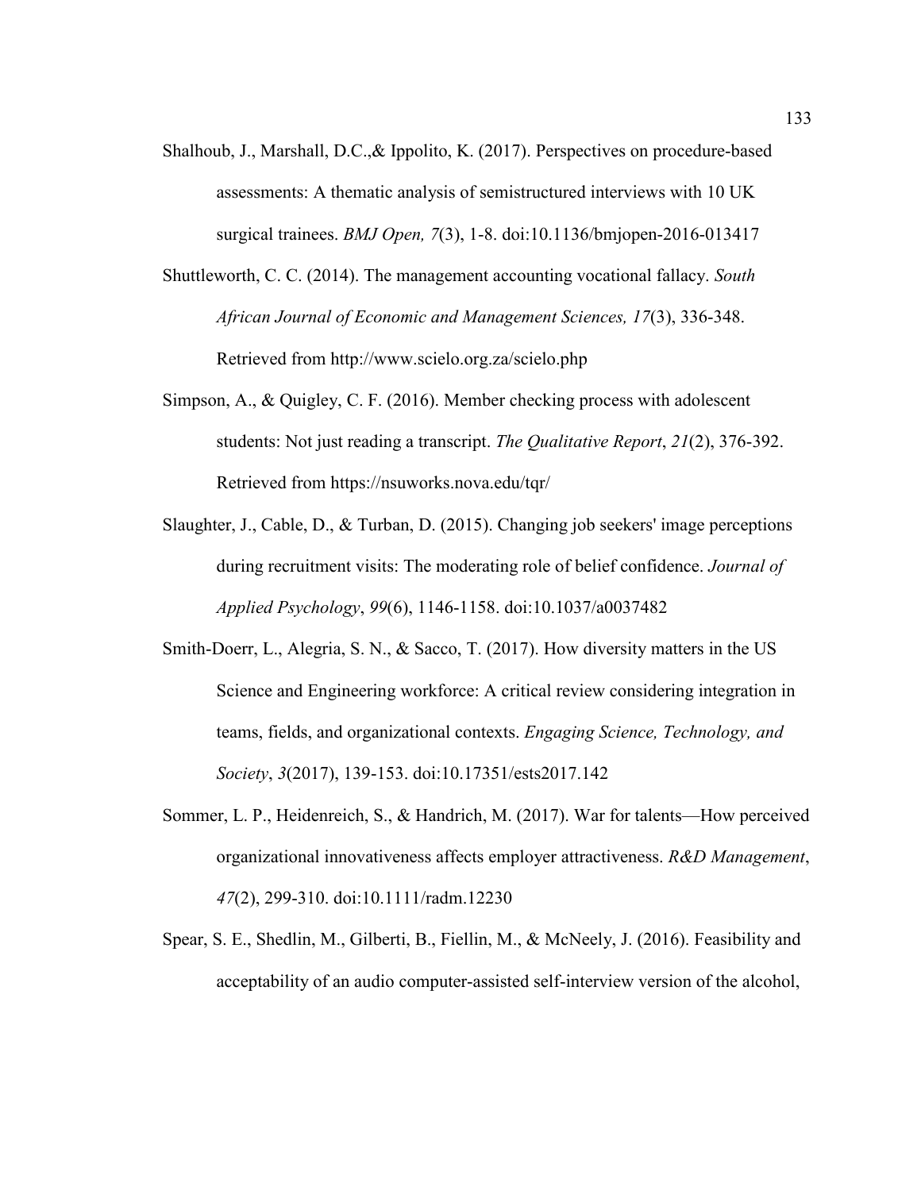Shalhoub, J., Marshall, D.C.,& Ippolito, K. (2017). Perspectives on procedure-based assessments: A thematic analysis of semistructured interviews with 10 UK surgical trainees. *BMJ Open, 7*(3), 1-8. doi:10.1136/bmjopen-2016-013417

Shuttleworth, C. C. (2014). The management accounting vocational fallacy. *South African Journal of Economic and Management Sciences, 17*(3), 336-348. Retrieved from http://www.scielo.org.za/scielo.php

Simpson, A., & Quigley, C. F. (2016). Member checking process with adolescent students: Not just reading a transcript. *The Qualitative Report*, *21*(2), 376-392. Retrieved from https://nsuworks.nova.edu/tqr/

Slaughter, J., Cable, D., & Turban, D. (2015). Changing job seekers' image perceptions during recruitment visits: The moderating role of belief confidence. *Journal of Applied Psychology*, *99*(6), 1146-1158. doi:10.1037/a0037482

Smith-Doerr, L., Alegria, S. N., & Sacco, T. (2017). How diversity matters in the US Science and Engineering workforce: A critical review considering integration in teams, fields, and organizational contexts. *Engaging Science, Technology, and Society*, *3*(2017), 139-153. doi:10.17351/ests2017.142

Sommer, L. P., Heidenreich, S., & Handrich, M. (2017). War for talents—How perceived organizational innovativeness affects employer attractiveness. *R&D Management*, *47*(2), 299-310. doi:10.1111/radm.12230

Spear, S. E., Shedlin, M., Gilberti, B., Fiellin, M., & McNeely, J. (2016). Feasibility and acceptability of an audio computer-assisted self-interview version of the alcohol,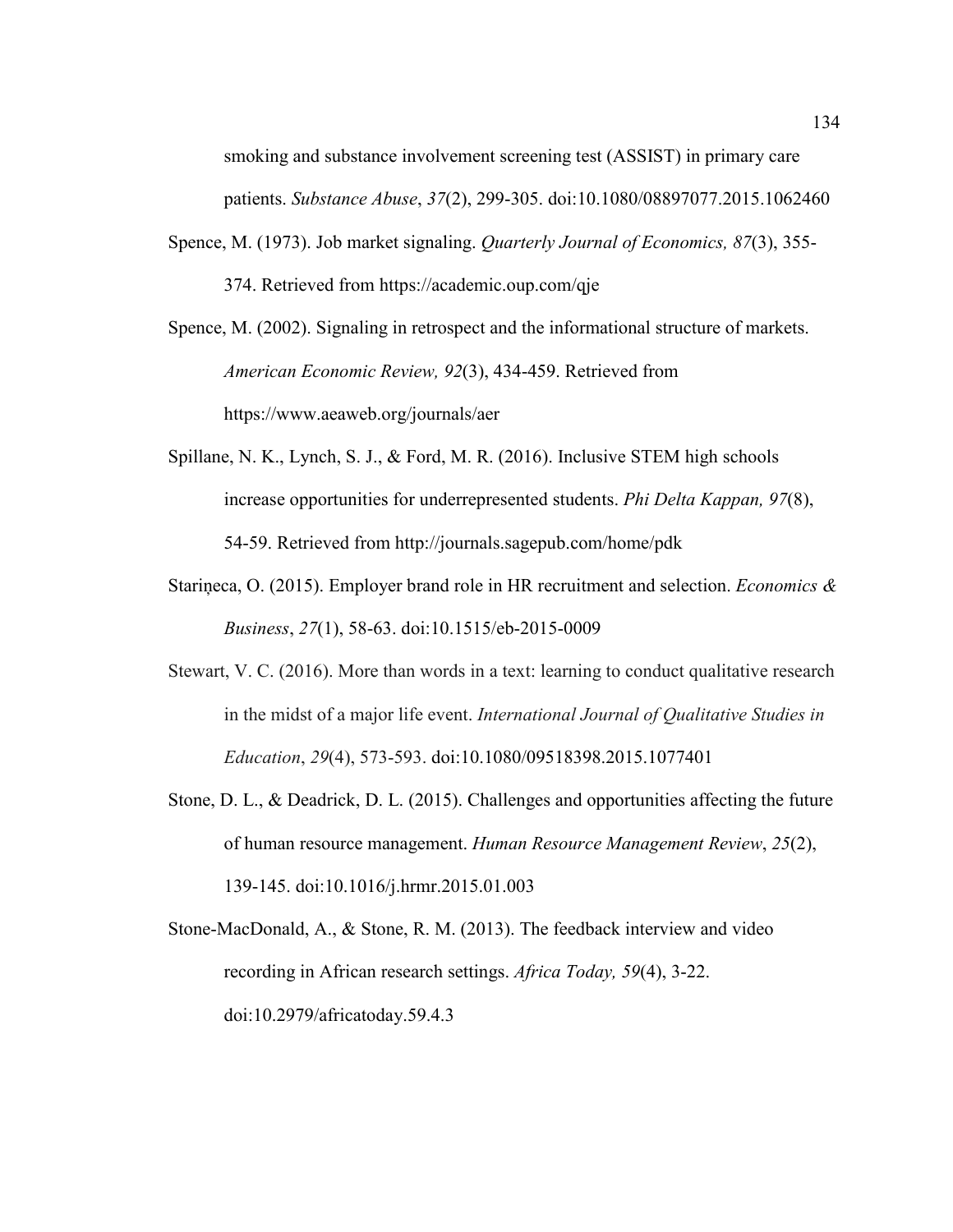smoking and substance involvement screening test (ASSIST) in primary care patients. *Substance Abuse*, *37*(2), 299-305. doi:10.1080/08897077.2015.1062460

Spence, M. (1973). Job market signaling. *Quarterly Journal of Economics, 87*(3), 355-374. Retrieved from https://academic.oup.com/qje

Spence, M. (2002). Signaling in retrospect and the informational structure of markets. *American Economic Review, 92*(3), 434-459. Retrieved from https://www.aeaweb.org/journals/aer

Spillane, N. K., Lynch, S. J., & Ford, M. R. (2016). Inclusive STEM high schools increase opportunities for underrepresented students. *Phi Delta Kappan, 97*(8), 54-59. Retrieved from http://journals.sagepub.com/home/pdk

Stariņeca, O. (2015). Employer brand role in HR recruitment and selection. *Economics & Business*, *27*(1), 58-63. doi:10.1515/eb-2015-0009

Stewart, V. C. (2016). More than words in a text: learning to conduct qualitative research in the midst of a major life event. *International Journal of Qualitative Studies in Education*, *29*(4), 573-593. doi:10.1080/09518398.2015.1077401

Stone, D. L., & Deadrick, D. L. (2015). Challenges and opportunities affecting the future of human resource management. *Human Resource Management Review*, *25*(2), 139-145. doi:10.1016/j.hrmr.2015.01.003

Stone-MacDonald, A., & Stone, R. M. (2013). The feedback interview and video recording in African research settings. *Africa Today, 59*(4), 3-22. doi:10.2979/africatoday.59.4.3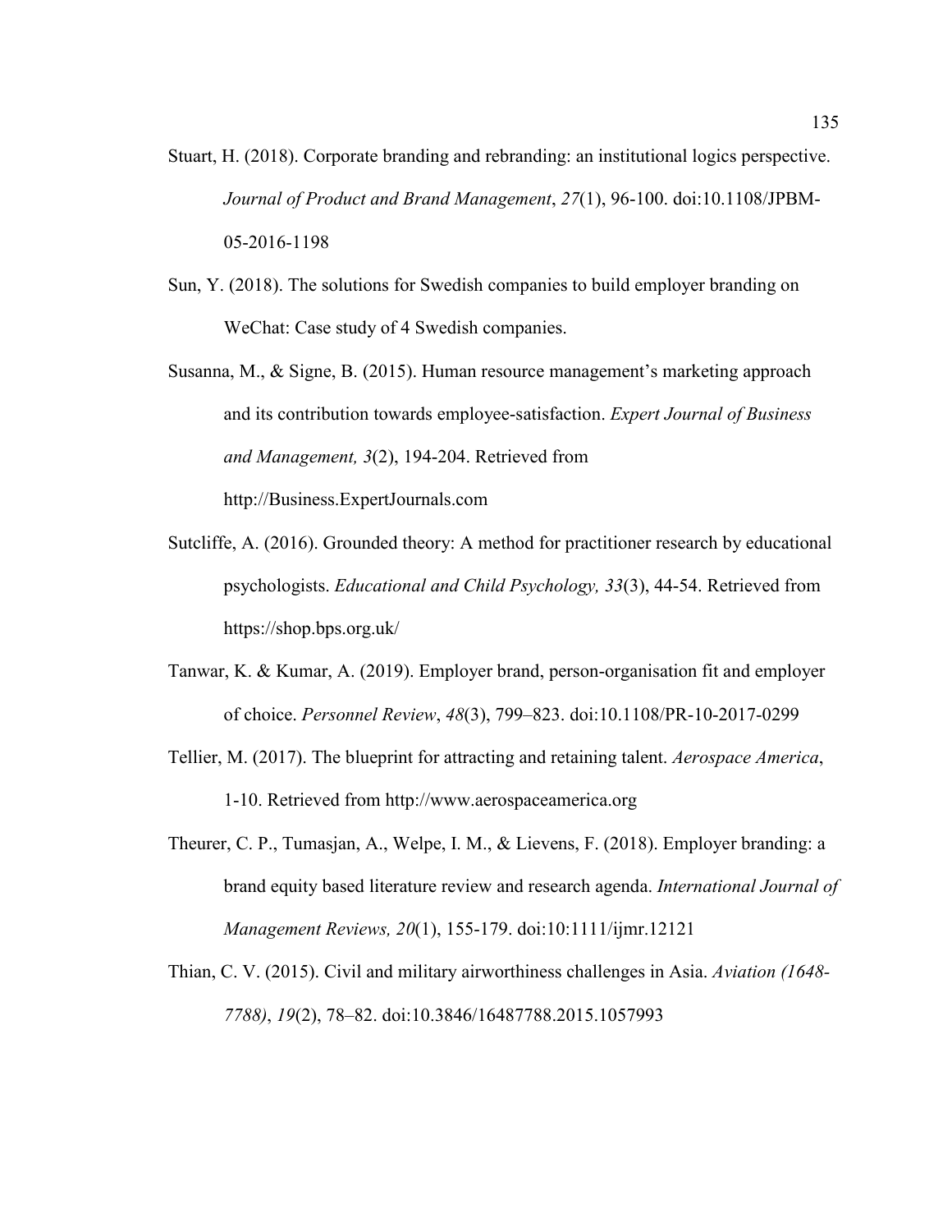Stuart, H. (2018). Corporate branding and rebranding: an institutional logics perspective. *Journal of Product and Brand Management*, *27*(1), 96-100. doi:10.1108/JPBM-05-2016-1198

Sun, Y. (2018). The solutions for Swedish companies to build employer branding on WeChat: Case study of 4 Swedish companies.

Susanna, M., & Signe, B. (2015). Human resource management's marketing approach and its contribution towards employee-satisfaction. *Expert Journal of Business and Management, 3*(2), 194-204. Retrieved from http://Business.ExpertJournals.com

Sutcliffe, A. (2016). Grounded theory: A method for practitioner research by educational psychologists. *Educational and Child Psychology, 33*(3), 44-54. Retrieved from https://shop.bps.org.uk/

Tanwar, K. & Kumar, A. (2019). Employer brand, person-organisation fit and employer of choice. *Personnel Review*, *48*(3), 799–823. doi:10.1108/PR-10-2017-0299

Tellier, M. (2017). The blueprint for attracting and retaining talent. *Aerospace America*, 1-10. Retrieved from http://www.aerospaceamerica.org

Theurer, C. P., Tumasjan, A., Welpe, I. M., & Lievens, F. (2018). Employer branding: a brand equity based literature review and research agenda. *International Journal of Management Reviews, 20*(1), 155-179. doi:10:1111/ijmr.12121

Thian, C. V. (2015). Civil and military airworthiness challenges in Asia. *Aviation (1648-7788)*, *19*(2), 78–82. doi:10.3846/16487788.2015.1057993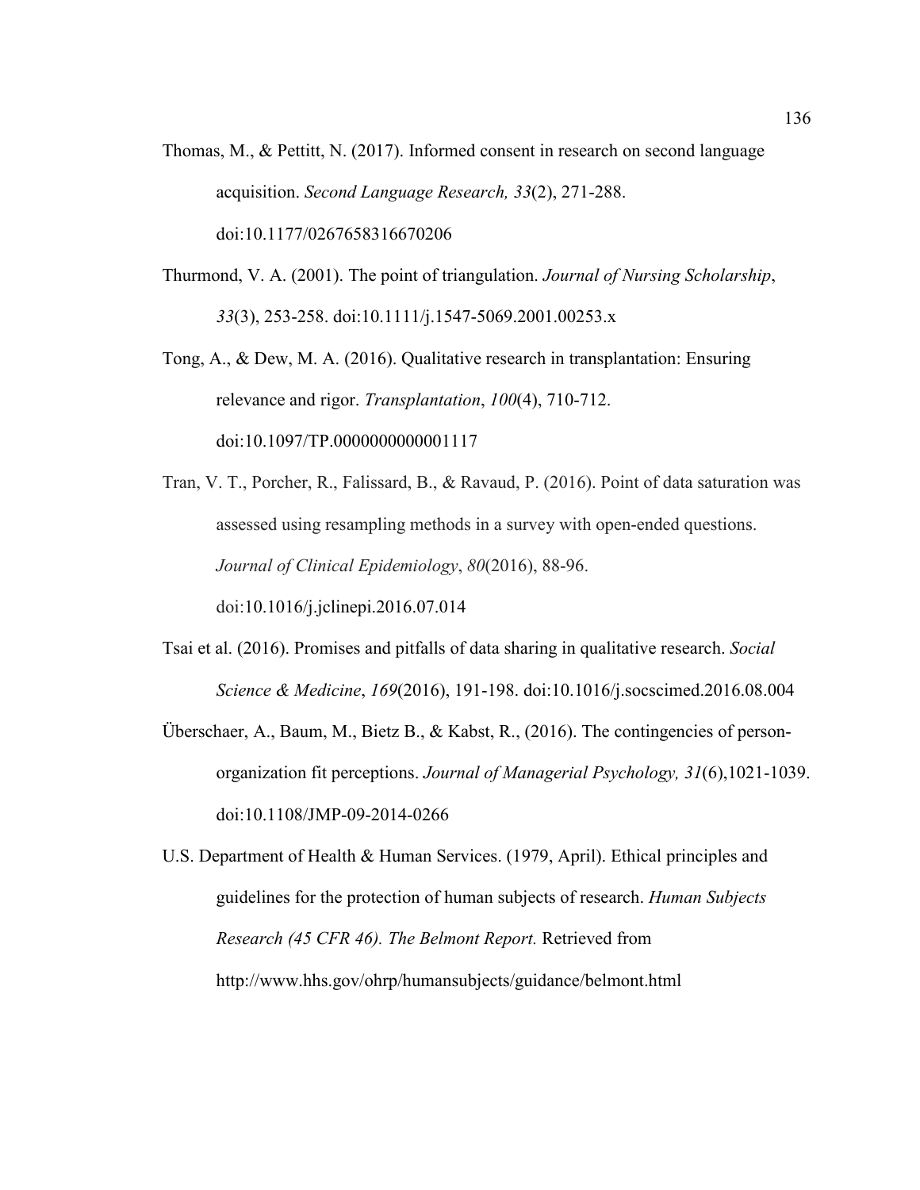Thomas, M., & Pettitt, N. (2017). Informed consent in research on second language acquisition. *Second Language Research, 33*(2), 271-288. doi:10.1177/0267658316670206

Thurmond, V. A. (2001). The point of triangulation. *Journal of Nursing Scholarship*, *33*(3), 253-258. doi:10.1111/j.1547-5069.2001.00253.x

Tong, A., & Dew, M. A. (2016). Qualitative research in transplantation: Ensuring relevance and rigor. *Transplantation*, *100*(4), 710-712. doi:10.1097/TP.0000000000001117

Tran, V. T., Porcher, R., Falissard, B., & Ravaud, P. (2016). Point of data saturation was assessed using resampling methods in a survey with open-ended questions. *Journal of Clinical Epidemiology*, *80*(2016), 88-96. doi:10.1016/j.jclinepi.2016.07.014

Tsai et al. (2016). Promises and pitfalls of data sharing in qualitative research. *Social Science & Medicine*, *169*(2016), 191-198. doi:10.1016/j.socscimed.2016.08.004

Überschaer, A., Baum, M., Bietz B., & Kabst, R., (2016). The contingencies of person-organization fit perceptions. *Journal of Managerial Psychology, 31*(6),1021-1039. doi:10.1108/JMP-09-2014-0266

U.S. Department of Health & Human Services. (1979, April). Ethical principles and guidelines for the protection of human subjects of research. *Human Subjects Research (45 CFR 46). The Belmont Report.* Retrieved from http://www.hhs.gov/ohrp/humansubjects/guidance/belmont.html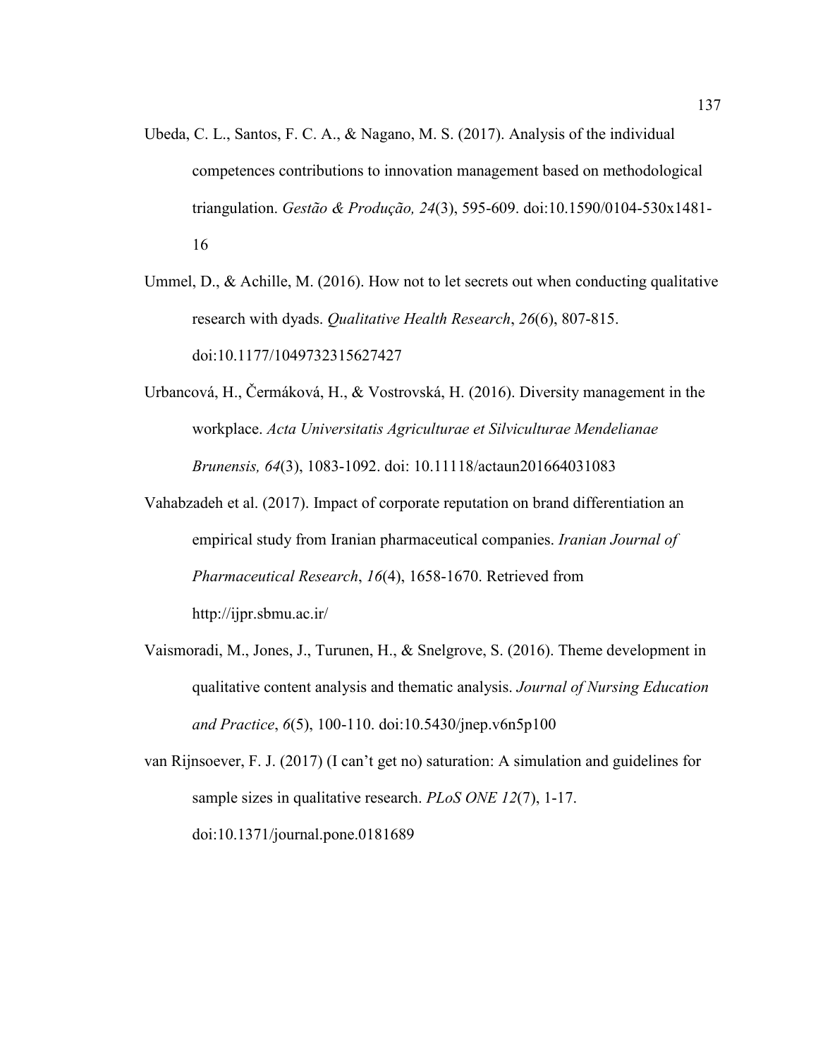Ubeda, C. L., Santos, F. C. A., & Nagano, M. S. (2017). Analysis of the individual competences contributions to innovation management based on methodological triangulation. *Gestão & Produção, 24*(3), 595-609. doi:10.1590/0104-530x1481-16

Ummel, D., & Achille, M. (2016). How not to let secrets out when conducting qualitative research with dyads. *Qualitative Health Research*, *26*(6), 807-815. doi:10.1177/1049732315627427

Urbancová, H., Čermáková, H., & Vostrovská, H. (2016). Diversity management in the workplace. *Acta Universitatis Agriculturae et Silviculturae Mendelianae Brunensis, 64*(3), 1083-1092. doi: 10.11118/actaun201664031083

Vahabzadeh et al. (2017). Impact of corporate reputation on brand differentiation an empirical study from Iranian pharmaceutical companies. *Iranian Journal of Pharmaceutical Research*, *16*(4), 1658-1670. Retrieved from http://ijpr.sbmu.ac.ir/

Vaismoradi, M., Jones, J., Turunen, H., & Snelgrove, S. (2016). Theme development in qualitative content analysis and thematic analysis. *Journal of Nursing Education and Practice*, *6*(5), 100-110. doi:10.5430/jnep.v6n5p100

van Rijnsoever, F. J. (2017) (I can't get no) saturation: A simulation and guidelines for sample sizes in qualitative research. *PLoS ONE 12*(7), 1-17. doi:10.1371/journal.pone.0181689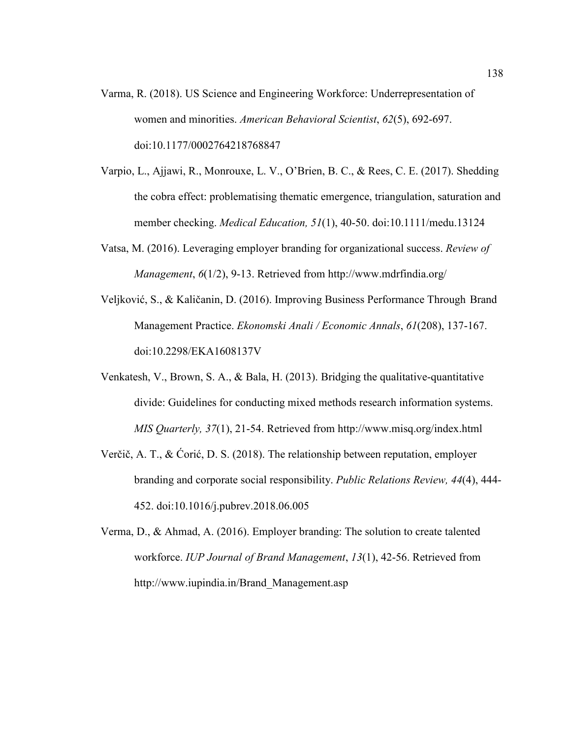Varma, R. (2018). US Science and Engineering Workforce: Underrepresentation of women and minorities. *American Behavioral Scientist*, *62*(5), 692-697. doi:10.1177/0002764218768847

Varpio, L., Ajjawi, R., Monrouxe, L. V., O'Brien, B. C., & Rees, C. E. (2017). Shedding the cobra effect: problematising thematic emergence, triangulation, saturation and member checking. *Medical Education, 51*(1), 40-50. doi:10.1111/medu.13124

Vatsa, M. (2016). Leveraging employer branding for organizational success. *Review of Management*, *6*(1/2), 9-13. Retrieved from http://www.mdrfindia.org/

Veljković, S., & Kaličanin, D. (2016). Improving Business Performance Through Brand Management Practice. *Ekonomski Anali / Economic Annals*, *61*(208), 137-167. doi:10.2298/EKA1608137V

Venkatesh, V., Brown, S. A., & Bala, H. (2013). Bridging the qualitative-quantitative divide: Guidelines for conducting mixed methods research information systems. *MIS Quarterly, 37*(1), 21-54. Retrieved from http://www.misq.org/index.html

Verčič, A. T., & Ćorić, D. S. (2018). The relationship between reputation, employer branding and corporate social responsibility. *Public Relations Review, 44*(4), 444-452. doi:10.1016/j.pubrev.2018.06.005

Verma, D., & Ahmad, A. (2016). Employer branding: The solution to create talented workforce. *IUP Journal of Brand Management*, *13*(1), 42-56. Retrieved from http://www.iupindia.in/Brand_Management.asp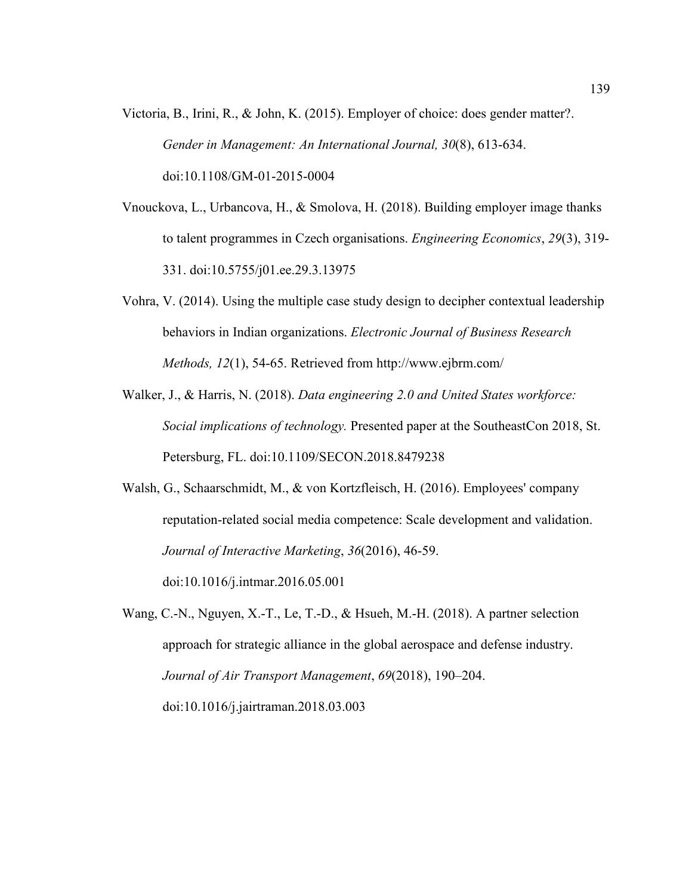Victoria, B., Irini, R., & John, K. (2015). Employer of choice: does gender matter?. *Gender in Management: An International Journal, 30*(8), 613-634. doi:10.1108/GM-01-2015-0004

Vnouckova, L., Urbancova, H., & Smolova, H. (2018). Building employer image thanks to talent programmes in Czech organisations. *Engineering Economics*, *29*(3), 319-331. doi:10.5755/j01.ee.29.3.13975

Vohra, V. (2014). Using the multiple case study design to decipher contextual leadership behaviors in Indian organizations. *Electronic Journal of Business Research Methods, 12*(1), 54-65. Retrieved from http://www.ejbrm.com/

Walker, J., & Harris, N. (2018). *Data engineering 2.0 and United States workforce: Social implications of technology.* Presented paper at the SoutheastCon 2018, St. Petersburg, FL. doi:10.1109/SECON.2018.8479238

Walsh, G., Schaarschmidt, M., & von Kortzfleisch, H. (2016). Employees' company reputation-related social media competence: Scale development and validation. *Journal of Interactive Marketing*, *36*(2016), 46-59. doi:10.1016/j.intmar.2016.05.001

Wang, C.-N., Nguyen, X.-T., Le, T.-D., & Hsueh, M.-H. (2018). A partner selection approach for strategic alliance in the global aerospace and defense industry. *Journal of Air Transport Management*, *69*(2018), 190–204. doi:10.1016/j.jairtraman.2018.03.003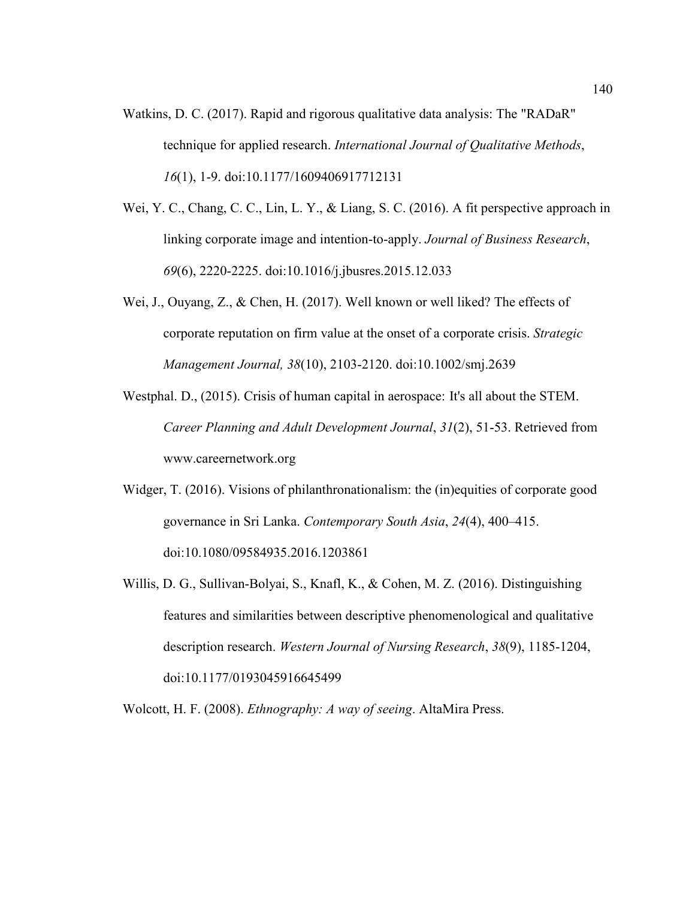Watkins, D. C. (2017). Rapid and rigorous qualitative data analysis: The "RADaR" technique for applied research. *International Journal of Qualitative Methods*, *16*(1), 1-9. doi:10.1177/1609406917712131

Wei, Y. C., Chang, C. C., Lin, L. Y., & Liang, S. C. (2016). A fit perspective approach in linking corporate image and intention-to-apply. *Journal of Business Research*, *69*(6), 2220-2225. doi:10.1016/j.jbusres.2015.12.033

Wei, J., Ouyang, Z., & Chen, H. (2017). Well known or well liked? The effects of corporate reputation on firm value at the onset of a corporate crisis. *Strategic Management Journal, 38*(10), 2103-2120. doi:10.1002/smj.2639

Westphal. D., (2015). Crisis of human capital in aerospace: It's all about the STEM. *Career Planning and Adult Development Journal*, *31*(2), 51-53. Retrieved from www.careernetwork.org

Widger, T. (2016). Visions of philanthronationalism: the (in)equities of corporate good governance in Sri Lanka. *Contemporary South Asia*, *24*(4), 400–415. doi:10.1080/09584935.2016.1203861

Willis, D. G., Sullivan-Bolyai, S., Knafl, K., & Cohen, M. Z. (2016). Distinguishing features and similarities between descriptive phenomenological and qualitative description research. *Western Journal of Nursing Research*, *38*(9), 1185-1204, doi:10.1177/0193045916645499

Wolcott, H. F. (2008). *Ethnography: A way of seeing*. AltaMira Press.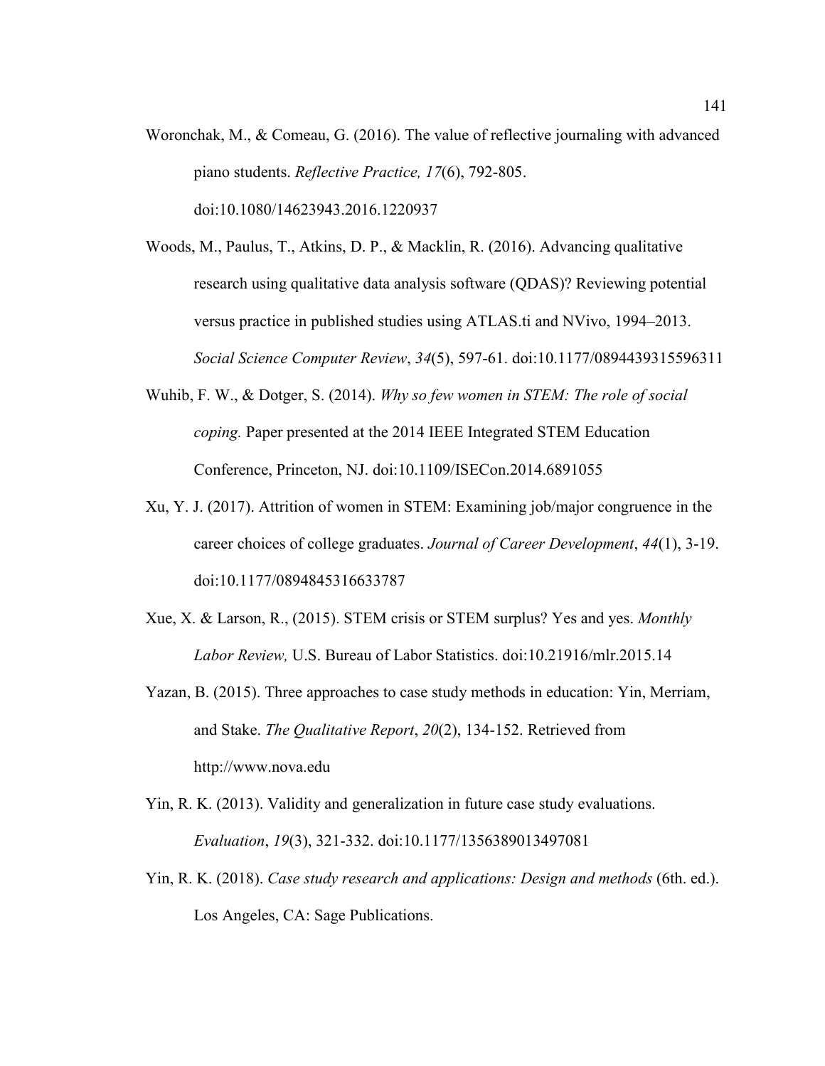Woronchak, M., & Comeau, G. (2016). The value of reflective journaling with advanced piano students. *Reflective Practice, 17*(6), 792-805. doi:10.1080/14623943.2016.1220937

Woods, M., Paulus, T., Atkins, D. P., & Macklin, R. (2016). Advancing qualitative research using qualitative data analysis software (QDAS)? Reviewing potential versus practice in published studies using ATLAS.ti and NVivo, 1994–2013. *Social Science Computer Review*, *34*(5), 597-61. doi:10.1177/0894439315596311

Wuhib, F. W., & Dotger, S. (2014). *Why so few women in STEM: The role of social coping.* Paper presented at the 2014 IEEE Integrated STEM Education Conference, Princeton, NJ. doi:10.1109/ISECon.2014.6891055

Xu, Y. J. (2017). Attrition of women in STEM: Examining job/major congruence in the career choices of college graduates. *Journal of Career Development*, *44*(1), 3-19. doi:10.1177/0894845316633787

Xue, X. & Larson, R., (2015). STEM crisis or STEM surplus? Yes and yes. *Monthly Labor Review,* U.S. Bureau of Labor Statistics. doi:10.21916/mlr.2015.14

Yazan, B. (2015). Three approaches to case study methods in education: Yin, Merriam, and Stake. *The Qualitative Report*, *20*(2), 134-152. Retrieved from http://www.nova.edu

Yin, R. K. (2013). Validity and generalization in future case study evaluations. *Evaluation*, *19*(3), 321-332. doi:10.1177/1356389013497081

Yin, R. K. (2018). *Case study research and applications: Design and methods* (6th. ed.). Los Angeles, CA: Sage Publications.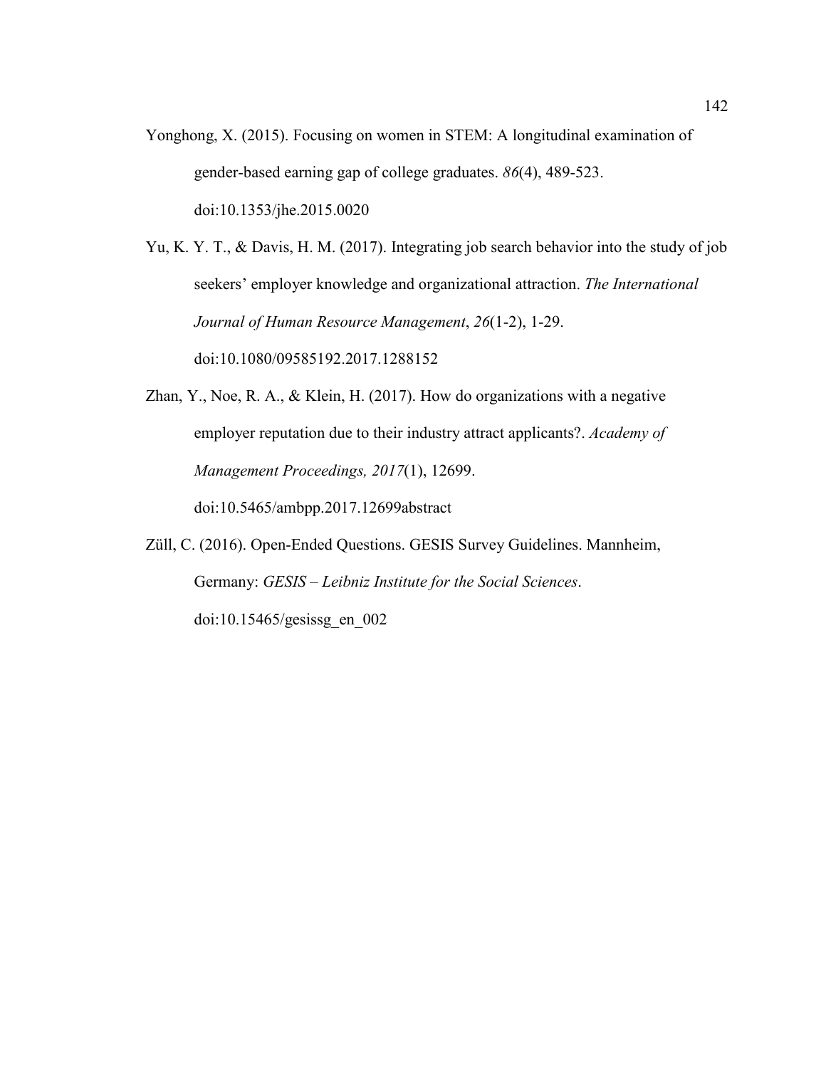Yonghong, X. (2015). Focusing on women in STEM: A longitudinal examination of gender-based earning gap of college graduates. *86*(4), 489-523. doi:10.1353/jhe.2015.0020

Yu, K. Y. T., & Davis, H. M. (2017). Integrating job search behavior into the study of job seekers' employer knowledge and organizational attraction. *The International Journal of Human Resource Management*, *26*(1-2), 1-29. doi:10.1080/09585192.2017.1288152

Zhan, Y., Noe, R. A., & Klein, H. (2017). How do organizations with a negative employer reputation due to their industry attract applicants?. *Academy of Management Proceedings, 2017*(1), 12699. doi:10.5465/ambpp.2017.12699abstract

Züll, C. (2016). Open-Ended Questions. GESIS Survey Guidelines. Mannheim, Germany: *GESIS – Leibniz Institute for the Social Sciences*. doi:10.15465/gesissg_en_002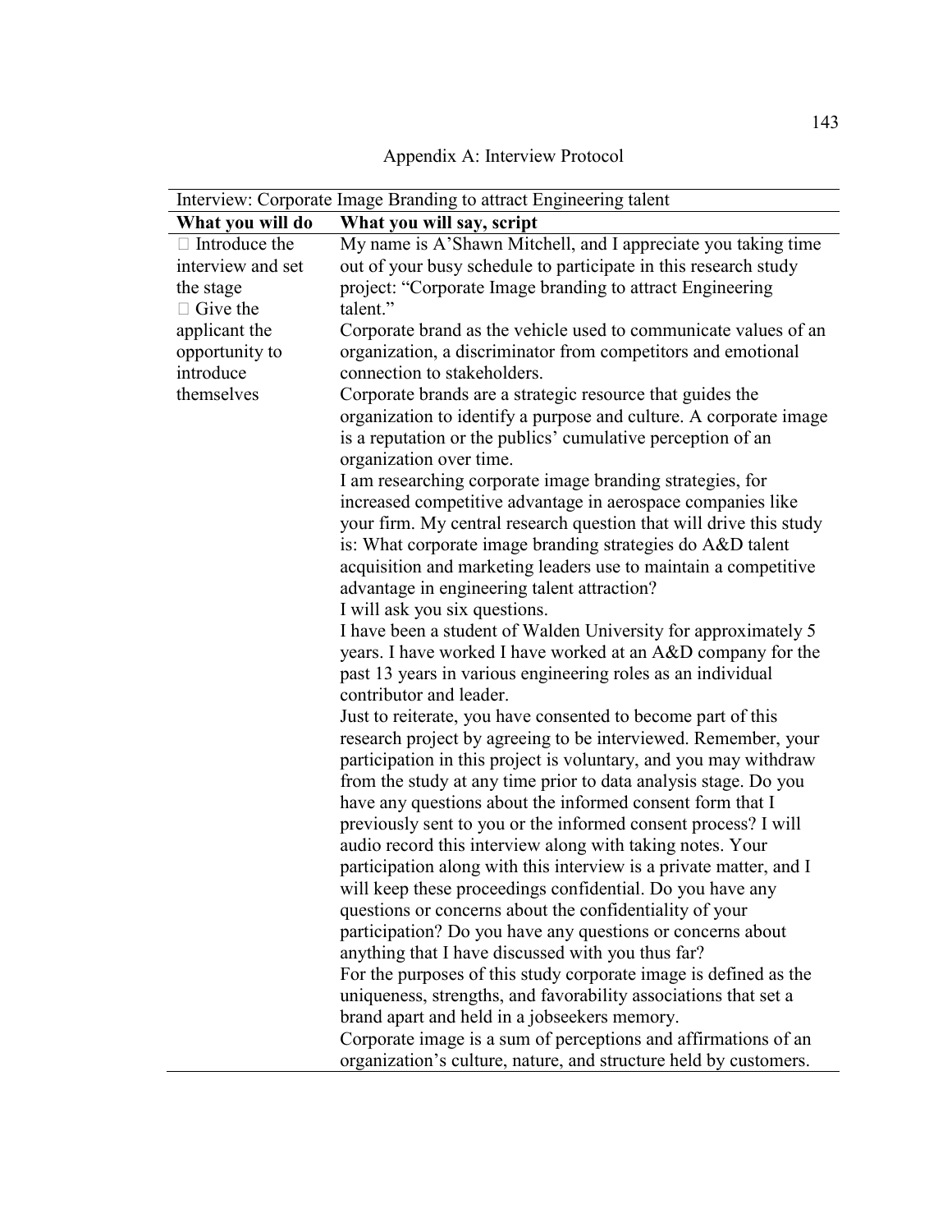# Appendix A: Interview Protocol

| Interview: Corporate Image Branding to attract Engineering talent | |
|---|---|
| **What you will do** | **What you will say, script** |
| □ Introduce the interview and set the stage<br>□ Give the applicant the opportunity to introduce themselves | My name is A'Shawn Mitchell, and I appreciate you taking time out of your busy schedule to participate in this research study project: "Corporate Image branding to attract Engineering talent."<br>Corporate brand as the vehicle used to communicate values of an organization, a discriminator from competitors and emotional connection to stakeholders.<br>Corporate brands are a strategic resource that guides the organization to identify a purpose and culture. A corporate image is a reputation or the publics' cumulative perception of an organization over time.<br>I am researching corporate image branding strategies, for increased competitive advantage in aerospace companies like your firm. My central research question that will drive this study is: What corporate image branding strategies do A&D talent acquisition and marketing leaders use to maintain a competitive advantage in engineering talent attraction?<br>I will ask you six questions.<br>I have been a student of Walden University for approximately 5 years. I have worked I have worked at an A&D company for the past 13 years in various engineering roles as an individual contributor and leader.<br>Just to reiterate, you have consented to become part of this research project by agreeing to be interviewed. Remember, your participation in this project is voluntary, and you may withdraw from the study at any time prior to data analysis stage. Do you have any questions about the informed consent form that I previously sent to you or the informed consent process? I will audio record this interview along with taking notes. Your participation along with this interview is a private matter, and I will keep these proceedings confidential. Do you have any questions or concerns about the confidentiality of your participation? Do you have any questions or concerns about anything that I have discussed with you thus far?<br>For the purposes of this study corporate image is defined as the uniqueness, strengths, and favorability associations that set a brand apart and held in a jobseekers memory.<br>Corporate image is a sum of perceptions and affirmations of an organization's culture, nature, and structure held by customers. |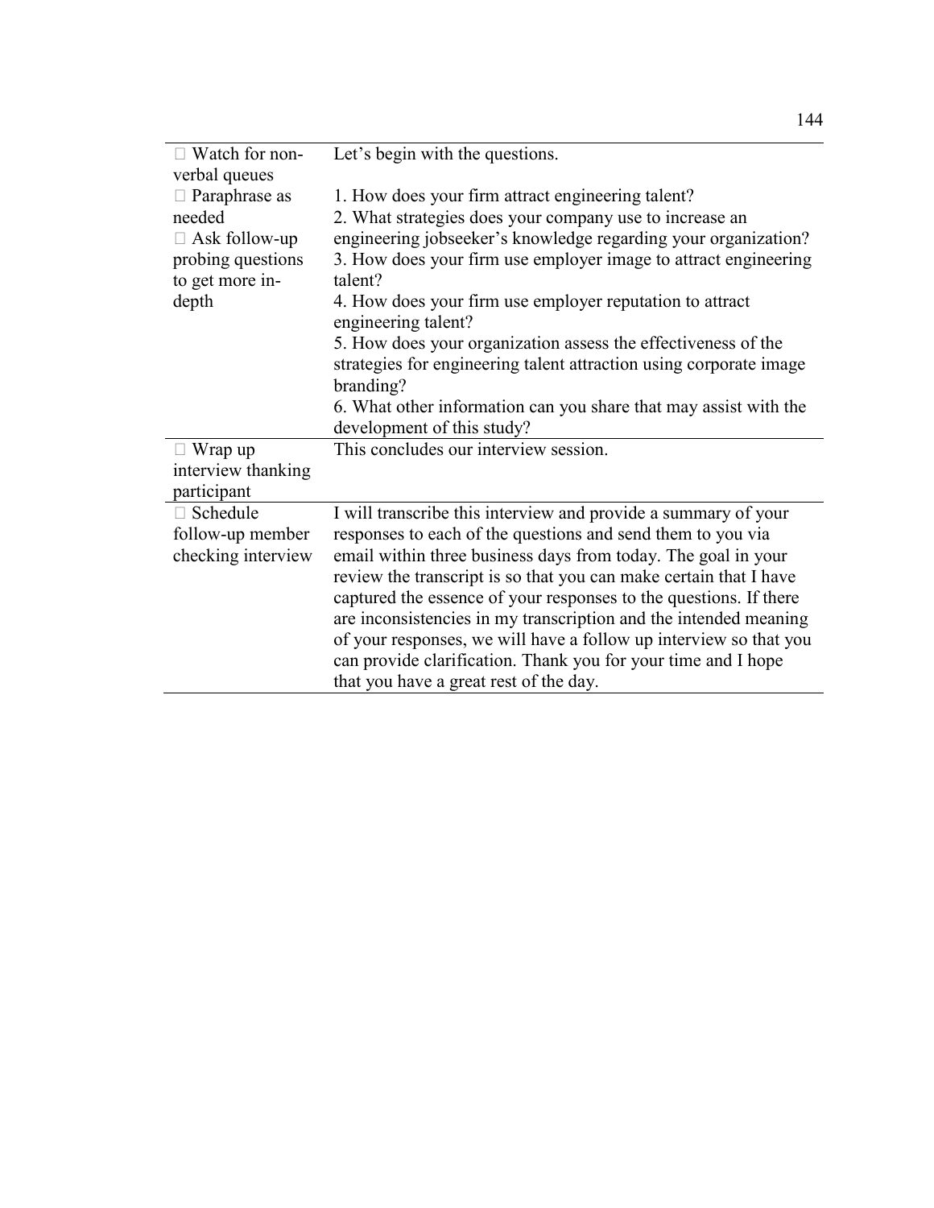| | |
|---|---|
| □ Watch for non-verbal queues<br>□ Paraphrase as needed<br>□ Ask follow-up probing questions to get more in-depth | Let's begin with the questions.<br><br>1. How does your firm attract engineering talent?<br>2. What strategies does your company use to increase an engineering jobseeker's knowledge regarding your organization?<br>3. How does your firm use employer image to attract engineering talent?<br>4. How does your firm use employer reputation to attract engineering talent?<br>5. How does your organization assess the effectiveness of the strategies for engineering talent attraction using corporate image branding?<br>6. What other information can you share that may assist with the development of this study? |
| □ Wrap up interview thanking participant | This concludes our interview session. |
| □ Schedule follow-up member checking interview | I will transcribe this interview and provide a summary of your responses to each of the questions and send them to you via email within three business days from today. The goal in your review the transcript is so that you can make certain that I have captured the essence of your responses to the questions. If there are inconsistencies in my transcription and the intended meaning of your responses, we will have a follow up interview so that you can provide clarification. Thank you for your time and I hope that you have a great rest of the day. |